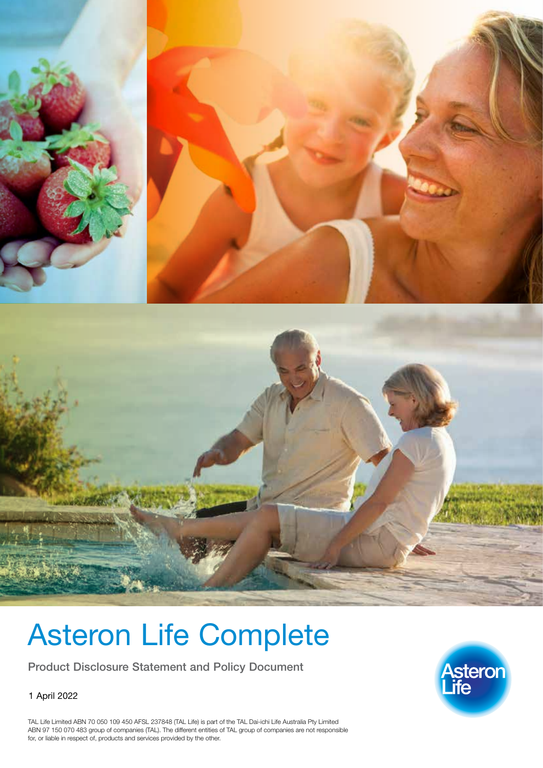# Asteron Life Complete

**Product Disclosure Statement and Policy Document**

1 April 2022

TAL Life Limited ABN 70 050 109 450 AFSL 237848 (TAL Life) is part of the TAL Dai-ichi Life Australia Pty Limited ABN 97 150 070 483 group of companies (TAL). The different entities of TAL group of companies are not responsible for, or liable in respect of, products and services provided by the other.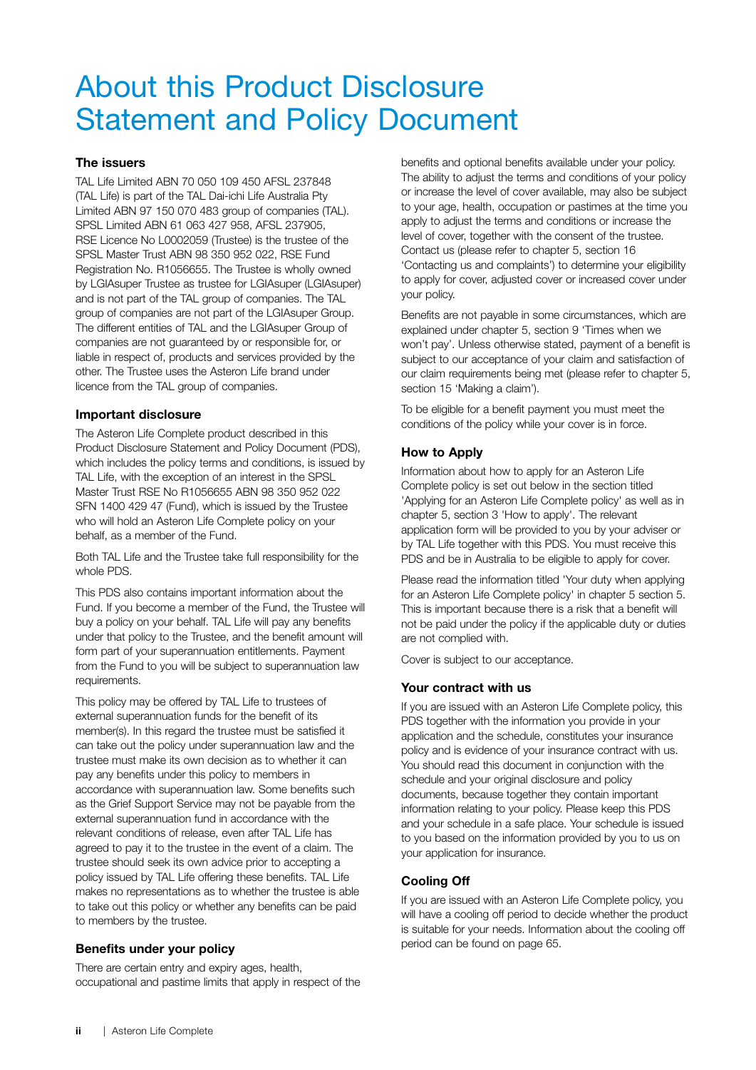# About this Product Disclosure Statement and Policy Document

### The issuers

TAL Life Limited ABN 70 050 109 450 AFSL 237848 (TAL Life) is part of the TAL Dai-ichi Life Australia Pty Limited ABN 97 150 070 483 group of companies (TAL). SPSL Limited ABN 61 063 427 958, AFSL 237905, RSE Licence No L0002059 (Trustee) is the trustee of the SPSL Master Trust ABN 98 350 952 022, RSE Fund Registration No. R1056655. The Trustee is wholly owned by LGIAsuper Trustee as trustee for LGIAsuper (LGIAsuper) and is not part of the TAL group of companies. The TAL group of companies are not part of the LGIAsuper Group. The different entities of TAL and the LGIAsuper Group of companies are not guaranteed by or responsible for, or liable in respect of, products and services provided by the other. The Trustee uses the Asteron Life brand under licence from the TAL group of companies.

### Important disclosure

The Asteron Life Complete product described in this Product Disclosure Statement and Policy Document (PDS), which includes the policy terms and conditions, is issued by TAL Life, with the exception of an interest in the SPSL Master Trust RSE No R1056655 ABN 98 350 952 022 SFN 1400 429 47 (Fund), which is issued by the Trustee who will hold an Asteron Life Complete policy on your behalf, as a member of the Fund.

Both TAL Life and the Trustee take full responsibility for the whole PDS.

This PDS also contains important information about the Fund. If you become a member of the Fund, the Trustee will buy a policy on your behalf. TAL Life will pay any benefits under that policy to the Trustee, and the benefit amount will form part of your superannuation entitlements. Payment from the Fund to you will be subject to superannuation law requirements.

This policy may be offered by TAL Life to trustees of external superannuation funds for the benefit of its member(s). In this regard the trustee must be satisfied it can take out the policy under superannuation law and the trustee must make its own decision as to whether it can pay any benefits under this policy to members in accordance with superannuation law. Some benefits such as the Grief Support Service may not be payable from the external superannuation fund in accordance with the relevant conditions of release, even after TAL Life has agreed to pay it to the trustee in the event of a claim. The trustee should seek its own advice prior to accepting a policy issued by TAL Life offering these benefits. TAL Life makes no representations as to whether the trustee is able to take out this policy or whether any benefits can be paid to members by the trustee.

### Benefits under your policy

There are certain entry and expiry ages, health, occupational and pastime limits that apply in respect of the benefits and optional benefits available under your policy. The ability to adjust the terms and conditions of your policy or increase the level of cover available, may also be subject to your age, health, occupation or pastimes at the time you apply to adjust the terms and conditions or increase the level of cover, together with the consent of the trustee. Contact us (please refer to chapter 5, section 16 'Contacting us and complaints') to determine your eligibility to apply for cover, adjusted cover or increased cover under your policy.

Benefits are not payable in some circumstances, which are explained under chapter 5, section 9 'Times when we won't pay'. Unless otherwise stated, payment of a benefit is subject to our acceptance of your claim and satisfaction of our claim requirements being met (please refer to chapter 5, section 15 'Making a claim').

To be eligible for a benefit payment you must meet the conditions of the policy while your cover is in force.

### How to Apply

Information about how to apply for an Asteron Life Complete policy is set out below in the section titled 'Applying for an Asteron Life Complete policy' as well as in chapter 5, section 3 'How to apply'. The relevant application form will be provided to you by your adviser or by TAL Life together with this PDS. You must receive this PDS and be in Australia to be eligible to apply for cover.

Please read the information titled 'Your duty when applying for an Asteron Life Complete policy' in chapter 5 section 5. This is important because there is a risk that a benefit will not be paid under the policy if the applicable duty or duties are not complied with.

Cover is subject to our acceptance.

### Your contract with us

If you are issued with an Asteron Life Complete policy, this PDS together with the information you provide in your application and the schedule, constitutes your insurance policy and is evidence of your insurance contract with us. You should read this document in conjunction with the schedule and your original disclosure and policy documents, because together they contain important information relating to your policy. Please keep this PDS and your schedule in a safe place. Your schedule is issued to you based on the information provided by you to us on your application for insurance.

### Cooling Off

If you are issued with an Asteron Life Complete policy, you will have a cooling off period to decide whether the product is suitable for your needs. Information about the cooling off period can be found on page 65.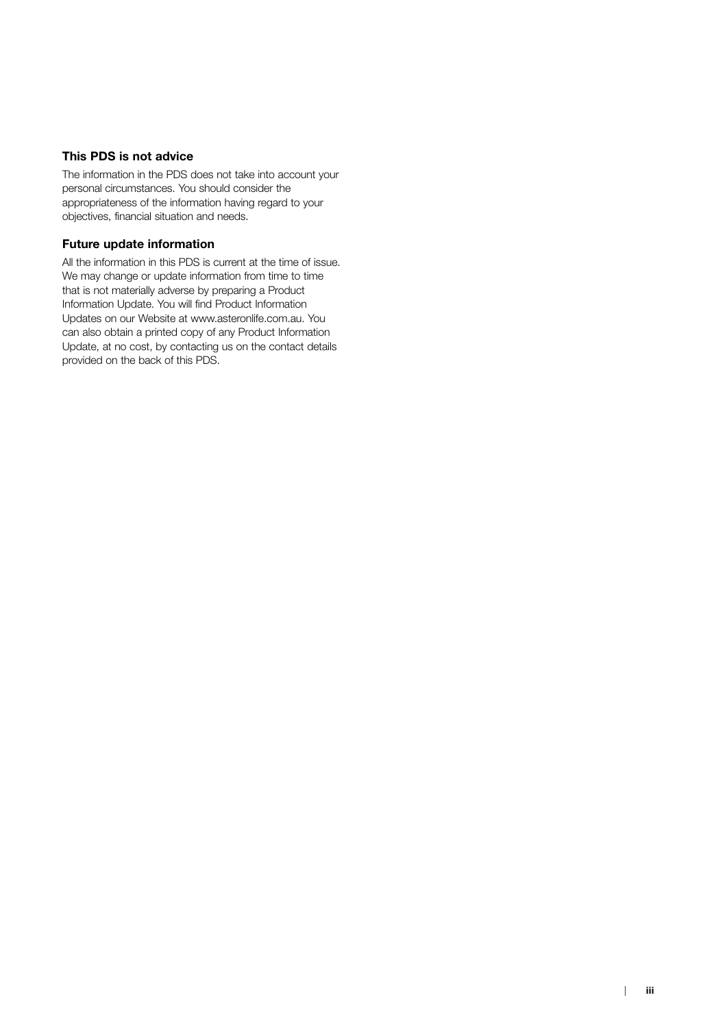### This PDS is not advice

The information in the PDS does not take into account your personal circumstances. You should consider the appropriateness of the information having regard to your objectives, financial situation and needs.

### Future update information

All the information in this PDS is current at the time of issue. We may change or update information from time to time that is not materially adverse by preparing a Product Information Update. You will find Product Information Updates on our Website at www.asteronlife.com.au. You can also obtain a printed copy of any Product Information Update, at no cost, by contacting us on the contact details provided on the back of this PDS.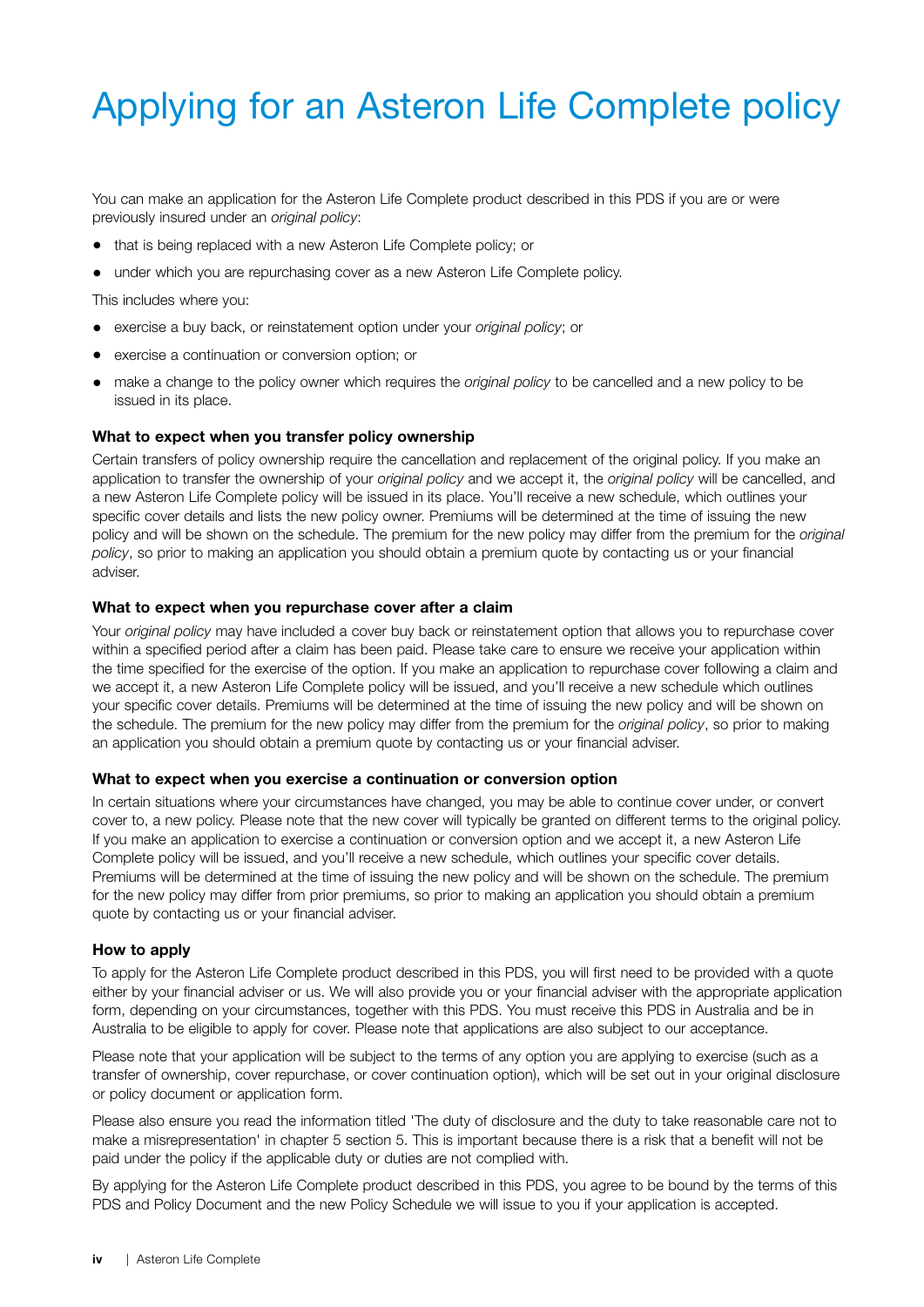# Applying for an Asteron Life Complete policy

You can make an application for the Asteron Life Complete product described in this PDS if you are or were previously insured under an *original policy*:

- that is being replaced with a new Asteron Life Complete policy; or
- under which you are repurchasing cover as a new Asteron Life Complete policy.

This includes where you:

- exercise a buy back, or reinstatement option under your *original policy*; or
- exercise a continuation or conversion option; or
- make a change to the policy owner which requires the *original policy* to be cancelled and a new policy to be issued in its place.

**What to expect when you transfer policy ownership**

Certain transfers of policy ownership require the cancellation and replacement of the original policy. If you make an application to transfer the ownership of your *original policy* and we accept it, the *original policy* will be cancelled, and a new Asteron Life Complete policy will be issued in its place. You'll receive a new schedule, which outlines your specific cover details and lists the new policy owner. Premiums will be determined at the time of issuing the new policy and will be shown on the schedule. The premium for the new policy may differ from the premium for the *original policy*, so prior to making an application you should obtain a premium quote by contacting us or your financial adviser.

**What to expect when you repurchase cover after a claim**

Your *original policy* may have included a cover buy back or reinstatement option that allows you to repurchase cover within a specified period after a claim has been paid. Please take care to ensure we receive your application within the time specified for the exercise of the option. If you make an application to repurchase cover following a claim and we accept it, a new Asteron Life Complete policy will be issued, and you'll receive a new schedule which outlines your specific cover details. Premiums will be determined at the time of issuing the new policy and will be shown on the schedule. The premium for the new policy may differ from the premium for the *original policy*, so prior to making an application you should obtain a premium quote by contacting us or your financial adviser.

**What to expect when you exercise a continuation or conversion option**

In certain situations where your circumstances have changed, you may be able to continue cover under, or convert cover to, a new policy. Please note that the new cover will typically be granted on different terms to the original policy. If you make an application to exercise a continuation or conversion option and we accept it, a new Asteron Life Complete policy will be issued, and you'll receive a new schedule, which outlines your specific cover details. Premiums will be determined at the time of issuing the new policy and will be shown on the schedule. The premium for the new policy may differ from prior premiums, so prior to making an application you should obtain a premium quote by contacting us or your financial adviser.

**How to apply**

To apply for the Asteron Life Complete product described in this PDS, you will first need to be provided with a quote either by your financial adviser or us. We will also provide you or your financial adviser with the appropriate application form, depending on your circumstances, together with this PDS. You must receive this PDS in Australia and be in Australia to be eligible to apply for cover. Please note that applications are also subject to our acceptance.

Please note that your application will be subject to the terms of any option you are applying to exercise (such as a transfer of ownership, cover repurchase, or cover continuation option), which will be set out in your original disclosure or policy document or application form.

Please also ensure you read the information titled 'The duty of disclosure and the duty to take reasonable care not to make a misrepresentation' in chapter 5 section 5. This is important because there is a risk that a benefit will not be paid under the policy if the applicable duty or duties are not complied with.

By applying for the Asteron Life Complete product described in this PDS, you agree to be bound by the terms of this PDS and Policy Document and the new Policy Schedule we will issue to you if your application is accepted.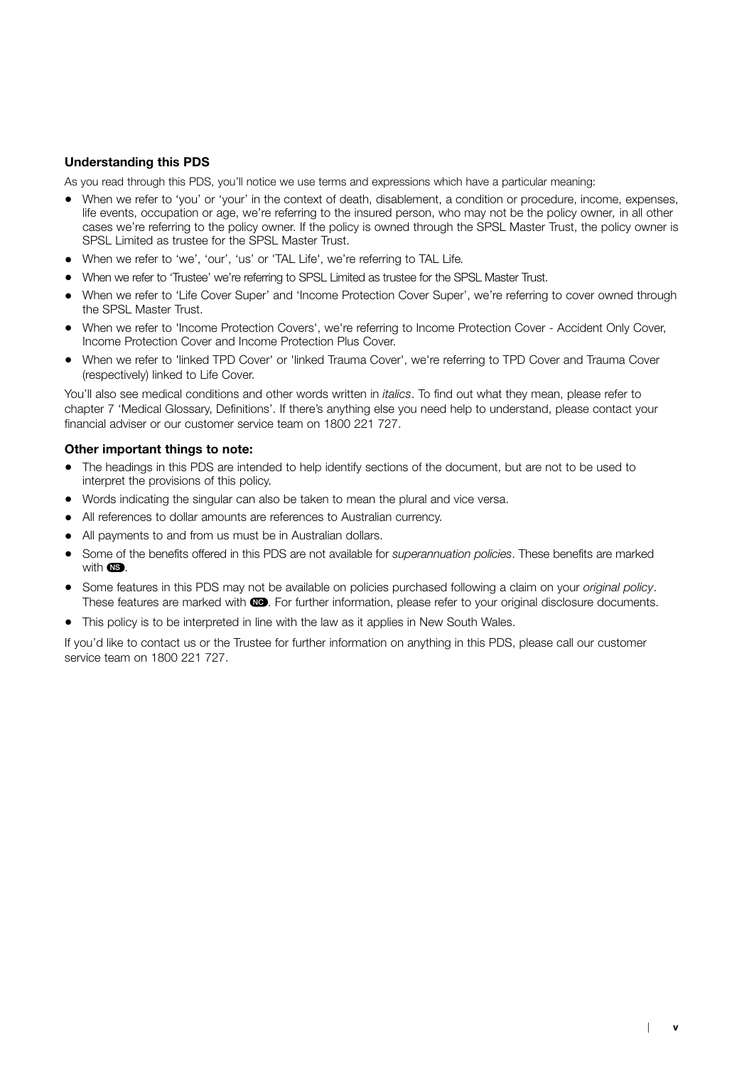### Understanding this PDS

As you read through this PDS, you'll notice we use terms and expressions which have a particular meaning:

- When we refer to 'you' or 'your' in the context of death, disablement, a condition or procedure, income, expenses, life events, occupation or age, we're referring to the insured person, who may not be the policy owner, in all other cases we're referring to the policy owner. If the policy is owned through the SPSL Master Trust, the policy owner is SPSL Limited as trustee for the SPSL Master Trust.
- When we refer to 'we', 'our', 'us' or 'TAL Life', we're referring to TAL Life.
- When we refer to 'Trustee' we're referring to SPSL Limited as trustee for the SPSL Master Trust.
- When we refer to 'Life Cover Super' and 'Income Protection Cover Super', we're referring to cover owned through the SPSL Master Trust.
- When we refer to 'Income Protection Covers', we're referring to Income Protection Cover - Accident Only Cover, Income Protection Cover and Income Protection Plus Cover.
- When we refer to 'linked TPD Cover' or 'linked Trauma Cover', we're referring to TPD Cover and Trauma Cover (respectively) linked to Life Cover.

You'll also see medical conditions and other words written in *italics*. To find out what they mean, please refer to chapter 7 'Medical Glossary, Definitions'. If there's anything else you need help to understand, please contact your financial adviser or our customer service team on 1800 221 727.

### Other important things to note:

- The headings in this PDS are intended to help identify sections of the document, but are not to be used to interpret the provisions of this policy.
- Words indicating the singular can also be taken to mean the plural and vice versa.
- All references to dollar amounts are references to Australian currency.
- All payments to and from us must be in Australian dollars.
- Some of the benefits offered in this PDS are not available for *superannuation policies*. These benefits are marked with NS.
- Some features in this PDS may not be available on policies purchased following a claim on your *original policy*. These features are marked with NC. For further information, please refer to your original disclosure documents.
- This policy is to be interpreted in line with the law as it applies in New South Wales.

If you'd like to contact us or the Trustee for further information on anything in this PDS, please call our customer service team on 1800 221 727.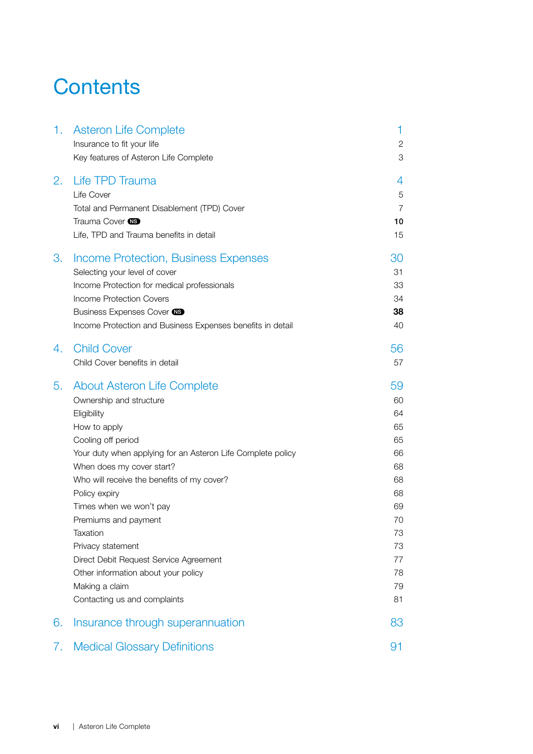# Contents

| | | |
|---|---|---|
| 1. | **Asteron Life Complete** | 1 |
| | Insurance to fit your life | 2 |
| | Key features of Asteron Life Complete | 3 |
| 2. | **Life TPD Trauma** | 4 |
| | Life Cover | 5 |
| | Total and Permanent Disablement (TPD) Cover | 7 |
| | Trauma Cover NS | **10** |
| | Life, TPD and Trauma benefits in detail | 15 |
| 3. | **Income Protection, Business Expenses** | 30 |
| | Selecting your level of cover | 31 |
| | Income Protection for medical professionals | 33 |
| | Income Protection Covers | 34 |
| | Business Expenses Cover NS | **38** |
| | Income Protection and Business Expenses benefits in detail | 40 |
| 4. | **Child Cover** | 56 |
| | Child Cover benefits in detail | 57 |
| 5. | **About Asteron Life Complete** | 59 |
| | Ownership and structure | 60 |
| | Eligibility | 64 |
| | How to apply | 65 |
| | Cooling off period | 65 |
| | Your duty when applying for an Asteron Life Complete policy | 66 |
| | When does my cover start? | 68 |
| | Who will receive the benefits of my cover? | 68 |
| | Policy expiry | 68 |
| | Times when we won't pay | 69 |
| | Premiums and payment | 70 |
| | Taxation | 73 |
| | Privacy statement | 73 |
| | Direct Debit Request Service Agreement | 77 |
| | Other information about your policy | 78 |
| | Making a claim | 79 |
| | Contacting us and complaints | 81 |
| 6. | **Insurance through superannuation** | 83 |
| 7. | **Medical Glossary Definitions** | 91 |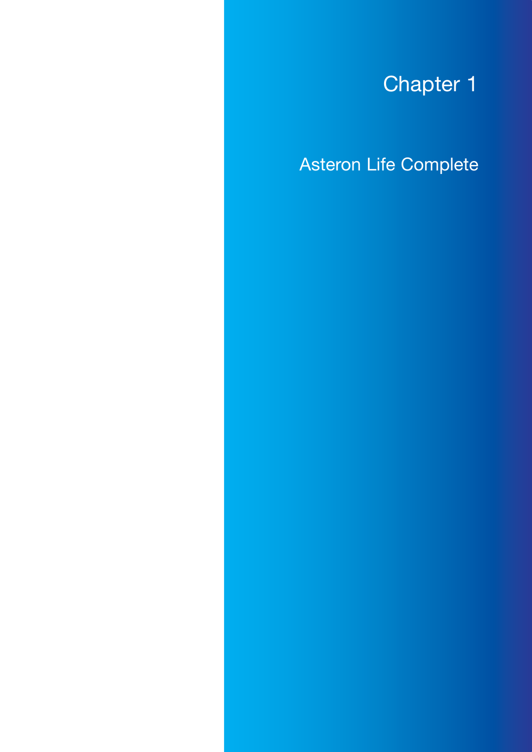# Chapter 1

## Asteron Life Complete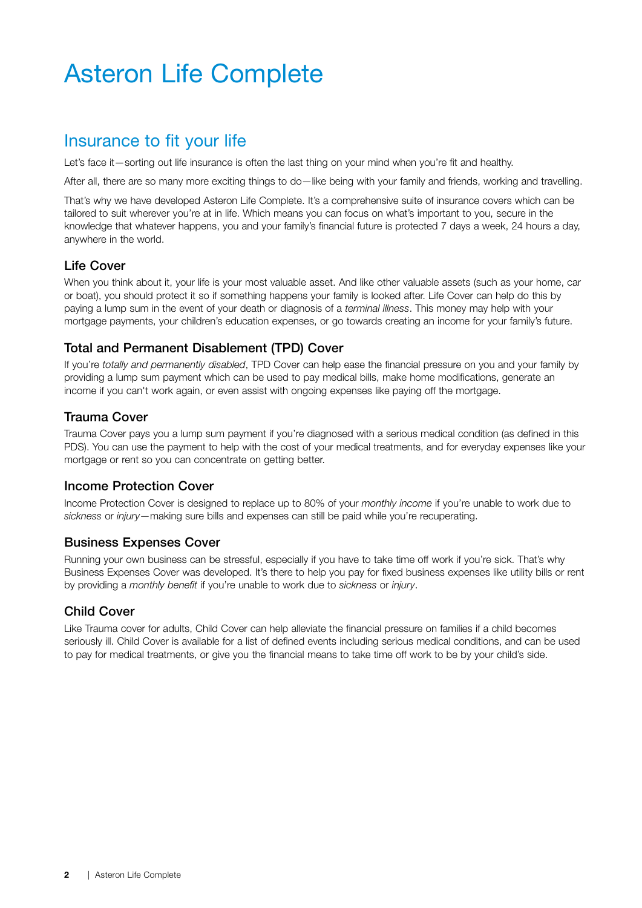# Asteron Life Complete

## Insurance to fit your life

Let's face it—sorting out life insurance is often the last thing on your mind when you're fit and healthy.

After all, there are so many more exciting things to do—like being with your family and friends, working and travelling.

That's why we have developed Asteron Life Complete. It's a comprehensive suite of insurance covers which can be tailored to suit wherever you're at in life. Which means you can focus on what's important to you, secure in the knowledge that whatever happens, you and your family's financial future is protected 7 days a week, 24 hours a day, anywhere in the world.

### Life Cover

When you think about it, your life is your most valuable asset. And like other valuable assets (such as your home, car or boat), you should protect it so if something happens your family is looked after. Life Cover can help do this by paying a lump sum in the event of your death or diagnosis of a *terminal illness*. This money may help with your mortgage payments, your children's education expenses, or go towards creating an income for your family's future.

### Total and Permanent Disablement (TPD) Cover

If you're *totally and permanently disabled*, TPD Cover can help ease the financial pressure on you and your family by providing a lump sum payment which can be used to pay medical bills, make home modifications, generate an income if you can't work again, or even assist with ongoing expenses like paying off the mortgage.

### Trauma Cover

Trauma Cover pays you a lump sum payment if you're diagnosed with a serious medical condition (as defined in this PDS). You can use the payment to help with the cost of your medical treatments, and for everyday expenses like your mortgage or rent so you can concentrate on getting better.

### Income Protection Cover

Income Protection Cover is designed to replace up to 80% of your *monthly income* if you're unable to work due to *sickness* or *injury*—making sure bills and expenses can still be paid while you're recuperating.

### Business Expenses Cover

Running your own business can be stressful, especially if you have to take time off work if you're sick. That's why Business Expenses Cover was developed. It's there to help you pay for fixed business expenses like utility bills or rent by providing a *monthly benefit* if you're unable to work due to *sickness* or *injury*.

### Child Cover

Like Trauma cover for adults, Child Cover can help alleviate the financial pressure on families if a child becomes seriously ill. Child Cover is available for a list of defined events including serious medical conditions, and can be used to pay for medical treatments, or give you the financial means to take time off work to be by your child's side.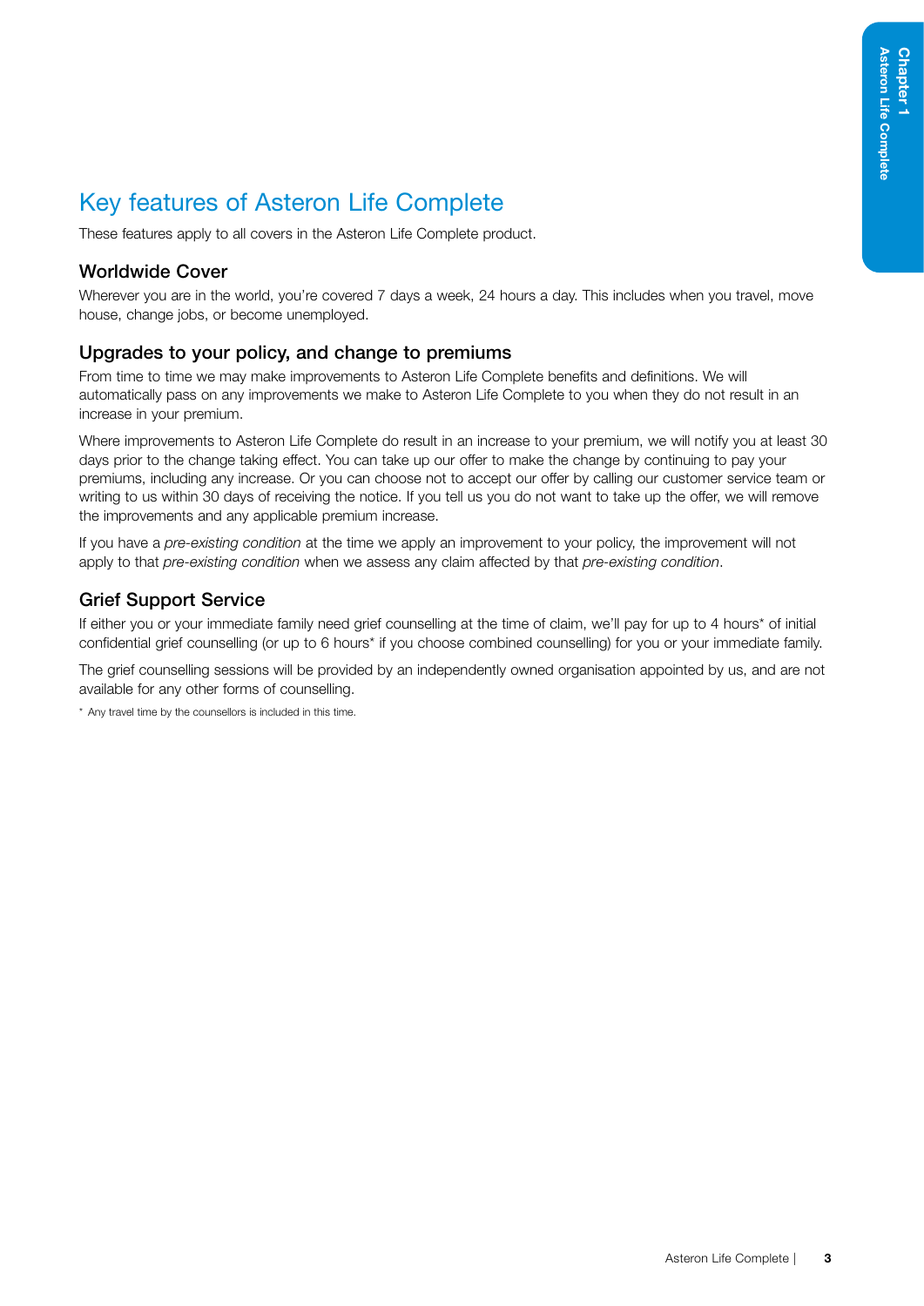# Key features of Asteron Life Complete

These features apply to all covers in the Asteron Life Complete product.

## Worldwide Cover

Wherever you are in the world, you're covered 7 days a week, 24 hours a day. This includes when you travel, move house, change jobs, or become unemployed.

## Upgrades to your policy, and change to premiums

From time to time we may make improvements to Asteron Life Complete benefits and definitions. We will automatically pass on any improvements we make to Asteron Life Complete to you when they do not result in an increase in your premium.

Where improvements to Asteron Life Complete do result in an increase to your premium, we will notify you at least 30 days prior to the change taking effect. You can take up our offer to make the change by continuing to pay your premiums, including any increase. Or you can choose not to accept our offer by calling our customer service team or writing to us within 30 days of receiving the notice. If you tell us you do not want to take up the offer, we will remove the improvements and any applicable premium increase.

If you have a *pre-existing condition* at the time we apply an improvement to your policy, the improvement will not apply to that *pre-existing condition* when we assess any claim affected by that *pre-existing condition*.

## Grief Support Service

If either you or your immediate family need grief counselling at the time of claim, we'll pay for up to 4 hours* of initial confidential grief counselling (or up to 6 hours* if you choose combined counselling) for you or your immediate family.

The grief counselling sessions will be provided by an independently owned organisation appointed by us, and are not available for any other forms of counselling.

\* Any travel time by the counsellors is included in this time.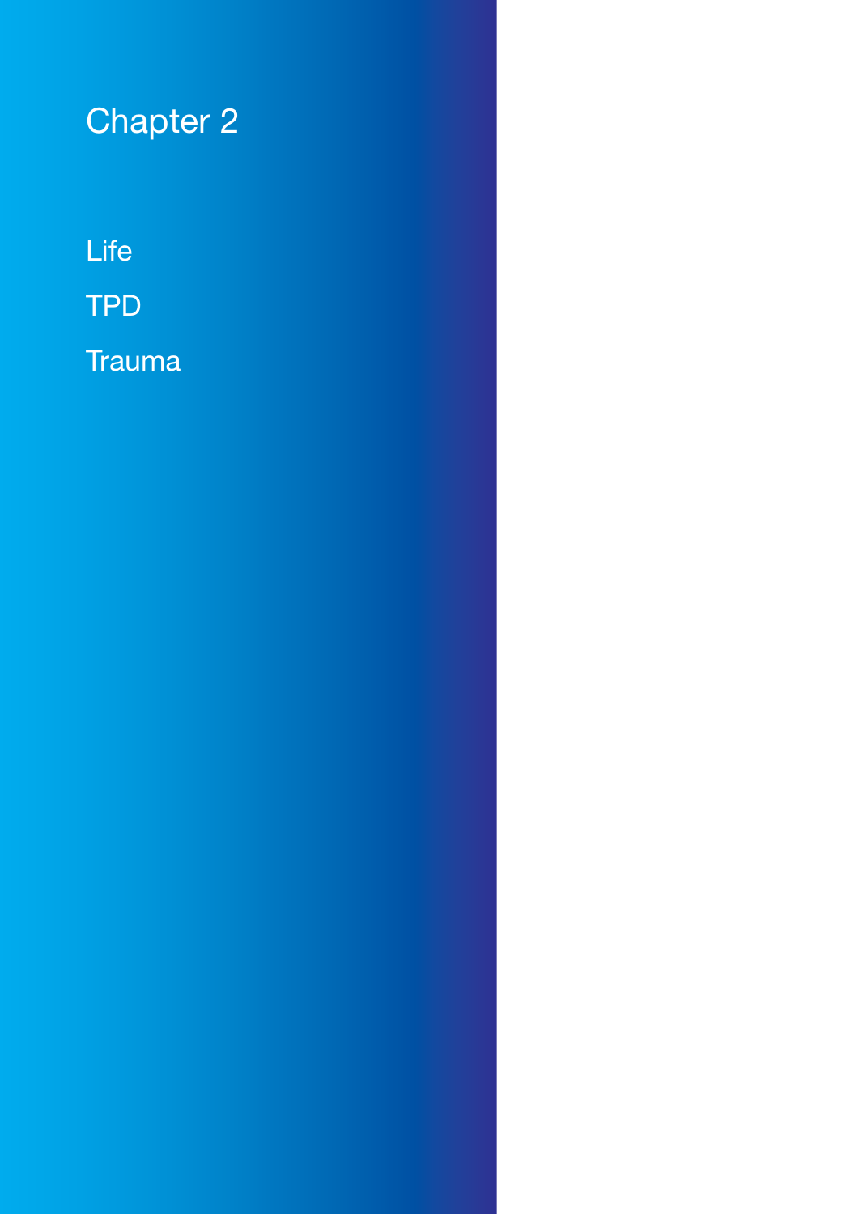# Chapter 2

Life

TPD

Trauma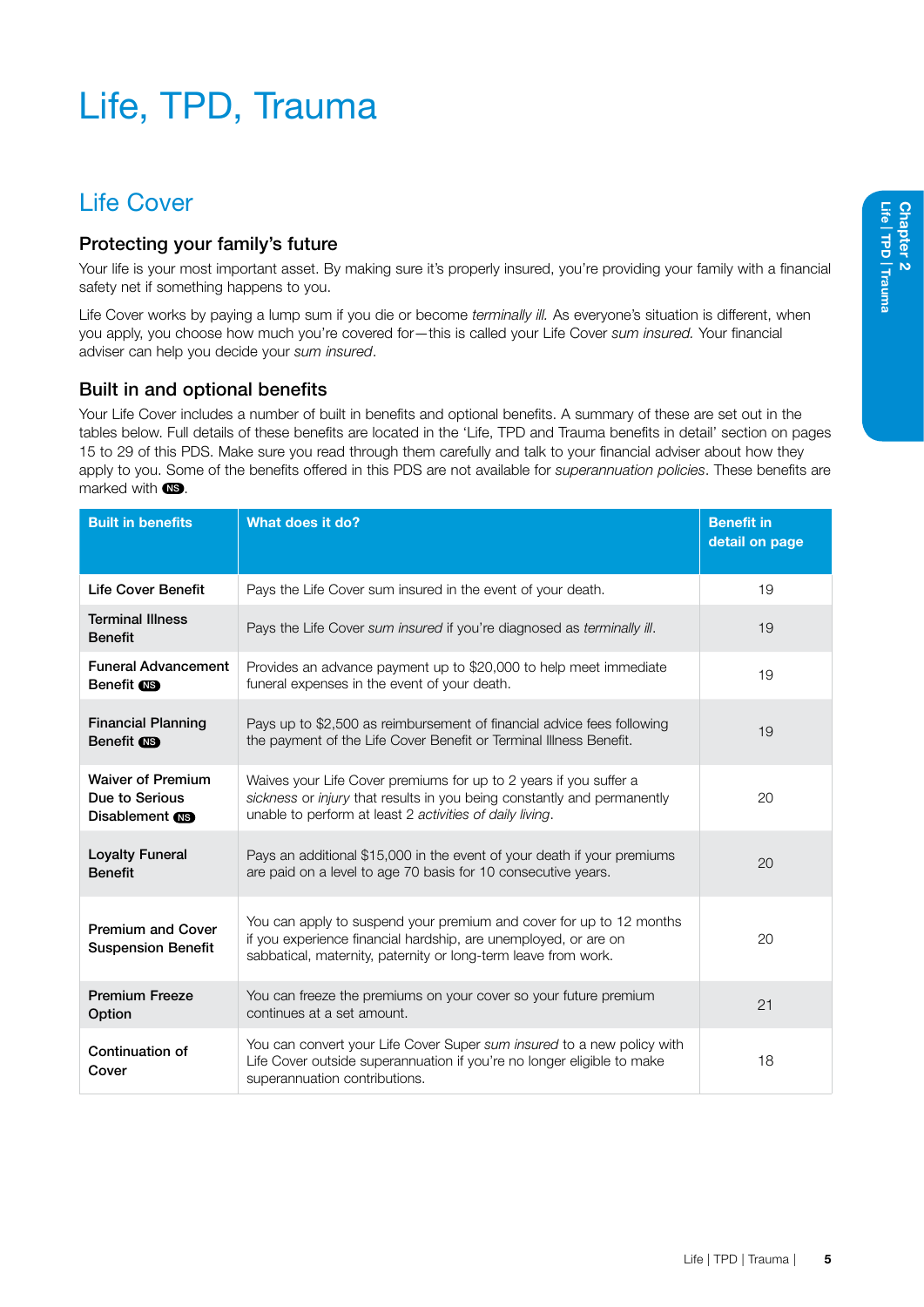# Life, TPD, Trauma

## Life Cover

### Protecting your family's future

Your life is your most important asset. By making sure it's properly insured, you're providing your family with a financial safety net if something happens to you.

Life Cover works by paying a lump sum if you die or become *terminally ill*. As everyone's situation is different, when you apply, you choose how much you're covered for—this is called your Life Cover *sum insured*. Your financial adviser can help you decide your *sum insured*.

### Built in and optional benefits

Your Life Cover includes a number of built in benefits and optional benefits. A summary of these are set out in the tables below. Full details of these benefits are located in the 'Life, TPD and Trauma benefits in detail' section on pages 15 to 29 of this PDS. Make sure you read through them carefully and talk to your financial adviser about how they apply to you. Some of the benefits offered in this PDS are not available for *superannuation policies*. These benefits are marked with NS.

| Built in benefits | What does it do? | Benefit in detail on page |
|---|---|---|
| Life Cover Benefit | Pays the Life Cover sum insured in the event of your death. | 19 |
| Terminal Illness Benefit | Pays the Life Cover *sum insured* if you're diagnosed as *terminally ill*. | 19 |
| Funeral Advancement Benefit NS | Provides an advance payment up to $20,000 to help meet immediate funeral expenses in the event of your death. | 19 |
| Financial Planning Benefit NS | Pays up to $2,500 as reimbursement of financial advice fees following the payment of the Life Cover Benefit or Terminal Illness Benefit. | 19 |
| Waiver of Premium Due to Serious Disablement NS | Waives your Life Cover premiums for up to 2 years if you suffer a *sickness* or *injury* that results in you being constantly and permanently unable to perform at least 2 *activities of daily living*. | 20 |
| Loyalty Funeral Benefit | Pays an additional $15,000 in the event of your death if your premiums are paid on a level to age 70 basis for 10 consecutive years. | 20 |
| Premium and Cover Suspension Benefit | You can apply to suspend your premium and cover for up to 12 months if you experience financial hardship, are unemployed, or are on sabbatical, maternity, paternity or long-term leave from work. | 20 |
| Premium Freeze Option | You can freeze the premiums on your cover so your future premium continues at a set amount. | 21 |
| Continuation of Cover | You can convert your Life Cover Super *sum insured* to a new policy with Life Cover outside superannuation if you're no longer eligible to make superannuation contributions. | 18 |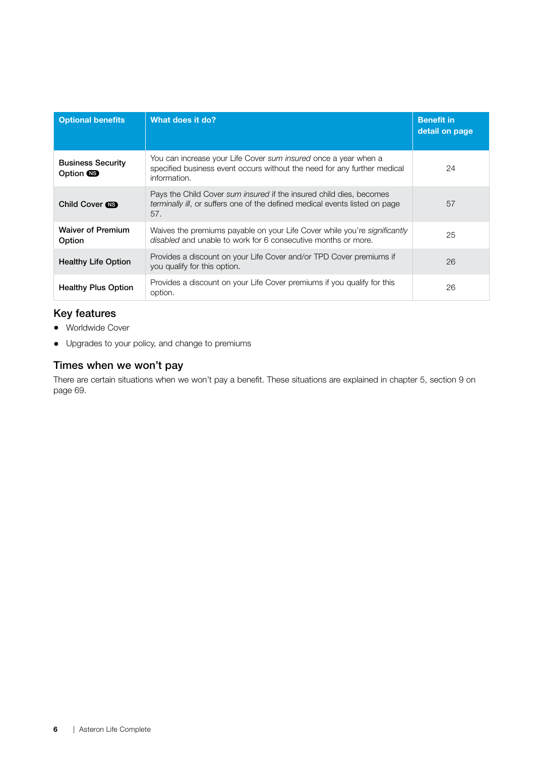| Optional benefits | What does it do? | Benefit in detail on page |
|---|---|---|
| **Business Security Option** NS | You can increase your Life Cover *sum insured* once a year when a specified business event occurs without the need for any further medical information. | 24 |
| **Child Cover** NS | Pays the Child Cover *sum insured* if the insured child dies, becomes *terminally ill*, or suffers one of the defined medical events listed on page 57. | 57 |
| **Waiver of Premium Option** | Waives the premiums payable on your Life Cover while you're *significantly disabled* and unable to work for 6 consecutive months or more. | 25 |
| **Healthy Life Option** | Provides a discount on your Life Cover and/or TPD Cover premiums if you qualify for this option. | 26 |
| **Healthy Plus Option** | Provides a discount on your Life Cover premiums if you qualify for this option. | 26 |

## Key features

- Worldwide Cover
- Upgrades to your policy, and change to premiums

## Times when we won't pay

There are certain situations when we won't pay a benefit. These situations are explained in chapter 5, section 9 on page 69.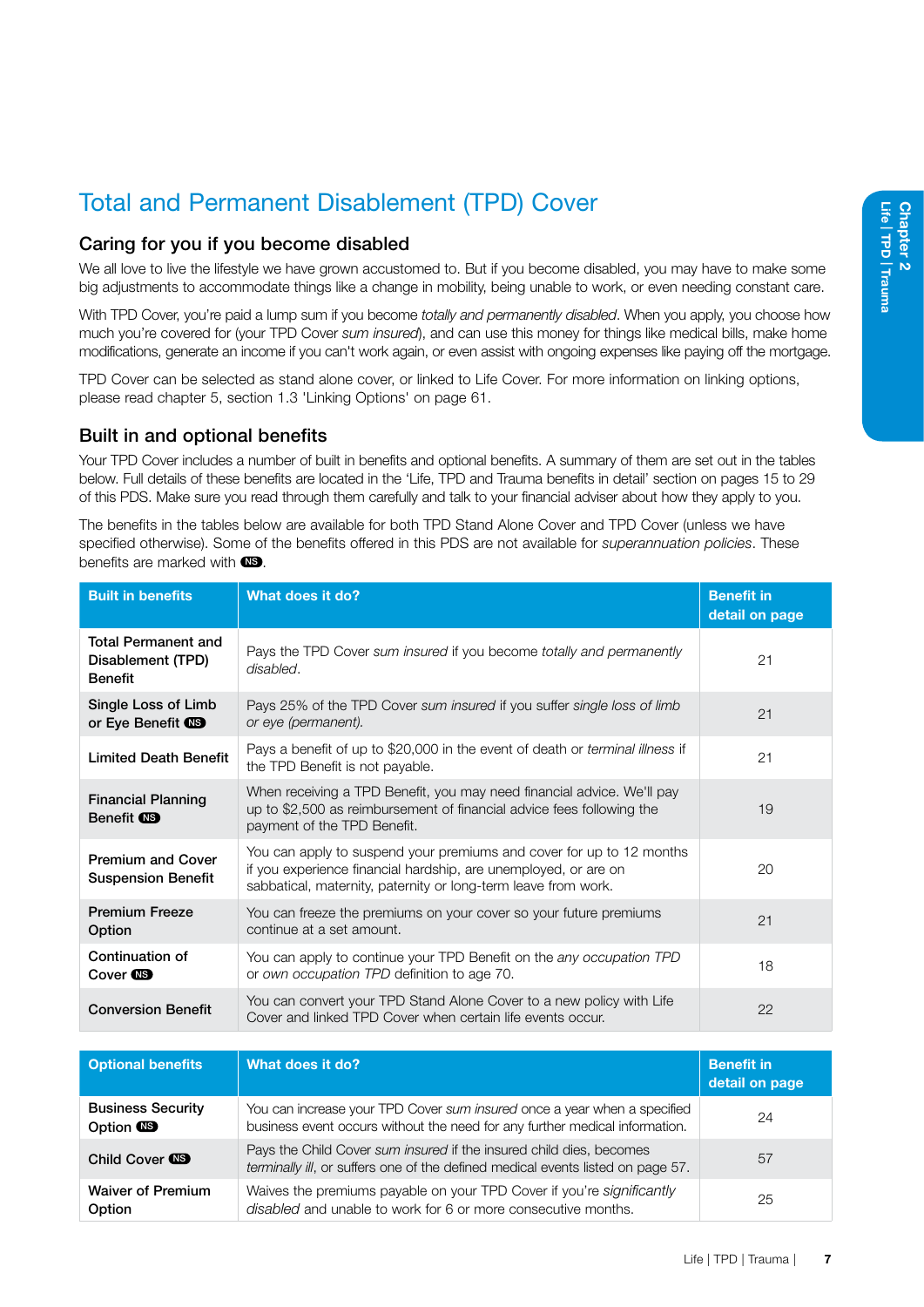# Total and Permanent Disablement (TPD) Cover

## Caring for you if you become disabled

We all love to live the lifestyle we have grown accustomed to. But if you become disabled, you may have to make some big adjustments to accommodate things like a change in mobility, being unable to work, or even needing constant care.

With TPD Cover, you're paid a lump sum if you become *totally and permanently disabled*. When you apply, you choose how much you're covered for (your TPD Cover *sum insured*), and can use this money for things like medical bills, make home modifications, generate an income if you can't work again, or even assist with ongoing expenses like paying off the mortgage.

TPD Cover can be selected as stand alone cover, or linked to Life Cover. For more information on linking options, please read chapter 5, section 1.3 'Linking Options' on page 61.

## Built in and optional benefits

Your TPD Cover includes a number of built in benefits and optional benefits. A summary of them are set out in the tables below. Full details of these benefits are located in the 'Life, TPD and Trauma benefits in detail' section on pages 15 to 29 of this PDS. Make sure you read through them carefully and talk to your financial adviser about how they apply to you.

The benefits in the tables below are available for both TPD Stand Alone Cover and TPD Cover (unless we have specified otherwise). Some of the benefits offered in this PDS are not available for *superannuation policies*. These benefits are marked with NS.

| Built in benefits | What does it do? | Benefit in detail on page |
|---|---|---|
| Total Permanent and Disablement (TPD) Benefit | Pays the TPD Cover *sum insured* if you become *totally and permanently disabled*. | 21 |
| Single Loss of Limb or Eye Benefit NS | Pays 25% of the TPD Cover *sum insured* if you suffer *single loss of limb or eye (permanent).* | 21 |
| Limited Death Benefit | Pays a benefit of up to $20,000 in the event of death or *terminal illness* if the TPD Benefit is not payable. | 21 |
| Financial Planning Benefit NS | When receiving a TPD Benefit, you may need financial advice. We'll pay up to $2,500 as reimbursement of financial advice fees following the payment of the TPD Benefit. | 19 |
| Premium and Cover Suspension Benefit | You can apply to suspend your premiums and cover for up to 12 months if you experience financial hardship, are unemployed, or are on sabbatical, maternity, paternity or long-term leave from work. | 20 |
| Premium Freeze Option | You can freeze the premiums on your cover so your future premiums continue at a set amount. | 21 |
| Continuation of Cover NS | You can apply to continue your TPD Benefit on the *any occupation TPD* or *own occupation TPD* definition to age 70. | 18 |
| Conversion Benefit | You can convert your TPD Stand Alone Cover to a new policy with Life Cover and linked TPD Cover when certain life events occur. | 22 |

| Optional benefits | What does it do? | Benefit in detail on page |
|---|---|---|
| Business Security Option NS | You can increase your TPD Cover *sum insured* once a year when a specified business event occurs without the need for any further medical information. | 24 |
| Child Cover NS | Pays the Child Cover *sum insured* if the insured child dies, becomes *terminally ill*, or suffers one of the defined medical events listed on page 57. | 57 |
| Waiver of Premium Option | Waives the premiums payable on your TPD Cover if you're *significantly disabled* and unable to work for 6 or more consecutive months. | 25 |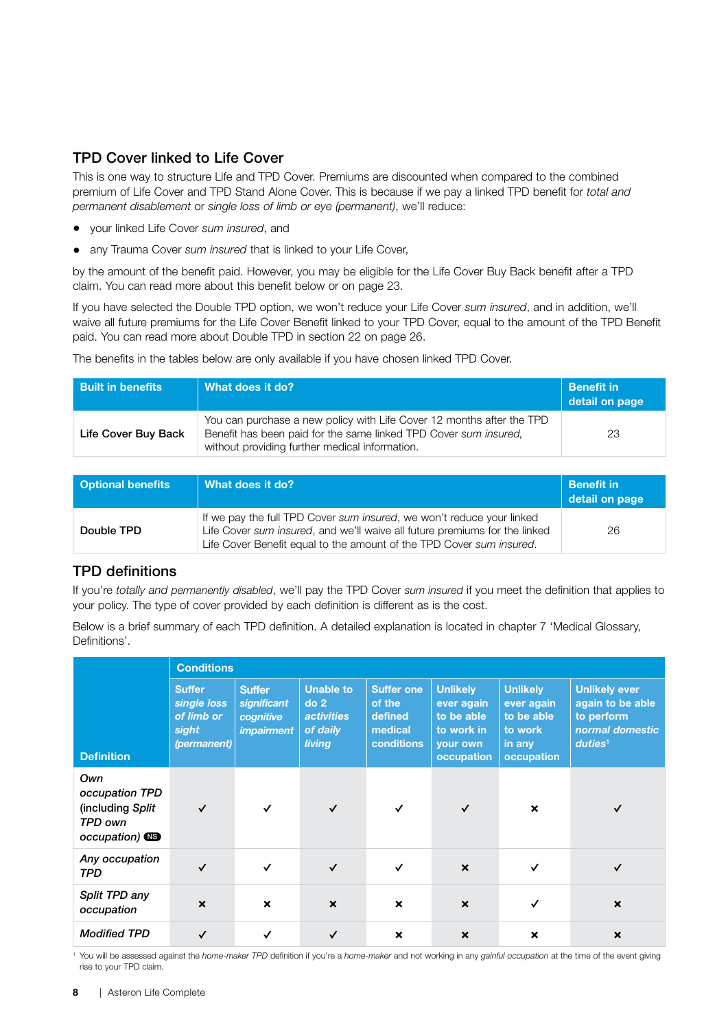## TPD Cover linked to Life Cover

This is one way to structure Life and TPD Cover. Premiums are discounted when compared to the combined premium of Life Cover and TPD Stand Alone Cover. This is because if we pay a linked TPD benefit for *total and permanent disablement* or *single loss of limb or eye (permanent)*, we'll reduce:

- your linked Life Cover *sum insured*, and
- any Trauma Cover *sum insured* that is linked to your Life Cover,

by the amount of the benefit paid. However, you may be eligible for the Life Cover Buy Back benefit after a TPD claim. You can read more about this benefit below or on page 23.

If you have selected the Double TPD option, we won't reduce your Life Cover *sum insured*, and in addition, we'll waive all future premiums for the Life Cover Benefit linked to your TPD Cover, equal to the amount of the TPD Benefit paid. You can read more about Double TPD in section 22 on page 26.

The benefits in the tables below are only available if you have chosen linked TPD Cover.

| Built in benefits | What does it do? | Benefit in detail on page |
|---|---|---|
| **Life Cover Buy Back** | You can purchase a new policy with Life Cover 12 months after the TPD Benefit has been paid for the same linked TPD Cover *sum insured*, without providing further medical information. | 23 |

| Optional benefits | What does it do? | Benefit in detail on page |
|---|---|---|
| **Double TPD** | If we pay the full TPD Cover *sum insured*, we won't reduce your linked Life Cover *sum insured*, and we'll waive all future premiums for the linked Life Cover Benefit equal to the amount of the TPD Cover *sum insured*. | 26 |

## TPD definitions

If you're *totally and permanently disabled*, we'll pay the TPD Cover *sum insured* if you meet the definition that applies to your policy. The type of cover provided by each definition is different as is the cost.

Below is a brief summary of each TPD definition. A detailed explanation is located in chapter 7 'Medical Glossary, Definitions'.

| | Conditions | | | | | | |
|---|---|---|---|---|---|---|---|
| **Definition** | Suffer *single loss of limb or sight (permanent)* | Suffer *significant cognitive impairment* | Unable to do 2 *activities of daily living* | Suffer one of the defined medical conditions | Unlikely ever again to be able to work in your own occupation | Unlikely ever again to be able to work in any occupation | Unlikely ever again to be able to perform *normal domestic duties*[1] |
| *Own occupation TPD* (including *Split TPD own occupation*) NS | ✓ | ✓ | ✓ | ✓ | ✓ | × | ✓ |
| *Any occupation TPD* | ✓ | ✓ | ✓ | ✓ | × | ✓ | ✓ |
| *Split TPD any occupation* | × | × | × | × | × | ✓ | × |
| *Modified TPD* | ✓ | ✓ | ✓ | × | × | × | × |

[1] You will be assessed against the *home-maker TPD* definition if you're a *home-maker* and not working in any *gainful occupation* at the time of the event giving rise to your TPD claim.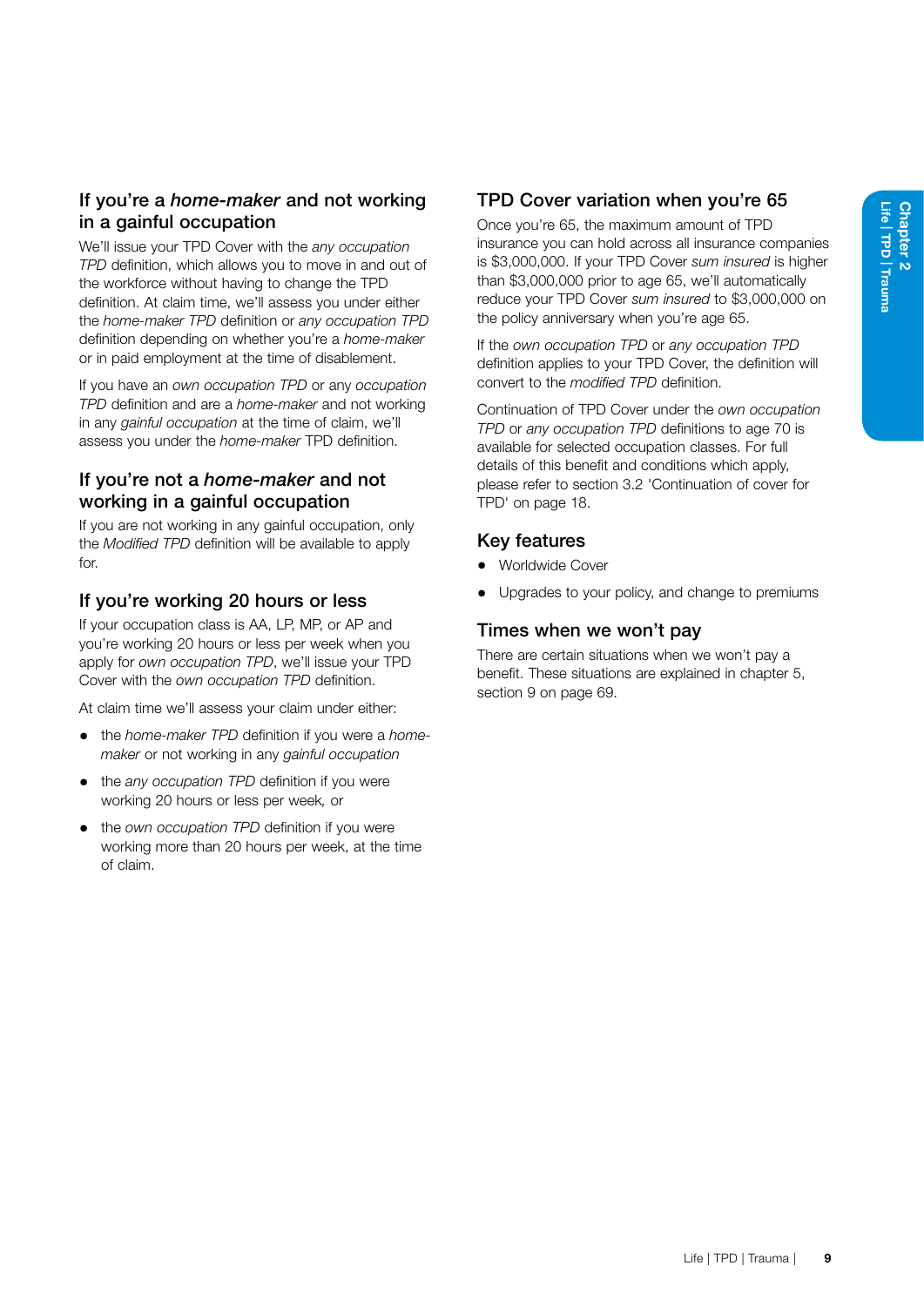## If you're a *home-maker* and not working in a gainful occupation

We'll issue your TPD Cover with the *any occupation TPD* definition, which allows you to move in and out of the workforce without having to change the TPD definition. At claim time, we'll assess you under either the *home-maker TPD* definition or *any occupation TPD* definition depending on whether you're a *home-maker* or in paid employment at the time of disablement.

If you have an *own occupation TPD* or any *occupation TPD* definition and are a *home-maker* and not working in any *gainful occupation* at the time of claim, we'll assess you under the *home-maker* TPD definition.

## If you're not a *home-maker* and not working in a gainful occupation

If you are not working in any gainful occupation, only the *Modified TPD* definition will be available to apply for.

## If you're working 20 hours or less

If your occupation class is AA, LP, MP, or AP and you're working 20 hours or less per week when you apply for *own occupation TPD*, we'll issue your TPD Cover with the *own occupation TPD* definition.

At claim time we'll assess your claim under either:

- the *home-maker TPD* definition if you were a *home-maker* or not working in any *gainful occupation*
- the *any occupation TPD* definition if you were working 20 hours or less per week, or
- the *own occupation TPD* definition if you were working more than 20 hours per week, at the time of claim.

## TPD Cover variation when you're 65

Once you're 65, the maximum amount of TPD insurance you can hold across all insurance companies is $3,000,000. If your TPD Cover *sum insured* is higher than $3,000,000 prior to age 65, we'll automatically reduce your TPD Cover *sum insured* to $3,000,000 on the policy anniversary when you're age 65.

If the *own occupation TPD* or *any occupation TPD* definition applies to your TPD Cover, the definition will convert to the *modified TPD* definition.

Continuation of TPD Cover under the *own occupation TPD* or *any occupation TPD* definitions to age 70 is available for selected occupation classes. For full details of this benefit and conditions which apply, please refer to section 3.2 'Continuation of cover for TPD' on page 18.

## Key features

- Worldwide Cover
- Upgrades to your policy, and change to premiums

## Times when we won't pay

There are certain situations when we won't pay a benefit. These situations are explained in chapter 5, section 9 on page 69.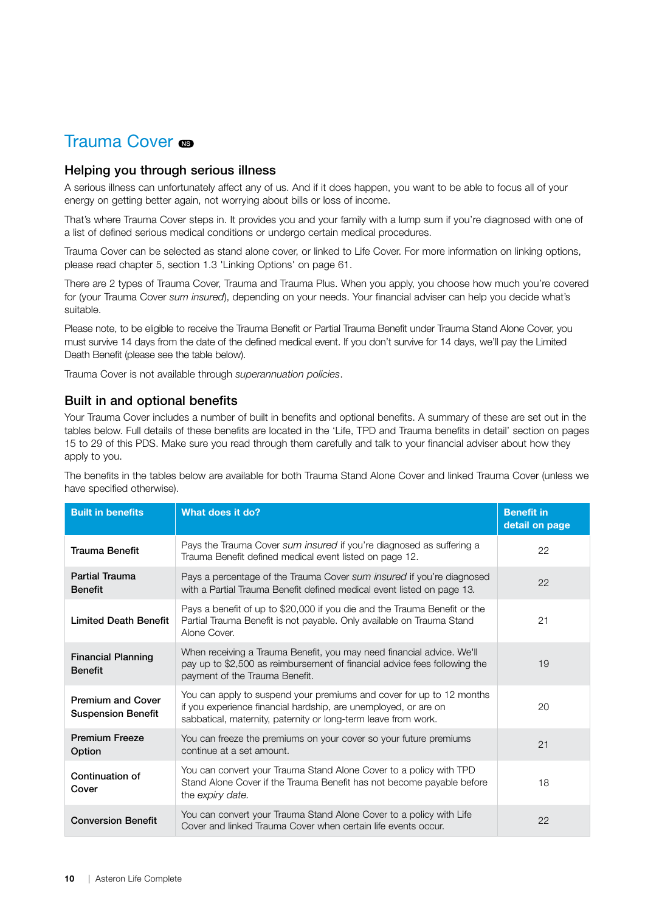# Trauma Cover NS

## Helping you through serious illness

A serious illness can unfortunately affect any of us. And if it does happen, you want to be able to focus all of your energy on getting better again, not worrying about bills or loss of income.

That's where Trauma Cover steps in. It provides you and your family with a lump sum if you're diagnosed with one of a list of defined serious medical conditions or undergo certain medical procedures.

Trauma Cover can be selected as stand alone cover, or linked to Life Cover. For more information on linking options, please read chapter 5, section 1.3 'Linking Options' on page 61.

There are 2 types of Trauma Cover, Trauma and Trauma Plus. When you apply, you choose how much you're covered for (your Trauma Cover *sum insured*), depending on your needs. Your financial adviser can help you decide what's suitable.

Please note, to be eligible to receive the Trauma Benefit or Partial Trauma Benefit under Trauma Stand Alone Cover, you must survive 14 days from the date of the defined medical event. If you don't survive for 14 days, we'll pay the Limited Death Benefit (please see the table below).

Trauma Cover is not available through *superannuation policies*.

## Built in and optional benefits

Your Trauma Cover includes a number of built in benefits and optional benefits. A summary of these are set out in the tables below. Full details of these benefits are located in the 'Life, TPD and Trauma benefits in detail' section on pages 15 to 29 of this PDS. Make sure you read through them carefully and talk to your financial adviser about how they apply to you.

The benefits in the tables below are available for both Trauma Stand Alone Cover and linked Trauma Cover (unless we have specified otherwise).

| Built in benefits | What does it do? | Benefit in detail on page |
|---|---|---|
| **Trauma Benefit** | Pays the Trauma Cover *sum insured* if you're diagnosed as suffering a Trauma Benefit defined medical event listed on page 12. | 22 |
| **Partial Trauma Benefit** | Pays a percentage of the Trauma Cover *sum insured* if you're diagnosed with a Partial Trauma Benefit defined medical event listed on page 13. | 22 |
| **Limited Death Benefit** | Pays a benefit of up to $20,000 if you die and the Trauma Benefit or the Partial Trauma Benefit is not payable. Only available on Trauma Stand Alone Cover. | 21 |
| **Financial Planning Benefit** | When receiving a Trauma Benefit, you may need financial advice. We'll pay up to $2,500 as reimbursement of financial advice fees following the payment of the Trauma Benefit. | 19 |
| **Premium and Cover Suspension Benefit** | You can apply to suspend your premiums and cover for up to 12 months if you experience financial hardship, are unemployed, or are on sabbatical, maternity, paternity or long-term leave from work. | 20 |
| **Premium Freeze Option** | You can freeze the premiums on your cover so your future premiums continue at a set amount. | 21 |
| **Continuation of Cover** | You can convert your Trauma Stand Alone Cover to a policy with TPD Stand Alone Cover if the Trauma Benefit has not become payable before the *expiry date.* | 18 |
| **Conversion Benefit** | You can convert your Trauma Stand Alone Cover to a policy with Life Cover and linked Trauma Cover when certain life events occur. | 22 |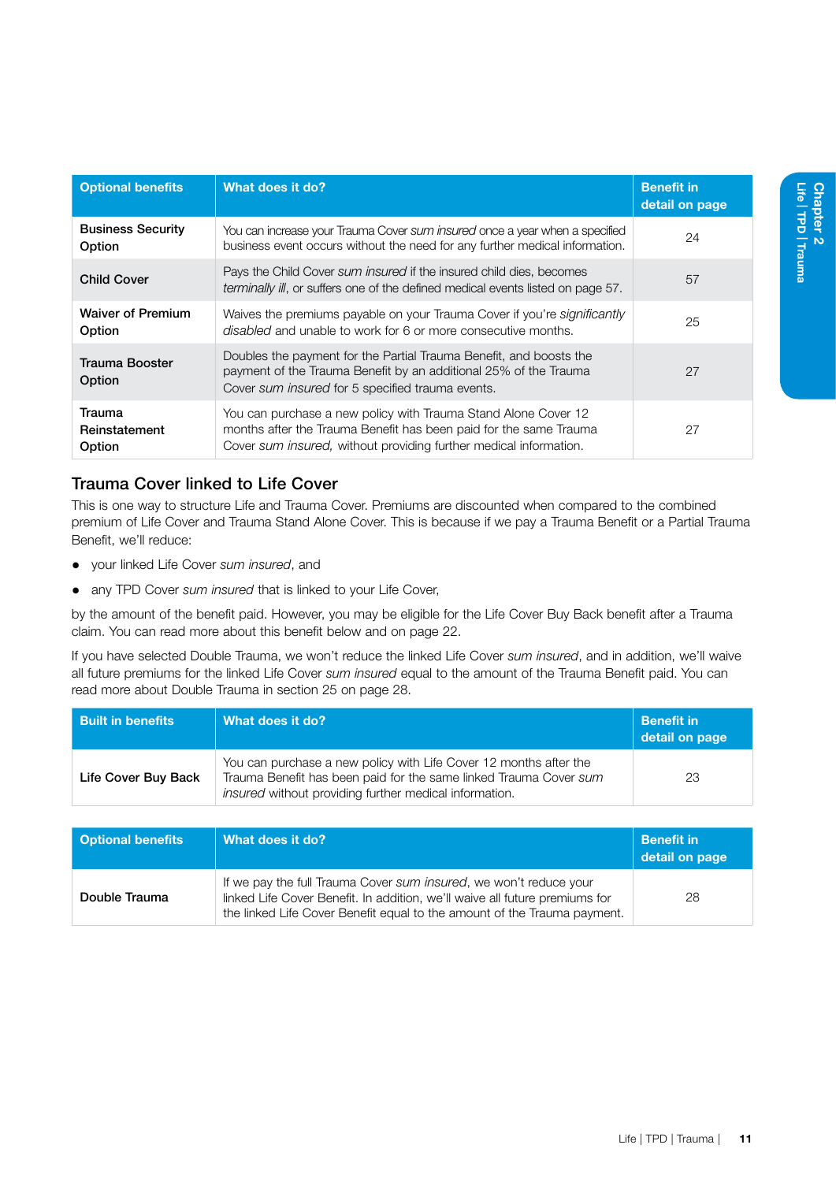| Optional benefits | What does it do? | Benefit in detail on page |
|---|---|---|
| Business Security Option | You can increase your Trauma Cover *sum insured* once a year when a specified business event occurs without the need for any further medical information. | 24 |
| Child Cover | Pays the Child Cover *sum insured* if the insured child dies, becomes *terminally ill*, or suffers one of the defined medical events listed on page 57. | 57 |
| Waiver of Premium Option | Waives the premiums payable on your Trauma Cover if you're *significantly disabled* and unable to work for 6 or more consecutive months. | 25 |
| Trauma Booster Option | Doubles the payment for the Partial Trauma Benefit, and boosts the payment of the Trauma Benefit by an additional 25% of the Trauma Cover *sum insured* for 5 specified trauma events. | 27 |
| Trauma Reinstatement Option | You can purchase a new policy with Trauma Stand Alone Cover 12 months after the Trauma Benefit has been paid for the same Trauma Cover *sum insured,* without providing further medical information. | 27 |

## Trauma Cover linked to Life Cover

This is one way to structure Life and Trauma Cover. Premiums are discounted when compared to the combined premium of Life Cover and Trauma Stand Alone Cover. This is because if we pay a Trauma Benefit or a Partial Trauma Benefit, we'll reduce:

- your linked Life Cover *sum insured*, and
- any TPD Cover *sum insured* that is linked to your Life Cover,

by the amount of the benefit paid. However, you may be eligible for the Life Cover Buy Back benefit after a Trauma claim. You can read more about this benefit below and on page 22.

If you have selected Double Trauma, we won't reduce the linked Life Cover *sum insured*, and in addition, we'll waive all future premiums for the linked Life Cover *sum insured* equal to the amount of the Trauma Benefit paid. You can read more about Double Trauma in section 25 on page 28.

| Built in benefits | What does it do? | Benefit in detail on page |
|---|---|---|
| Life Cover Buy Back | You can purchase a new policy with Life Cover 12 months after the Trauma Benefit has been paid for the same linked Trauma Cover *sum insured* without providing further medical information. | 23 |

| Optional benefits | What does it do? | Benefit in detail on page |
|---|---|---|
| Double Trauma | If we pay the full Trauma Cover *sum insured*, we won't reduce your linked Life Cover Benefit. In addition, we'll waive all future premiums for the linked Life Cover Benefit equal to the amount of the Trauma payment. | 28 |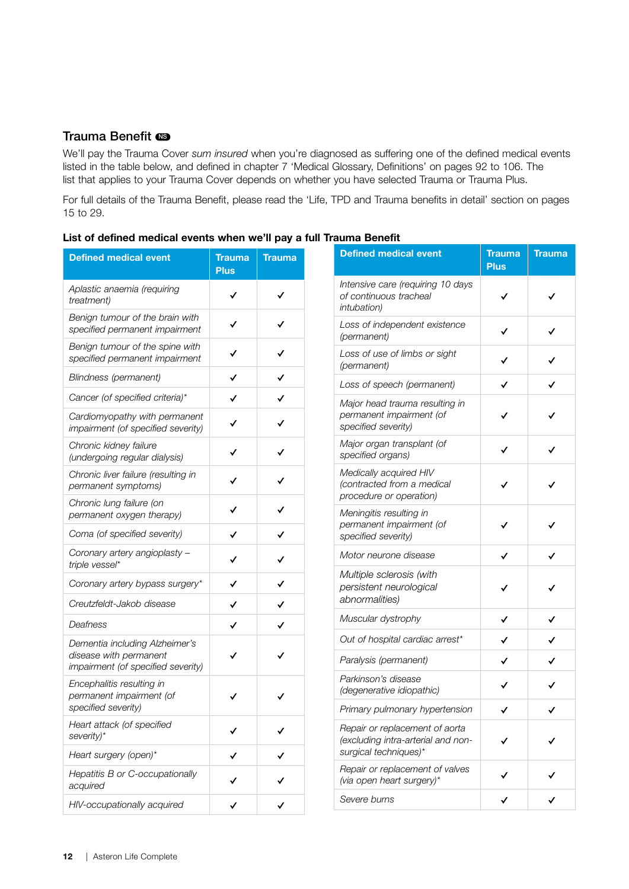## Trauma Benefit NS

We'll pay the Trauma Cover *sum insured* when you're diagnosed as suffering one of the defined medical events listed in the table below, and defined in chapter 7 'Medical Glossary, Definitions' on pages 92 to 106. The list that applies to your Trauma Cover depends on whether you have selected Trauma or Trauma Plus.

For full details of the Trauma Benefit, please read the 'Life, TPD and Trauma benefits in detail' section on pages 15 to 29.

**List of defined medical events when we'll pay a full Trauma Benefit**

| Defined medical event | Trauma Plus | Trauma |
|---|---|---|
| *Aplastic anaemia (requiring treatment)* | ✓ | ✓ |
| *Benign tumour of the brain with specified permanent impairment* | ✓ | ✓ |
| *Benign tumour of the spine with specified permanent impairment* | ✓ | ✓ |
| *Blindness (permanent)* | ✓ | ✓ |
| *Cancer (of specified criteria)** | ✓ | ✓ |
| *Cardiomyopathy with permanent impairment (of specified severity)* | ✓ | ✓ |
| *Chronic kidney failure (undergoing regular dialysis)* | ✓ | ✓ |
| *Chronic liver failure (resulting in permanent symptoms)* | ✓ | ✓ |
| *Chronic lung failure (on permanent oxygen therapy)* | ✓ | ✓ |
| *Coma (of specified severity)* | ✓ | ✓ |
| *Coronary artery angioplasty – triple vessel** | ✓ | ✓ |
| *Coronary artery bypass surgery** | ✓ | ✓ |
| *Creutzfeldt-Jakob disease* | ✓ | ✓ |
| *Deafness* | ✓ | ✓ |
| *Dementia including Alzheimer's disease with permanent impairment (of specified severity)* | ✓ | ✓ |
| *Encephalitis resulting in permanent impairment (of specified severity)* | ✓ | ✓ |
| *Heart attack (of specified severity)** | ✓ | ✓ |
| *Heart surgery (open)** | ✓ | ✓ |
| *Hepatitis B or C-occupationally acquired* | ✓ | ✓ |
| *HIV-occupationally acquired* | ✓ | ✓ |
| *Intensive care (requiring 10 days of continuous tracheal intubation)* | ✓ | ✓ |
| *Loss of independent existence (permanent)* | ✓ | ✓ |
| *Loss of use of limbs or sight (permanent)* | ✓ | ✓ |
| *Loss of speech (permanent)* | ✓ | ✓ |
| *Major head trauma resulting in permanent impairment (of specified severity)* | ✓ | ✓ |
| *Major organ transplant (of specified organs)* | ✓ | ✓ |
| *Medically acquired HIV (contracted from a medical procedure or operation)* | ✓ | ✓ |
| *Meningitis resulting in permanent impairment (of specified severity)* | ✓ | ✓ |
| *Motor neurone disease* | ✓ | ✓ |
| *Multiple sclerosis (with persistent neurological abnormalities)* | ✓ | ✓ |
| *Muscular dystrophy* | ✓ | ✓ |
| *Out of hospital cardiac arrest** | ✓ | ✓ |
| *Paralysis (permanent)* | ✓ | ✓ |
| *Parkinson's disease (degenerative idiopathic)* | ✓ | ✓ |
| *Primary pulmonary hypertension* | ✓ | ✓ |
| *Repair or replacement of aorta (excluding intra-arterial and non-surgical techniques)** | ✓ | ✓ |
| *Repair or replacement of valves (via open heart surgery)** | ✓ | ✓ |
| *Severe burns* | ✓ | ✓ |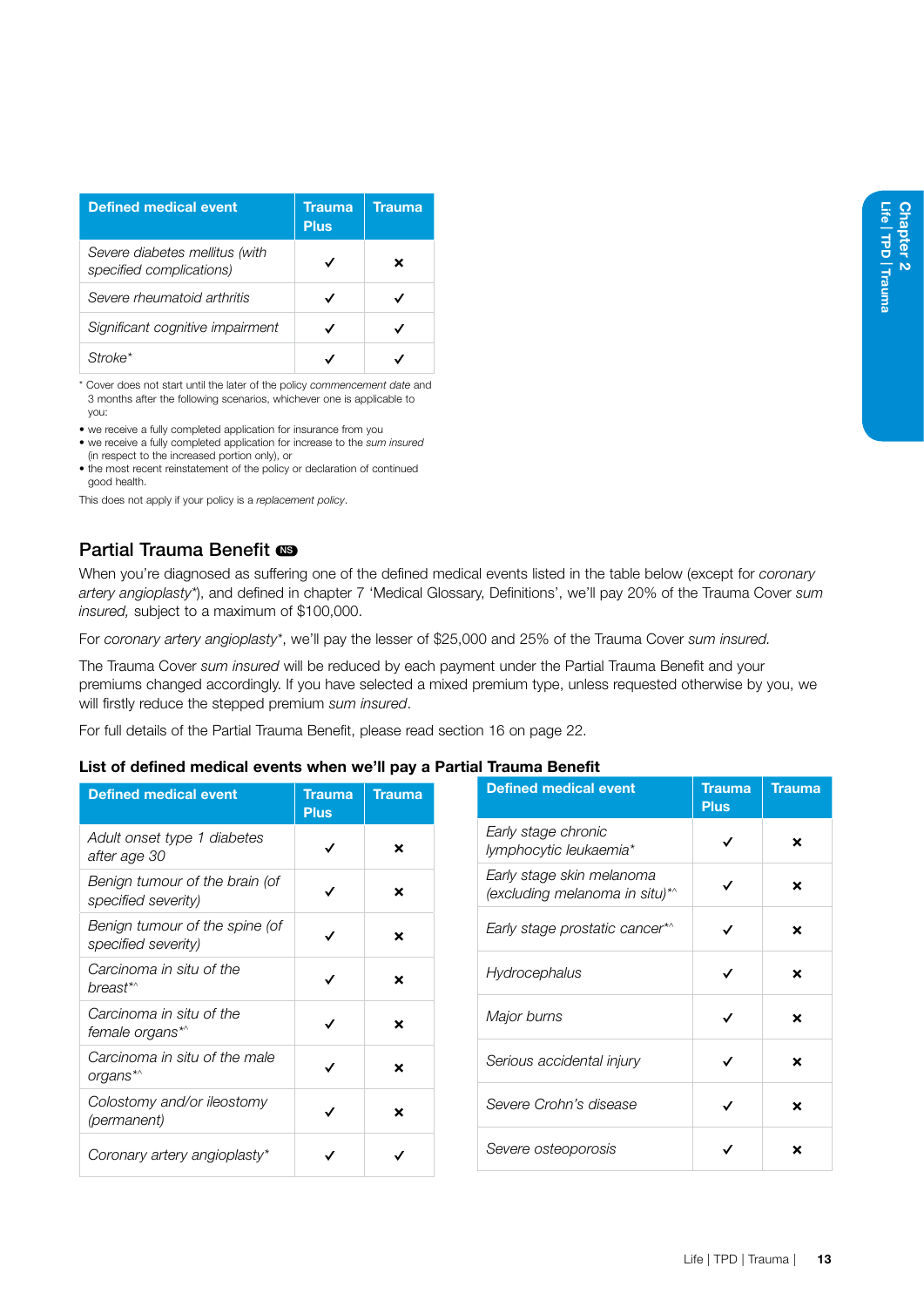| Defined medical event | Trauma Plus | Trauma |
|---|---|---|
| *Severe diabetes mellitus (with specified complications)* | ✓ | × |
| *Severe rheumatoid arthritis* | ✓ | ✓ |
| *Significant cognitive impairment* | ✓ | ✓ |
| *Stroke** | ✓ | ✓ |

\* Cover does not start until the later of the policy *commencement date* and 3 months after the following scenarios, whichever one is applicable to you:

- we receive a fully completed application for insurance from you
- we receive a fully completed application for increase to the *sum insured* (in respect to the increased portion only), or
- the most recent reinstatement of the policy or declaration of continued good health.

This does not apply if your policy is a *replacement policy*.

## Partial Trauma Benefit NS

When you're diagnosed as suffering one of the defined medical events listed in the table below (except for *coronary artery angioplasty**), and defined in chapter 7 'Medical Glossary, Definitions', we'll pay 20% of the Trauma Cover *sum insured,* subject to a maximum of $100,000.

For *coronary artery angioplasty**, we'll pay the lesser of $25,000 and 25% of the Trauma Cover *sum insured.*

The Trauma Cover *sum insured* will be reduced by each payment under the Partial Trauma Benefit and your premiums changed accordingly. If you have selected a mixed premium type, unless requested otherwise by you, we will firstly reduce the stepped premium *sum insured*.

For full details of the Partial Trauma Benefit, please read section 16 on page 22.

### List of defined medical events when we'll pay a Partial Trauma Benefit

| Defined medical event | Trauma Plus | Trauma |
|---|---|---|
| *Adult onset type 1 diabetes after age 30* | ✓ | × |
| *Benign tumour of the brain (of specified severity)* | ✓ | × |
| *Benign tumour of the spine (of specified severity)* | ✓ | × |
| *Carcinoma in situ of the breast*^* | ✓ | × |
| *Carcinoma in situ of the female organs*^* | ✓ | × |
| *Carcinoma in situ of the male organs*^* | ✓ | × |
| *Colostomy and/or ileostomy (permanent)* | ✓ | × |
| *Coronary artery angioplasty** | ✓ | ✓ |
| *Early stage chronic lymphocytic leukaemia** | ✓ | × |
| *Early stage skin melanoma (excluding melanoma in situ)*^* | ✓ | × |
| *Early stage prostatic cancer*^* | ✓ | × |
| *Hydrocephalus* | ✓ | × |
| *Major burns* | ✓ | × |
| *Serious accidental injury* | ✓ | × |
| *Severe Crohn's disease* | ✓ | × |
| *Severe osteoporosis* | ✓ | × |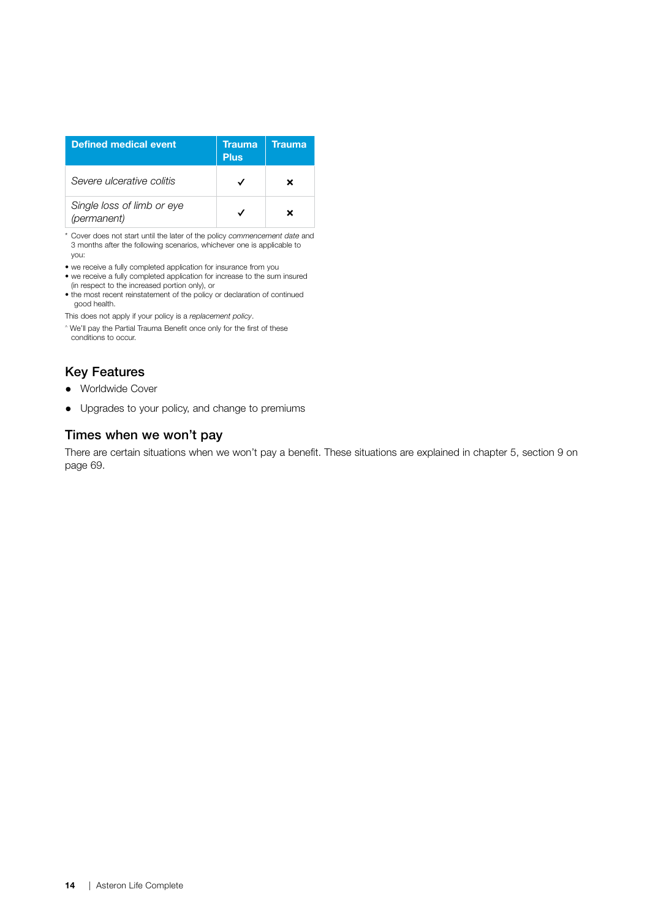| Defined medical event | Trauma Plus | Trauma |
|---|---|---|
| *Severe ulcerative colitis* | ✓ | ✗ |
| *Single loss of limb or eye (permanent)* | ✓ | ✗ |

* Cover does not start until the later of the policy *commencement date* and 3 months after the following scenarios, whichever one is applicable to you:

- we receive a fully completed application for insurance from you
- we receive a fully completed application for increase to the sum insured (in respect to the increased portion only), or
- the most recent reinstatement of the policy or declaration of continued good health.

This does not apply if your policy is a *replacement policy*.

^ We'll pay the Partial Trauma Benefit once only for the first of these conditions to occur.

## Key Features

- Worldwide Cover
- Upgrades to your policy, and change to premiums

## Times when we won't pay

There are certain situations when we won't pay a benefit. These situations are explained in chapter 5, section 9 on page 69.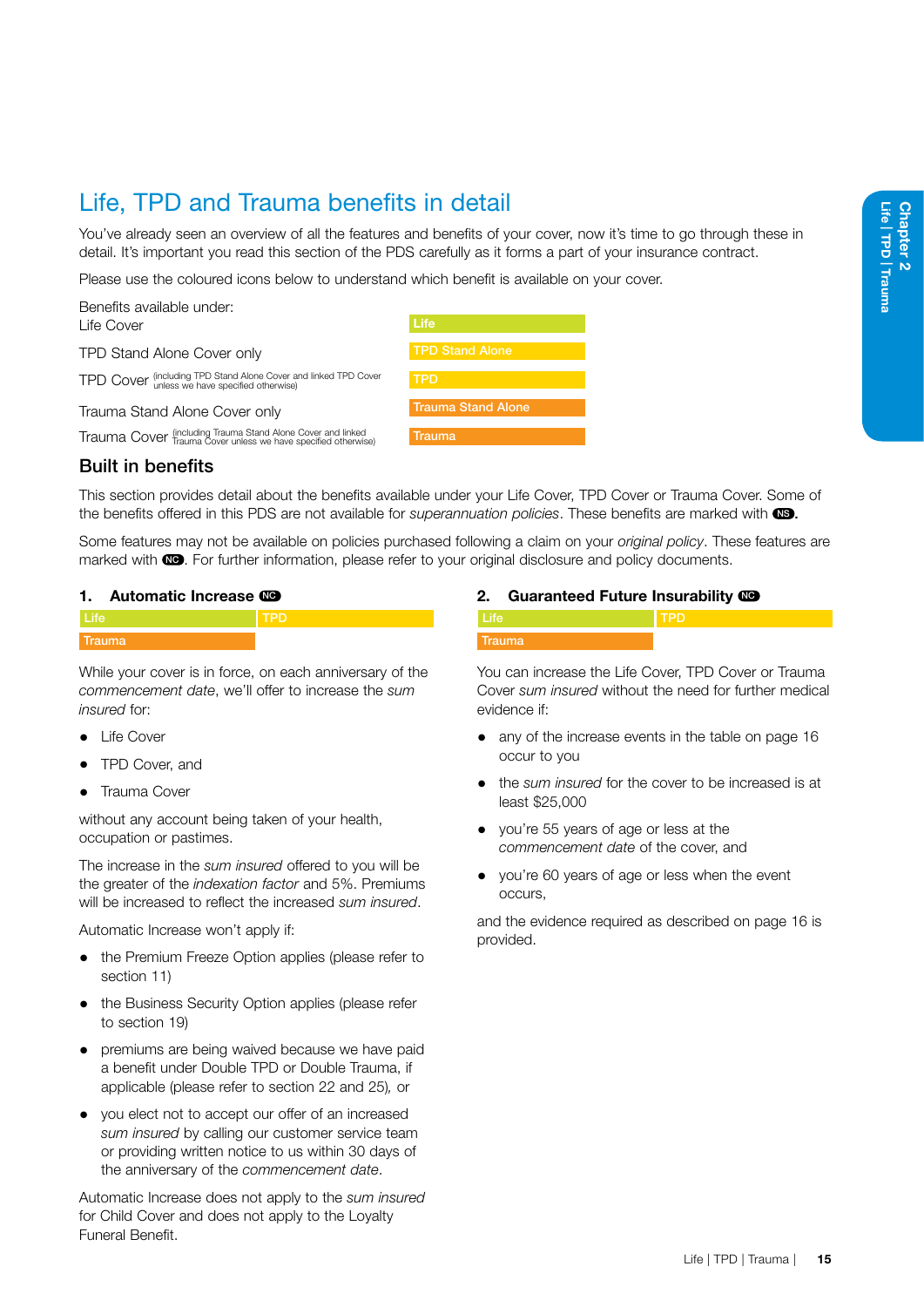# Life, TPD and Trauma benefits in detail

You've already seen an overview of all the features and benefits of your cover, now it's time to go through these in detail. It's important you read this section of the PDS carefully as it forms a part of your insurance contract.

Please use the coloured icons below to understand which benefit is available on your cover.

| Benefits available under: | |
|---|---|
| Life Cover | Life |
| TPD Stand Alone Cover only | TPD Stand Alone |
| TPD Cover (including TPD Stand Alone Cover and linked TPD Cover unless we have specified otherwise) | TPD |
| Trauma Stand Alone Cover only | Trauma Stand Alone |
| Trauma Cover (including Trauma Stand Alone Cover and linked Trauma Cover unless we have specified otherwise) | Trauma |

## Built in benefits

This section provides detail about the benefits available under your Life Cover, TPD Cover or Trauma Cover. Some of the benefits offered in this PDS are not available for *superannuation policies*. These benefits are marked with NS.

Some features may not be available on policies purchased following a claim on your *original policy*. These features are marked with NC. For further information, please refer to your original disclosure and policy documents.

### 1. Automatic Increase NC

Life | TPD | Trauma

While your cover is in force, on each anniversary of the *commencement date*, we'll offer to increase the *sum insured* for:

- Life Cover
- TPD Cover, and
- Trauma Cover

without any account being taken of your health, occupation or pastimes.

The increase in the *sum insured* offered to you will be the greater of the *indexation factor* and 5%. Premiums will be increased to reflect the increased *sum insured*.

Automatic Increase won't apply if:

- the Premium Freeze Option applies (please refer to section 11)
- the Business Security Option applies (please refer to section 19)
- premiums are being waived because we have paid a benefit under Double TPD or Double Trauma, if applicable (please refer to section 22 and 25), or
- you elect not to accept our offer of an increased *sum insured* by calling our customer service team or providing written notice to us within 30 days of the anniversary of the *commencement date*.

Automatic Increase does not apply to the *sum insured* for Child Cover and does not apply to the Loyalty Funeral Benefit.

### 2. Guaranteed Future Insurability NC

Life | TPD | Trauma

You can increase the Life Cover, TPD Cover or Trauma Cover *sum insured* without the need for further medical evidence if:

- any of the increase events in the table on page 16 occur to you
- the *sum insured* for the cover to be increased is at least $25,000
- you're 55 years of age or less at the *commencement date* of the cover, and
- you're 60 years of age or less when the event occurs,

and the evidence required as described on page 16 is provided.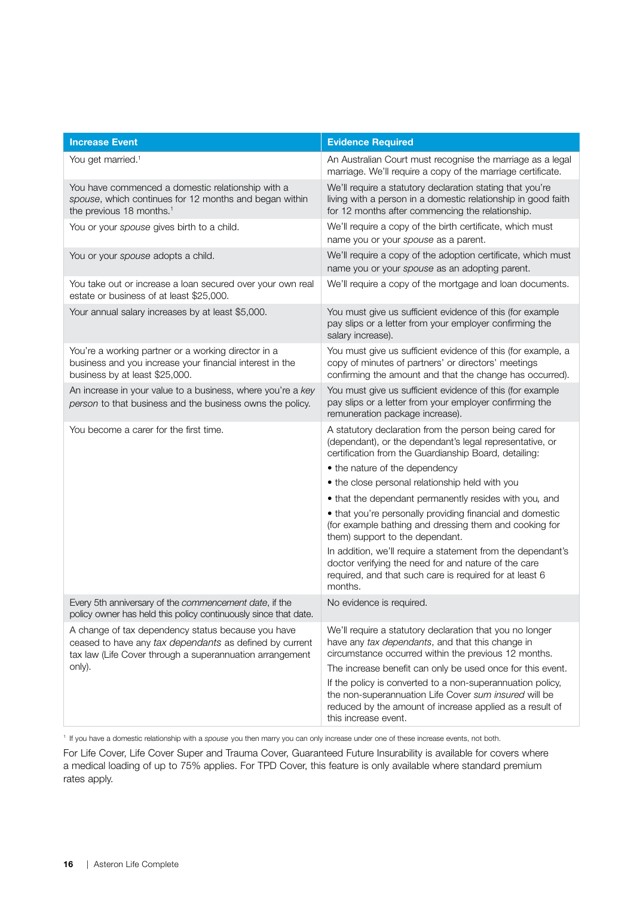| Increase Event | Evidence Required |
|---|---|
| You get married.[1] | An Australian Court must recognise the marriage as a legal marriage. We'll require a copy of the marriage certificate. |
| You have commenced a domestic relationship with a *spouse*, which continues for 12 months and began within the previous 18 months.[1] | We'll require a statutory declaration stating that you're living with a person in a domestic relationship in good faith for 12 months after commencing the relationship. |
| You or your *spouse* gives birth to a child. | We'll require a copy of the birth certificate, which must name you or your *spouse* as a parent. |
| You or your *spouse* adopts a child. | We'll require a copy of the adoption certificate, which must name you or your *spouse* as an adopting parent. |
| You take out or increase a loan secured over your own real estate or business of at least $25,000. | We'll require a copy of the mortgage and loan documents. |
| Your annual salary increases by at least $5,000. | You must give us sufficient evidence of this (for example pay slips or a letter from your employer confirming the salary increase). |
| You're a working partner or a working director in a business and you increase your financial interest in the business by at least $25,000. | You must give us sufficient evidence of this (for example, a copy of minutes of partners' or directors' meetings confirming the amount and that the change has occurred). |
| An increase in your value to a business, where you're a *key person* to that business and the business owns the policy. | You must give us sufficient evidence of this (for example pay slips or a letter from your employer confirming the remuneration package increase). |
| You become a carer for the first time. | A statutory declaration from the person being cared for (dependant), or the dependant's legal representative, or certification from the Guardianship Board, detailing:<br>• the nature of the dependency<br>• the close personal relationship held with you<br>• that the dependant permanently resides with you, and<br>• that you're personally providing financial and domestic (for example bathing and dressing them and cooking for them) support to the dependant.<br>In addition, we'll require a statement from the dependant's doctor verifying the need for and nature of the care required, and that such care is required for at least 6 months. |
| Every 5th anniversary of the *commencement date*, if the policy owner has held this policy continuously since that date. | No evidence is required. |
| A change of tax dependency status because you have ceased to have any *tax dependants* as defined by current tax law (Life Cover through a superannuation arrangement only). | We'll require a statutory declaration that you no longer have any *tax dependants*, and that this change in circumstance occurred within the previous 12 months.<br>The increase benefit can only be used once for this event.<br>If the policy is converted to a non-superannuation policy, the non-superannuation Life Cover *sum insured* will be reduced by the amount of increase applied as a result of this increase event. |

[1] If you have a domestic relationship with a *spouse* you then marry you can only increase under one of these increase events, not both.

For Life Cover, Life Cover Super and Trauma Cover, Guaranteed Future Insurability is available for covers where a medical loading of up to 75% applies. For TPD Cover, this feature is only available where standard premium rates apply.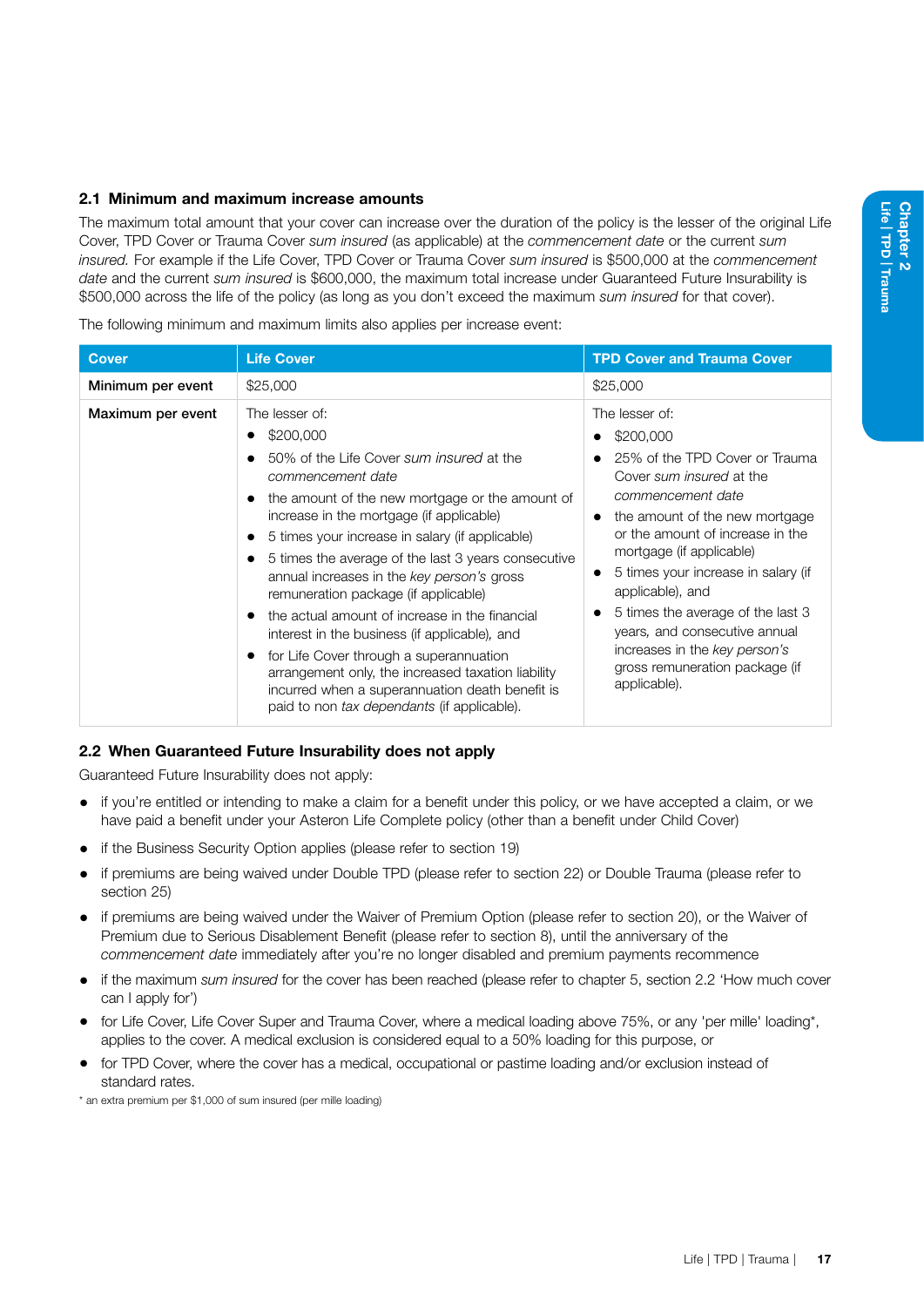### 2.1 Minimum and maximum increase amounts

The maximum total amount that your cover can increase over the duration of the policy is the lesser of the original Life Cover, TPD Cover or Trauma Cover *sum insured* (as applicable) at the *commencement date* or the current *sum insured*. For example if the Life Cover, TPD Cover or Trauma Cover *sum insured* is $500,000 at the *commencement date* and the current *sum insured* is $600,000, the maximum total increase under Guaranteed Future Insurability is $500,000 across the life of the policy (as long as you don't exceed the maximum *sum insured* for that cover).

The following minimum and maximum limits also applies per increase event:

| Cover | Life Cover | TPD Cover and Trauma Cover |
|---|---|---|
| **Minimum per event** | $25,000 | $25,000 |
| **Maximum per event** | The lesser of:<br>• $200,000<br>• 50% of the Life Cover *sum insured* at the *commencement date*<br>• the amount of the new mortgage or the amount of increase in the mortgage (if applicable)<br>• 5 times your increase in salary (if applicable)<br>• 5 times the average of the last 3 years consecutive annual increases in the *key person's* gross remuneration package (if applicable)<br>• the actual amount of increase in the financial interest in the business (if applicable), and<br>• for Life Cover through a superannuation arrangement only, the increased taxation liability incurred when a superannuation death benefit is paid to non *tax dependants* (if applicable). | The lesser of:<br>• $200,000<br>• 25% of the TPD Cover or Trauma Cover *sum insured* at the *commencement date*<br>• the amount of the new mortgage or the amount of increase in the mortgage (if applicable)<br>• 5 times your increase in salary (if applicable), and<br>• 5 times the average of the last 3 years, and consecutive annual increases in the *key person's* gross remuneration package (if applicable). |

### 2.2 When Guaranteed Future Insurability does not apply

Guaranteed Future Insurability does not apply:

- if you're entitled or intending to make a claim for a benefit under this policy, or we have accepted a claim, or we have paid a benefit under your Asteron Life Complete policy (other than a benefit under Child Cover)
- if the Business Security Option applies (please refer to section 19)
- if premiums are being waived under Double TPD (please refer to section 22) or Double Trauma (please refer to section 25)
- if premiums are being waived under the Waiver of Premium Option (please refer to section 20), or the Waiver of Premium due to Serious Disablement Benefit (please refer to section 8), until the anniversary of the *commencement date* immediately after you're no longer disabled and premium payments recommence
- if the maximum *sum insured* for the cover has been reached (please refer to chapter 5, section 2.2 'How much cover can I apply for')
- for Life Cover, Life Cover Super and Trauma Cover, where a medical loading above 75%, or any 'per mille' loading*, applies to the cover. A medical exclusion is considered equal to a 50% loading for this purpose, or
- for TPD Cover, where the cover has a medical, occupational or pastime loading and/or exclusion instead of standard rates.

* an extra premium per $1,000 of sum insured (per mille loading)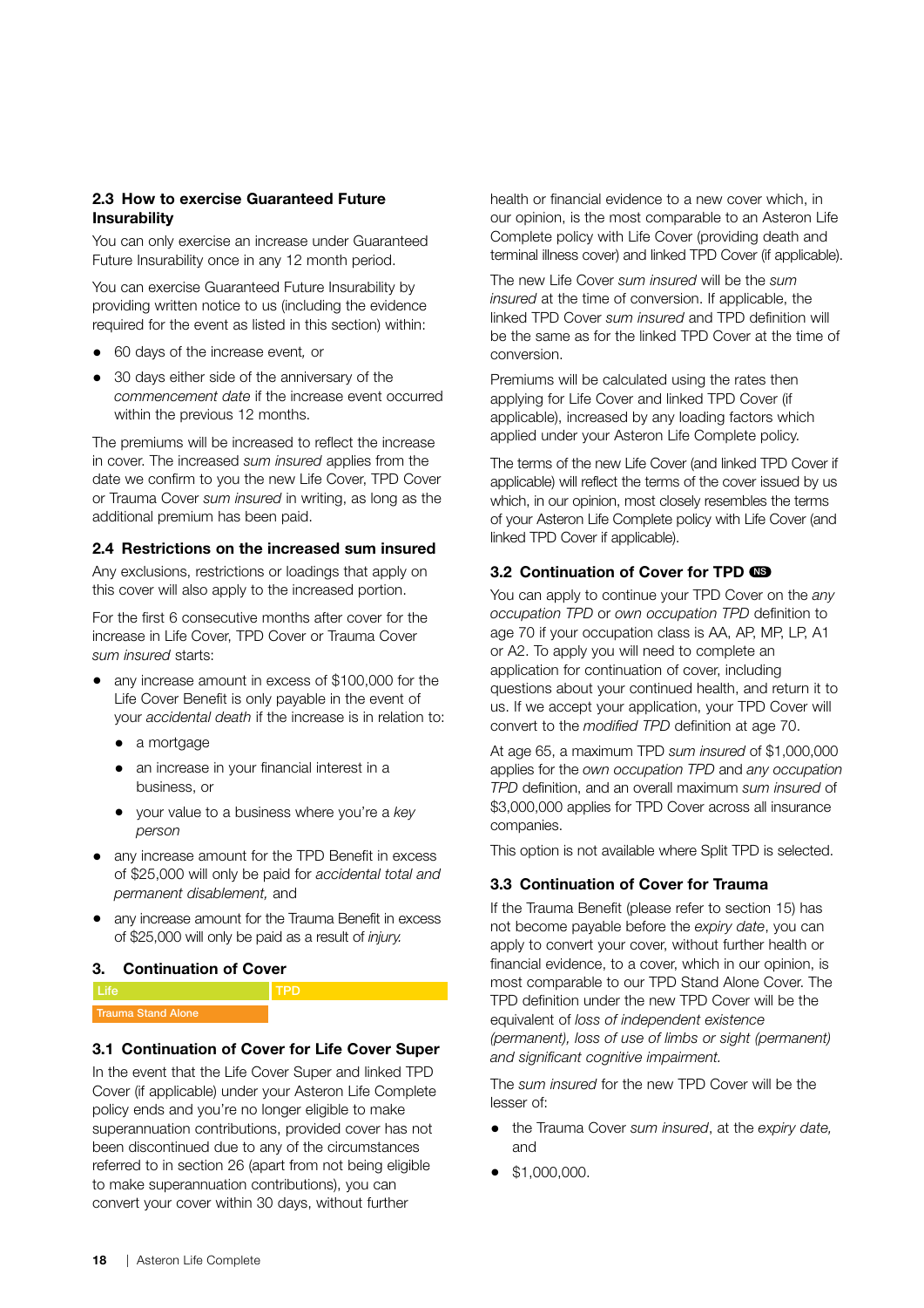### 2.3 How to exercise Guaranteed Future Insurability

You can only exercise an increase under Guaranteed Future Insurability once in any 12 month period.

You can exercise Guaranteed Future Insurability by providing written notice to us (including the evidence required for the event as listed in this section) within:

- 60 days of the increase event, or
- 30 days either side of the anniversary of the *commencement date* if the increase event occurred within the previous 12 months.

The premiums will be increased to reflect the increase in cover. The increased *sum insured* applies from the date we confirm to you the new Life Cover, TPD Cover or Trauma Cover *sum insured* in writing, as long as the additional premium has been paid.

### 2.4 Restrictions on the increased sum insured

Any exclusions, restrictions or loadings that apply on this cover will also apply to the increased portion.

For the first 6 consecutive months after cover for the increase in Life Cover, TPD Cover or Trauma Cover *sum insured* starts:

- any increase amount in excess of $100,000 for the Life Cover Benefit is only payable in the event of your *accidental death* if the increase is in relation to:
  - a mortgage
  - an increase in your financial interest in a business, or
  - your value to a business where you're a *key person*
- any increase amount for the TPD Benefit in excess of $25,000 will only be paid for *accidental total and permanent disablement,* and
- any increase amount for the Trauma Benefit in excess of $25,000 will only be paid as a result of *injury.*

## 3. Continuation of Cover

| Life | TPD |
|---|---|
| Trauma Stand Alone | |

### 3.1 Continuation of Cover for Life Cover Super

In the event that the Life Cover Super and linked TPD Cover (if applicable) under your Asteron Life Complete policy ends and you're no longer eligible to make superannuation contributions, provided cover has not been discontinued due to any of the circumstances referred to in section 26 (apart from not being eligible to make superannuation contributions), you can convert your cover within 30 days, without further health or financial evidence to a new cover which, in our opinion, is the most comparable to an Asteron Life Complete policy with Life Cover (providing death and terminal illness cover) and linked TPD Cover (if applicable).

The new Life Cover *sum insured* will be the *sum insured* at the time of conversion. If applicable, the linked TPD Cover *sum insured* and TPD definition will be the same as for the linked TPD Cover at the time of conversion.

Premiums will be calculated using the rates then applying for Life Cover and linked TPD Cover (if applicable), increased by any loading factors which applied under your Asteron Life Complete policy.

The terms of the new Life Cover (and linked TPD Cover if applicable) will reflect the terms of the cover issued by us which, in our opinion, most closely resembles the terms of your Asteron Life Complete policy with Life Cover (and linked TPD Cover if applicable).

### 3.2 Continuation of Cover for TPD NS

You can apply to continue your TPD Cover on the *any occupation TPD* or *own occupation TPD* definition to age 70 if your occupation class is AA, AP, MP, LP, A1 or A2. To apply you will need to complete an application for continuation of cover, including questions about your continued health, and return it to us. If we accept your application, your TPD Cover will convert to the *modified TPD* definition at age 70.

At age 65, a maximum TPD *sum insured* of $1,000,000 applies for the *own occupation TPD* and *any occupation TPD* definition, and an overall maximum *sum insured* of $3,000,000 applies for TPD Cover across all insurance companies.

This option is not available where Split TPD is selected.

### 3.3 Continuation of Cover for Trauma

If the Trauma Benefit (please refer to section 15) has not become payable before the *expiry date*, you can apply to convert your cover, without further health or financial evidence, to a cover, which in our opinion, is most comparable to our TPD Stand Alone Cover. The TPD definition under the new TPD Cover will be the equivalent of *loss of independent existence (permanent), loss of use of limbs or sight (permanent) and significant cognitive impairment.*

The *sum insured* for the new TPD Cover will be the lesser of:

- the Trauma Cover *sum insured*, at the *expiry date,* and
- $1,000,000.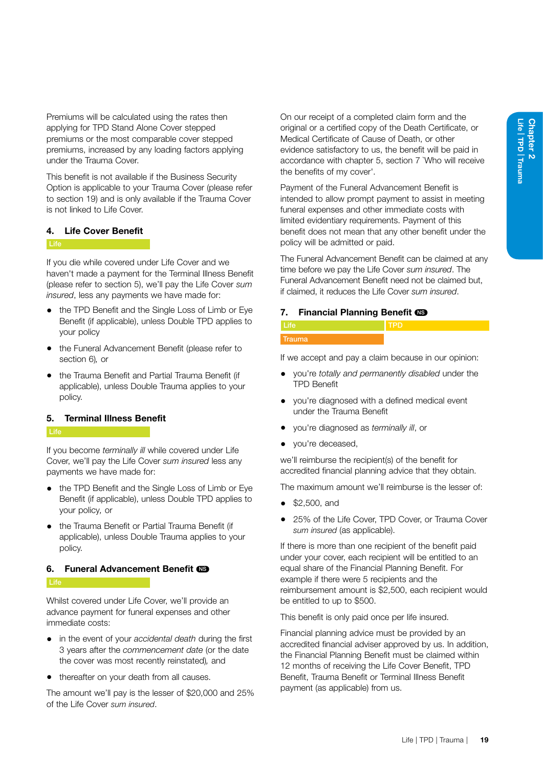Premiums will be calculated using the rates then applying for TPD Stand Alone Cover stepped premiums or the most comparable cover stepped premiums, increased by any loading factors applying under the Trauma Cover.

This benefit is not available if the Business Security Option is applicable to your Trauma Cover (please refer to section 19) and is only available if the Trauma Cover is not linked to Life Cover.

## 4. Life Cover Benefit

Life

If you die while covered under Life Cover and we haven't made a payment for the Terminal Illness Benefit (please refer to section 5), we'll pay the Life Cover *sum insured*, less any payments we have made for:

- the TPD Benefit and the Single Loss of Limb or Eye Benefit (if applicable), unless Double TPD applies to your policy
- the Funeral Advancement Benefit (please refer to section 6), or
- the Trauma Benefit and Partial Trauma Benefit (if applicable), unless Double Trauma applies to your policy.

## 5. Terminal Illness Benefit

Life

If you become *terminally ill* while covered under Life Cover, we'll pay the Life Cover *sum insured* less any payments we have made for:

- the TPD Benefit and the Single Loss of Limb or Eye Benefit (if applicable), unless Double TPD applies to your policy, or
- the Trauma Benefit or Partial Trauma Benefit (if applicable), unless Double Trauma applies to your policy.

## 6. Funeral Advancement Benefit NS

Life

Whilst covered under Life Cover, we'll provide an advance payment for funeral expenses and other immediate costs:

- in the event of your *accidental death* during the first 3 years after the *commencement date* (or the date the cover was most recently reinstated), and
- thereafter on your death from all causes.

The amount we'll pay is the lesser of $20,000 and 25% of the Life Cover *sum insured*.

On our receipt of a completed claim form and the original or a certified copy of the Death Certificate, or Medical Certificate of Cause of Death, or other evidence satisfactory to us, the benefit will be paid in accordance with chapter 5, section 7 'Who will receive the benefits of my cover'.

Payment of the Funeral Advancement Benefit is intended to allow prompt payment to assist in meeting funeral expenses and other immediate costs with limited evidentiary requirements. Payment of this benefit does not mean that any other benefit under the policy will be admitted or paid.

The Funeral Advancement Benefit can be claimed at any time before we pay the Life Cover *sum insured*. The Funeral Advancement Benefit need not be claimed but, if claimed, it reduces the Life Cover *sum insured*.

## 7. Financial Planning Benefit NS

Life | TPD | Trauma

If we accept and pay a claim because in our opinion:

- you're *totally and permanently disabled* under the TPD Benefit
- you're diagnosed with a defined medical event under the Trauma Benefit
- you're diagnosed as *terminally ill*, or
- you're deceased,

we'll reimburse the recipient(s) of the benefit for accredited financial planning advice that they obtain.

The maximum amount we'll reimburse is the lesser of:

- $2,500, and
- 25% of the Life Cover, TPD Cover, or Trauma Cover *sum insured* (as applicable).

If there is more than one recipient of the benefit paid under your cover, each recipient will be entitled to an equal share of the Financial Planning Benefit. For example if there were 5 recipients and the reimbursement amount is $2,500, each recipient would be entitled to up to $500.

This benefit is only paid once per life insured.

Financial planning advice must be provided by an accredited financial adviser approved by us. In addition, the Financial Planning Benefit must be claimed within 12 months of receiving the Life Cover Benefit, TPD Benefit, Trauma Benefit or Terminal Illness Benefit payment (as applicable) from us.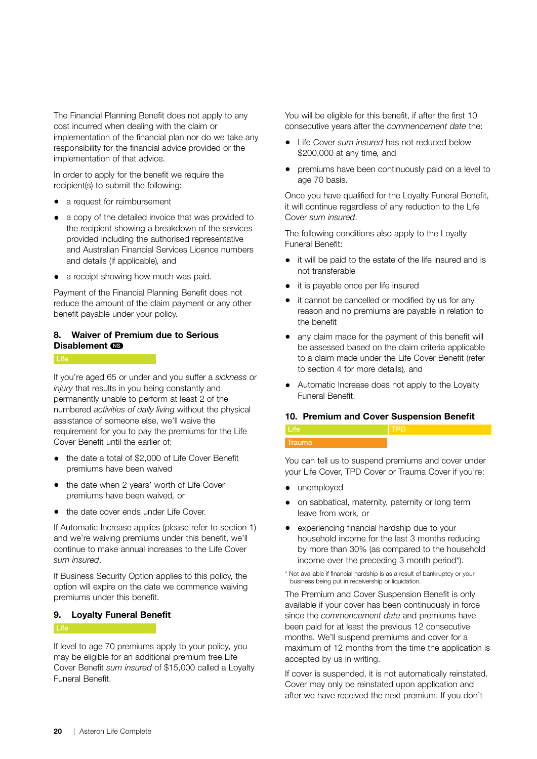The Financial Planning Benefit does not apply to any cost incurred when dealing with the claim or implementation of the financial plan nor do we take any responsibility for the financial advice provided or the implementation of that advice.

In order to apply for the benefit we require the recipient(s) to submit the following:

- a request for reimbursement
- a copy of the detailed invoice that was provided to the recipient showing a breakdown of the services provided including the authorised representative and Australian Financial Services Licence numbers and details (if applicable), and
- a receipt showing how much was paid.

Payment of the Financial Planning Benefit does not reduce the amount of the claim payment or any other benefit payable under your policy.

### 8. Waiver of Premium due to Serious Disablement NS

Life

If you're aged 65 or under and you suffer a *sickness* or *injury* that results in you being constantly and permanently unable to perform at least 2 of the numbered *activities of daily living* without the physical assistance of someone else, we'll waive the requirement for you to pay the premiums for the Life Cover Benefit until the earlier of:

- the date a total of $2,000 of Life Cover Benefit premiums have been waived
- the date when 2 years' worth of Life Cover premiums have been waived, or
- the date cover ends under Life Cover.

If Automatic Increase applies (please refer to section 1) and we're waiving premiums under this benefit, we'll continue to make annual increases to the Life Cover *sum insured*.

If Business Security Option applies to this policy, the option will expire on the date we commence waiving premiums under this benefit.

### 9. Loyalty Funeral Benefit

Life

If level to age 70 premiums apply to your policy, you may be eligible for an additional premium free Life Cover Benefit *sum insured* of $15,000 called a Loyalty Funeral Benefit.

You will be eligible for this benefit, if after the first 10 consecutive years after the *commencement date* the:

- Life Cover *sum insured* has not reduced below $200,000 at any time, and
- premiums have been continuously paid on a level to age 70 basis.

Once you have qualified for the Loyalty Funeral Benefit, it will continue regardless of any reduction to the Life Cover *sum insured*.

The following conditions also apply to the Loyalty Funeral Benefit:

- it will be paid to the estate of the life insured and is not transferable
- it is payable once per life insured
- it cannot be cancelled or modified by us for any reason and no premiums are payable in relation to the benefit
- any claim made for the payment of this benefit will be assessed based on the claim criteria applicable to a claim made under the Life Cover Benefit (refer to section 4 for more details), and
- Automatic Increase does not apply to the Loyalty Funeral Benefit.

### 10. Premium and Cover Suspension Benefit

Life | TPD | Trauma

You can tell us to suspend premiums and cover under your Life Cover, TPD Cover or Trauma Cover if you're:

- unemployed
- on sabbatical, maternity, paternity or long term leave from work, or
- experiencing financial hardship due to your household income for the last 3 months reducing by more than 30% (as compared to the household income over the preceding 3 month period*).

\* Not available if financial hardship is as a result of bankruptcy or your business being put in receivership or liquidation.

The Premium and Cover Suspension Benefit is only available if your cover has been continuously in force since the *commencement date* and premiums have been paid for at least the previous 12 consecutive months. We'll suspend premiums and cover for a maximum of 12 months from the time the application is accepted by us in writing.

If cover is suspended, it is not automatically reinstated. Cover may only be reinstated upon application and after we have received the next premium. If you don't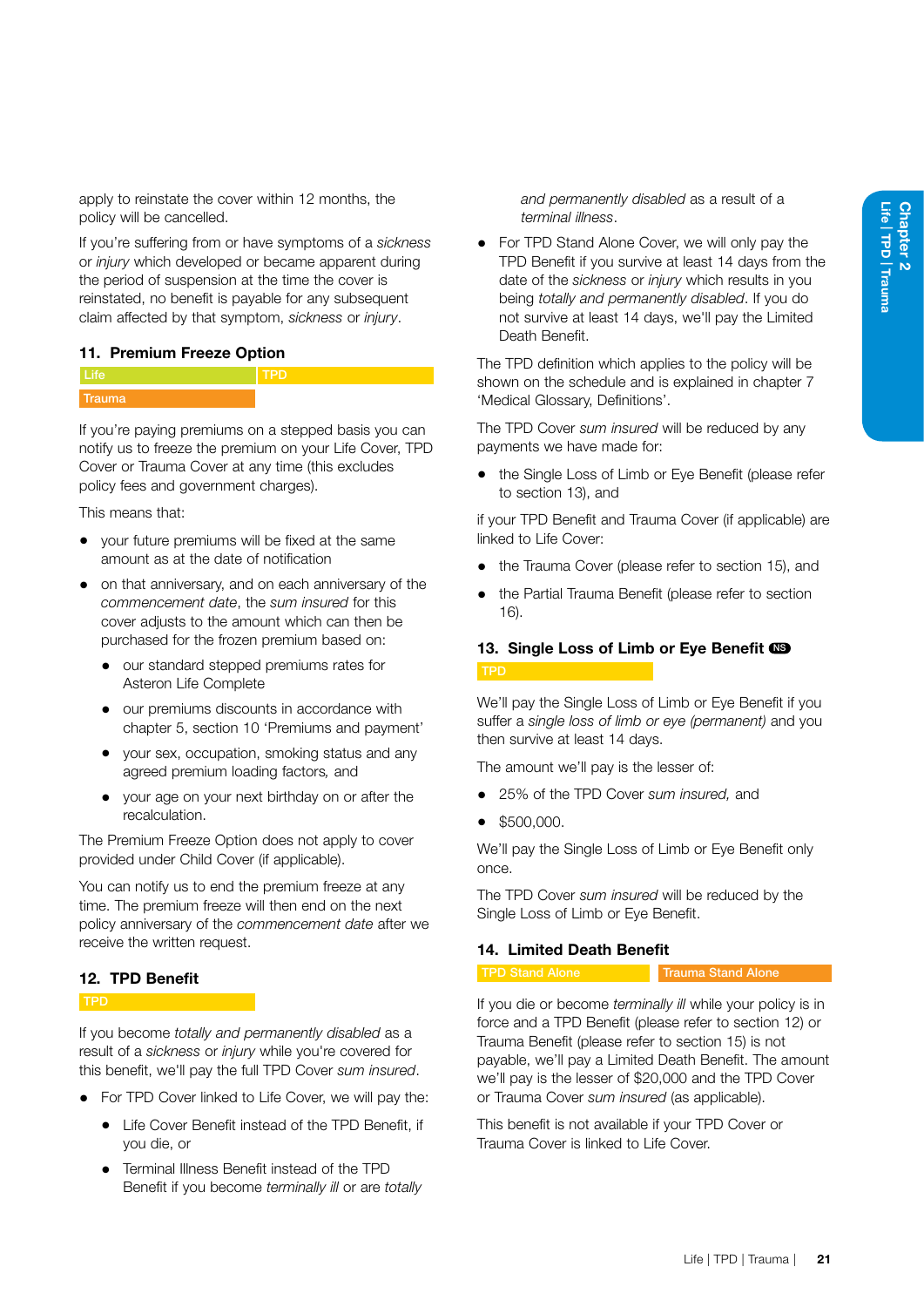apply to reinstate the cover within 12 months, the policy will be cancelled.

If you're suffering from or have symptoms of a *sickness* or *injury* which developed or became apparent during the period of suspension at the time the cover is reinstated, no benefit is payable for any subsequent claim affected by that symptom, *sickness* or *injury*.

## 11. Premium Freeze Option

Life | TPD | Trauma

If you're paying premiums on a stepped basis you can notify us to freeze the premium on your Life Cover, TPD Cover or Trauma Cover at any time (this excludes policy fees and government charges).

This means that:

- your future premiums will be fixed at the same amount as at the date of notification
- on that anniversary, and on each anniversary of the *commencement date*, the *sum insured* for this cover adjusts to the amount which can then be purchased for the frozen premium based on:
  - our standard stepped premiums rates for Asteron Life Complete
  - our premiums discounts in accordance with chapter 5, section 10 'Premiums and payment'
  - your sex, occupation, smoking status and any agreed premium loading factors, and
  - your age on your next birthday on or after the recalculation.

The Premium Freeze Option does not apply to cover provided under Child Cover (if applicable).

You can notify us to end the premium freeze at any time. The premium freeze will then end on the next policy anniversary of the *commencement date* after we receive the written request.

## 12. TPD Benefit

TPD

If you become *totally and permanently disabled* as a result of a *sickness* or *injury* while you're covered for this benefit, we'll pay the full TPD Cover *sum insured*.

- For TPD Cover linked to Life Cover, we will pay the:
  - Life Cover Benefit instead of the TPD Benefit, if you die, or
  - Terminal Illness Benefit instead of the TPD Benefit if you become *terminally ill* or are *totally and permanently disabled* as a result of a *terminal illness*.
- For TPD Stand Alone Cover, we will only pay the TPD Benefit if you survive at least 14 days from the date of the *sickness* or *injury* which results in you being *totally and permanently disabled*. If you do not survive at least 14 days, we'll pay the Limited Death Benefit.

The TPD definition which applies to the policy will be shown on the schedule and is explained in chapter 7 'Medical Glossary, Definitions'.

The TPD Cover *sum insured* will be reduced by any payments we have made for:

- the Single Loss of Limb or Eye Benefit (please refer to section 13), and

if your TPD Benefit and Trauma Cover (if applicable) are linked to Life Cover:

- the Trauma Cover (please refer to section 15), and
- the Partial Trauma Benefit (please refer to section 16).

## 13. Single Loss of Limb or Eye Benefit NS

TPD

We'll pay the Single Loss of Limb or Eye Benefit if you suffer a *single loss of limb or eye (permanent)* and you then survive at least 14 days.

The amount we'll pay is the lesser of:

- 25% of the TPD Cover *sum insured*, and
- $500,000.

We'll pay the Single Loss of Limb or Eye Benefit only once.

The TPD Cover *sum insured* will be reduced by the Single Loss of Limb or Eye Benefit.

## 14. Limited Death Benefit

TPD Stand Alone | Trauma Stand Alone

If you die or become *terminally ill* while your policy is in force and a TPD Benefit (please refer to section 12) or Trauma Benefit (please refer to section 15) is not payable, we'll pay a Limited Death Benefit. The amount we'll pay is the lesser of $20,000 and the TPD Cover or Trauma Cover *sum insured* (as applicable).

This benefit is not available if your TPD Cover or Trauma Cover is linked to Life Cover.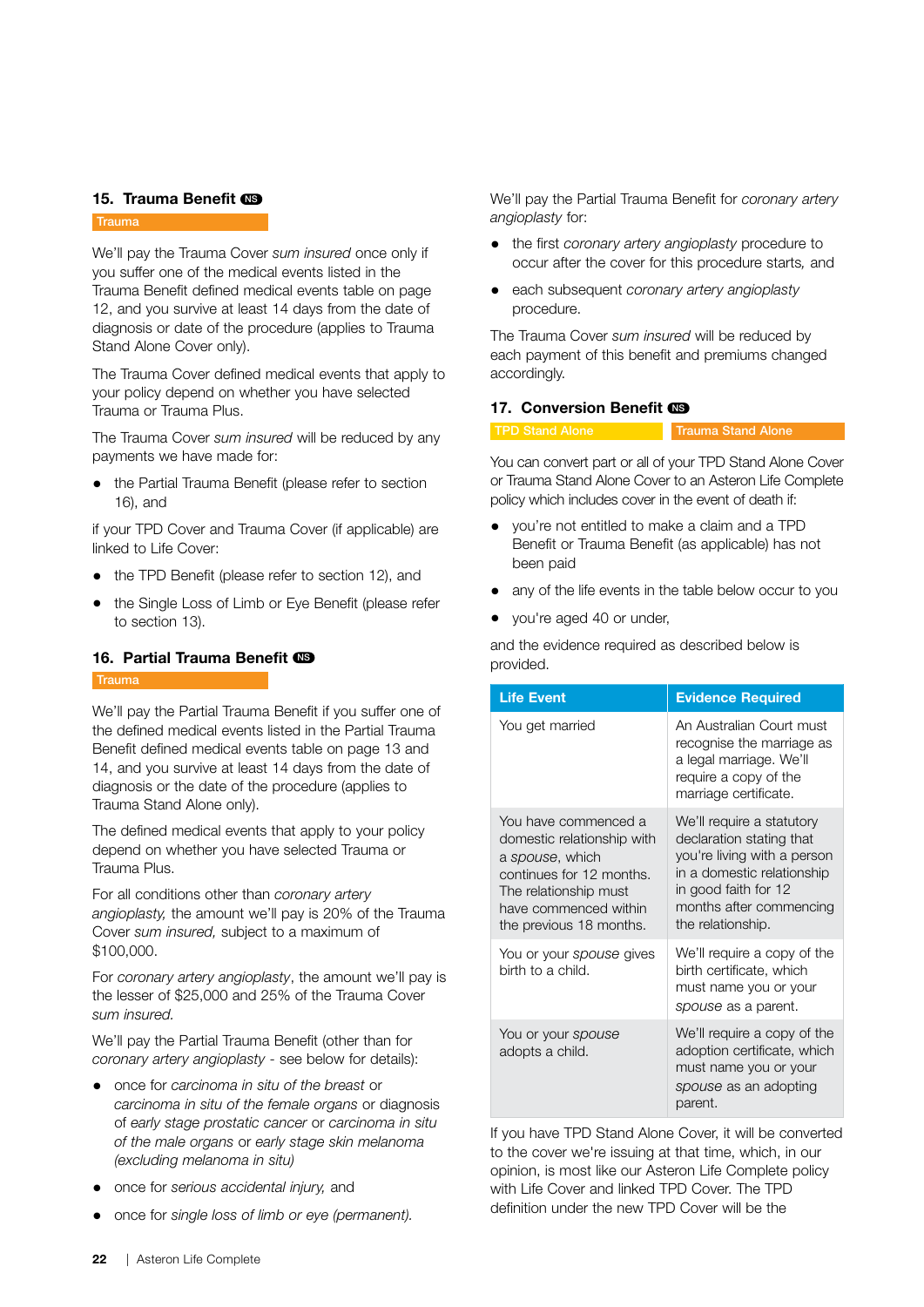## 15. Trauma Benefit NS

Trauma

We'll pay the Trauma Cover *sum insured* once only if you suffer one of the medical events listed in the Trauma Benefit defined medical events table on page 12, and you survive at least 14 days from the date of diagnosis or date of the procedure (applies to Trauma Stand Alone Cover only).

The Trauma Cover defined medical events that apply to your policy depend on whether you have selected Trauma or Trauma Plus.

The Trauma Cover *sum insured* will be reduced by any payments we have made for:

- the Partial Trauma Benefit (please refer to section 16), and

if your TPD Cover and Trauma Cover (if applicable) are linked to Life Cover:

- the TPD Benefit (please refer to section 12), and
- the Single Loss of Limb or Eye Benefit (please refer to section 13).

## 16. Partial Trauma Benefit NS

Trauma

We'll pay the Partial Trauma Benefit if you suffer one of the defined medical events listed in the Partial Trauma Benefit defined medical events table on page 13 and 14, and you survive at least 14 days from the date of diagnosis or the date of the procedure (applies to Trauma Stand Alone only).

The defined medical events that apply to your policy depend on whether you have selected Trauma or Trauma Plus.

For all conditions other than *coronary artery angioplasty,* the amount we'll pay is 20% of the Trauma Cover *sum insured,* subject to a maximum of $100,000.

For *coronary artery angioplasty*, the amount we'll pay is the lesser of $25,000 and 25% of the Trauma Cover *sum insured.*

We'll pay the Partial Trauma Benefit (other than for *coronary artery angioplasty* - see below for details):

- once for *carcinoma in situ of the breast* or *carcinoma in situ of the female organs* or diagnosis of *early stage prostatic cancer* or *carcinoma in situ of the male organs* or *early stage skin melanoma (excluding melanoma in situ)*
- once for *serious accidental injury,* and
- once for *single loss of limb or eye (permanent).*

We'll pay the Partial Trauma Benefit for *coronary artery angioplasty* for:

- the first *coronary artery angioplasty* procedure to occur after the cover for this procedure starts, and
- each subsequent *coronary artery angioplasty* procedure.

The Trauma Cover *sum insured* will be reduced by each payment of this benefit and premiums changed accordingly.

## 17. Conversion Benefit NS

TPD Stand Alone | Trauma Stand Alone

You can convert part or all of your TPD Stand Alone Cover or Trauma Stand Alone Cover to an Asteron Life Complete policy which includes cover in the event of death if:

- you're not entitled to make a claim and a TPD Benefit or Trauma Benefit (as applicable) has not been paid
- any of the life events in the table below occur to you
- you're aged 40 or under,

and the evidence required as described below is provided.

| Life Event | Evidence Required |
|---|---|
| You get married | An Australian Court must recognise the marriage as a legal marriage. We'll require a copy of the marriage certificate. |
| You have commenced a domestic relationship with a *spouse*, which continues for 12 months. The relationship must have commenced within the previous 18 months. | We'll require a statutory declaration stating that you're living with a person in a domestic relationship in good faith for 12 months after commencing the relationship. |
| You or your *spouse* gives birth to a child. | We'll require a copy of the birth certificate, which must name you or your *spouse* as a parent. |
| You or your *spouse* adopts a child. | We'll require a copy of the adoption certificate, which must name you or your *spouse* as an adopting parent. |

If you have TPD Stand Alone Cover, it will be converted to the cover we're issuing at that time, which, in our opinion, is most like our Asteron Life Complete policy with Life Cover and linked TPD Cover. The TPD definition under the new TPD Cover will be the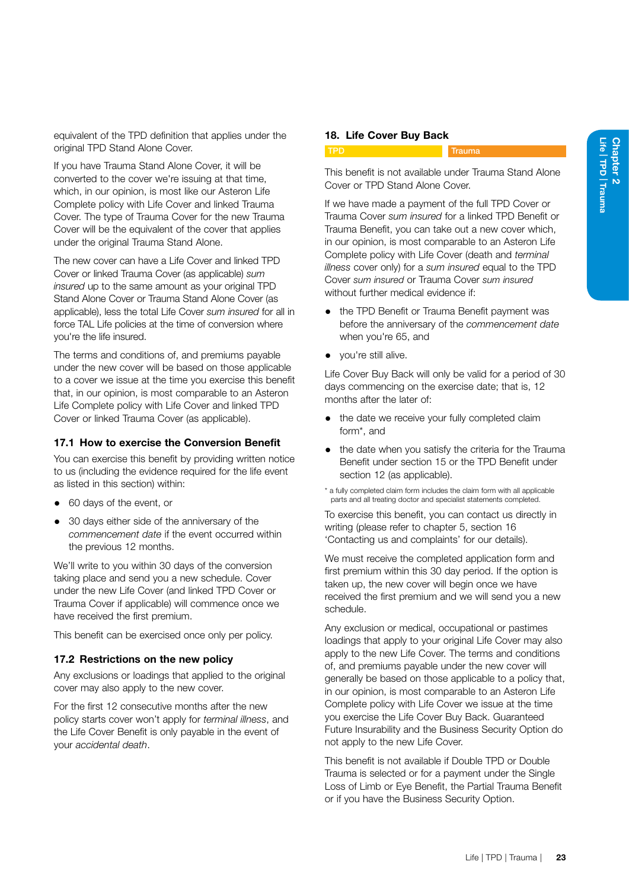equivalent of the TPD definition that applies under the original TPD Stand Alone Cover.

If you have Trauma Stand Alone Cover, it will be converted to the cover we're issuing at that time, which, in our opinion, is most like our Asteron Life Complete policy with Life Cover and linked Trauma Cover. The type of Trauma Cover for the new Trauma Cover will be the equivalent of the cover that applies under the original Trauma Stand Alone.

The new cover can have a Life Cover and linked TPD Cover or linked Trauma Cover (as applicable) *sum insured* up to the same amount as your original TPD Stand Alone Cover or Trauma Stand Alone Cover (as applicable), less the total Life Cover *sum insured* for all in force TAL Life policies at the time of conversion where you're the life insured.

The terms and conditions of, and premiums payable under the new cover will be based on those applicable to a cover we issue at the time you exercise this benefit that, in our opinion, is most comparable to an Asteron Life Complete policy with Life Cover and linked TPD Cover or linked Trauma Cover (as applicable).

### 17.1 How to exercise the Conversion Benefit

You can exercise this benefit by providing written notice to us (including the evidence required for the life event as listed in this section) within:

- 60 days of the event, or
- 30 days either side of the anniversary of the *commencement date* if the event occurred within the previous 12 months.

We'll write to you within 30 days of the conversion taking place and send you a new schedule. Cover under the new Life Cover (and linked TPD Cover or Trauma Cover if applicable) will commence once we have received the first premium.

This benefit can be exercised once only per policy.

### 17.2 Restrictions on the new policy

Any exclusions or loadings that applied to the original cover may also apply to the new cover.

For the first 12 consecutive months after the new policy starts cover won't apply for *terminal illness*, and the Life Cover Benefit is only payable in the event of your *accidental death*.

## 18. Life Cover Buy Back

TPD | Trauma

This benefit is not available under Trauma Stand Alone Cover or TPD Stand Alone Cover.

If we have made a payment of the full TPD Cover or Trauma Cover *sum insured* for a linked TPD Benefit or Trauma Benefit, you can take out a new cover which, in our opinion, is most comparable to an Asteron Life Complete policy with Life Cover (death and *terminal illness* cover only) for a *sum insured* equal to the TPD Cover *sum insured* or Trauma Cover *sum insured* without further medical evidence if:

- the TPD Benefit or Trauma Benefit payment was before the anniversary of the *commencement date* when you're 65, and
- you're still alive.

Life Cover Buy Back will only be valid for a period of 30 days commencing on the exercise date; that is, 12 months after the later of:

- the date we receive your fully completed claim form*, and
- the date when you satisfy the criteria for the Trauma Benefit under section 15 or the TPD Benefit under section 12 (as applicable).

\* a fully completed claim form includes the claim form with all applicable parts and all treating doctor and specialist statements completed.

To exercise this benefit, you can contact us directly in writing (please refer to chapter 5, section 16 'Contacting us and complaints' for our details).

We must receive the completed application form and first premium within this 30 day period. If the option is taken up, the new cover will begin once we have received the first premium and we will send you a new schedule.

Any exclusion or medical, occupational or pastimes loadings that apply to your original Life Cover may also apply to the new Life Cover. The terms and conditions of, and premiums payable under the new cover will generally be based on those applicable to a policy that, in our opinion, is most comparable to an Asteron Life Complete policy with Life Cover we issue at the time you exercise the Life Cover Buy Back. Guaranteed Future Insurability and the Business Security Option do not apply to the new Life Cover.

This benefit is not available if Double TPD or Double Trauma is selected or for a payment under the Single Loss of Limb or Eye Benefit, the Partial Trauma Benefit or if you have the Business Security Option.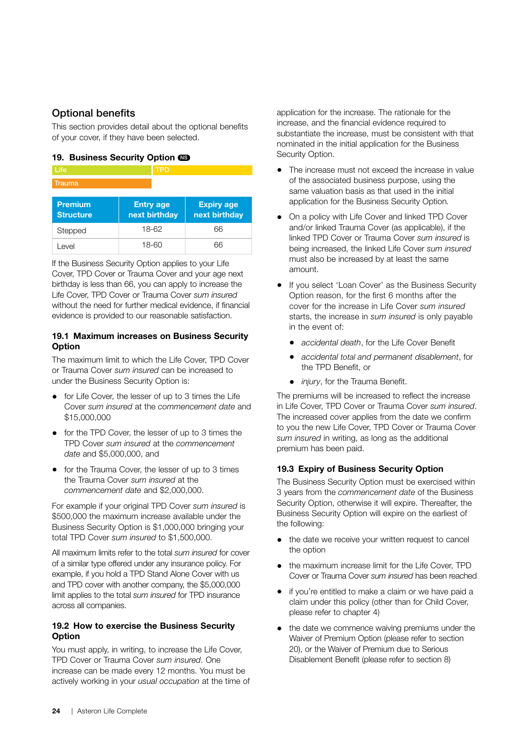## Optional benefits

This section provides detail about the optional benefits of your cover, if they have been selected.

### 19. Business Security Option NS

Life | TPD | Trauma

| Premium Structure | Entry age next birthday | Expiry age next birthday |
|---|---|---|
| Stepped | 18-62 | 66 |
| Level | 18-60 | 66 |

If the Business Security Option applies to your Life Cover, TPD Cover or Trauma Cover and your age next birthday is less than 66, you can apply to increase the Life Cover, TPD Cover or Trauma Cover *sum insured* without the need for further medical evidence, if financial evidence is provided to our reasonable satisfaction.

#### 19.1 Maximum increases on Business Security Option

The maximum limit to which the Life Cover, TPD Cover or Trauma Cover *sum insured* can be increased to under the Business Security Option is:

- for Life Cover, the lesser of up to 3 times the Life Cover *sum insured* at the *commencement date* and $15,000,000
- for the TPD Cover, the lesser of up to 3 times the TPD Cover *sum insured* at the *commencement date* and $5,000,000, and
- for the Trauma Cover, the lesser of up to 3 times the Trauma Cover *sum insured* at the *commencement date* and $2,000,000.

For example if your original TPD Cover *sum insured* is $500,000 the maximum increase available under the Business Security Option is $1,000,000 bringing your total TPD Cover *sum insured* to $1,500,000.

All maximum limits refer to the total *sum insured* for cover of a similar type offered under any insurance policy. For example, if you hold a TPD Stand Alone Cover with us and TPD cover with another company, the $5,000,000 limit applies to the total *sum insured* for TPD insurance across all companies.

#### 19.2 How to exercise the Business Security Option

You must apply, in writing, to increase the Life Cover, TPD Cover or Trauma Cover *sum insured*. One increase can be made every 12 months. You must be actively working in your *usual occupation* at the time of application for the increase. The rationale for the increase, and the financial evidence required to substantiate the increase, must be consistent with that nominated in the initial application for the Business Security Option.

- The increase must not exceed the increase in value of the associated business purpose, using the same valuation basis as that used in the initial application for the Business Security Option.
- On a policy with Life Cover and linked TPD Cover and/or linked Trauma Cover (as applicable), if the linked TPD Cover or Trauma Cover *sum insured* is being increased, the linked Life Cover *sum insured* must also be increased by at least the same amount.
- If you select 'Loan Cover' as the Business Security Option reason, for the first 6 months after the cover for the increase in Life Cover *sum insured* starts, the increase in *sum insured* is only payable in the event of:
  - *accidental death*, for the Life Cover Benefit
  - *accidental total and permanent disablement*, for the TPD Benefit, or
  - *injury*, for the Trauma Benefit.

The premiums will be increased to reflect the increase in Life Cover, TPD Cover or Trauma Cover *sum insured*. The increased cover applies from the date we confirm to you the new Life Cover, TPD Cover or Trauma Cover *sum insured* in writing, as long as the additional premium has been paid.

#### 19.3 Expiry of Business Security Option

The Business Security Option must be exercised within 3 years from the *commencement date* of the Business Security Option, otherwise it will expire. Thereafter, the Business Security Option will expire on the earliest of the following:

- the date we receive your written request to cancel the option
- the maximum increase limit for the Life Cover, TPD Cover or Trauma Cover *sum insured* has been reached
- if you're entitled to make a claim or we have paid a claim under this policy (other than for Child Cover, please refer to chapter 4)
- the date we commence waiving premiums under the Waiver of Premium Option (please refer to section 20), or the Waiver of Premium due to Serious Disablement Benefit (please refer to section 8)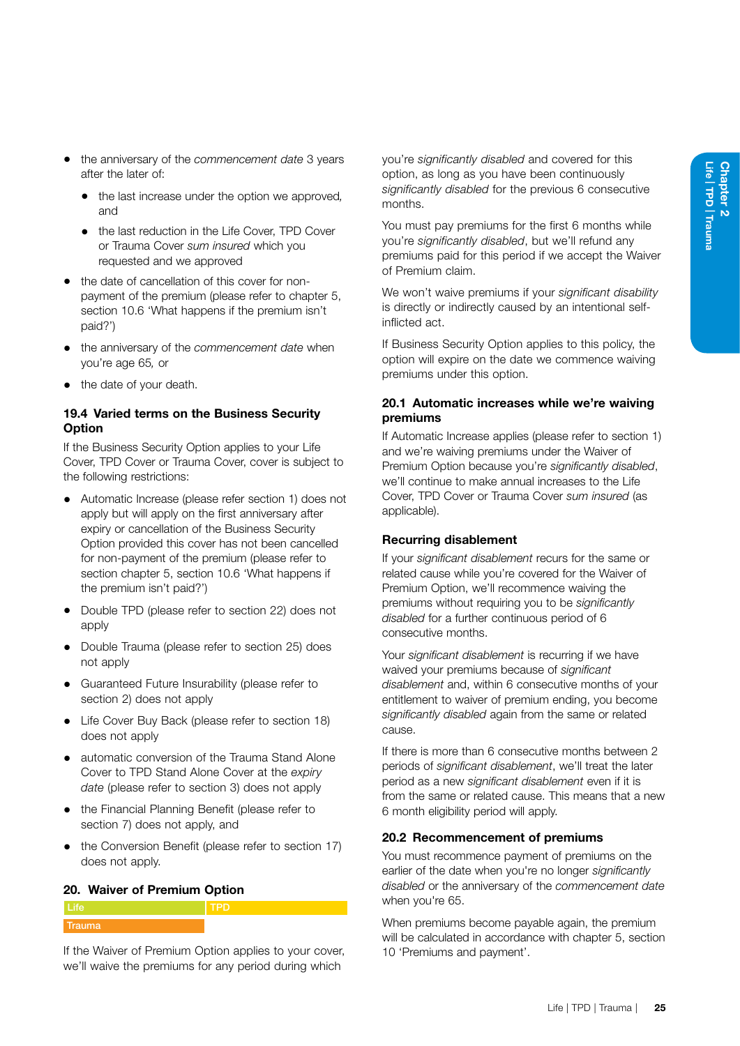- the anniversary of the *commencement date* 3 years after the later of:
    - the last increase under the option we approved, and
    - the last reduction in the Life Cover, TPD Cover or Trauma Cover *sum insured* which you requested and we approved
- the date of cancellation of this cover for non-payment of the premium (please refer to chapter 5, section 10.6 'What happens if the premium isn't paid?')
- the anniversary of the *commencement date* when you're age 65, or
- the date of your death.

### 19.4 Varied terms on the Business Security Option

If the Business Security Option applies to your Life Cover, TPD Cover or Trauma Cover, cover is subject to the following restrictions:

- Automatic Increase (please refer section 1) does not apply but will apply on the first anniversary after expiry or cancellation of the Business Security Option provided this cover has not been cancelled for non-payment of the premium (please refer to section chapter 5, section 10.6 'What happens if the premium isn't paid?')
- Double TPD (please refer to section 22) does not apply
- Double Trauma (please refer to section 25) does not apply
- Guaranteed Future Insurability (please refer to section 2) does not apply
- Life Cover Buy Back (please refer to section 18) does not apply
- automatic conversion of the Trauma Stand Alone Cover to TPD Stand Alone Cover at the *expiry date* (please refer to section 3) does not apply
- the Financial Planning Benefit (please refer to section 7) does not apply, and
- the Conversion Benefit (please refer to section 17) does not apply.

## 20. Waiver of Premium Option

| Life | TPD |
|---|---|
| Trauma | |

If the Waiver of Premium Option applies to your cover, we'll waive the premiums for any period during which you're *significantly disabled* and covered for this option, as long as you have been continuously *significantly disabled* for the previous 6 consecutive months.

You must pay premiums for the first 6 months while you're *significantly disabled*, but we'll refund any premiums paid for this period if we accept the Waiver of Premium claim.

We won't waive premiums if your *significant disability* is directly or indirectly caused by an intentional self-inflicted act.

If Business Security Option applies to this policy, the option will expire on the date we commence waiving premiums under this option.

### 20.1 Automatic increases while we're waiving premiums

If Automatic Increase applies (please refer to section 1) and we're waiving premiums under the Waiver of Premium Option because you're *significantly disabled*, we'll continue to make annual increases to the Life Cover, TPD Cover or Trauma Cover *sum insured* (as applicable).

### Recurring disablement

If your *significant disablement* recurs for the same or related cause while you're covered for the Waiver of Premium Option, we'll recommence waiving the premiums without requiring you to be *significantly disabled* for a further continuous period of 6 consecutive months.

Your *significant disablement* is recurring if we have waived your premiums because of *significant disablement* and, within 6 consecutive months of your entitlement to waiver of premium ending, you become *significantly disabled* again from the same or related cause.

If there is more than 6 consecutive months between 2 periods of *significant disablement*, we'll treat the later period as a new *significant disablement* even if it is from the same or related cause. This means that a new 6 month eligibility period will apply.

### 20.2 Recommencement of premiums

You must recommence payment of premiums on the earlier of the date when you're no longer *significantly disabled* or the anniversary of the *commencement date* when you're 65.

When premiums become payable again, the premium will be calculated in accordance with chapter 5, section 10 'Premiums and payment'.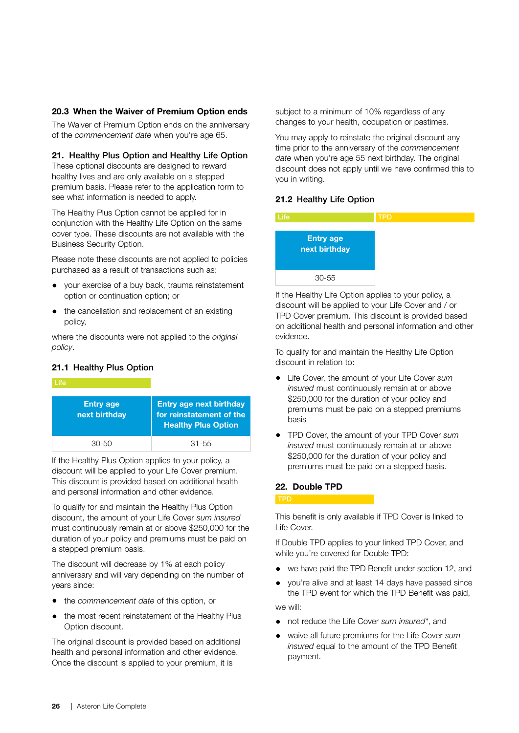### 20.3 When the Waiver of Premium Option ends

The Waiver of Premium Option ends on the anniversary of the *commencement date* when you're age 65.

## 21. Healthy Plus Option and Healthy Life Option

These optional discounts are designed to reward healthy lives and are only available on a stepped premium basis. Please refer to the application form to see what information is needed to apply.

The Healthy Plus Option cannot be applied for in conjunction with the Healthy Life Option on the same cover type. These discounts are not available with the Business Security Option.

Please note these discounts are not applied to policies purchased as a result of transactions such as:

- your exercise of a buy back, trauma reinstatement option or continuation option; or
- the cancellation and replacement of an existing policy,

where the discounts were not applied to the *original policy*.

### 21.1 Healthy Plus Option

Life

| Entry age next birthday | Entry age next birthday for reinstatement of the Healthy Plus Option |
|---|---|
| 30-50 | 31-55 |

If the Healthy Plus Option applies to your policy, a discount will be applied to your Life Cover premium. This discount is provided based on additional health and personal information and other evidence.

To qualify for and maintain the Healthy Plus Option discount, the amount of your Life Cover *sum insured* must continuously remain at or above $250,000 for the duration of your policy and premiums must be paid on a stepped premium basis.

The discount will decrease by 1% at each policy anniversary and will vary depending on the number of years since:

- the *commencement date* of this option, or
- the most recent reinstatement of the Healthy Plus Option discount.

The original discount is provided based on additional health and personal information and other evidence. Once the discount is applied to your premium, it is subject to a minimum of 10% regardless of any changes to your health, occupation or pastimes.

You may apply to reinstate the original discount any time prior to the anniversary of the *commencement date* when you're age 55 next birthday. The original discount does not apply until we have confirmed this to you in writing.

### 21.2 Healthy Life Option

Life | TPD

| Entry age next birthday |
|---|
| 30-55 |

If the Healthy Life Option applies to your policy, a discount will be applied to your Life Cover and / or TPD Cover premium. This discount is provided based on additional health and personal information and other evidence.

To qualify for and maintain the Healthy Life Option discount in relation to:

- Life Cover, the amount of your Life Cover *sum insured* must continuously remain at or above $250,000 for the duration of your policy and premiums must be paid on a stepped premiums basis
- TPD Cover, the amount of your TPD Cover *sum insured* must continuously remain at or above $250,000 for the duration of your policy and premiums must be paid on a stepped basis.

## 22. Double TPD

TPD

This benefit is only available if TPD Cover is linked to Life Cover.

If Double TPD applies to your linked TPD Cover, and while you're covered for Double TPD:

- we have paid the TPD Benefit under section 12, and
- you're alive and at least 14 days have passed since the TPD event for which the TPD Benefit was paid,

we will:

- not reduce the Life Cover *sum insured*\*, and
- waive all future premiums for the Life Cover *sum insured* equal to the amount of the TPD Benefit payment.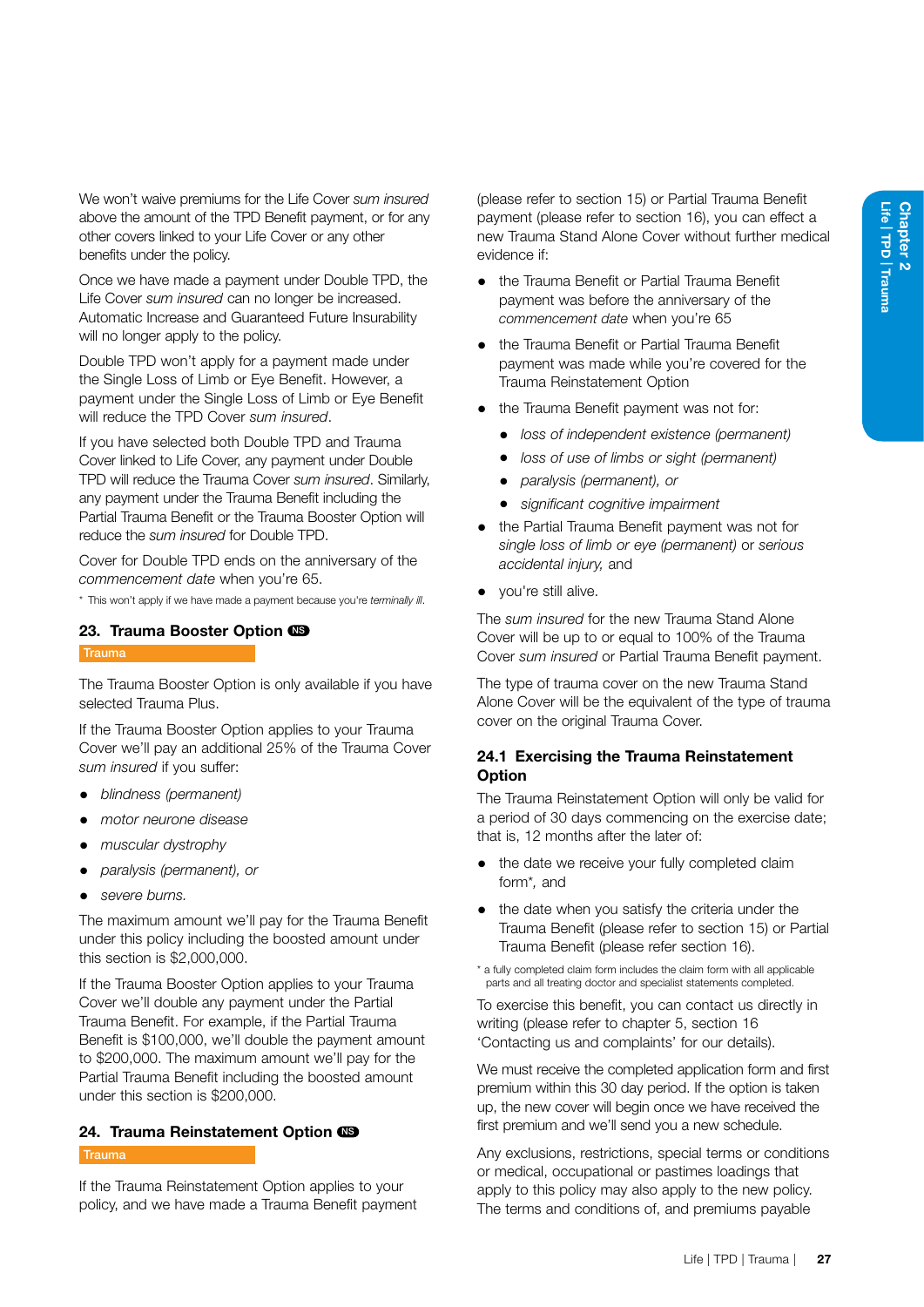We won't waive premiums for the Life Cover *sum insured* above the amount of the TPD Benefit payment, or for any other covers linked to your Life Cover or any other benefits under the policy.

Once we have made a payment under Double TPD, the Life Cover *sum insured* can no longer be increased. Automatic Increase and Guaranteed Future Insurability will no longer apply to the policy.

Double TPD won't apply for a payment made under the Single Loss of Limb or Eye Benefit. However, a payment under the Single Loss of Limb or Eye Benefit will reduce the TPD Cover *sum insured*.

If you have selected both Double TPD and Trauma Cover linked to Life Cover, any payment under Double TPD will reduce the Trauma Cover *sum insured*. Similarly, any payment under the Trauma Benefit including the Partial Trauma Benefit or the Trauma Booster Option will reduce the *sum insured* for Double TPD.

Cover for Double TPD ends on the anniversary of the *commencement date* when you're 65.

* This won't apply if we have made a payment because you're *terminally ill*.

## 23. Trauma Booster Option NS

Trauma

The Trauma Booster Option is only available if you have selected Trauma Plus.

If the Trauma Booster Option applies to your Trauma Cover we'll pay an additional 25% of the Trauma Cover *sum insured* if you suffer:

- *blindness (permanent)*
- *motor neurone disease*
- *muscular dystrophy*
- *paralysis (permanent), or*
- *severe burns.*

The maximum amount we'll pay for the Trauma Benefit under this policy including the boosted amount under this section is $2,000,000.

If the Trauma Booster Option applies to your Trauma Cover we'll double any payment under the Partial Trauma Benefit. For example, if the Partial Trauma Benefit is $100,000, we'll double the payment amount to $200,000. The maximum amount we'll pay for the Partial Trauma Benefit including the boosted amount under this section is $200,000.

## 24. Trauma Reinstatement Option NS

Trauma

If the Trauma Reinstatement Option applies to your policy, and we have made a Trauma Benefit payment (please refer to section 15) or Partial Trauma Benefit payment (please refer to section 16), you can effect a new Trauma Stand Alone Cover without further medical evidence if:

- the Trauma Benefit or Partial Trauma Benefit payment was before the anniversary of the *commencement date* when you're 65
- the Trauma Benefit or Partial Trauma Benefit payment was made while you're covered for the Trauma Reinstatement Option
- the Trauma Benefit payment was not for:
  - *loss of independent existence (permanent)*
  - *loss of use of limbs or sight (permanent)*
  - *paralysis (permanent), or*
  - *significant cognitive impairment*
- the Partial Trauma Benefit payment was not for *single loss of limb or eye (permanent)* or *serious accidental injury,* and
- you're still alive.

The *sum insured* for the new Trauma Stand Alone Cover will be up to or equal to 100% of the Trauma Cover *sum insured* or Partial Trauma Benefit payment.

The type of trauma cover on the new Trauma Stand Alone Cover will be the equivalent of the type of trauma cover on the original Trauma Cover.

### 24.1 Exercising the Trauma Reinstatement Option

The Trauma Reinstatement Option will only be valid for a period of 30 days commencing on the exercise date; that is, 12 months after the later of:

- the date we receive your fully completed claim form*, and
- the date when you satisfy the criteria under the Trauma Benefit (please refer to section 15) or Partial Trauma Benefit (please refer section 16).

* a fully completed claim form includes the claim form with all applicable parts and all treating doctor and specialist statements completed.

To exercise this benefit, you can contact us directly in writing (please refer to chapter 5, section 16 'Contacting us and complaints' for our details).

We must receive the completed application form and first premium within this 30 day period. If the option is taken up, the new cover will begin once we have received the first premium and we'll send you a new schedule.

Any exclusions, restrictions, special terms or conditions or medical, occupational or pastimes loadings that apply to this policy may also apply to the new policy. The terms and conditions of, and premiums payable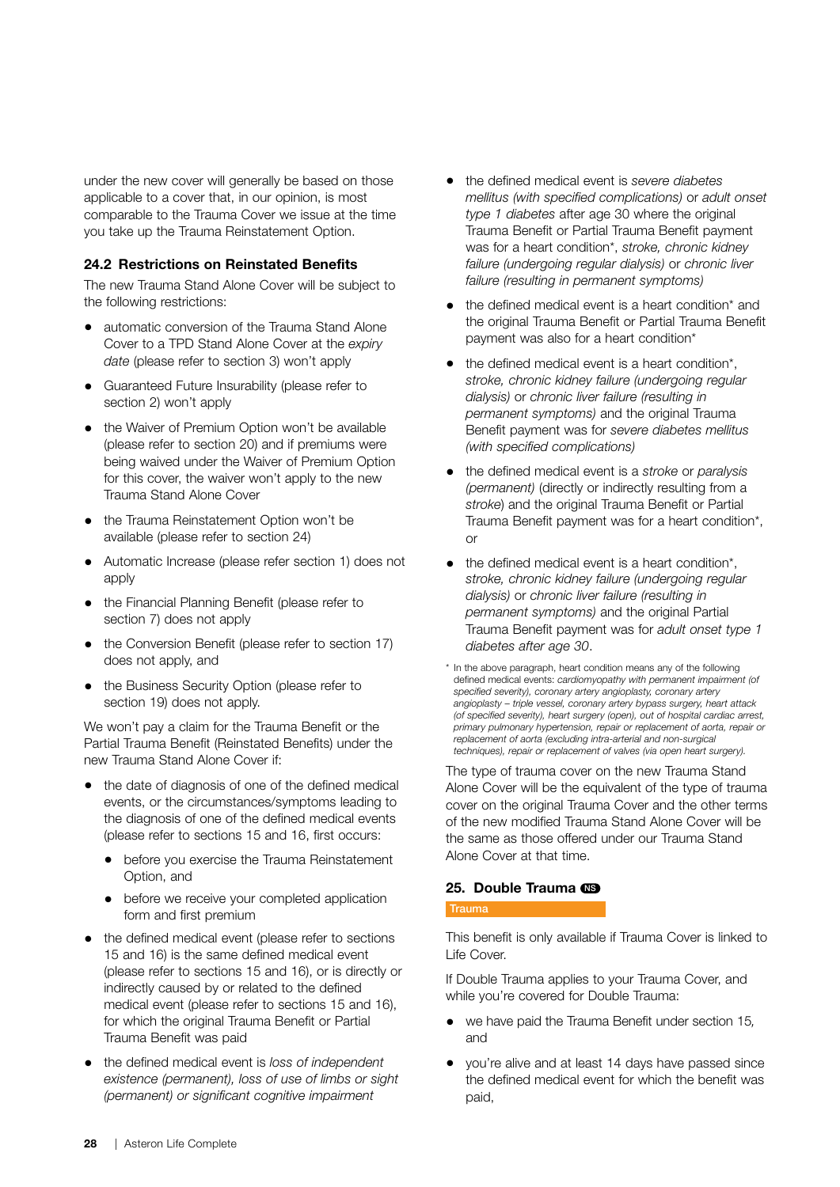under the new cover will generally be based on those applicable to a cover that, in our opinion, is most comparable to the Trauma Cover we issue at the time you take up the Trauma Reinstatement Option.

### 24.2 Restrictions on Reinstated Benefits

The new Trauma Stand Alone Cover will be subject to the following restrictions:

- automatic conversion of the Trauma Stand Alone Cover to a TPD Stand Alone Cover at the *expiry date* (please refer to section 3) won't apply
- Guaranteed Future Insurability (please refer to section 2) won't apply
- the Waiver of Premium Option won't be available (please refer to section 20) and if premiums were being waived under the Waiver of Premium Option for this cover, the waiver won't apply to the new Trauma Stand Alone Cover
- the Trauma Reinstatement Option won't be available (please refer to section 24)
- Automatic Increase (please refer section 1) does not apply
- the Financial Planning Benefit (please refer to section 7) does not apply
- the Conversion Benefit (please refer to section 17) does not apply, and
- the Business Security Option (please refer to section 19) does not apply.

We won't pay a claim for the Trauma Benefit or the Partial Trauma Benefit (Reinstated Benefits) under the new Trauma Stand Alone Cover if:

- the date of diagnosis of one of the defined medical events, or the circumstances/symptoms leading to the diagnosis of one of the defined medical events (please refer to sections 15 and 16, first occurs:
  - before you exercise the Trauma Reinstatement Option, and
  - before we receive your completed application form and first premium
- the defined medical event (please refer to sections 15 and 16) is the same defined medical event (please refer to sections 15 and 16), or is directly or indirectly caused by or related to the defined medical event (please refer to sections 15 and 16), for which the original Trauma Benefit or Partial Trauma Benefit was paid
- the defined medical event is *loss of independent existence (permanent), loss of use of limbs or sight (permanent) or significant cognitive impairment*
- the defined medical event is *severe diabetes mellitus (with specified complications)* or *adult onset type 1 diabetes* after age 30 where the original Trauma Benefit or Partial Trauma Benefit payment was for a heart condition*, *stroke, chronic kidney failure (undergoing regular dialysis)* or *chronic liver failure (resulting in permanent symptoms)*
- the defined medical event is a heart condition* and the original Trauma Benefit or Partial Trauma Benefit payment was also for a heart condition*
- the defined medical event is a heart condition*, *stroke, chronic kidney failure (undergoing regular dialysis)* or *chronic liver failure (resulting in permanent symptoms)* and the original Trauma Benefit payment was for *severe diabetes mellitus (with specified complications)*
- the defined medical event is a *stroke* or *paralysis (permanent)* (directly or indirectly resulting from a *stroke*) and the original Trauma Benefit or Partial Trauma Benefit payment was for a heart condition*, or
- the defined medical event is a heart condition*, *stroke, chronic kidney failure (undergoing regular dialysis)* or *chronic liver failure (resulting in permanent symptoms)* and the original Partial Trauma Benefit payment was for *adult onset type 1 diabetes after age 30*.

\* In the above paragraph, heart condition means any of the following defined medical events: *cardiomyopathy with permanent impairment (of specified severity), coronary artery angioplasty, coronary artery angioplasty – triple vessel, coronary artery bypass surgery, heart attack (of specified severity), heart surgery (open), out of hospital cardiac arrest, primary pulmonary hypertension, repair or replacement of aorta, repair or replacement of aorta (excluding intra-arterial and non-surgical techniques), repair or replacement of valves (via open heart surgery).*

The type of trauma cover on the new Trauma Stand Alone Cover will be the equivalent of the type of trauma cover on the original Trauma Cover and the other terms of the new modified Trauma Stand Alone Cover will be the same as those offered under our Trauma Stand Alone Cover at that time.

## 25. Double Trauma NS

Trauma

This benefit is only available if Trauma Cover is linked to Life Cover.

If Double Trauma applies to your Trauma Cover, and while you're covered for Double Trauma:

- we have paid the Trauma Benefit under section 15, and
- you're alive and at least 14 days have passed since the defined medical event for which the benefit was paid,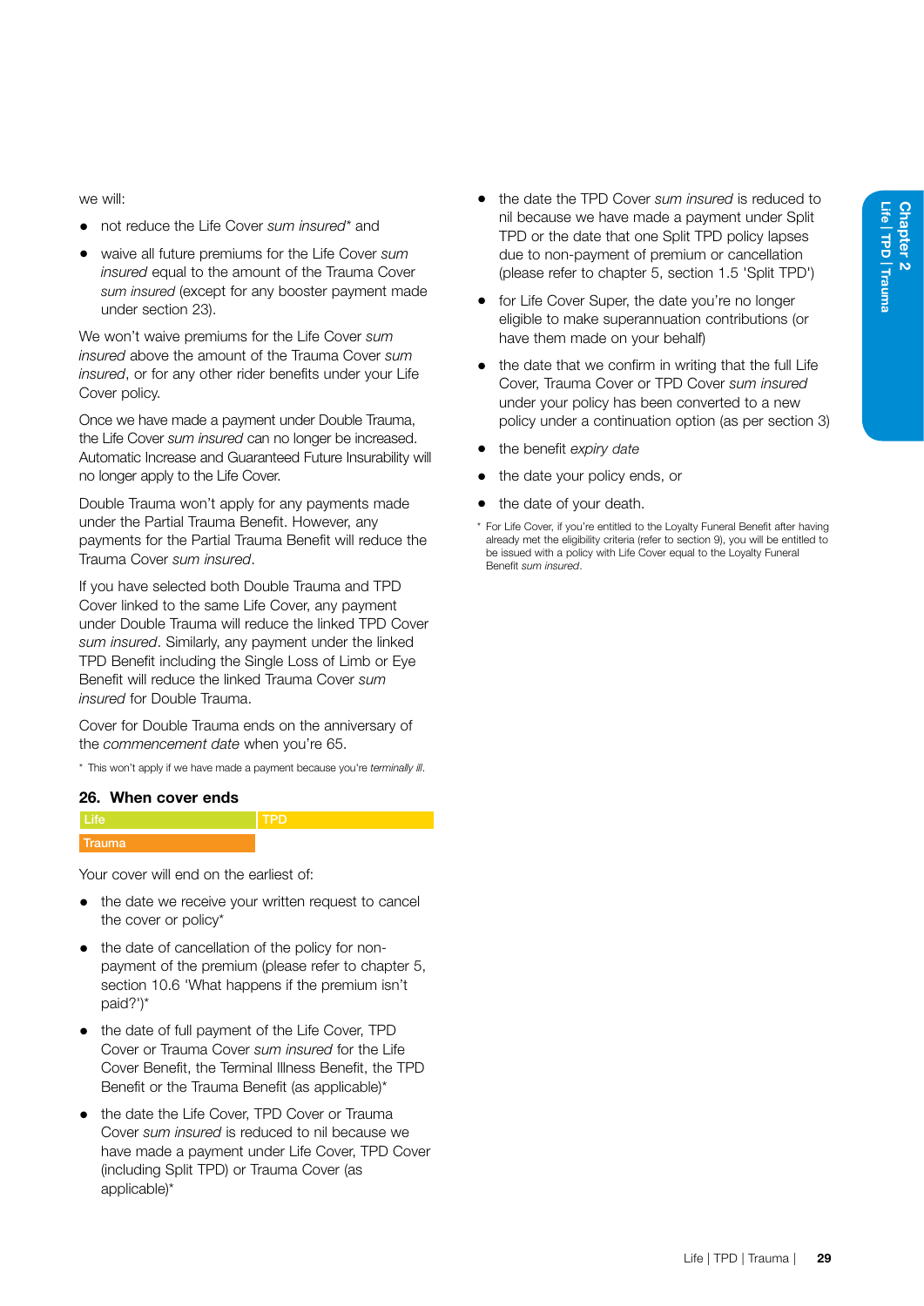we will:

- not reduce the Life Cover *sum insured*\* and
- waive all future premiums for the Life Cover *sum insured* equal to the amount of the Trauma Cover *sum insured* (except for any booster payment made under section 23).

We won't waive premiums for the Life Cover *sum insured* above the amount of the Trauma Cover *sum insured*, or for any other rider benefits under your Life Cover policy.

Once we have made a payment under Double Trauma, the Life Cover *sum insured* can no longer be increased. Automatic Increase and Guaranteed Future Insurability will no longer apply to the Life Cover.

Double Trauma won't apply for any payments made under the Partial Trauma Benefit. However, any payments for the Partial Trauma Benefit will reduce the Trauma Cover *sum insured*.

If you have selected both Double Trauma and TPD Cover linked to the same Life Cover, any payment under Double Trauma will reduce the linked TPD Cover *sum insured*. Similarly, any payment under the linked TPD Benefit including the Single Loss of Limb or Eye Benefit will reduce the linked Trauma Cover *sum insured* for Double Trauma.

Cover for Double Trauma ends on the anniversary of the *commencement date* when you're 65.

\* This won't apply if we have made a payment because you're *terminally ill*.

## 26. When cover ends

| Life | TPD |
|---|---|
| Trauma | |

Your cover will end on the earliest of:

- the date we receive your written request to cancel the cover or policy\*
- the date of cancellation of the policy for non-payment of the premium (please refer to chapter 5, section 10.6 'What happens if the premium isn't paid?')\*
- the date of full payment of the Life Cover, TPD Cover or Trauma Cover *sum insured* for the Life Cover Benefit, the Terminal Illness Benefit, the TPD Benefit or the Trauma Benefit (as applicable)\*
- the date the Life Cover, TPD Cover or Trauma Cover *sum insured* is reduced to nil because we have made a payment under Life Cover, TPD Cover (including Split TPD) or Trauma Cover (as applicable)\*
- the date the TPD Cover *sum insured* is reduced to nil because we have made a payment under Split TPD or the date that one Split TPD policy lapses due to non-payment of premium or cancellation (please refer to chapter 5, section 1.5 'Split TPD')
- for Life Cover Super, the date you're no longer eligible to make superannuation contributions (or have them made on your behalf)
- the date that we confirm in writing that the full Life Cover, Trauma Cover or TPD Cover *sum insured* under your policy has been converted to a new policy under a continuation option (as per section 3)
- the benefit *expiry date*
- the date your policy ends, or
- the date of your death.

\* For Life Cover, if you're entitled to the Loyalty Funeral Benefit after having already met the eligibility criteria (refer to section 9), you will be entitled to be issued with a policy with Life Cover equal to the Loyalty Funeral Benefit *sum insured*.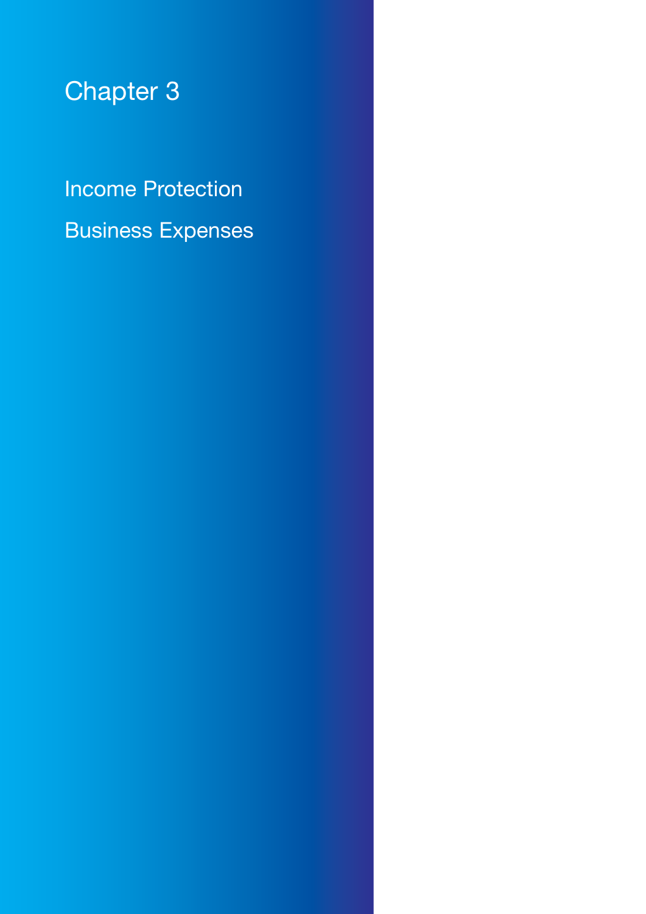# Chapter 3

Income Protection

Business Expenses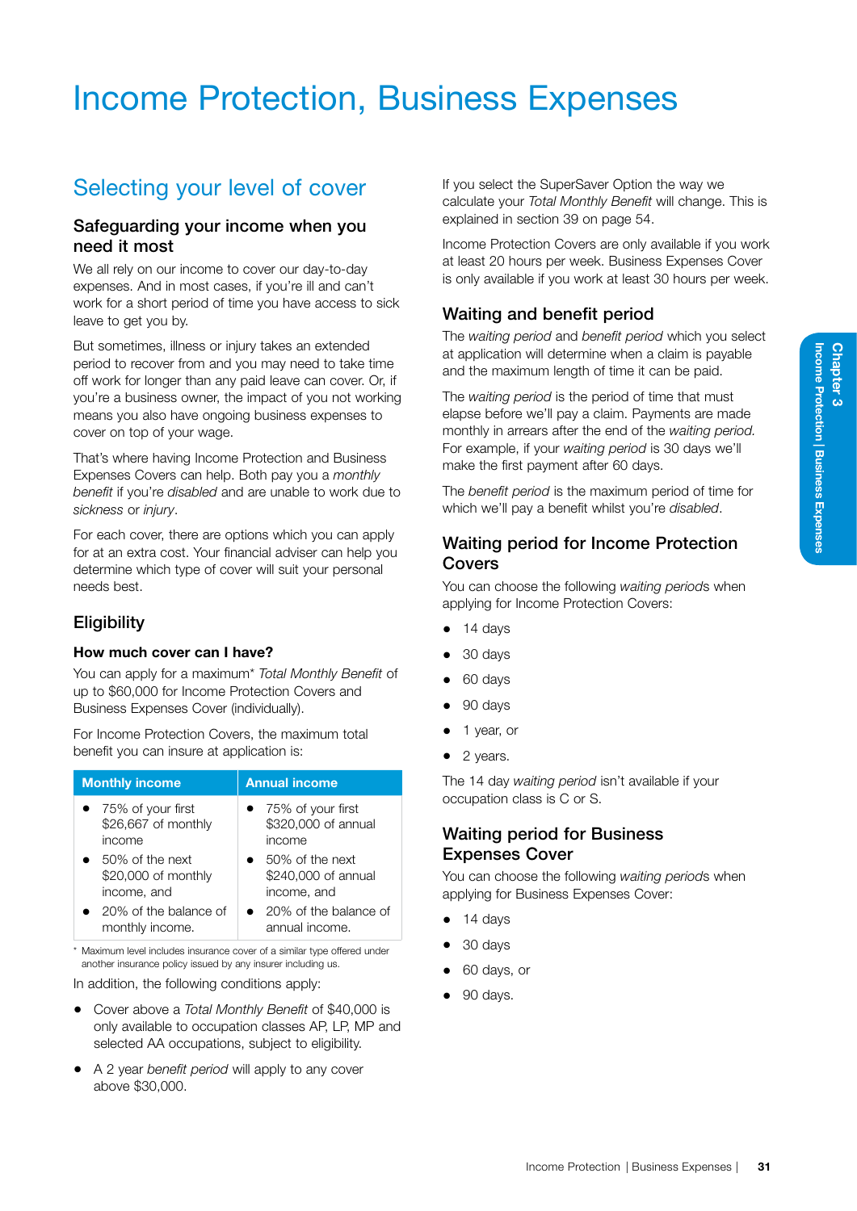# Income Protection, Business Expenses

## Selecting your level of cover

### Safeguarding your income when you need it most

We all rely on our income to cover our day-to-day expenses. And in most cases, if you're ill and can't work for a short period of time you have access to sick leave to get you by.

But sometimes, illness or injury takes an extended period to recover from and you may need to take time off work for longer than any paid leave can cover. Or, if you're a business owner, the impact of you not working means you also have ongoing business expenses to cover on top of your wage.

That's where having Income Protection and Business Expenses Covers can help. Both pay you a *monthly benefit* if you're *disabled* and are unable to work due to *sickness* or *injury*.

For each cover, there are options which you can apply for at an extra cost. Your financial adviser can help you determine which type of cover will suit your personal needs best.

### Eligibility

**How much cover can I have?**

You can apply for a maximum* *Total Monthly Benefit* of up to $60,000 for Income Protection Covers and Business Expenses Cover (individually).

For Income Protection Covers, the maximum total benefit you can insure at application is:

| Monthly income | Annual income |
|---|---|
| • 75% of your first $26,667 of monthly income<br>• 50% of the next $20,000 of monthly income, and<br>• 20% of the balance of monthly income. | • 75% of your first $320,000 of annual income<br>• 50% of the next $240,000 of annual income, and<br>• 20% of the balance of annual income. |

\* Maximum level includes insurance cover of a similar type offered under another insurance policy issued by any insurer including us.

In addition, the following conditions apply:

- Cover above a *Total Monthly Benefit* of $40,000 is only available to occupation classes AP, LP, MP and selected AA occupations, subject to eligibility.
- A 2 year *benefit period* will apply to any cover above $30,000.

If you select the SuperSaver Option the way we calculate your *Total Monthly Benefit* will change. This is explained in section 39 on page 54.

Income Protection Covers are only available if you work at least 20 hours per week. Business Expenses Cover is only available if you work at least 30 hours per week.

### Waiting and benefit period

The *waiting period* and *benefit period* which you select at application will determine when a claim is payable and the maximum length of time it can be paid.

The *waiting period* is the period of time that must elapse before we'll pay a claim. Payments are made monthly in arrears after the end of the *waiting period*. For example, if your *waiting period* is 30 days we'll make the first payment after 60 days.

The *benefit period* is the maximum period of time for which we'll pay a benefit whilst you're *disabled*.

### Waiting period for Income Protection Covers

You can choose the following *waiting periods* when applying for Income Protection Covers:

- 14 days
- 30 days
- 60 days
- 90 days
- 1 year, or
- 2 years.

The 14 day *waiting period* isn't available if your occupation class is C or S.

### Waiting period for Business Expenses Cover

You can choose the following *waiting periods* when applying for Business Expenses Cover:

- 14 days
- 30 days
- 60 days, or
- 90 days.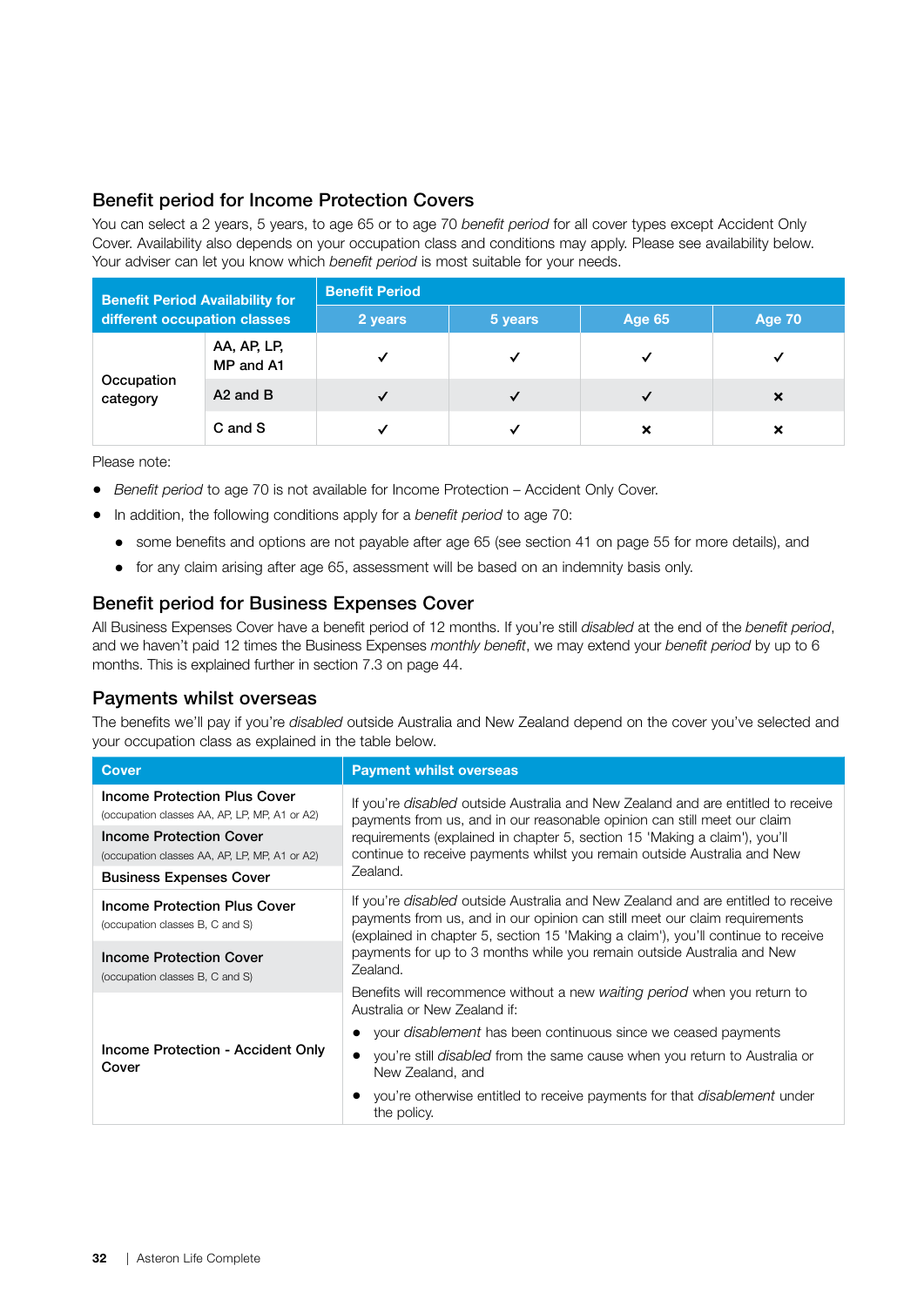## Benefit period for Income Protection Covers

You can select a 2 years, 5 years, to age 65 or to age 70 *benefit period* for all cover types except Accident Only Cover. Availability also depends on your occupation class and conditions may apply. Please see availability below. Your adviser can let you know which *benefit period* is most suitable for your needs.

| Benefit Period Availability for different occupation classes | | Benefit Period | | | |
|---|---|---|---|---|---|
| | | 2 years | 5 years | Age 65 | Age 70 |
| Occupation category | AA, AP, LP, MP and A1 | ✓ | ✓ | ✓ | ✓ |
| | A2 and B | ✓ | ✓ | ✓ | × |
| | C and S | ✓ | ✓ | × | × |

Please note:

- *Benefit period* to age 70 is not available for Income Protection – Accident Only Cover.
- In addition, the following conditions apply for a *benefit period* to age 70:
  - some benefits and options are not payable after age 65 (see section 41 on page 55 for more details), and
  - for any claim arising after age 65, assessment will be based on an indemnity basis only.

## Benefit period for Business Expenses Cover

All Business Expenses Cover have a benefit period of 12 months. If you're still *disabled* at the end of the *benefit period*, and we haven't paid 12 times the Business Expenses *monthly benefit*, we may extend your *benefit period* by up to 6 months. This is explained further in section 7.3 on page 44.

## Payments whilst overseas

The benefits we'll pay if you're *disabled* outside Australia and New Zealand depend on the cover you've selected and your occupation class as explained in the table below.

| Cover | Payment whilst overseas |
|---|---|
| **Income Protection Plus Cover** (occupation classes AA, AP, LP, MP, A1 or A2)<br>**Income Protection Cover** (occupation classes AA, AP, LP, MP, A1 or A2)<br>**Business Expenses Cover** | If you're *disabled* outside Australia and New Zealand and are entitled to receive payments from us, and in our reasonable opinion can still meet our claim requirements (explained in chapter 5, section 15 'Making a claim'), you'll continue to receive payments whilst you remain outside Australia and New Zealand. |
| **Income Protection Plus Cover** (occupation classes B, C and S)<br>**Income Protection Cover** (occupation classes B, C and S)<br>**Income Protection - Accident Only Cover** | If you're *disabled* outside Australia and New Zealand and are entitled to receive payments from us, and in our opinion can still meet our claim requirements (explained in chapter 5, section 15 'Making a claim'), you'll continue to receive payments for up to 3 months while you remain outside Australia and New Zealand.<br>Benefits will recommence without a new *waiting period* when you return to Australia or New Zealand if:<br>• your *disablement* has been continuous since we ceased payments<br>• you're still *disabled* from the same cause when you return to Australia or New Zealand, and<br>• you're otherwise entitled to receive payments for that *disablement* under the policy. |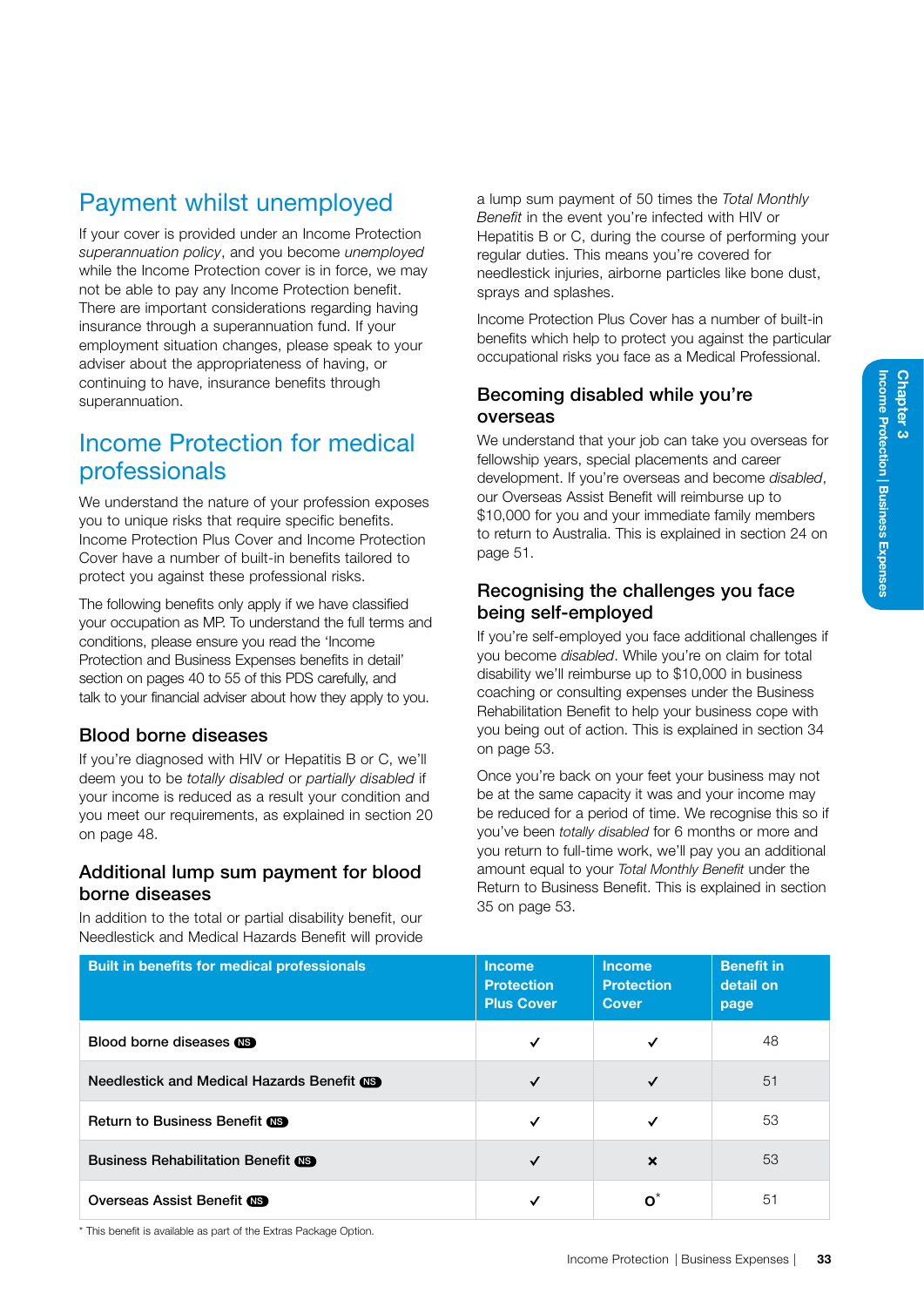## Payment whilst unemployed

If your cover is provided under an Income Protection *superannuation policy*, and you become *unemployed* while the Income Protection cover is in force, we may not be able to pay any Income Protection benefit. There are important considerations regarding having insurance through a superannuation fund. If your employment situation changes, please speak to your adviser about the appropriateness of having, or continuing to have, insurance benefits through superannuation.

## Income Protection for medical professionals

We understand the nature of your profession exposes you to unique risks that require specific benefits. Income Protection Plus Cover and Income Protection Cover have a number of built-in benefits tailored to protect you against these professional risks.

The following benefits only apply if we have classified your occupation as MP. To understand the full terms and conditions, please ensure you read the 'Income Protection and Business Expenses benefits in detail' section on pages 40 to 55 of this PDS carefully, and talk to your financial adviser about how they apply to you.

### Blood borne diseases

If you're diagnosed with HIV or Hepatitis B or C, we'll deem you to be *totally disabled* or *partially disabled* if your income is reduced as a result your condition and you meet our requirements, as explained in section 20 on page 48.

### Additional lump sum payment for blood borne diseases

In addition to the total or partial disability benefit, our Needlestick and Medical Hazards Benefit will provide a lump sum payment of 50 times the *Total Monthly Benefit* in the event you're infected with HIV or Hepatitis B or C, during the course of performing your regular duties. This means you're covered for needlestick injuries, airborne particles like bone dust, sprays and splashes.

Income Protection Plus Cover has a number of built-in benefits which help to protect you against the particular occupational risks you face as a Medical Professional.

### Becoming disabled while you're overseas

We understand that your job can take you overseas for fellowship years, special placements and career development. If you're overseas and become *disabled*, our Overseas Assist Benefit will reimburse up to $10,000 for you and your immediate family members to return to Australia. This is explained in section 24 on page 51.

### Recognising the challenges you face being self-employed

If you're self-employed you face additional challenges if you become *disabled*. While you're on claim for total disability we'll reimburse up to $10,000 in business coaching or consulting expenses under the Business Rehabilitation Benefit to help your business cope with you being out of action. This is explained in section 34 on page 53.

Once you're back on your feet your business may not be at the same capacity it was and your income may be reduced for a period of time. We recognise this so if you've been *totally disabled* for 6 months or more and you return to full-time work, we'll pay you an additional amount equal to your *Total Monthly Benefit* under the Return to Business Benefit. This is explained in section 35 on page 53.

| Built in benefits for medical professionals | Income Protection Plus Cover | Income Protection Cover | Benefit in detail on page |
|---|---|---|---|
| Blood borne diseases NS | ✓ | ✓ | 48 |
| Needlestick and Medical Hazards Benefit NS | ✓ | ✓ | 51 |
| Return to Business Benefit NS | ✓ | ✓ | 53 |
| Business Rehabilitation Benefit NS | ✓ | ✗ | 53 |
| Overseas Assist Benefit NS | ✓ | O* | 51 |

\* This benefit is available as part of the Extras Package Option.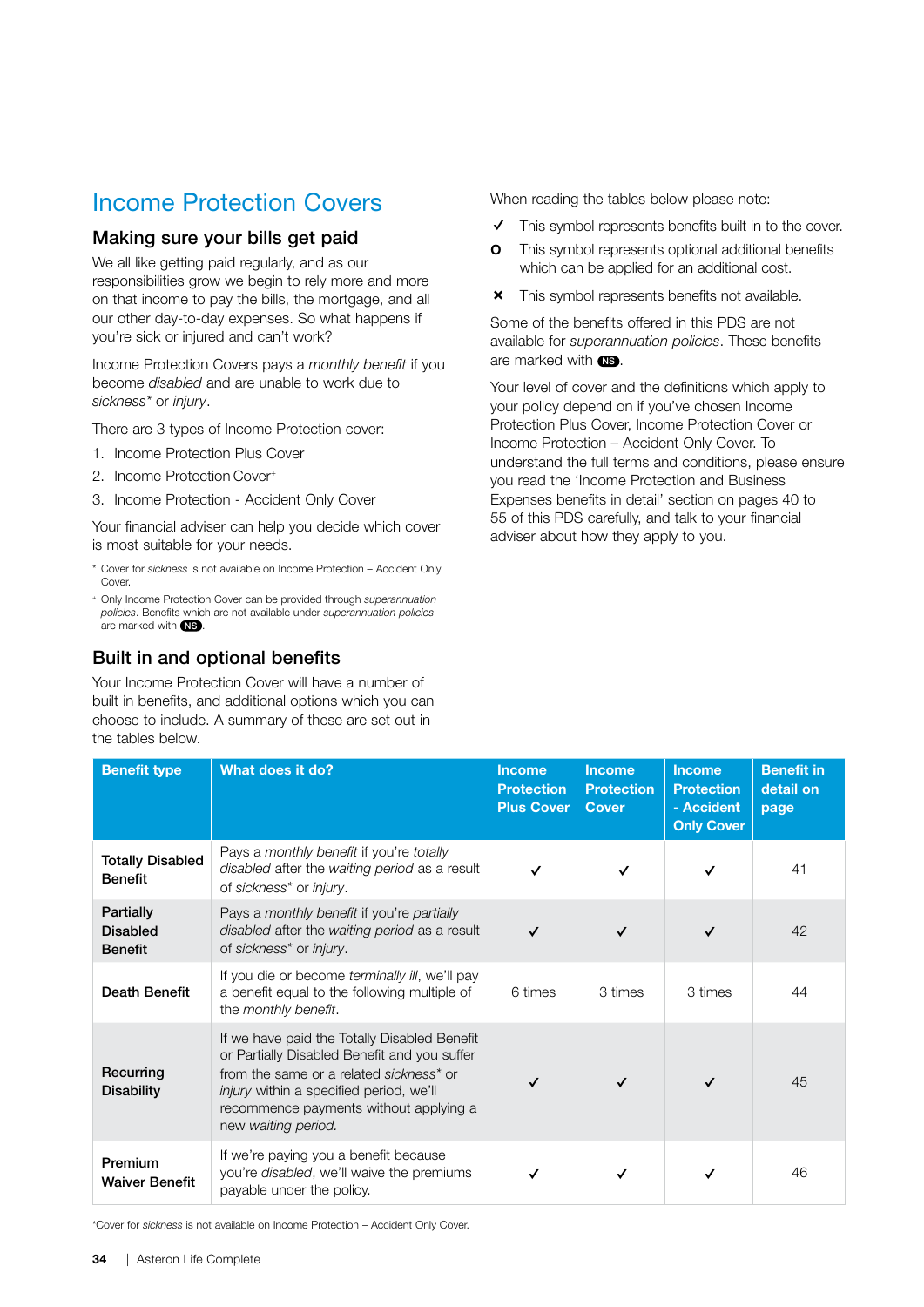# Income Protection Covers

## Making sure your bills get paid

We all like getting paid regularly, and as our responsibilities grow we begin to rely more and more on that income to pay the bills, the mortgage, and all our other day-to-day expenses. So what happens if you're sick or injured and can't work?

Income Protection Covers pays a *monthly benefit* if you become *disabled* and are unable to work due to *sickness*\* or *injury*.

There are 3 types of Income Protection cover:

1. Income Protection Plus Cover
2. Income Protection Cover+
3. Income Protection - Accident Only Cover

Your financial adviser can help you decide which cover is most suitable for your needs.

\* Cover for *sickness* is not available on Income Protection – Accident Only Cover.

+ Only Income Protection Cover can be provided through *superannuation policies*. Benefits which are not available under *superannuation policies* are marked with NS.

## Built in and optional benefits

Your Income Protection Cover will have a number of built in benefits, and additional options which you can choose to include. A summary of these are set out in the tables below.

When reading the tables below please note:

✓ This symbol represents benefits built in to the cover.

O This symbol represents optional additional benefits which can be applied for an additional cost.

✕ This symbol represents benefits not available.

Some of the benefits offered in this PDS are not available for *superannuation policies*. These benefits are marked with NS.

Your level of cover and the definitions which apply to your policy depend on if you've chosen Income Protection Plus Cover, Income Protection Cover or Income Protection – Accident Only Cover. To understand the full terms and conditions, please ensure you read the 'Income Protection and Business Expenses benefits in detail' section on pages 40 to 55 of this PDS carefully, and talk to your financial adviser about how they apply to you.

| Benefit type | What does it do? | Income Protection Plus Cover | Income Protection Cover | Income Protection - Accident Only Cover | Benefit in detail on page |
|---|---|---|---|---|---|
| Totally Disabled Benefit | Pays a *monthly benefit* if you're *totally disabled* after the *waiting period* as a result of *sickness*\* or *injury*. | ✓ | ✓ | ✓ | 41 |
| Partially Disabled Benefit | Pays a *monthly benefit* if you're *partially disabled* after the *waiting period* as a result of *sickness*\* or *injury*. | ✓ | ✓ | ✓ | 42 |
| Death Benefit | If you die or become *terminally ill*, we'll pay a benefit equal to the following multiple of the *monthly benefit*. | 6 times | 3 times | 3 times | 44 |
| Recurring Disability | If we have paid the Totally Disabled Benefit or Partially Disabled Benefit and you suffer from the same or a related *sickness*\* or *injury* within a specified period, we'll recommence payments without applying a new *waiting period*. | ✓ | ✓ | ✓ | 45 |
| Premium Waiver Benefit | If we're paying you a benefit because you're *disabled*, we'll waive the premiums payable under the policy. | ✓ | ✓ | ✓ | 46 |

\*Cover for *sickness* is not available on Income Protection – Accident Only Cover.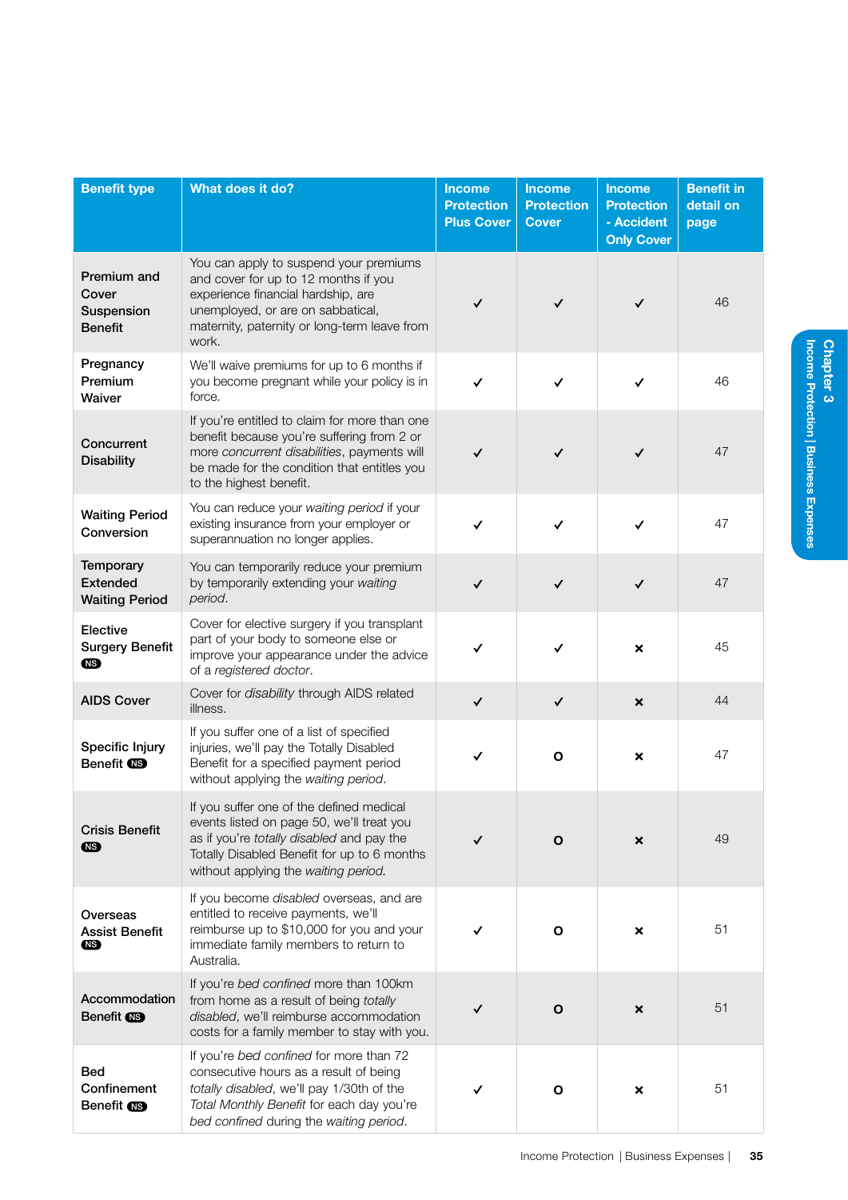| Benefit type | What does it do? | Income Protection Plus Cover | Income Protection Cover | Income Protection - Accident Only Cover | Benefit in detail on page |
|---|---|---|---|---|---|
| Premium and Cover Suspension Benefit | You can apply to suspend your premiums and cover for up to 12 months if you experience financial hardship, are unemployed, or are on sabbatical, maternity, paternity or long-term leave from work. | ✓ | ✓ | ✓ | 46 |
| Pregnancy Premium Waiver | We'll waive premiums for up to 6 months if you become pregnant while your policy is in force. | ✓ | ✓ | ✓ | 46 |
| Concurrent Disability | If you're entitled to claim for more than one benefit because you're suffering from 2 or more *concurrent disabilities*, payments will be made for the condition that entitles you to the highest benefit. | ✓ | ✓ | ✓ | 47 |
| Waiting Period Conversion | You can reduce your *waiting period* if your existing insurance from your employer or superannuation no longer applies. | ✓ | ✓ | ✓ | 47 |
| Temporary Extended Waiting Period | You can temporarily reduce your premium by temporarily extending your *waiting period*. | ✓ | ✓ | ✓ | 47 |
| Elective Surgery Benefit NS | Cover for elective surgery if you transplant part of your body to someone else or improve your appearance under the advice of a *registered doctor*. | ✓ | ✓ | × | 45 |
| AIDS Cover | Cover for *disability* through AIDS related illness. | ✓ | ✓ | × | 44 |
| Specific Injury Benefit NS | If you suffer one of a list of specified injuries, we'll pay the Totally Disabled Benefit for a specified payment period without applying the *waiting period*. | ✓ | O | × | 47 |
| Crisis Benefit NS | If you suffer one of the defined medical events listed on page 50, we'll treat you as if you're *totally disabled* and pay the Totally Disabled Benefit for up to 6 months without applying the *waiting period*. | ✓ | O | × | 49 |
| Overseas Assist Benefit NS | If you become *disabled* overseas, and are entitled to receive payments, we'll reimburse up to $10,000 for you and your immediate family members to return to Australia. | ✓ | O | × | 51 |
| Accommodation Benefit NS | If you're *bed confined* more than 100km from home as a result of being *totally disabled*, we'll reimburse accommodation costs for a family member to stay with you. | ✓ | O | × | 51 |
| Bed Confinement Benefit NS | If you're *bed confined* for more than 72 consecutive hours as a result of being *totally disabled*, we'll pay 1/30th of the *Total Monthly Benefit* for each day you're *bed confined* during the *waiting period*. | ✓ | O | × | 51 |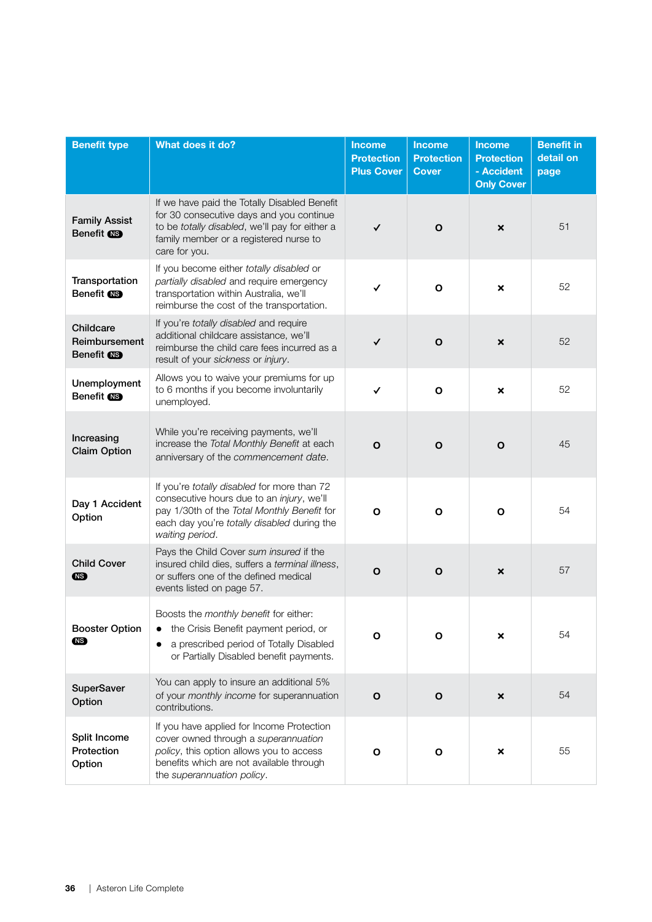| Benefit type | What does it do? | Income Protection Plus Cover | Income Protection Cover | Income Protection - Accident Only Cover | Benefit in detail on page |
|---|---|---|---|---|---|
| Family Assist Benefit NS | If we have paid the Totally Disabled Benefit for 30 consecutive days and you continue to be *totally disabled*, we'll pay for either a family member or a registered nurse to care for you. | ✓ | O | × | 51 |
| Transportation Benefit NS | If you become either *totally disabled* or *partially disabled* and require emergency transportation within Australia, we'll reimburse the cost of the transportation. | ✓ | O | × | 52 |
| Childcare Reimbursement Benefit NS | If you're *totally disabled* and require additional childcare assistance, we'll reimburse the child care fees incurred as a result of your *sickness* or *injury*. | ✓ | O | × | 52 |
| Unemployment Benefit NS | Allows you to waive your premiums for up to 6 months if you become involuntarily unemployed. | ✓ | O | × | 52 |
| Increasing Claim Option | While you're receiving payments, we'll increase the *Total Monthly Benefit* at each anniversary of the *commencement date*. | O | O | O | 45 |
| Day 1 Accident Option | If you're *totally disabled* for more than 72 consecutive hours due to an *injury*, we'll pay 1/30th of the *Total Monthly Benefit* for each day you're *totally disabled* during the *waiting period*. | O | O | O | 54 |
| Child Cover NS | Pays the Child Cover *sum insured* if the insured child dies, suffers a *terminal illness*, or suffers one of the defined medical events listed on page 57. | O | O | × | 57 |
| Booster Option NS | Boosts the *monthly benefit* for either:<br>• the Crisis Benefit payment period, or<br>• a prescribed period of Totally Disabled or Partially Disabled benefit payments. | O | O | × | 54 |
| SuperSaver Option | You can apply to insure an additional 5% of your *monthly income* for superannuation contributions. | O | O | × | 54 |
| Split Income Protection Option | If you have applied for Income Protection cover owned through a *superannuation policy*, this option allows you to access benefits which are not available through the *superannuation policy*. | O | O | × | 55 |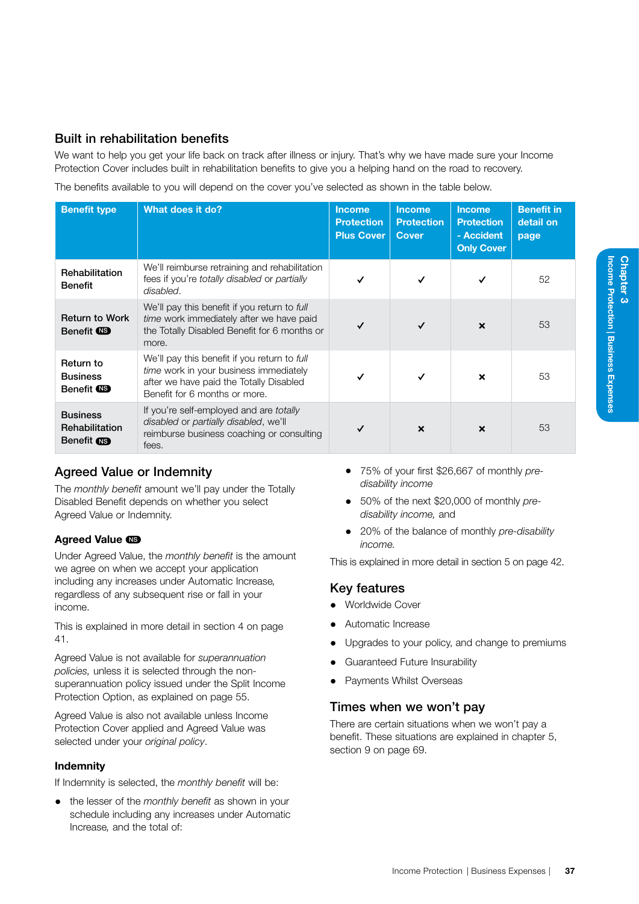## Built in rehabilitation benefits

We want to help you get your life back on track after illness or injury. That's why we have made sure your Income Protection Cover includes built in rehabilitation benefits to give you a helping hand on the road to recovery.

The benefits available to you will depend on the cover you've selected as shown in the table below.

| Benefit type | What does it do? | Income Protection Plus Cover | Income Protection Cover | Income Protection - Accident Only Cover | Benefit in detail on page |
|---|---|---|---|---|---|
| Rehabilitation Benefit | We'll reimburse retraining and rehabilitation fees if you're *totally disabled* or *partially disabled*. | ✓ | ✓ | ✓ | 52 |
| Return to Work Benefit NS | We'll pay this benefit if you return to *full time* work immediately after we have paid the Totally Disabled Benefit for 6 months or more. | ✓ | ✓ | × | 53 |
| Return to Business Benefit NS | We'll pay this benefit if you return to *full time* work in your business immediately after we have paid the Totally Disabled Benefit for 6 months or more. | ✓ | ✓ | × | 53 |
| Business Rehabilitation Benefit NS | If you're self-employed and are *totally disabled* or *partially disabled*, we'll reimburse business coaching or consulting fees. | ✓ | × | × | 53 |

## Agreed Value or Indemnity

The *monthly benefit* amount we'll pay under the Totally Disabled Benefit depends on whether you select Agreed Value or Indemnity.

### Agreed Value NS

Under Agreed Value, the *monthly benefit* is the amount we agree on when we accept your application including any increases under Automatic Increase, regardless of any subsequent rise or fall in your income.

This is explained in more detail in section 4 on page 41.

Agreed Value is not available for *superannuation policies*, unless it is selected through the non-superannuation policy issued under the Split Income Protection Option, as explained on page 55.

Agreed Value is also not available unless Income Protection Cover applied and Agreed Value was selected under your *original policy*.

### Indemnity

If Indemnity is selected, the *monthly benefit* will be:

- the lesser of the *monthly benefit* as shown in your schedule including any increases under Automatic Increase, and the total of:
  - 75% of your first $26,667 of monthly *pre-disability income*
  - 50% of the next $20,000 of monthly *pre-disability income,* and
  - 20% of the balance of monthly *pre-disability income.*

This is explained in more detail in section 5 on page 42.

## Key features

- Worldwide Cover
- Automatic Increase
- Upgrades to your policy, and change to premiums
- Guaranteed Future Insurability
- Payments Whilst Overseas

## Times when we won't pay

There are certain situations when we won't pay a benefit. These situations are explained in chapter 5, section 9 on page 69.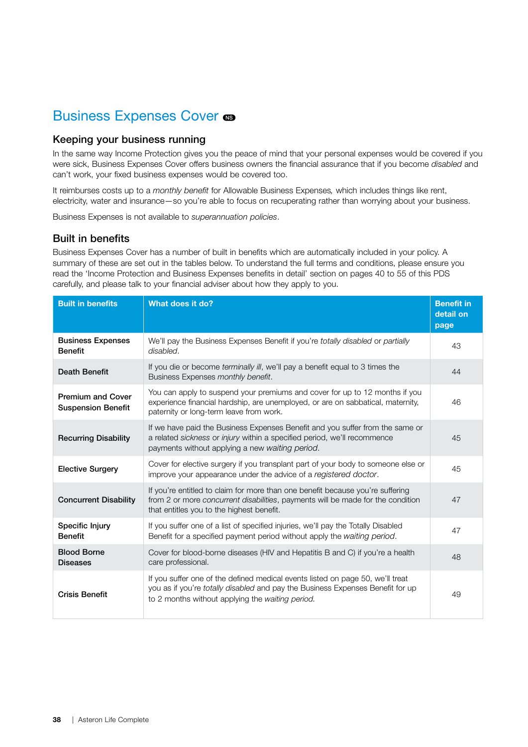# Business Expenses Cover NS

## Keeping your business running

In the same way Income Protection gives you the peace of mind that your personal expenses would be covered if you were sick, Business Expenses Cover offers business owners the financial assurance that if you become *disabled* and can't work, your fixed business expenses would be covered too.

It reimburses costs up to a *monthly benefit* for Allowable Business Expenses, which includes things like rent, electricity, water and insurance—so you're able to focus on recuperating rather than worrying about your business.

Business Expenses is not available to *superannuation policies*.

## Built in benefits

Business Expenses Cover has a number of built in benefits which are automatically included in your policy. A summary of these are set out in the tables below. To understand the full terms and conditions, please ensure you read the 'Income Protection and Business Expenses benefits in detail' section on pages 40 to 55 of this PDS carefully, and please talk to your financial adviser about how they apply to you.

| Built in benefits | What does it do? | Benefit in detail on page |
|---|---|---|
| **Business Expenses Benefit** | We'll pay the Business Expenses Benefit if you're *totally disabled* or *partially disabled*. | 43 |
| **Death Benefit** | If you die or become *terminally ill*, we'll pay a benefit equal to 3 times the Business Expenses *monthly benefit*. | 44 |
| **Premium and Cover Suspension Benefit** | You can apply to suspend your premiums and cover for up to 12 months if you experience financial hardship, are unemployed, or are on sabbatical, maternity, paternity or long-term leave from work. | 46 |
| **Recurring Disability** | If we have paid the Business Expenses Benefit and you suffer from the same or a related *sickness* or *injury* within a specified period, we'll recommence payments without applying a new *waiting period*. | 45 |
| **Elective Surgery** | Cover for elective surgery if you transplant part of your body to someone else or improve your appearance under the advice of a *registered doctor*. | 45 |
| **Concurrent Disability** | If you're entitled to claim for more than one benefit because you're suffering from 2 or more *concurrent disabilities*, payments will be made for the condition that entitles you to the highest benefit. | 47 |
| **Specific Injury Benefit** | If you suffer one of a list of specified injuries, we'll pay the Totally Disabled Benefit for a specified payment period without apply the *waiting period*. | 47 |
| **Blood Borne Diseases** | Cover for blood-borne diseases (HIV and Hepatitis B and C) if you're a health care professional. | 48 |
| **Crisis Benefit** | If you suffer one of the defined medical events listed on page 50, we'll treat you as if you're *totally disabled* and pay the Business Expenses Benefit for up to 2 months without applying the *waiting period*. | 49 |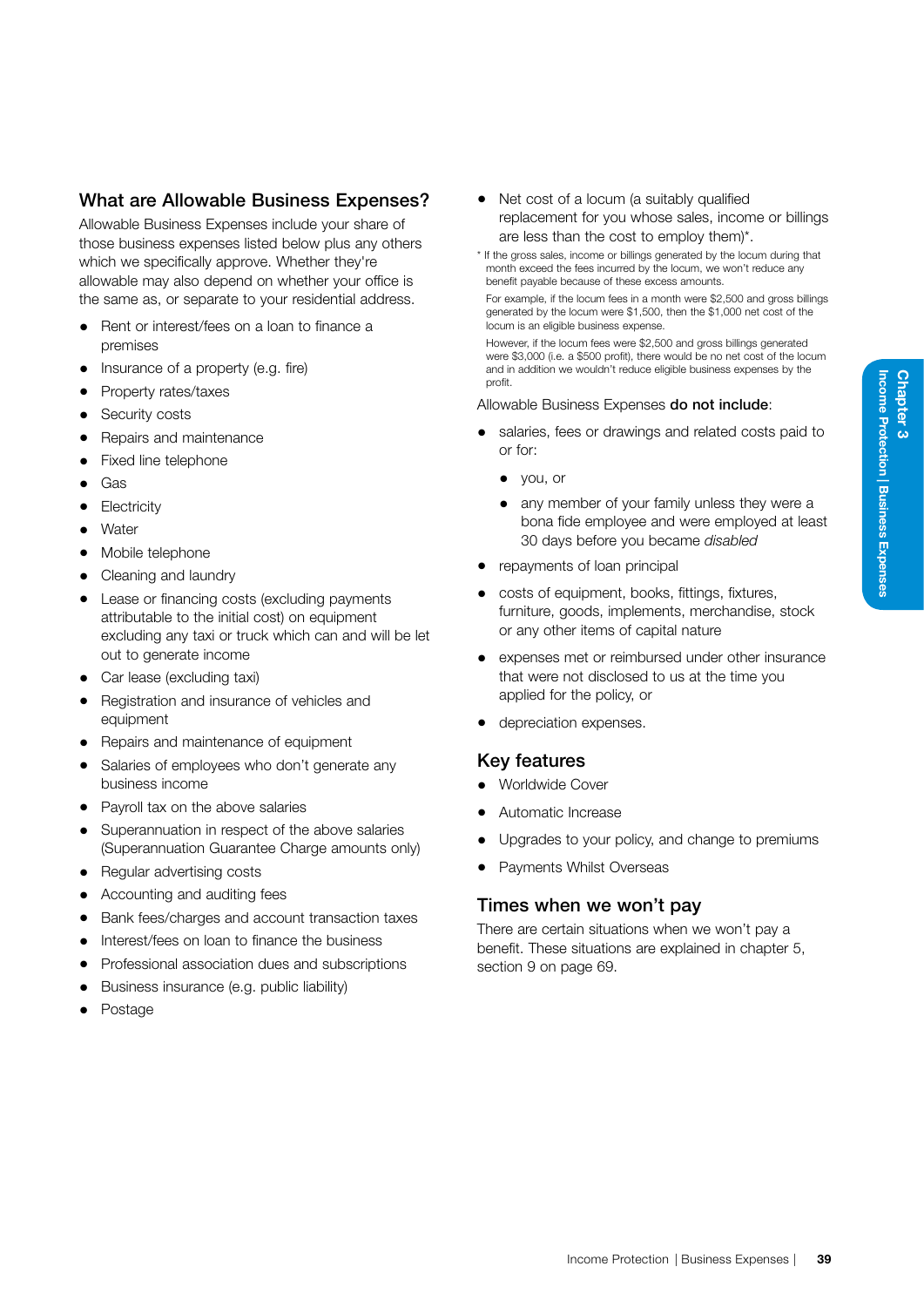## What are Allowable Business Expenses?

Allowable Business Expenses include your share of those business expenses listed below plus any others which we specifically approve. Whether they're allowable may also depend on whether your office is the same as, or separate to your residential address.

- Rent or interest/fees on a loan to finance a premises
- Insurance of a property (e.g. fire)
- Property rates/taxes
- Security costs
- Repairs and maintenance
- Fixed line telephone
- Gas
- Electricity
- Water
- Mobile telephone
- Cleaning and laundry
- Lease or financing costs (excluding payments attributable to the initial cost) on equipment excluding any taxi or truck which can and will be let out to generate income
- Car lease (excluding taxi)
- Registration and insurance of vehicles and equipment
- Repairs and maintenance of equipment
- Salaries of employees who don't generate any business income
- Payroll tax on the above salaries
- Superannuation in respect of the above salaries (Superannuation Guarantee Charge amounts only)
- Regular advertising costs
- Accounting and auditing fees
- Bank fees/charges and account transaction taxes
- Interest/fees on loan to finance the business
- Professional association dues and subscriptions
- Business insurance (e.g. public liability)
- Postage
- Net cost of a locum (a suitably qualified replacement for you whose sales, income or billings are less than the cost to employ them)*.

\* If the gross sales, income or billings generated by the locum during that month exceed the fees incurred by the locum, we won't reduce any benefit payable because of these excess amounts.

For example, if the locum fees in a month were $2,500 and gross billings generated by the locum were $1,500, then the $1,000 net cost of the locum is an eligible business expense.

However, if the locum fees were $2,500 and gross billings generated were $3,000 (i.e. a $500 profit), there would be no net cost of the locum and in addition we wouldn't reduce eligible business expenses by the profit.

Allowable Business Expenses **do not include**:

- salaries, fees or drawings and related costs paid to or for:
  - you, or
  - any member of your family unless they were a bona fide employee and were employed at least 30 days before you became *disabled*
- repayments of loan principal
- costs of equipment, books, fittings, fixtures, furniture, goods, implements, merchandise, stock or any other items of capital nature
- expenses met or reimbursed under other insurance that were not disclosed to us at the time you applied for the policy, or
- depreciation expenses.

## Key features

- Worldwide Cover
- Automatic Increase
- Upgrades to your policy, and change to premiums
- Payments Whilst Overseas

## Times when we won't pay

There are certain situations when we won't pay a benefit. These situations are explained in chapter 5, section 9 on page 69.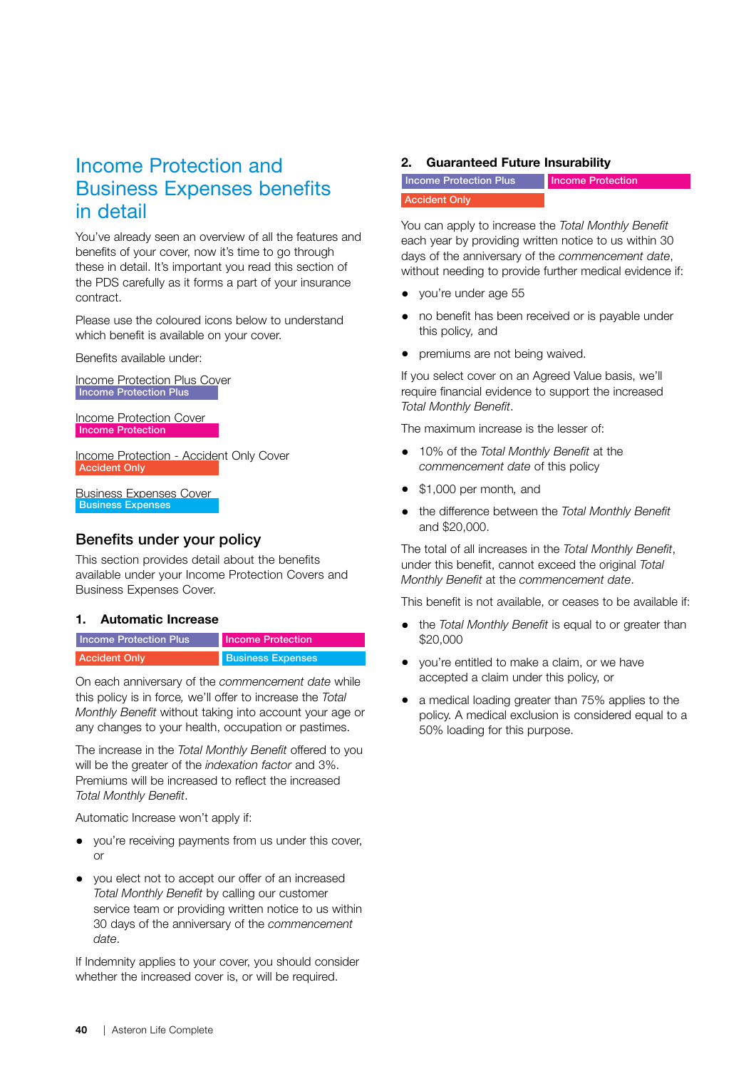# Income Protection and Business Expenses benefits in detail

You've already seen an overview of all the features and benefits of your cover, now it's time to go through these in detail. It's important you read this section of the PDS carefully as it forms a part of your insurance contract.

Please use the coloured icons below to understand which benefit is available on your cover.

Benefits available under:

Income Protection Plus Cover
Income Protection Plus

Income Protection Cover
Income Protection

Income Protection - Accident Only Cover
Accident Only

Business Expenses Cover
Business Expenses

## Benefits under your policy

This section provides detail about the benefits available under your Income Protection Covers and Business Expenses Cover.

### 1. Automatic Increase

Income Protection Plus | Income Protection | Accident Only | Business Expenses

On each anniversary of the *commencement date* while this policy is in force, we'll offer to increase the *Total Monthly Benefit* without taking into account your age or any changes to your health, occupation or pastimes.

The increase in the *Total Monthly Benefit* offered to you will be the greater of the *indexation factor* and 3%. Premiums will be increased to reflect the increased *Total Monthly Benefit*.

Automatic Increase won't apply if:

- you're receiving payments from us under this cover, or
- you elect not to accept our offer of an increased *Total Monthly Benefit* by calling our customer service team or providing written notice to us within 30 days of the anniversary of the *commencement date*.

If Indemnity applies to your cover, you should consider whether the increased cover is, or will be required.

### 2. Guaranteed Future Insurability

Income Protection Plus | Income Protection | Accident Only

You can apply to increase the *Total Monthly Benefit* each year by providing written notice to us within 30 days of the anniversary of the *commencement date*, without needing to provide further medical evidence if:

- you're under age 55
- no benefit has been received or is payable under this policy, and
- premiums are not being waived.

If you select cover on an Agreed Value basis, we'll require financial evidence to support the increased *Total Monthly Benefit*.

The maximum increase is the lesser of:

- 10% of the *Total Monthly Benefit* at the *commencement date* of this policy
- $1,000 per month, and
- the difference between the *Total Monthly Benefit* and $20,000.

The total of all increases in the *Total Monthly Benefit*, under this benefit, cannot exceed the original *Total Monthly Benefit* at the *commencement date*.

This benefit is not available, or ceases to be available if:

- the *Total Monthly Benefit* is equal to or greater than $20,000
- you're entitled to make a claim, or we have accepted a claim under this policy, or
- a medical loading greater than 75% applies to the policy. A medical exclusion is considered equal to a 50% loading for this purpose.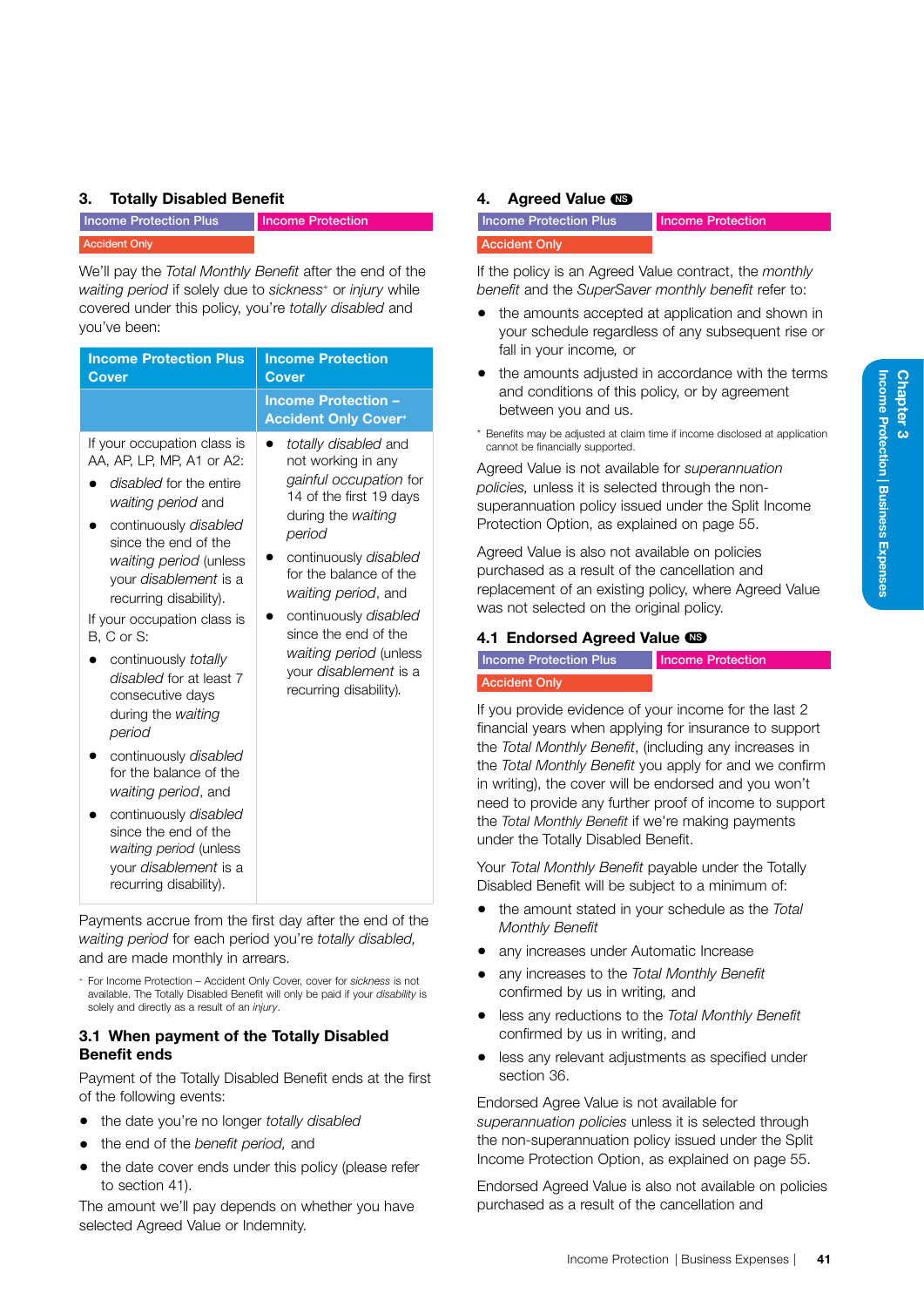## 3. Totally Disabled Benefit

Income Protection Plus | Income Protection | Accident Only

We'll pay the *Total Monthly Benefit* after the end of the *waiting period* if solely due to *sickness*+ or *injury* while covered under this policy, you're *totally disabled* and you've been:

| Income Protection Plus Cover | Income Protection Cover |
|---|---|
| | Income Protection – Accident Only Cover+ |
| If your occupation class is AA, AP, LP, MP, A1 or A2:<br>• *disabled* for the entire *waiting period* and<br>• continuously *disabled* since the end of the *waiting period* (unless your *disablement* is a recurring disability).<br>If your occupation class is B, C or S:<br>• continuously *totally disabled* for at least 7 consecutive days during the *waiting period*<br>• continuously *disabled* for the balance of the *waiting period*, and<br>• continuously *disabled* since the end of the *waiting period* (unless your *disablement* is a recurring disability). | • *totally disabled* and not working in any *gainful occupation* for 14 of the first 19 days during the *waiting period*<br>• continuously *disabled* for the balance of the *waiting period*, and<br>• continuously *disabled* since the end of the *waiting period* (unless your *disablement* is a recurring disability). |

Payments accrue from the first day after the end of the *waiting period* for each period you're *totally disabled,* and are made monthly in arrears.

+ For Income Protection – Accident Only Cover, cover for *sickness* is not available. The Totally Disabled Benefit will only be paid if your *disability* is solely and directly as a result of an *injury*.

### 3.1 When payment of the Totally Disabled Benefit ends

Payment of the Totally Disabled Benefit ends at the first of the following events:

- the date you're no longer *totally disabled*
- the end of the *benefit period,* and
- the date cover ends under this policy (please refer to section 41).

The amount we'll pay depends on whether you have selected Agreed Value or Indemnity.

## 4. Agreed Value NS

Income Protection Plus | Income Protection | Accident Only

If the policy is an Agreed Value contract, the *monthly benefit* and the *SuperSaver monthly benefit* refer to:

- the amounts accepted at application and shown in your schedule regardless of any subsequent rise or fall in your income, or
- the amounts adjusted in accordance with the terms and conditions of this policy, or by agreement between you and us.

* Benefits may be adjusted at claim time if income disclosed at application cannot be financially supported.

Agreed Value is not available for *superannuation policies,* unless it is selected through the non-superannuation policy issued under the Split Income Protection Option, as explained on page 55.

Agreed Value is also not available on policies purchased as a result of the cancellation and replacement of an existing policy, where Agreed Value was not selected on the original policy.

### 4.1 Endorsed Agreed Value NS

Income Protection Plus | Income Protection | Accident Only

If you provide evidence of your income for the last 2 financial years when applying for insurance to support the *Total Monthly Benefit*, (including any increases in the *Total Monthly Benefit* you apply for and we confirm in writing), the cover will be endorsed and you won't need to provide any further proof of income to support the *Total Monthly Benefit* if we're making payments under the Totally Disabled Benefit.

Your *Total Monthly Benefit* payable under the Totally Disabled Benefit will be subject to a minimum of:

- the amount stated in your schedule as the *Total Monthly Benefit*
- any increases under Automatic Increase
- any increases to the *Total Monthly Benefit* confirmed by us in writing, and
- less any reductions to the *Total Monthly Benefit* confirmed by us in writing, and
- less any relevant adjustments as specified under section 36.

Endorsed Agree Value is not available for *superannuation policies* unless it is selected through the non-superannuation policy issued under the Split Income Protection Option, as explained on page 55.

Endorsed Agreed Value is also not available on policies purchased as a result of the cancellation and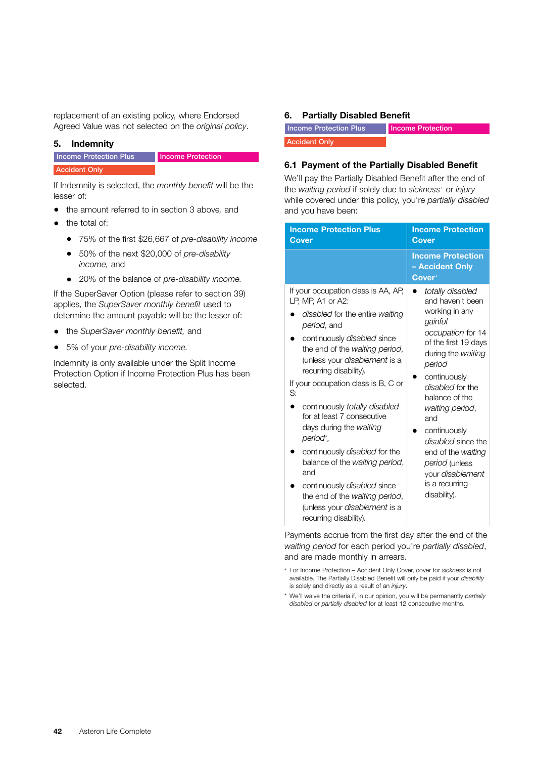replacement of an existing policy, where Endorsed Agreed Value was not selected on the *original policy*.

## 5. Indemnity

Income Protection Plus | Income Protection Accident Only

If Indemnity is selected, the *monthly benefit* will be the lesser of:

- the amount referred to in section 3 above, and
- the total of:
  - 75% of the first $26,667 of *pre-disability income*
  - 50% of the next $20,000 of *pre-disability income,* and
  - 20% of the balance of *pre-disability income.*

If the SuperSaver Option (please refer to section 39) applies, the *SuperSaver monthly benefit* used to determine the amount payable will be the lesser of:

- the *SuperSaver monthly benefit,* and
- 5% of your *pre-disability income.*

Indemnity is only available under the Split Income Protection Option if Income Protection Plus has been selected.

## 6. Partially Disabled Benefit

Income Protection Plus | Income Protection Accident Only

### 6.1 Payment of the Partially Disabled Benefit

We'll pay the Partially Disabled Benefit after the end of the *waiting period* if solely due to *sickness*⁺ or *injury* while covered under this policy, you're *partially disabled* and you have been:

| Income Protection Plus Cover | Income Protection Cover<br>Income Protection – Accident Only Cover⁺ |
|---|---|
| If your occupation class is AA, AP, LP, MP, A1 or A2:<br>• *disabled* for the entire *waiting period*, and<br>• continuously *disabled* since the end of the *waiting period*, (unless your *disablement* is a recurring disability).<br>If your occupation class is B, C or S:<br>• continuously *totally disabled* for at least 7 consecutive days during the *waiting period*\*,<br>• continuously *disabled* for the balance of the *waiting period*, and<br>• continuously *disabled* since the end of the *waiting period*, (unless your *disablement* is a recurring disability). | • *totally disabled* and haven't been working in any *gainful occupation* for 14 of the first 19 days during the *waiting period*<br>• continuously *disabled* for the balance of the *waiting period*, and<br>• continuously *disabled* since the end of the *waiting period* (unless your *disablement* is a recurring disability). |

Payments accrue from the first day after the end of the *waiting period* for each period you're *partially disabled*, and are made monthly in arrears.

⁺ For Income Protection – Accident Only Cover, cover for *sickness* is not available. The Partially Disabled Benefit will only be paid if your *disability* is solely and directly as a result of an *injury*.

\* We'll waive the criteria if, in our opinion, you will be permanently *partially disabled* or *partially disabled* for at least 12 consecutive months.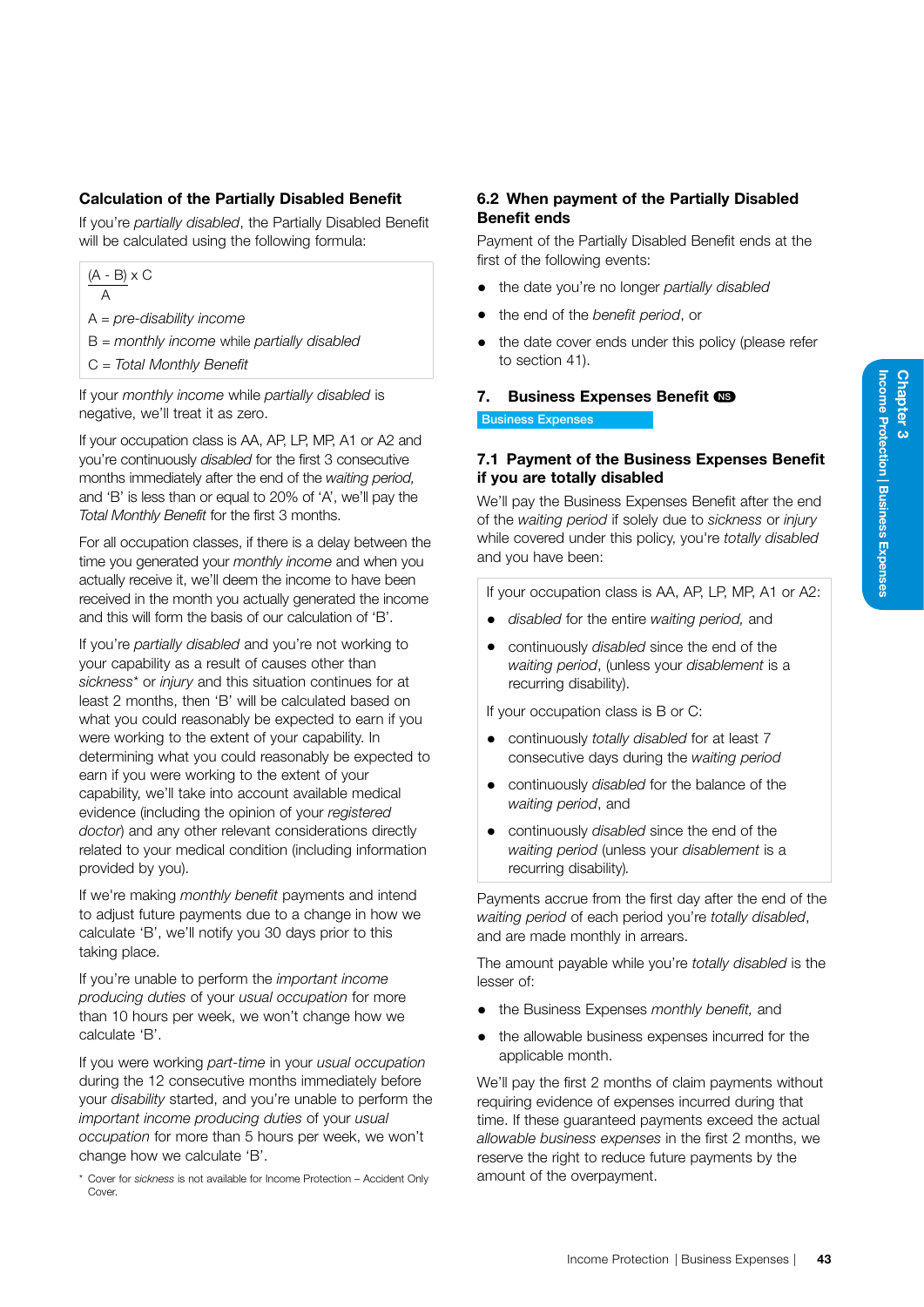### Calculation of the Partially Disabled Benefit

If you're *partially disabled*, the Partially Disabled Benefit will be calculated using the following formula:

$$\frac{(A - B) \times C}{A}$$

A = *pre-disability income*

B = *monthly income* while *partially disabled*

C = *Total Monthly Benefit*

If your *monthly income* while *partially disabled* is negative, we'll treat it as zero.

If your occupation class is AA, AP, LP, MP, A1 or A2 and you're continuously *disabled* for the first 3 consecutive months immediately after the end of the *waiting period,* and 'B' is less than or equal to 20% of 'A', we'll pay the *Total Monthly Benefit* for the first 3 months.

For all occupation classes, if there is a delay between the time you generated your *monthly income* and when you actually receive it, we'll deem the income to have been received in the month you actually generated the income and this will form the basis of our calculation of 'B'.

If you're *partially disabled* and you're not working to your capability as a result of causes other than *sickness** or *injury* and this situation continues for at least 2 months, then 'B' will be calculated based on what you could reasonably be expected to earn if you were working to the extent of your capability. In determining what you could reasonably be expected to earn if you were working to the extent of your capability, we'll take into account available medical evidence (including the opinion of your *registered doctor*) and any other relevant considerations directly related to your medical condition (including information provided by you).

If we're making *monthly benefit* payments and intend to adjust future payments due to a change in how we calculate 'B', we'll notify you 30 days prior to this taking place.

If you're unable to perform the *important income producing duties* of your *usual occupation* for more than 10 hours per week, we won't change how we calculate 'B'.

If you were working *part-time* in your *usual occupation* during the 12 consecutive months immediately before your *disability* started, and you're unable to perform the *important income producing duties* of your *usual occupation* for more than 5 hours per week, we won't change how we calculate 'B'.

\* Cover for *sickness* is not available for Income Protection – Accident Only Cover.

### 6.2 When payment of the Partially Disabled Benefit ends

Payment of the Partially Disabled Benefit ends at the first of the following events:

- the date you're no longer *partially disabled*
- the end of the *benefit period*, or
- the date cover ends under this policy (please refer to section 41).

## 7. Business Expenses Benefit NS

Business Expenses

### 7.1 Payment of the Business Expenses Benefit if you are totally disabled

We'll pay the Business Expenses Benefit after the end of the *waiting period* if solely due to *sickness* or *injury* while covered under this policy, you're *totally disabled* and you have been:

If your occupation class is AA, AP, LP, MP, A1 or A2:

- *disabled* for the entire *waiting period,* and
- continuously *disabled* since the end of the *waiting period*, (unless your *disablement* is a recurring disability).

If your occupation class is B or C:

- continuously *totally disabled* for at least 7 consecutive days during the *waiting period*
- continuously *disabled* for the balance of the *waiting period*, and
- continuously *disabled* since the end of the *waiting period* (unless your *disablement* is a recurring disability).

Payments accrue from the first day after the end of the *waiting period* of each period you're *totally disabled*, and are made monthly in arrears.

The amount payable while you're *totally disabled* is the lesser of:

- the Business Expenses *monthly benefit,* and
- the allowable business expenses incurred for the applicable month.

We'll pay the first 2 months of claim payments without requiring evidence of expenses incurred during that time. If these guaranteed payments exceed the actual *allowable business expenses* in the first 2 months, we reserve the right to reduce future payments by the amount of the overpayment.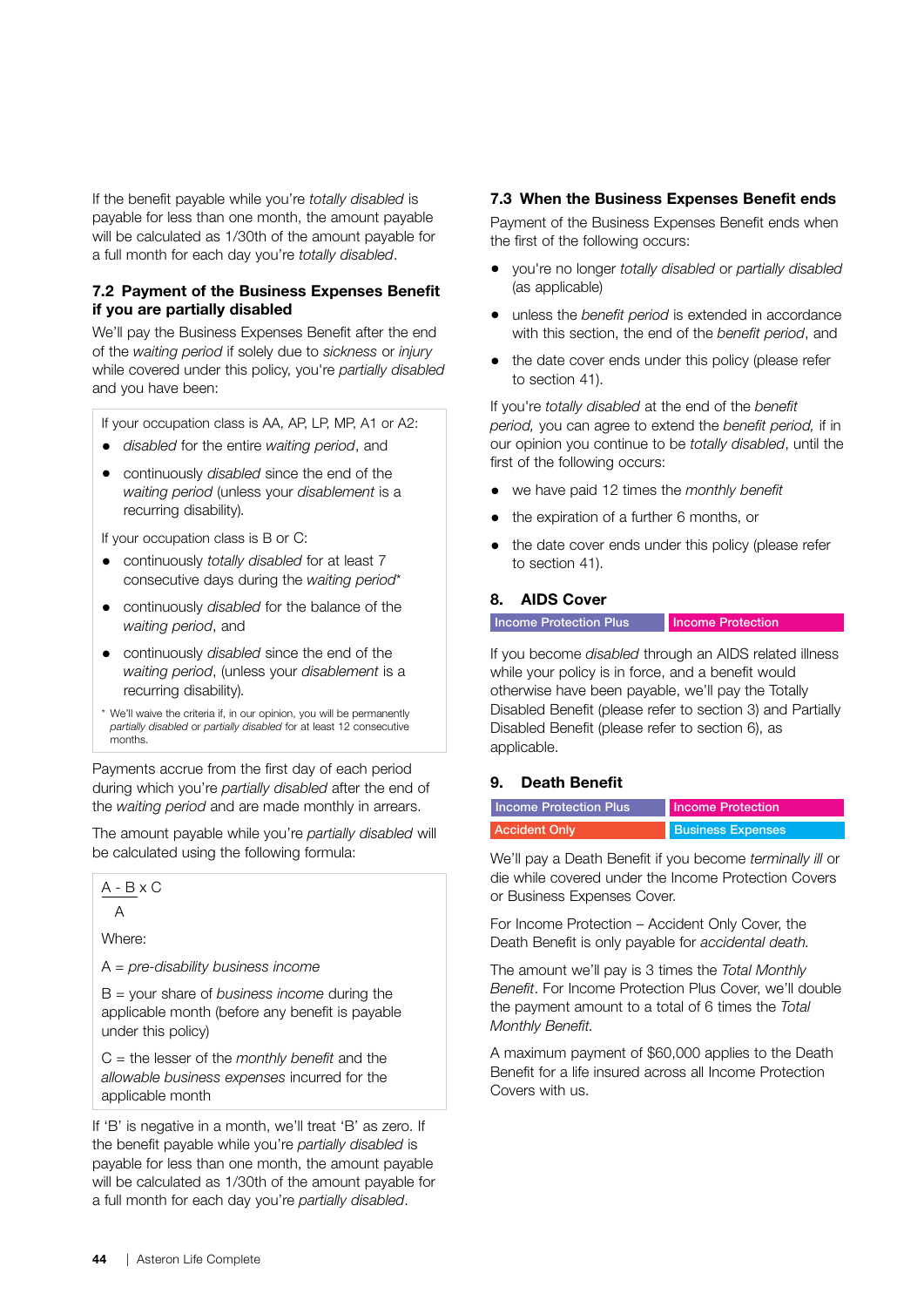If the benefit payable while you're *totally disabled* is payable for less than one month, the amount payable will be calculated as 1/30th of the amount payable for a full month for each day you're *totally disabled*.

### 7.2 Payment of the Business Expenses Benefit if you are partially disabled

We'll pay the Business Expenses Benefit after the end of the *waiting period* if solely due to *sickness* or *injury* while covered under this policy, you're *partially disabled* and you have been:

If your occupation class is AA, AP, LP, MP, A1 or A2:

- *disabled* for the entire *waiting period*, and
- continuously *disabled* since the end of the *waiting period* (unless your *disablement* is a recurring disability).

If your occupation class is B or C:

- continuously *totally disabled* for at least 7 consecutive days during the *waiting period*\*
- continuously *disabled* for the balance of the *waiting period*, and
- continuously *disabled* since the end of the *waiting period*, (unless your *disablement* is a recurring disability).

\* We'll waive the criteria if, in our opinion, you will be permanently *partially disabled* or *partially disabled* for at least 12 consecutive months.

Payments accrue from the first day of each period during which you're *partially disabled* after the end of the *waiting period* and are made monthly in arrears.

The amount payable while you're *partially disabled* will be calculated using the following formula:

$$\frac{A - B}{A} \times C$$

Where:

A = *pre-disability business income*

B = your share of *business income* during the applicable month (before any benefit is payable under this policy)

C = the lesser of the *monthly benefit* and the *allowable business expenses* incurred for the applicable month

If 'B' is negative in a month, we'll treat 'B' as zero. If the benefit payable while you're *partially disabled* is payable for less than one month, the amount payable will be calculated as 1/30th of the amount payable for a full month for each day you're *partially disabled*.

### 7.3 When the Business Expenses Benefit ends

Payment of the Business Expenses Benefit ends when the first of the following occurs:

- you're no longer *totally disabled* or *partially disabled* (as applicable)
- unless the *benefit period* is extended in accordance with this section, the end of the *benefit period*, and
- the date cover ends under this policy (please refer to section 41).

If you're *totally disabled* at the end of the *benefit period,* you can agree to extend the *benefit period,* if in our opinion you continue to be *totally disabled*, until the first of the following occurs:

- we have paid 12 times the *monthly benefit*
- the expiration of a further 6 months, or
- the date cover ends under this policy (please refer to section 41).

## 8. AIDS Cover

Income Protection Plus | Income Protection

If you become *disabled* through an AIDS related illness while your policy is in force, and a benefit would otherwise have been payable, we'll pay the Totally Disabled Benefit (please refer to section 3) and Partially Disabled Benefit (please refer to section 6), as applicable.

## 9. Death Benefit

Income Protection Plus | Income Protection | Accident Only | Business Expenses

We'll pay a Death Benefit if you become *terminally ill* or die while covered under the Income Protection Covers or Business Expenses Cover.

For Income Protection – Accident Only Cover, the Death Benefit is only payable for *accidental death.*

The amount we'll pay is 3 times the *Total Monthly Benefit*. For Income Protection Plus Cover, we'll double the payment amount to a total of 6 times the *Total Monthly Benefit.*

A maximum payment of $60,000 applies to the Death Benefit for a life insured across all Income Protection Covers with us.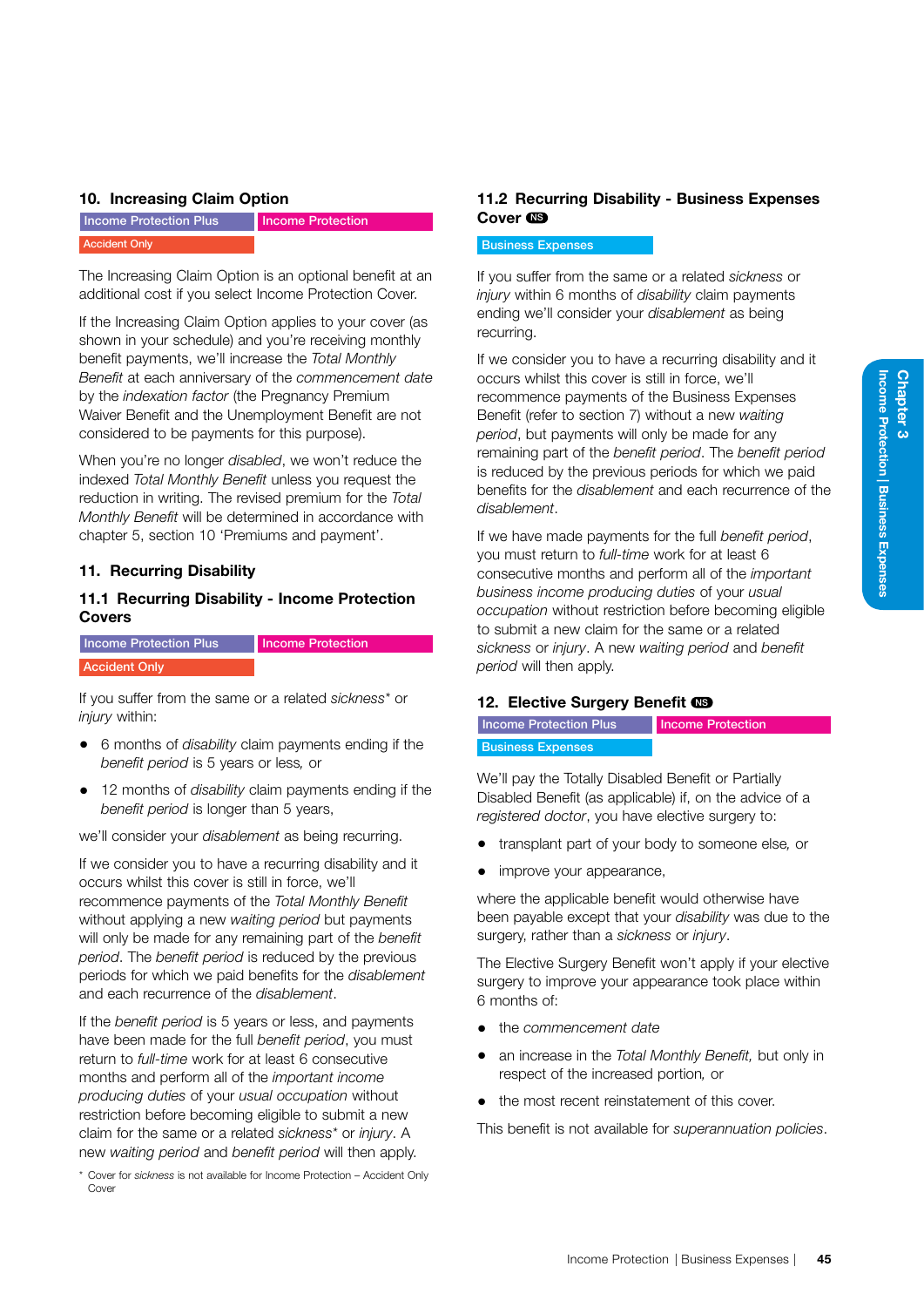## 10. Increasing Claim Option

Income Protection Plus | Income Protection | Accident Only

The Increasing Claim Option is an optional benefit at an additional cost if you select Income Protection Cover.

If the Increasing Claim Option applies to your cover (as shown in your schedule) and you're receiving monthly benefit payments, we'll increase the *Total Monthly Benefit* at each anniversary of the *commencement date* by the *indexation factor* (the Pregnancy Premium Waiver Benefit and the Unemployment Benefit are not considered to be payments for this purpose).

When you're no longer *disabled*, we won't reduce the indexed *Total Monthly Benefit* unless you request the reduction in writing. The revised premium for the *Total Monthly Benefit* will be determined in accordance with chapter 5, section 10 'Premiums and payment'.

## 11. Recurring Disability

### 11.1 Recurring Disability - Income Protection Covers

Income Protection Plus | Income Protection | Accident Only

If you suffer from the same or a related *sickness*\* or *injury* within:

- 6 months of *disability* claim payments ending if the *benefit period* is 5 years or less, or
- 12 months of *disability* claim payments ending if the *benefit period* is longer than 5 years,

we'll consider your *disablement* as being recurring.

If we consider you to have a recurring disability and it occurs whilst this cover is still in force, we'll recommence payments of the *Total Monthly Benefit* without applying a new *waiting period* but payments will only be made for any remaining part of the *benefit period*. The *benefit period* is reduced by the previous periods for which we paid benefits for the *disablement* and each recurrence of the *disablement*.

If the *benefit period* is 5 years or less, and payments have been made for the full *benefit period*, you must return to *full-time* work for at least 6 consecutive months and perform all of the *important income producing duties* of your *usual occupation* without restriction before becoming eligible to submit a new claim for the same or a related *sickness*\* or *injury*. A new *waiting period* and *benefit period* will then apply.

\* Cover for *sickness* is not available for Income Protection – Accident Only Cover

### 11.2 Recurring Disability - Business Expenses Cover NS

Business Expenses

If you suffer from the same or a related *sickness* or *injury* within 6 months of *disability* claim payments ending we'll consider your *disablement* as being recurring.

If we consider you to have a recurring disability and it occurs whilst this cover is still in force, we'll recommence payments of the Business Expenses Benefit (refer to section 7) without a new *waiting period*, but payments will only be made for any remaining part of the *benefit period*. The *benefit period* is reduced by the previous periods for which we paid benefits for the *disablement* and each recurrence of the *disablement*.

If we have made payments for the full *benefit period*, you must return to *full-time* work for at least 6 consecutive months and perform all of the *important business income producing duties* of your *usual occupation* without restriction before becoming eligible to submit a new claim for the same or a related *sickness* or *injury*. A new *waiting period* and *benefit period* will then apply.

## 12. Elective Surgery Benefit NS

Income Protection Plus | Income Protection | Business Expenses

We'll pay the Totally Disabled Benefit or Partially Disabled Benefit (as applicable) if, on the advice of a *registered doctor*, you have elective surgery to:

- transplant part of your body to someone else, or
- improve your appearance,

where the applicable benefit would otherwise have been payable except that your *disability* was due to the surgery, rather than a *sickness* or *injury*.

The Elective Surgery Benefit won't apply if your elective surgery to improve your appearance took place within 6 months of:

- the *commencement date*
- an increase in the *Total Monthly Benefit,* but only in respect of the increased portion, or
- the most recent reinstatement of this cover.

This benefit is not available for *superannuation policies*.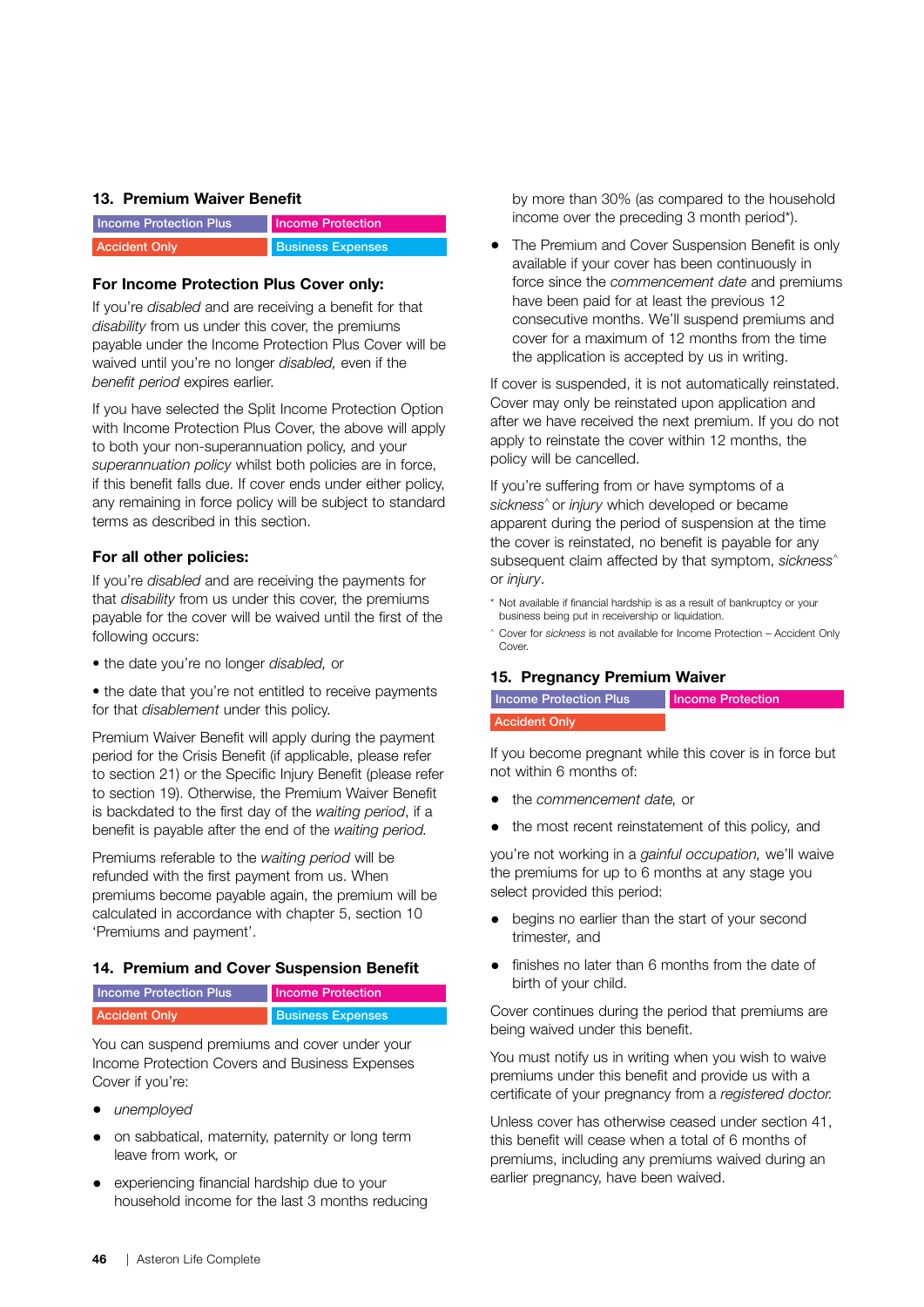## 13. Premium Waiver Benefit

Income Protection Plus | Income Protection | Accident Only | Business Expenses

### For Income Protection Plus Cover only:

If you're *disabled* and are receiving a benefit for that *disability* from us under this cover, the premiums payable under the Income Protection Plus Cover will be waived until you're no longer *disabled,* even if the *benefit period* expires earlier.

If you have selected the Split Income Protection Option with Income Protection Plus Cover, the above will apply to both your non-superannuation policy, and your *superannuation policy* whilst both policies are in force, if this benefit falls due. If cover ends under either policy, any remaining in force policy will be subject to standard terms as described in this section.

### For all other policies:

If you're *disabled* and are receiving the payments for that *disability* from us under this cover, the premiums payable for the cover will be waived until the first of the following occurs:

- the date you're no longer *disabled,* or
- the date that you're not entitled to receive payments for that *disablement* under this policy.

Premium Waiver Benefit will apply during the payment period for the Crisis Benefit (if applicable, please refer to section 21) or the Specific Injury Benefit (please refer to section 19). Otherwise, the Premium Waiver Benefit is backdated to the first day of the *waiting period*, if a benefit is payable after the end of the *waiting period.*

Premiums referable to the *waiting period* will be refunded with the first payment from us. When premiums become payable again, the premium will be calculated in accordance with chapter 5, section 10 'Premiums and payment'.

## 14. Premium and Cover Suspension Benefit

Income Protection Plus | Income Protection | Accident Only | Business Expenses

You can suspend premiums and cover under your Income Protection Covers and Business Expenses Cover if you're:

- *unemployed*
- on sabbatical, maternity, paternity or long term leave from work, or
- experiencing financial hardship due to your household income for the last 3 months reducing by more than 30% (as compared to the household income over the preceding 3 month period*).
- The Premium and Cover Suspension Benefit is only available if your cover has been continuously in force since the *commencement date* and premiums have been paid for at least the previous 12 consecutive months. We'll suspend premiums and cover for a maximum of 12 months from the time the application is accepted by us in writing.

If cover is suspended, it is not automatically reinstated. Cover may only be reinstated upon application and after we have received the next premium. If you do not apply to reinstate the cover within 12 months, the policy will be cancelled.

If you're suffering from or have symptoms of a *sickness*^ or *injury* which developed or became apparent during the period of suspension at the time the cover is reinstated, no benefit is payable for any subsequent claim affected by that symptom, *sickness*^ or *injury*.

\* Not available if financial hardship is as a result of bankruptcy or your business being put in receivership or liquidation.

^ Cover for *sickness* is not available for Income Protection – Accident Only Cover.

## 15. Pregnancy Premium Waiver

Income Protection Plus | Income Protection | Accident Only

If you become pregnant while this cover is in force but not within 6 months of:

- the *commencement date,* or
- the most recent reinstatement of this policy, and

you're not working in a *gainful occupation,* we'll waive the premiums for up to 6 months at any stage you select provided this period:

- begins no earlier than the start of your second trimester, and
- finishes no later than 6 months from the date of birth of your child.

Cover continues during the period that premiums are being waived under this benefit.

You must notify us in writing when you wish to waive premiums under this benefit and provide us with a certificate of your pregnancy from a *registered doctor.*

Unless cover has otherwise ceased under section 41, this benefit will cease when a total of 6 months of premiums, including any premiums waived during an earlier pregnancy, have been waived.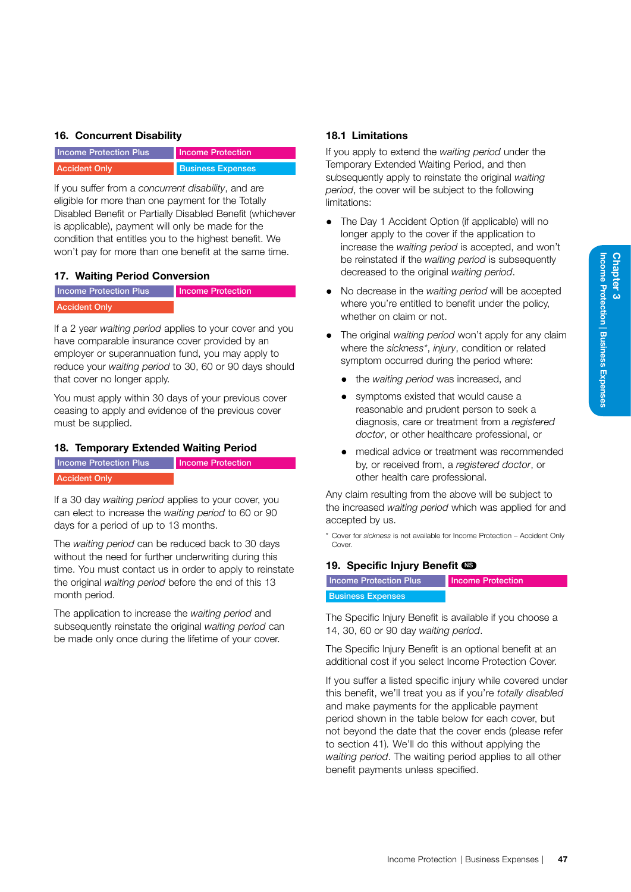## 16. Concurrent Disability

Income Protection Plus | Income Protection | Accident Only | Business Expenses

If you suffer from a *concurrent disability*, and are eligible for more than one payment for the Totally Disabled Benefit or Partially Disabled Benefit (whichever is applicable), payment will only be made for the condition that entitles you to the highest benefit. We won't pay for more than one benefit at the same time.

## 17. Waiting Period Conversion

Income Protection Plus | Income Protection | Accident Only

If a 2 year *waiting period* applies to your cover and you have comparable insurance cover provided by an employer or superannuation fund, you may apply to reduce your *waiting period* to 30, 60 or 90 days should that cover no longer apply.

You must apply within 30 days of your previous cover ceasing to apply and evidence of the previous cover must be supplied.

## 18. Temporary Extended Waiting Period

Income Protection Plus | Income Protection | Accident Only

If a 30 day *waiting period* applies to your cover, you can elect to increase the *waiting period* to 60 or 90 days for a period of up to 13 months.

The *waiting period* can be reduced back to 30 days without the need for further underwriting during this time. You must contact us in order to apply to reinstate the original *waiting period* before the end of this 13 month period.

The application to increase the *waiting period* and subsequently reinstate the original *waiting period* can be made only once during the lifetime of your cover.

### 18.1 Limitations

If you apply to extend the *waiting period* under the Temporary Extended Waiting Period, and then subsequently apply to reinstate the original *waiting period*, the cover will be subject to the following limitations:

- The Day 1 Accident Option (if applicable) will no longer apply to the cover if the application to increase the *waiting period* is accepted, and won't be reinstated if the *waiting period* is subsequently decreased to the original *waiting period*.
- No decrease in the *waiting period* will be accepted where you're entitled to benefit under the policy, whether on claim or not.
- The original *waiting period* won't apply for any claim where the *sickness*\*, *injury*, condition or related symptom occurred during the period where:
  - the *waiting period* was increased, and
  - symptoms existed that would cause a reasonable and prudent person to seek a diagnosis, care or treatment from a *registered doctor*, or other healthcare professional, or
  - medical advice or treatment was recommended by, or received from, a *registered doctor*, or other health care professional.

Any claim resulting from the above will be subject to the increased *waiting period* which was applied for and accepted by us.

\* Cover for *sickness* is not available for Income Protection – Accident Only Cover.

## 19. Specific Injury Benefit NS

Income Protection Plus | Income Protection | Business Expenses

The Specific Injury Benefit is available if you choose a 14, 30, 60 or 90 day *waiting period*.

The Specific Injury Benefit is an optional benefit at an additional cost if you select Income Protection Cover.

If you suffer a listed specific injury while covered under this benefit, we'll treat you as if you're *totally disabled* and make payments for the applicable payment period shown in the table below for each cover, but not beyond the date that the cover ends (please refer to section 41). We'll do this without applying the *waiting period*. The waiting period applies to all other benefit payments unless specified.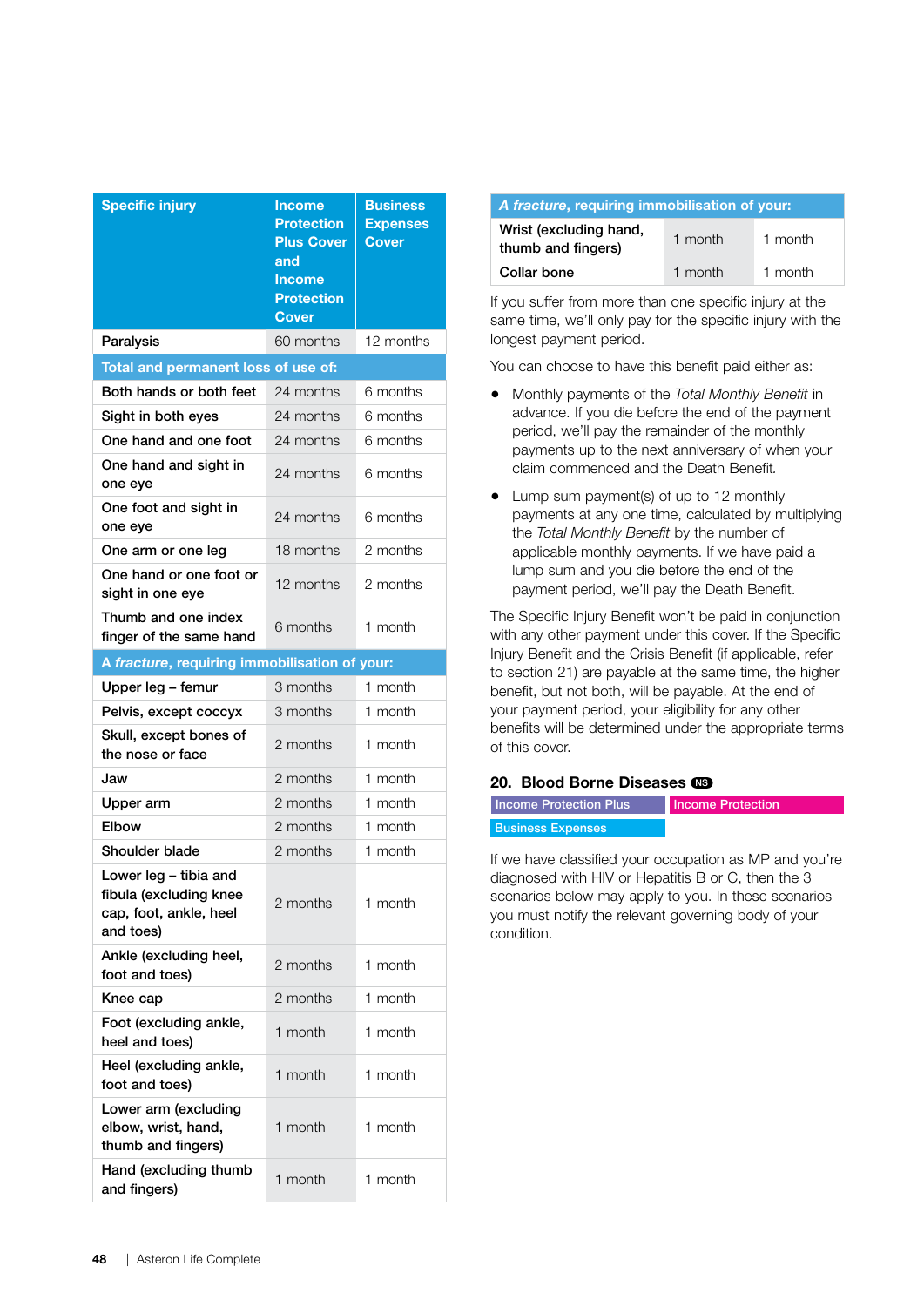| Specific injury | Income Protection Plus Cover and Income Protection Cover | Business Expenses Cover |
|---|---|---|
| Paralysis | 60 months | 12 months |
| **Total and permanent loss of use of:** | | |
| Both hands or both feet | 24 months | 6 months |
| Sight in both eyes | 24 months | 6 months |
| One hand and one foot | 24 months | 6 months |
| One hand and sight in one eye | 24 months | 6 months |
| One foot and sight in one eye | 24 months | 6 months |
| One arm or one leg | 18 months | 2 months |
| One hand or one foot or sight in one eye | 12 months | 2 months |
| Thumb and one index finger of the same hand | 6 months | 1 month |
| **A *fracture*, requiring immobilisation of your:** | | |
| Upper leg – femur | 3 months | 1 month |
| Pelvis, except coccyx | 3 months | 1 month |
| Skull, except bones of the nose or face | 2 months | 1 month |
| Jaw | 2 months | 1 month |
| Upper arm | 2 months | 1 month |
| Elbow | 2 months | 1 month |
| Shoulder blade | 2 months | 1 month |
| Lower leg – tibia and fibula (excluding knee cap, foot, ankle, heel and toes) | 2 months | 1 month |
| Ankle (excluding heel, foot and toes) | 2 months | 1 month |
| Knee cap | 2 months | 1 month |
| Foot (excluding ankle, heel and toes) | 1 month | 1 month |
| Heel (excluding ankle, foot and toes) | 1 month | 1 month |
| Lower arm (excluding elbow, wrist, hand, thumb and fingers) | 1 month | 1 month |
| Hand (excluding thumb and fingers) | 1 month | 1 month |
| Wrist (excluding hand, thumb and fingers) | 1 month | 1 month |
| Collar bone | 1 month | 1 month |

If you suffer from more than one specific injury at the same time, we'll only pay for the specific injury with the longest payment period.

You can choose to have this benefit paid either as:

- Monthly payments of the *Total Monthly Benefit* in advance. If you die before the end of the payment period, we'll pay the remainder of the monthly payments up to the next anniversary of when your claim commenced and the Death Benefit.
- Lump sum payment(s) of up to 12 monthly payments at any one time, calculated by multiplying the *Total Monthly Benefit* by the number of applicable monthly payments. If we have paid a lump sum and you die before the end of the payment period, we'll pay the Death Benefit.

The Specific Injury Benefit won't be paid in conjunction with any other payment under this cover. If the Specific Injury Benefit and the Crisis Benefit (if applicable, refer to section 21) are payable at the same time, the higher benefit, but not both, will be payable. At the end of your payment period, your eligibility for any other benefits will be determined under the appropriate terms of this cover.

## 20. Blood Borne Diseases NS

Income Protection Plus | Income Protection | Business Expenses

If we have classified your occupation as MP and you're diagnosed with HIV or Hepatitis B or C, then the 3 scenarios below may apply to you. In these scenarios you must notify the relevant governing body of your condition.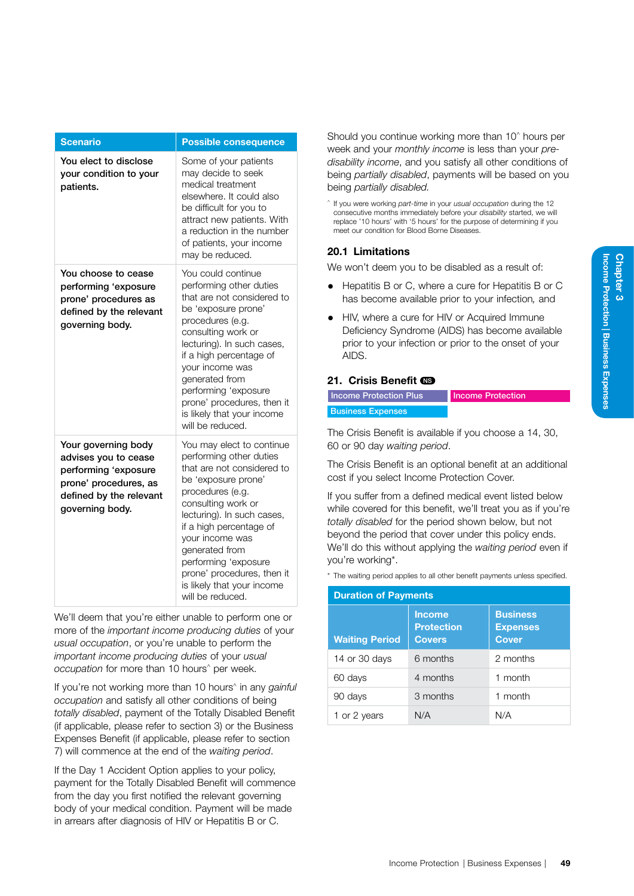| Scenario | Possible consequence |
|---|---|
| **You elect to disclose your condition to your patients.** | Some of your patients may decide to seek medical treatment elsewhere. It could also be difficult for you to attract new patients. With a reduction in the number of patients, your income may be reduced. |
| **You choose to cease performing 'exposure prone' procedures as defined by the relevant governing body.** | You could continue performing other duties that are not considered to be 'exposure prone' procedures (e.g. consulting work or lecturing). In such cases, if a high percentage of your income was generated from performing 'exposure prone' procedures, then it is likely that your income will be reduced. |
| **Your governing body advises you to cease performing 'exposure prone' procedures, as defined by the relevant governing body.** | You may elect to continue performing other duties that are not considered to be 'exposure prone' procedures (e.g. consulting work or lecturing). In such cases, if a high percentage of your income was generated from performing 'exposure prone' procedures, then it is likely that your income will be reduced. |

We'll deem that you're either unable to perform one or more of the *important income producing duties* of your *usual occupation*, or you're unable to perform the *important income producing duties* of your *usual occupation* for more than 10 hours^ per week.

If you're not working more than 10 hours^ in any *gainful occupation* and satisfy all other conditions of being *totally disabled*, payment of the Totally Disabled Benefit (if applicable, please refer to section 3) or the Business Expenses Benefit (if applicable, please refer to section 7) will commence at the end of the *waiting period*.

If the Day 1 Accident Option applies to your policy, payment for the Totally Disabled Benefit will commence from the day you first notified the relevant governing body of your medical condition. Payment will be made in arrears after diagnosis of HIV or Hepatitis B or C.

Should you continue working more than 10^ hours per week and your *monthly income* is less than your *pre-disability income*, and you satisfy all other conditions of being *partially disabled*, payments will be based on you being *partially disabled.*

^ If you were working *part-time* in your *usual occupation* during the 12 consecutive months immediately before your *disability* started, we will replace '10 hours' with '5 hours' for the purpose of determining if you meet our condition for Blood Borne Diseases.

### 20.1 Limitations

We won't deem you to be disabled as a result of:

- Hepatitis B or C, where a cure for Hepatitis B or C has become available prior to your infection, and
- HIV, where a cure for HIV or Acquired Immune Deficiency Syndrome (AIDS) has become available prior to your infection or prior to the onset of your AIDS.

## 21. Crisis Benefit NS

Income Protection Plus | Income Protection | Business Expenses

The Crisis Benefit is available if you choose a 14, 30, 60 or 90 day *waiting period*.

The Crisis Benefit is an optional benefit at an additional cost if you select Income Protection Cover.

If you suffer from a defined medical event listed below while covered for this benefit, we'll treat you as if you're *totally disabled* for the period shown below, but not beyond the period that cover under this policy ends. We'll do this without applying the *waiting period* even if you're working*.

* The waiting period applies to all other benefit payments unless specified.

| Duration of Payments | | |
|---|---|---|
| **Waiting Period** | **Income Protection Covers** | **Business Expenses Cover** |
| 14 or 30 days | 6 months | 2 months |
| 60 days | 4 months | 1 month |
| 90 days | 3 months | 1 month |
| 1 or 2 years | N/A | N/A |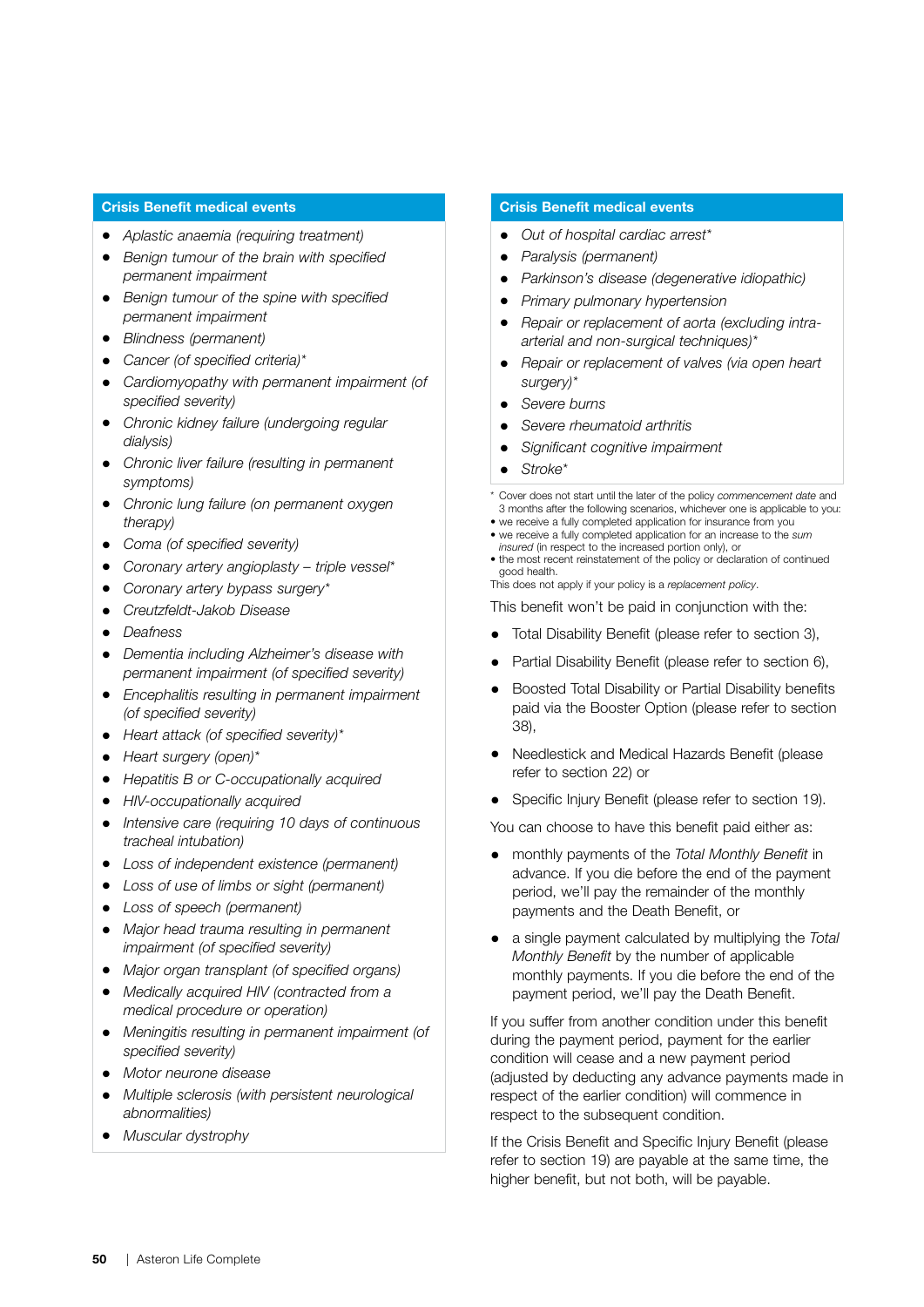**Crisis Benefit medical events**

- *Aplastic anaemia (requiring treatment)*
- *Benign tumour of the brain with specified permanent impairment*
- *Benign tumour of the spine with specified permanent impairment*
- *Blindness (permanent)*
- *Cancer (of specified criteria)**
- *Cardiomyopathy with permanent impairment (of specified severity)*
- *Chronic kidney failure (undergoing regular dialysis)*
- *Chronic liver failure (resulting in permanent symptoms)*
- *Chronic lung failure (on permanent oxygen therapy)*
- *Coma (of specified severity)*
- *Coronary artery angioplasty – triple vessel**
- *Coronary artery bypass surgery**
- *Creutzfeldt-Jakob Disease*
- *Deafness*
- *Dementia including Alzheimer's disease with permanent impairment (of specified severity)*
- *Encephalitis resulting in permanent impairment (of specified severity)*
- *Heart attack (of specified severity)**
- *Heart surgery (open)**
- *Hepatitis B or C-occupationally acquired*
- *HIV-occupationally acquired*
- *Intensive care (requiring 10 days of continuous tracheal intubation)*
- *Loss of independent existence (permanent)*
- *Loss of use of limbs or sight (permanent)*
- *Loss of speech (permanent)*
- *Major head trauma resulting in permanent impairment (of specified severity)*
- *Major organ transplant (of specified organs)*
- *Medically acquired HIV (contracted from a medical procedure or operation)*
- *Meningitis resulting in permanent impairment (of specified severity)*
- *Motor neurone disease*
- *Multiple sclerosis (with persistent neurological abnormalities)*
- *Muscular dystrophy*

**Crisis Benefit medical events**

- *Out of hospital cardiac arrest**
- *Paralysis (permanent)*
- *Parkinson's disease (degenerative idiopathic)*
- *Primary pulmonary hypertension*
- *Repair or replacement of aorta (excluding intra-arterial and non-surgical techniques)**
- *Repair or replacement of valves (via open heart surgery)**
- *Severe burns*
- *Severe rheumatoid arthritis*
- *Significant cognitive impairment*
- *Stroke**

\* Cover does not start until the later of the policy *commencement date* and 3 months after the following scenarios, whichever one is applicable to you:
- we receive a fully completed application for insurance from you
- we receive a fully completed application for an increase to the *sum insured* (in respect to the increased portion only), or
- the most recent reinstatement of the policy or declaration of continued good health.

This does not apply if your policy is a *replacement policy*.

This benefit won't be paid in conjunction with the:

- Total Disability Benefit (please refer to section 3),
- Partial Disability Benefit (please refer to section 6),
- Boosted Total Disability or Partial Disability benefits paid via the Booster Option (please refer to section 38),
- Needlestick and Medical Hazards Benefit (please refer to section 22) or
- Specific Injury Benefit (please refer to section 19).

You can choose to have this benefit paid either as:

- monthly payments of the *Total Monthly Benefit* in advance. If you die before the end of the payment period, we'll pay the remainder of the monthly payments and the Death Benefit, or
- a single payment calculated by multiplying the *Total Monthly Benefit* by the number of applicable monthly payments. If you die before the end of the payment period, we'll pay the Death Benefit.

If you suffer from another condition under this benefit during the payment period, payment for the earlier condition will cease and a new payment period (adjusted by deducting any advance payments made in respect of the earlier condition) will commence in respect to the subsequent condition.

If the Crisis Benefit and Specific Injury Benefit (please refer to section 19) are payable at the same time, the higher benefit, but not both, will be payable.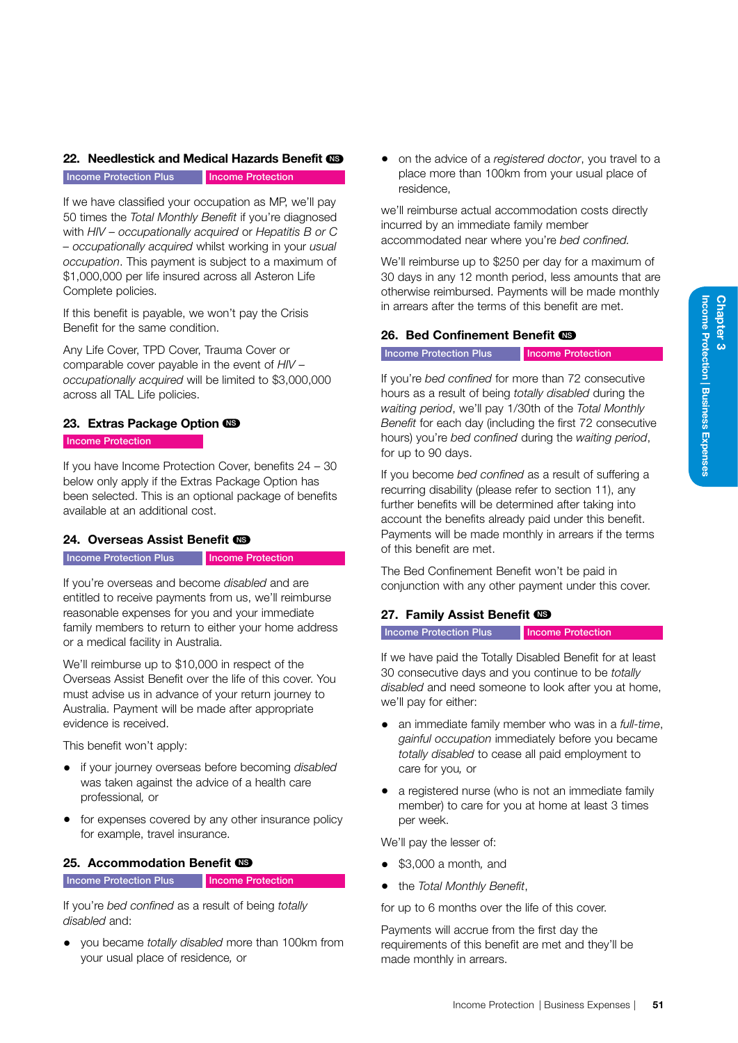## 22. Needlestick and Medical Hazards Benefit NS

Income Protection Plus | Income Protection

If we have classified your occupation as MP, we'll pay 50 times the *Total Monthly Benefit* if you're diagnosed with *HIV – occupationally acquired* or *Hepatitis B or C – occupationally acquired* whilst working in your *usual occupation*. This payment is subject to a maximum of $1,000,000 per life insured across all Asteron Life Complete policies.

If this benefit is payable, we won't pay the Crisis Benefit for the same condition.

Any Life Cover, TPD Cover, Trauma Cover or comparable cover payable in the event of *HIV – occupationally acquired* will be limited to $3,000,000 across all TAL Life policies.

## 23. Extras Package Option NS

Income Protection

If you have Income Protection Cover, benefits 24 – 30 below only apply if the Extras Package Option has been selected. This is an optional package of benefits available at an additional cost.

## 24. Overseas Assist Benefit NS

Income Protection Plus | Income Protection

If you're overseas and become *disabled* and are entitled to receive payments from us, we'll reimburse reasonable expenses for you and your immediate family members to return to either your home address or a medical facility in Australia.

We'll reimburse up to $10,000 in respect of the Overseas Assist Benefit over the life of this cover. You must advise us in advance of your return journey to Australia. Payment will be made after appropriate evidence is received.

This benefit won't apply:

- if your journey overseas before becoming *disabled* was taken against the advice of a health care professional, or
- for expenses covered by any other insurance policy for example, travel insurance.

## 25. Accommodation Benefit NS

Income Protection Plus | Income Protection

If you're *bed confined* as a result of being *totally disabled* and:

- you became *totally disabled* more than 100km from your usual place of residence, or
- on the advice of a *registered doctor*, you travel to a place more than 100km from your usual place of residence,

we'll reimburse actual accommodation costs directly incurred by an immediate family member accommodated near where you're *bed confined.*

We'll reimburse up to $250 per day for a maximum of 30 days in any 12 month period, less amounts that are otherwise reimbursed. Payments will be made monthly in arrears after the terms of this benefit are met.

## 26. Bed Confinement Benefit NS

Income Protection Plus | Income Protection

If you're *bed confined* for more than 72 consecutive hours as a result of being *totally disabled* during the *waiting period*, we'll pay 1/30th of the *Total Monthly Benefit* for each day (including the first 72 consecutive hours) you're *bed confined* during the *waiting period*, for up to 90 days.

If you become *bed confined* as a result of suffering a recurring disability (please refer to section 11), any further benefits will be determined after taking into account the benefits already paid under this benefit. Payments will be made monthly in arrears if the terms of this benefit are met.

The Bed Confinement Benefit won't be paid in conjunction with any other payment under this cover.

## 27. Family Assist Benefit NS

Income Protection Plus | Income Protection

If we have paid the Totally Disabled Benefit for at least 30 consecutive days and you continue to be *totally disabled* and need someone to look after you at home, we'll pay for either:

- an immediate family member who was in a *full-time, gainful occupation* immediately before you became *totally disabled* to cease all paid employment to care for you, or
- a registered nurse (who is not an immediate family member) to care for you at home at least 3 times per week.

We'll pay the lesser of:

- $3,000 a month, and
- the *Total Monthly Benefit*,

for up to 6 months over the life of this cover.

Payments will accrue from the first day the requirements of this benefit are met and they'll be made monthly in arrears.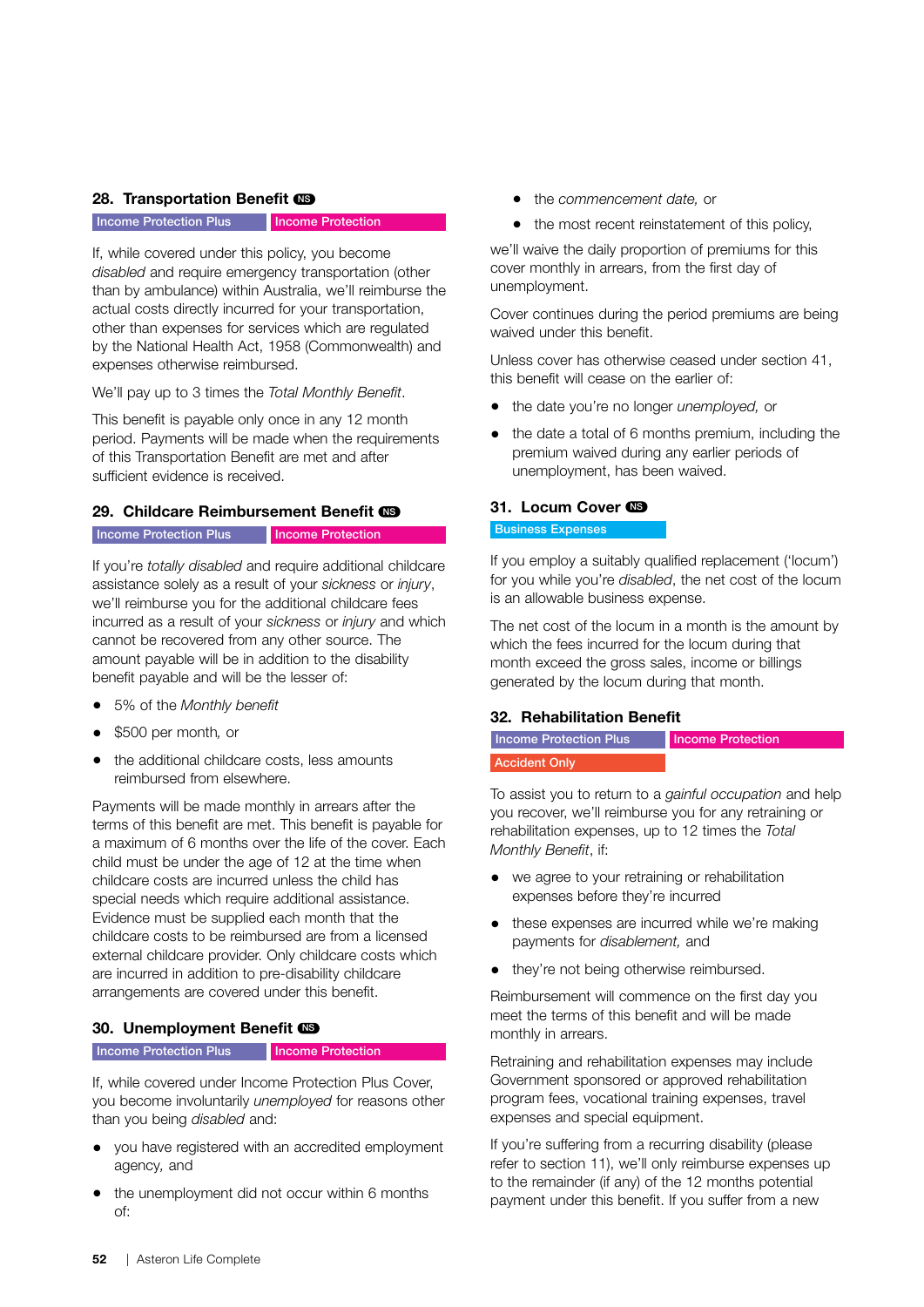## 28. Transportation Benefit NS

Income Protection Plus | Income Protection

If, while covered under this policy, you become *disabled* and require emergency transportation (other than by ambulance) within Australia, we'll reimburse the actual costs directly incurred for your transportation, other than expenses for services which are regulated by the National Health Act, 1958 (Commonwealth) and expenses otherwise reimbursed.

We'll pay up to 3 times the *Total Monthly Benefit*.

This benefit is payable only once in any 12 month period. Payments will be made when the requirements of this Transportation Benefit are met and after sufficient evidence is received.

## 29. Childcare Reimbursement Benefit NS

Income Protection Plus | Income Protection

If you're *totally disabled* and require additional childcare assistance solely as a result of your *sickness* or *injury*, we'll reimburse you for the additional childcare fees incurred as a result of your *sickness* or *injury* and which cannot be recovered from any other source. The amount payable will be in addition to the disability benefit payable and will be the lesser of:

- 5% of the *Monthly benefit*
- $500 per month, or
- the additional childcare costs, less amounts reimbursed from elsewhere.

Payments will be made monthly in arrears after the terms of this benefit are met. This benefit is payable for a maximum of 6 months over the life of the cover. Each child must be under the age of 12 at the time when childcare costs are incurred unless the child has special needs which require additional assistance. Evidence must be supplied each month that the childcare costs to be reimbursed are from a licensed external childcare provider. Only childcare costs which are incurred in addition to pre-disability childcare arrangements are covered under this benefit.

## 30. Unemployment Benefit NS

Income Protection Plus | Income Protection

If, while covered under Income Protection Plus Cover, you become involuntarily *unemployed* for reasons other than you being *disabled* and:

- you have registered with an accredited employment agency, and
- the unemployment did not occur within 6 months of:
  - the *commencement date*, or
  - the most recent reinstatement of this policy,

we'll waive the daily proportion of premiums for this cover monthly in arrears, from the first day of unemployment.

Cover continues during the period premiums are being waived under this benefit.

Unless cover has otherwise ceased under section 41, this benefit will cease on the earlier of:

- the date you're no longer *unemployed*, or
- the date a total of 6 months premium, including the premium waived during any earlier periods of unemployment, has been waived.

## 31. Locum Cover NS

Business Expenses

If you employ a suitably qualified replacement ('locum') for you while you're *disabled*, the net cost of the locum is an allowable business expense.

The net cost of the locum in a month is the amount by which the fees incurred for the locum during that month exceed the gross sales, income or billings generated by the locum during that month.

## 32. Rehabilitation Benefit

Income Protection Plus | Income Protection | Accident Only

To assist you to return to a *gainful occupation* and help you recover, we'll reimburse you for any retraining or rehabilitation expenses, up to 12 times the *Total Monthly Benefit*, if:

- we agree to your retraining or rehabilitation expenses before they're incurred
- these expenses are incurred while we're making payments for *disablement*, and
- they're not being otherwise reimbursed.

Reimbursement will commence on the first day you meet the terms of this benefit and will be made monthly in arrears.

Retraining and rehabilitation expenses may include Government sponsored or approved rehabilitation program fees, vocational training expenses, travel expenses and special equipment.

If you're suffering from a recurring disability (please refer to section 11), we'll only reimburse expenses up to the remainder (if any) of the 12 months potential payment under this benefit. If you suffer from a new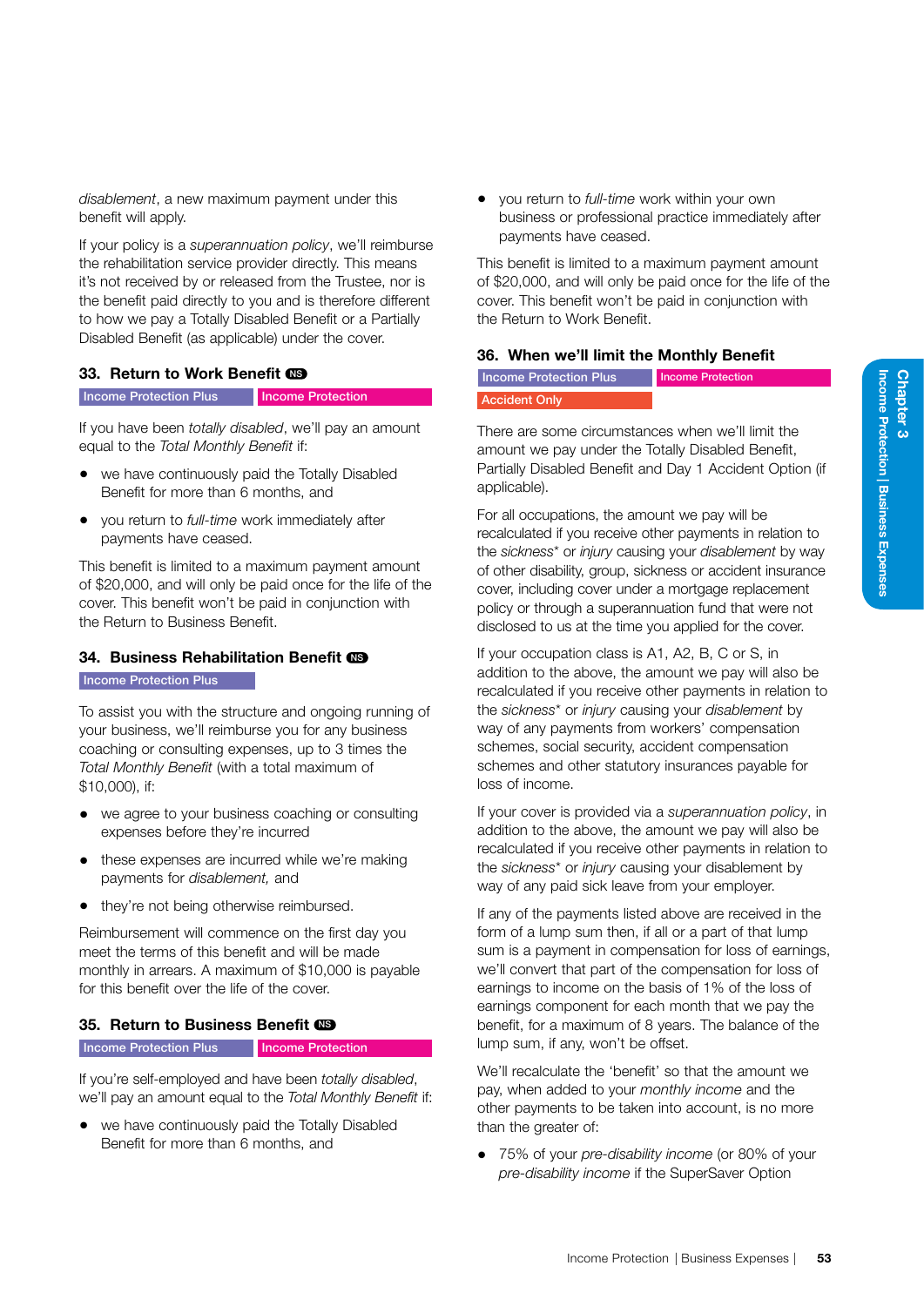*disablement*, a new maximum payment under this benefit will apply.

If your policy is a *superannuation policy*, we'll reimburse the rehabilitation service provider directly. This means it's not received by or released from the Trustee, nor is the benefit paid directly to you and is therefore different to how we pay a Totally Disabled Benefit or a Partially Disabled Benefit (as applicable) under the cover.

### 33. Return to Work Benefit NS

Income Protection Plus | Income Protection

If you have been *totally disabled*, we'll pay an amount equal to the *Total Monthly Benefit* if:

- we have continuously paid the Totally Disabled Benefit for more than 6 months, and
- you return to *full-time* work immediately after payments have ceased.

This benefit is limited to a maximum payment amount of $20,000, and will only be paid once for the life of the cover. This benefit won't be paid in conjunction with the Return to Business Benefit.

### 34. Business Rehabilitation Benefit NS

Income Protection Plus

To assist you with the structure and ongoing running of your business, we'll reimburse you for any business coaching or consulting expenses, up to 3 times the *Total Monthly Benefit* (with a total maximum of $10,000), if:

- we agree to your business coaching or consulting expenses before they're incurred
- these expenses are incurred while we're making payments for *disablement,* and
- they're not being otherwise reimbursed.

Reimbursement will commence on the first day you meet the terms of this benefit and will be made monthly in arrears. A maximum of $10,000 is payable for this benefit over the life of the cover.

### 35. Return to Business Benefit NS

Income Protection Plus | Income Protection

If you're self-employed and have been *totally disabled*, we'll pay an amount equal to the *Total Monthly Benefit* if:

- we have continuously paid the Totally Disabled Benefit for more than 6 months, and
- you return to *full-time* work within your own business or professional practice immediately after payments have ceased.

This benefit is limited to a maximum payment amount of $20,000, and will only be paid once for the life of the cover. This benefit won't be paid in conjunction with the Return to Work Benefit.

### 36. When we'll limit the Monthly Benefit

Income Protection Plus | Income Protection | Accident Only

There are some circumstances when we'll limit the amount we pay under the Totally Disabled Benefit, Partially Disabled Benefit and Day 1 Accident Option (if applicable).

For all occupations, the amount we pay will be recalculated if you receive other payments in relation to the *sickness*\* or *injury* causing your *disablement* by way of other disability, group, sickness or accident insurance cover, including cover under a mortgage replacement policy or through a superannuation fund that were not disclosed to us at the time you applied for the cover.

If your occupation class is A1, A2, B, C or S, in addition to the above, the amount we pay will also be recalculated if you receive other payments in relation to the *sickness*\* or *injury* causing your *disablement* by way of any payments from workers' compensation schemes, social security, accident compensation schemes and other statutory insurances payable for loss of income.

If your cover is provided via a *superannuation policy*, in addition to the above, the amount we pay will also be recalculated if you receive other payments in relation to the *sickness*\* or *injury* causing your disablement by way of any paid sick leave from your employer.

If any of the payments listed above are received in the form of a lump sum then, if all or a part of that lump sum is a payment in compensation for loss of earnings, we'll convert that part of the compensation for loss of earnings to income on the basis of 1% of the loss of earnings component for each month that we pay the benefit, for a maximum of 8 years. The balance of the lump sum, if any, won't be offset.

We'll recalculate the 'benefit' so that the amount we pay, when added to your *monthly income* and the other payments to be taken into account, is no more than the greater of:

- 75% of your *pre-disability income* (or 80% of your *pre-disability income* if the SuperSaver Option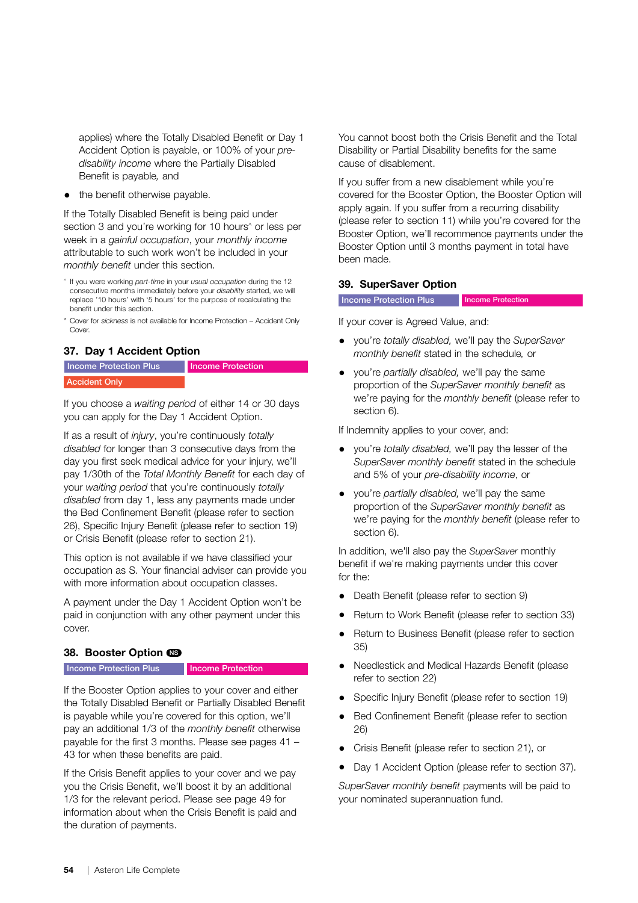applies) where the Totally Disabled Benefit or Day 1 Accident Option is payable, or 100% of your *pre-disability income* where the Partially Disabled Benefit is payable, and

- the benefit otherwise payable.

If the Totally Disabled Benefit is being paid under section 3 and you're working for 10 hours^ or less per week in a *gainful occupation*, your *monthly income* attributable to such work won't be included in your *monthly benefit* under this section.

^ If you were working *part-time* in your *usual occupation* during the 12 consecutive months immediately before your *disability* started, we will replace '10 hours' with '5 hours' for the purpose of recalculating the benefit under this section.

* Cover for *sickness* is not available for Income Protection – Accident Only Cover.

## 37. Day 1 Accident Option

Income Protection Plus | Income Protection | Accident Only

If you choose a *waiting period* of either 14 or 30 days you can apply for the Day 1 Accident Option.

If as a result of *injury*, you're continuously *totally disabled* for longer than 3 consecutive days from the day you first seek medical advice for your injury, we'll pay 1/30th of the *Total Monthly Benefit* for each day of your *waiting period* that you're continuously *totally disabled* from day 1, less any payments made under the Bed Confinement Benefit (please refer to section 26), Specific Injury Benefit (please refer to section 19) or Crisis Benefit (please refer to section 21).

This option is not available if we have classified your occupation as S. Your financial adviser can provide you with more information about occupation classes.

A payment under the Day 1 Accident Option won't be paid in conjunction with any other payment under this cover.

## 38. Booster Option NS

Income Protection Plus | Income Protection

If the Booster Option applies to your cover and either the Totally Disabled Benefit or Partially Disabled Benefit is payable while you're covered for this option, we'll pay an additional 1/3 of the *monthly benefit* otherwise payable for the first 3 months. Please see pages 41 – 43 for when these benefits are paid.

If the Crisis Benefit applies to your cover and we pay you the Crisis Benefit, we'll boost it by an additional 1/3 for the relevant period. Please see page 49 for information about when the Crisis Benefit is paid and the duration of payments.

You cannot boost both the Crisis Benefit and the Total Disability or Partial Disability benefits for the same cause of disablement.

If you suffer from a new disablement while you're covered for the Booster Option, the Booster Option will apply again. If you suffer from a recurring disability (please refer to section 11) while you're covered for the Booster Option, we'll recommence payments under the Booster Option until 3 months payment in total have been made.

## 39. SuperSaver Option

Income Protection Plus | Income Protection

If your cover is Agreed Value, and:

- you're *totally disabled,* we'll pay the *SuperSaver monthly benefit* stated in the schedule*,* or
- you're *partially disabled,* we'll pay the same proportion of the *SuperSaver monthly benefit* as we're paying for the *monthly benefit* (please refer to section 6).

If Indemnity applies to your cover, and:

- you're *totally disabled,* we'll pay the lesser of the *SuperSaver monthly benefit* stated in the schedule and 5% of your *pre-disability income*, or
- you're *partially disabled,* we'll pay the same proportion of the *SuperSaver monthly benefit* as we're paying for the *monthly benefit* (please refer to section 6).

In addition, we'll also pay the *SuperSaver* monthly benefit if we're making payments under this cover for the:

- Death Benefit (please refer to section 9)
- Return to Work Benefit (please refer to section 33)
- Return to Business Benefit (please refer to section 35)
- Needlestick and Medical Hazards Benefit (please refer to section 22)
- Specific Injury Benefit (please refer to section 19)
- Bed Confinement Benefit (please refer to section 26)
- Crisis Benefit (please refer to section 21), or
- Day 1 Accident Option (please refer to section 37).

*SuperSaver monthly benefit* payments will be paid to your nominated superannuation fund.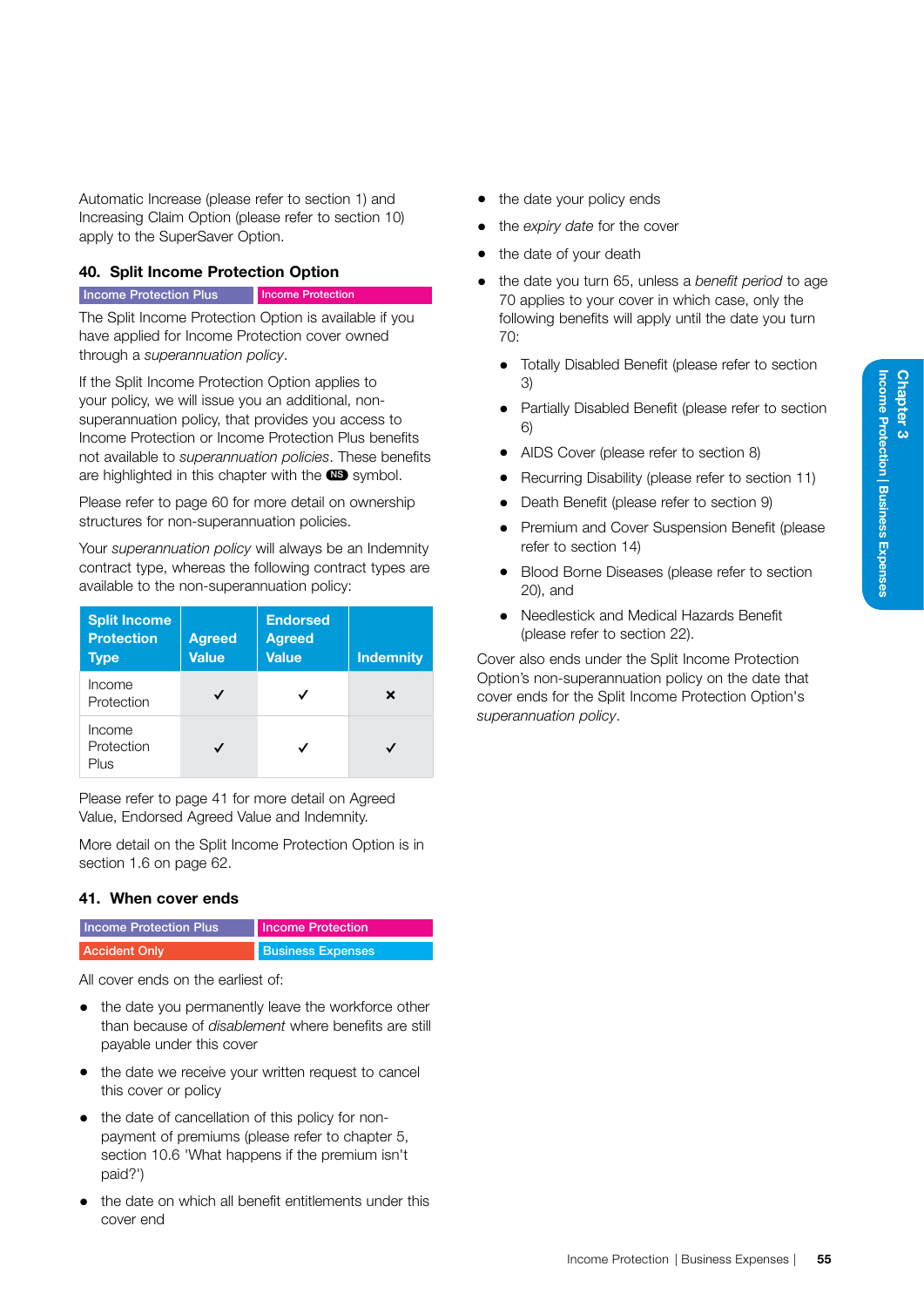Automatic Increase (please refer to section 1) and Increasing Claim Option (please refer to section 10) apply to the SuperSaver Option.

## 40. Split Income Protection Option

Income Protection Plus | Income Protection

The Split Income Protection Option is available if you have applied for Income Protection cover owned through a *superannuation policy*.

If the Split Income Protection Option applies to your policy, we will issue you an additional, non-superannuation policy, that provides you access to Income Protection or Income Protection Plus benefits not available to *superannuation policies*. These benefits are highlighted in this chapter with the NS symbol.

Please refer to page 60 for more detail on ownership structures for non-superannuation policies.

Your *superannuation policy* will always be an Indemnity contract type, whereas the following contract types are available to the non-superannuation policy:

| Split Income Protection Type | Agreed Value | Endorsed Agreed Value | Indemnity |
|---|---|---|---|
| Income Protection | ✓ | ✓ | ✗ |
| Income Protection Plus | ✓ | ✓ | ✓ |

Please refer to page 41 for more detail on Agreed Value, Endorsed Agreed Value and Indemnity.

More detail on the Split Income Protection Option is in section 1.6 on page 62.

## 41. When cover ends

Income Protection Plus | Income Protection | Accident Only | Business Expenses

All cover ends on the earliest of:

- the date you permanently leave the workforce other than because of *disablement* where benefits are still payable under this cover
- the date we receive your written request to cancel this cover or policy
- the date of cancellation of this policy for non-payment of premiums (please refer to chapter 5, section 10.6 'What happens if the premium isn't paid?')
- the date on which all benefit entitlements under this cover end
- the date your policy ends
- the *expiry date* for the cover
- the date of your death
- the date you turn 65, unless a *benefit period* to age 70 applies to your cover in which case, only the following benefits will apply until the date you turn 70:
  - Totally Disabled Benefit (please refer to section 3)
  - Partially Disabled Benefit (please refer to section 6)
  - AIDS Cover (please refer to section 8)
  - Recurring Disability (please refer to section 11)
  - Death Benefit (please refer to section 9)
  - Premium and Cover Suspension Benefit (please refer to section 14)
  - Blood Borne Diseases (please refer to section 20), and
  - Needlestick and Medical Hazards Benefit (please refer to section 22).

Cover also ends under the Split Income Protection Option's non-superannuation policy on the date that cover ends for the Split Income Protection Option's *superannuation policy*.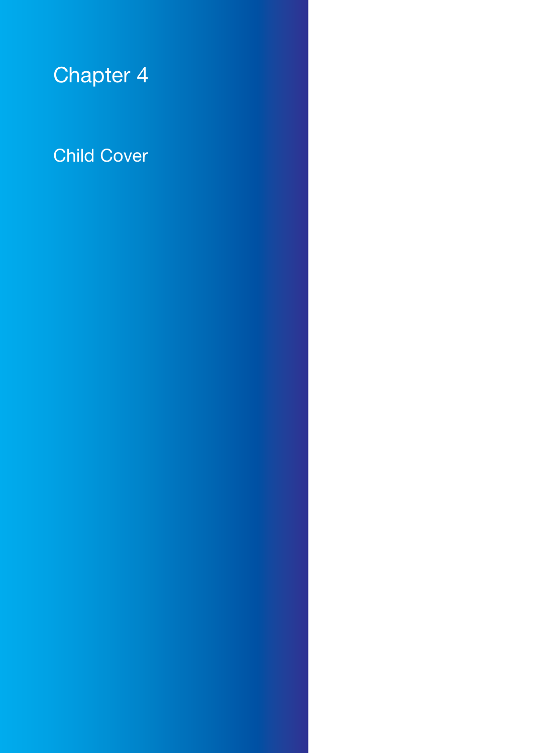# Chapter 4

## Child Cover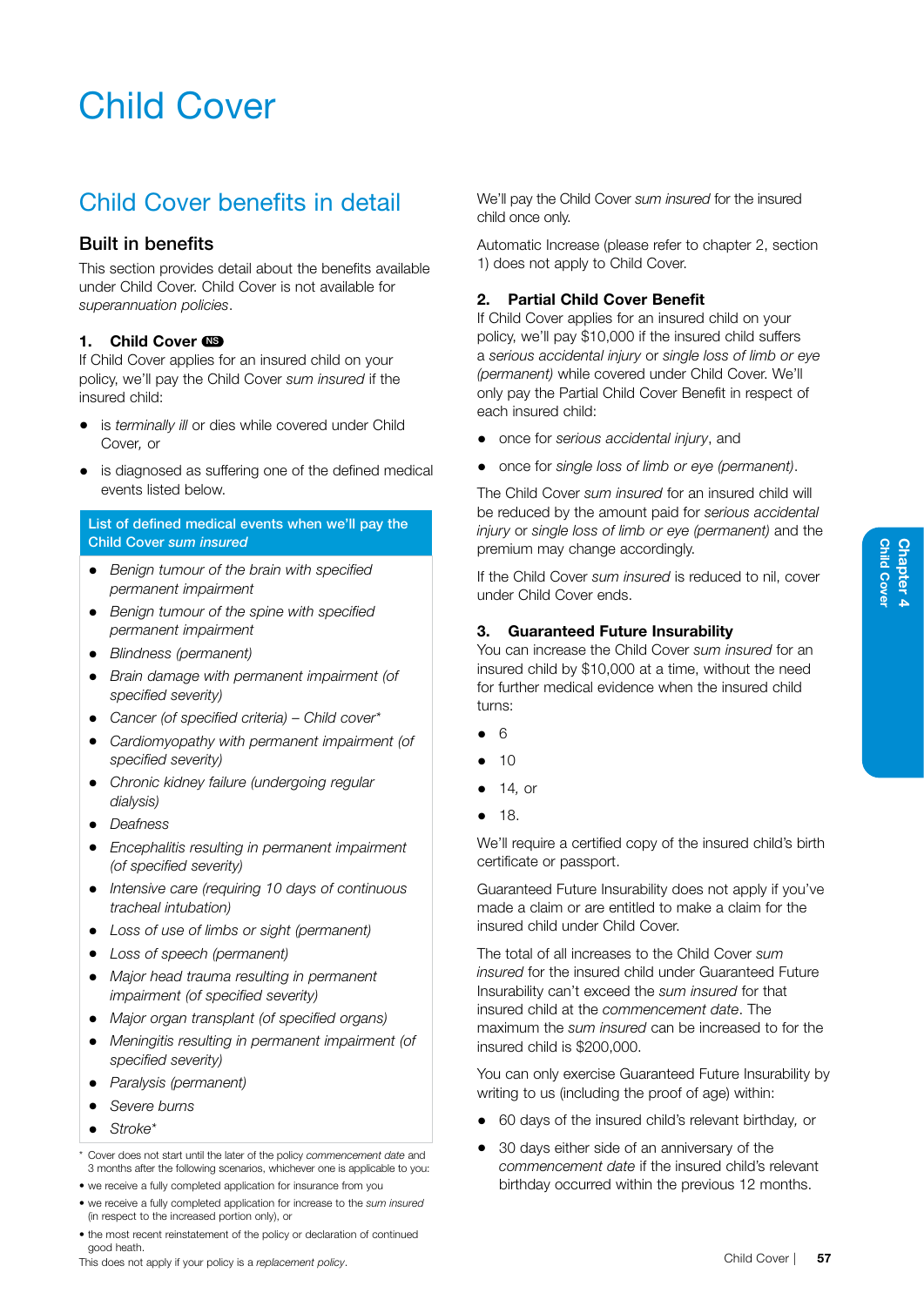# Child Cover

## Child Cover benefits in detail

### Built in benefits

This section provides detail about the benefits available under Child Cover. Child Cover is not available for *superannuation policies*.

#### 1. Child Cover NS

If Child Cover applies for an insured child on your policy, we'll pay the Child Cover *sum insured* if the insured child:

- is *terminally ill* or dies while covered under Child Cover, or
- is diagnosed as suffering one of the defined medical events listed below.

**List of defined medical events when we'll pay the Child Cover *sum insured***

- *Benign tumour of the brain with specified permanent impairment*
- *Benign tumour of the spine with specified permanent impairment*
- *Blindness (permanent)*
- *Brain damage with permanent impairment (of specified severity)*
- *Cancer (of specified criteria) – Child cover\**
- *Cardiomyopathy with permanent impairment (of specified severity)*
- *Chronic kidney failure (undergoing regular dialysis)*
- *Deafness*
- *Encephalitis resulting in permanent impairment (of specified severity)*
- *Intensive care (requiring 10 days of continuous tracheal intubation)*
- *Loss of use of limbs or sight (permanent)*
- *Loss of speech (permanent)*
- *Major head trauma resulting in permanent impairment (of specified severity)*
- *Major organ transplant (of specified organs)*
- *Meningitis resulting in permanent impairment (of specified severity)*
- *Paralysis (permanent)*
- *Severe burns*
- *Stroke\**

\* Cover does not start until the later of the policy *commencement date* and 3 months after the following scenarios, whichever one is applicable to you:

- we receive a fully completed application for insurance from you
- we receive a fully completed application for increase to the *sum insured* (in respect to the increased portion only), or
- the most recent reinstatement of the policy or declaration of continued good heath.

This does not apply if your policy is a *replacement policy*.

We'll pay the Child Cover *sum insured* for the insured child once only.

Automatic Increase (please refer to chapter 2, section 1) does not apply to Child Cover.

#### 2. Partial Child Cover Benefit

If Child Cover applies for an insured child on your policy, we'll pay $10,000 if the insured child suffers a *serious accidental injury* or *single loss of limb or eye (permanent)* while covered under Child Cover. We'll only pay the Partial Child Cover Benefit in respect of each insured child:

- once for *serious accidental injury*, and
- once for *single loss of limb or eye (permanent)*.

The Child Cover *sum insured* for an insured child will be reduced by the amount paid for *serious accidental injury* or *single loss of limb or eye (permanent)* and the premium may change accordingly.

If the Child Cover *sum insured* is reduced to nil, cover under Child Cover ends.

#### 3. Guaranteed Future Insurability

You can increase the Child Cover *sum insured* for an insured child by $10,000 at a time, without the need for further medical evidence when the insured child turns:

- 6
- 10
- 14, or
- 18.

We'll require a certified copy of the insured child's birth certificate or passport.

Guaranteed Future Insurability does not apply if you've made a claim or are entitled to make a claim for the insured child under Child Cover.

The total of all increases to the Child Cover *sum insured* for the insured child under Guaranteed Future Insurability can't exceed the *sum insured* for that insured child at the *commencement date*. The maximum the *sum insured* can be increased to for the insured child is $200,000.

You can only exercise Guaranteed Future Insurability by writing to us (including the proof of age) within:

- 60 days of the insured child's relevant birthday, or
- 30 days either side of an anniversary of the *commencement date* if the insured child's relevant birthday occurred within the previous 12 months.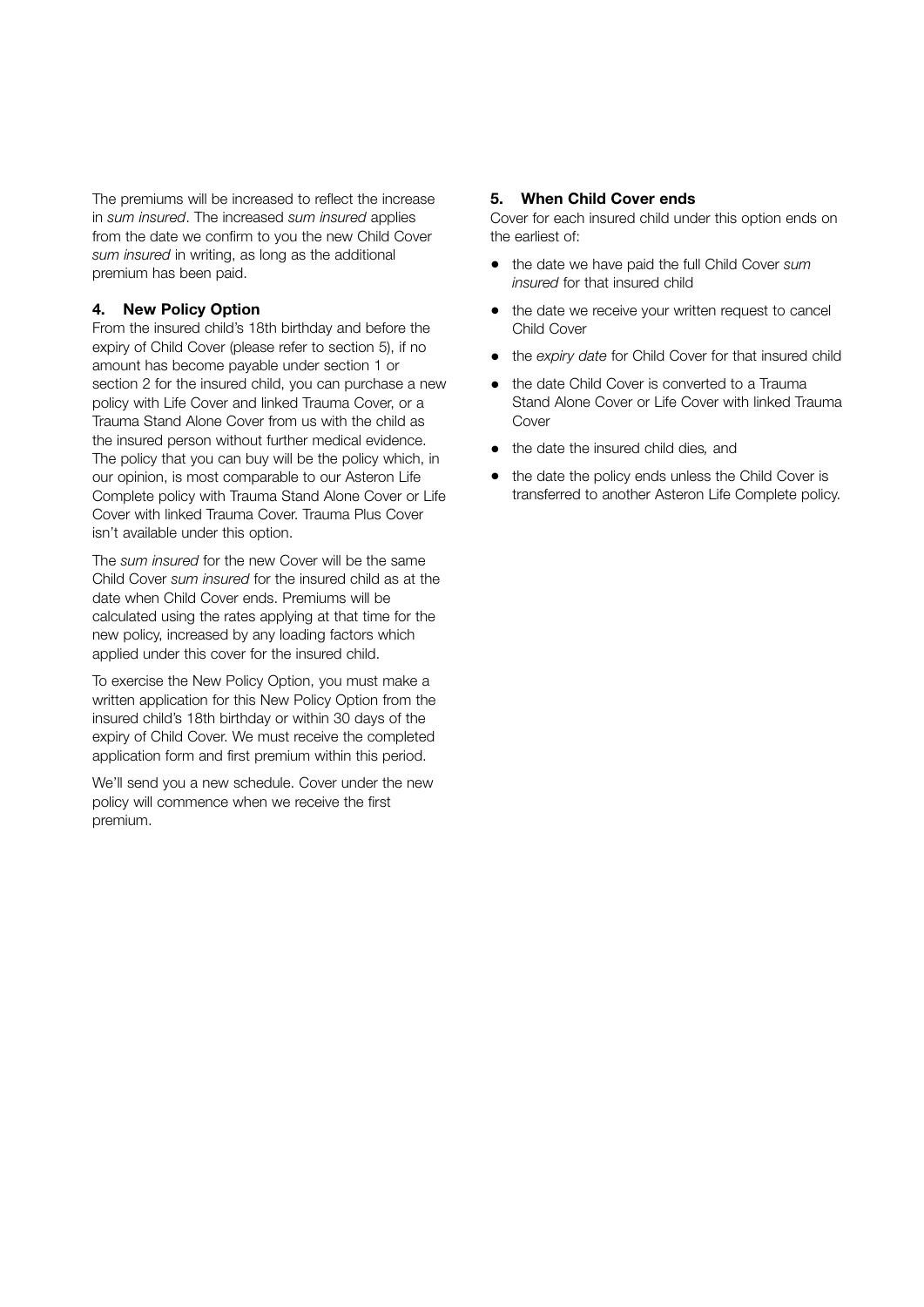The premiums will be increased to reflect the increase in *sum insured*. The increased *sum insured* applies from the date we confirm to you the new Child Cover *sum insured* in writing, as long as the additional premium has been paid.

### 4. New Policy Option

From the insured child's 18th birthday and before the expiry of Child Cover (please refer to section 5), if no amount has become payable under section 1 or section 2 for the insured child, you can purchase a new policy with Life Cover and linked Trauma Cover, or a Trauma Stand Alone Cover from us with the child as the insured person without further medical evidence. The policy that you can buy will be the policy which, in our opinion, is most comparable to our Asteron Life Complete policy with Trauma Stand Alone Cover or Life Cover with linked Trauma Cover. Trauma Plus Cover isn't available under this option.

The *sum insured* for the new Cover will be the same Child Cover *sum insured* for the insured child as at the date when Child Cover ends. Premiums will be calculated using the rates applying at that time for the new policy, increased by any loading factors which applied under this cover for the insured child.

To exercise the New Policy Option, you must make a written application for this New Policy Option from the insured child's 18th birthday or within 30 days of the expiry of Child Cover. We must receive the completed application form and first premium within this period.

We'll send you a new schedule. Cover under the new policy will commence when we receive the first premium.

### 5. When Child Cover ends

Cover for each insured child under this option ends on the earliest of:

- the date we have paid the full Child Cover *sum insured* for that insured child
- the date we receive your written request to cancel Child Cover
- the *expiry date* for Child Cover for that insured child
- the date Child Cover is converted to a Trauma Stand Alone Cover or Life Cover with linked Trauma Cover
- the date the insured child dies, and
- the date the policy ends unless the Child Cover is transferred to another Asteron Life Complete policy.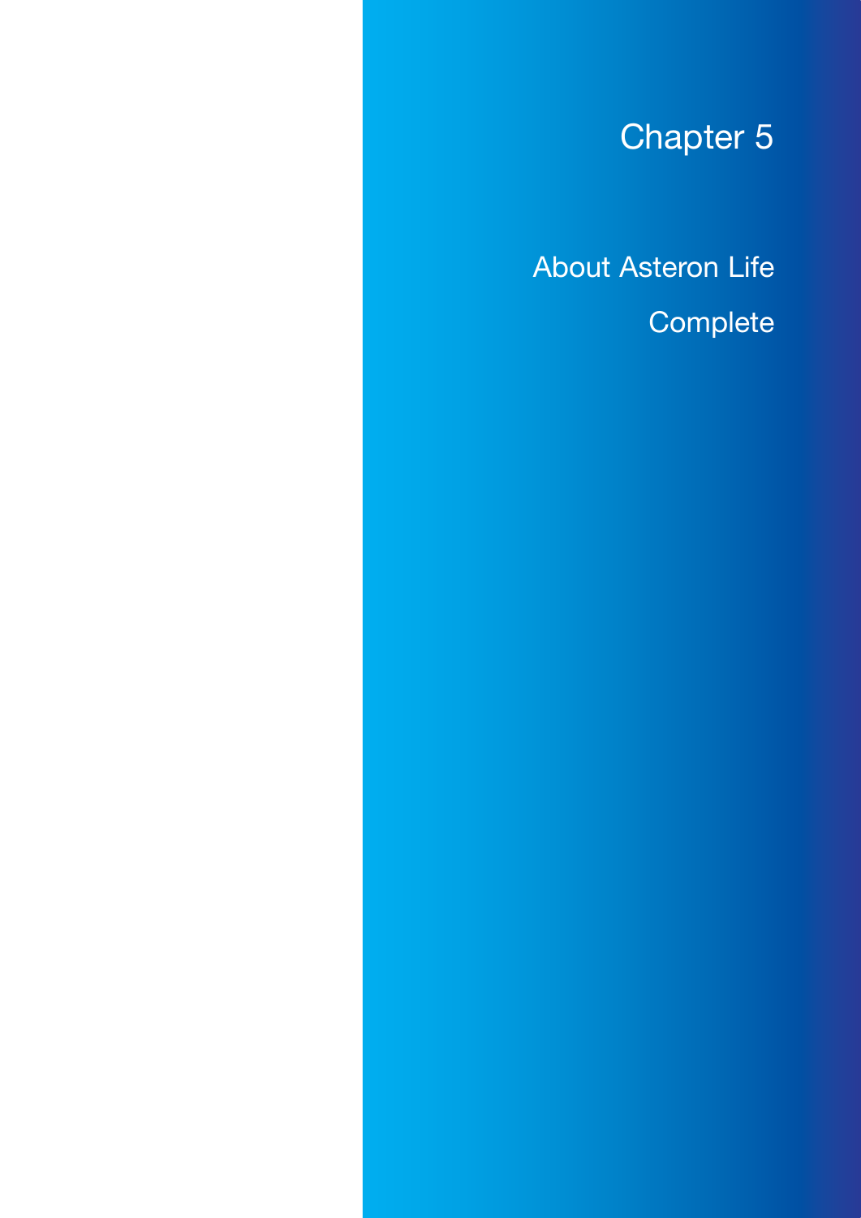# Chapter 5

## About Asteron Life Complete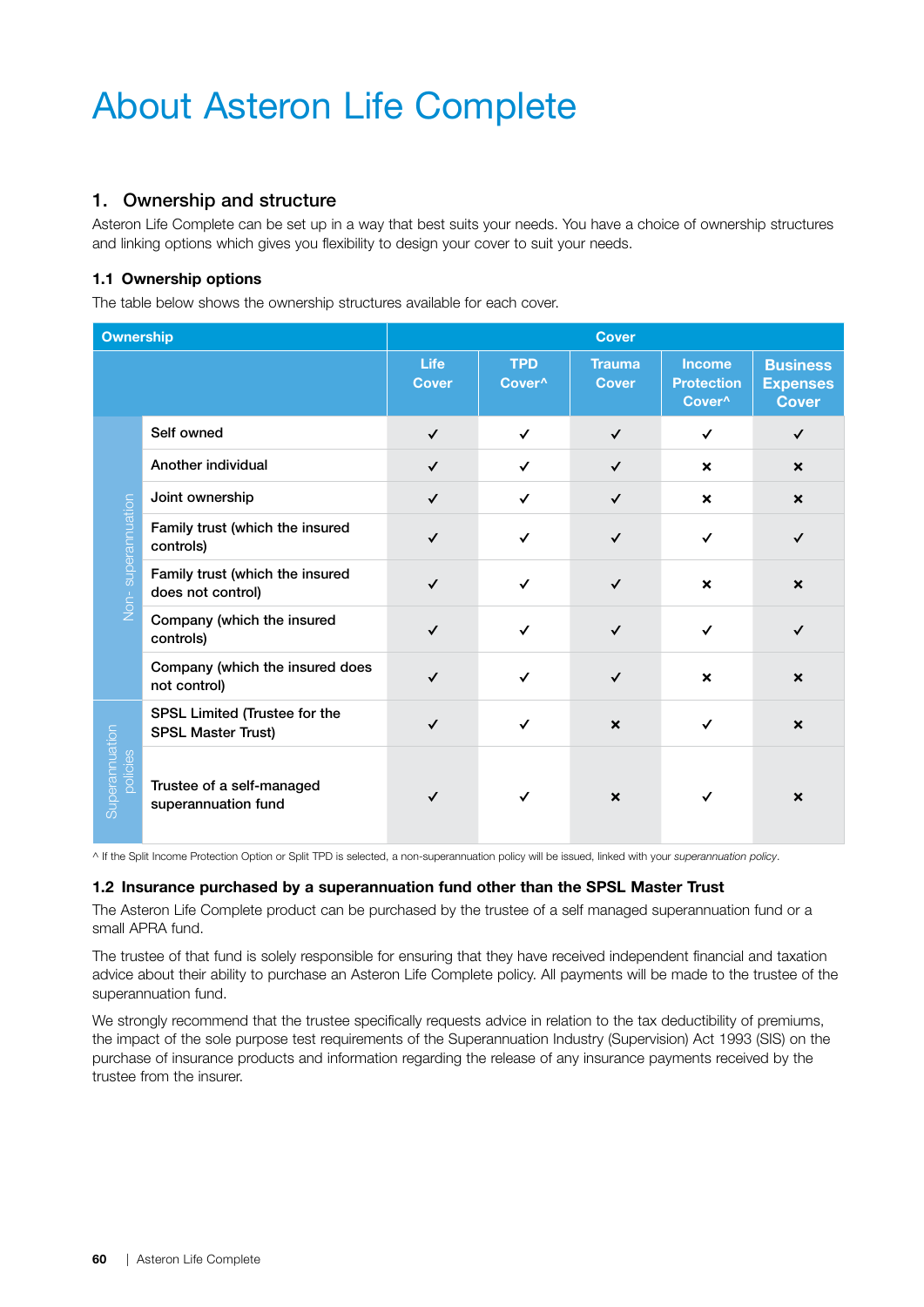# About Asteron Life Complete

## 1. Ownership and structure

Asteron Life Complete can be set up in a way that best suits your needs. You have a choice of ownership structures and linking options which gives you flexibility to design your cover to suit your needs.

### 1.1 Ownership options

The table below shows the ownership structures available for each cover.

| Ownership | | Cover | | | | |
|---|---|---|---|---|---|---|
| | | Life Cover | TPD Cover^ | Trauma Cover | Income Protection Cover^ | Business Expenses Cover |
| Non- superannuation | Self owned | ✓ | ✓ | ✓ | ✓ | ✓ |
| | Another individual | ✓ | ✓ | ✓ | × | × |
| | Joint ownership | ✓ | ✓ | ✓ | × | × |
| | Family trust (which the insured controls) | ✓ | ✓ | ✓ | ✓ | ✓ |
| | Family trust (which the insured does not control) | ✓ | ✓ | ✓ | × | × |
| | Company (which the insured controls) | ✓ | ✓ | ✓ | ✓ | ✓ |
| | Company (which the insured does not control) | ✓ | ✓ | ✓ | × | × |
| Superannuation policies | SPSL Limited (Trustee for the SPSL Master Trust) | ✓ | ✓ | × | ✓ | × |
| | Trustee of a self-managed superannuation fund | ✓ | ✓ | × | ✓ | × |

^ If the Split Income Protection Option or Split TPD is selected, a non-superannuation policy will be issued, linked with your *superannuation policy*.

### 1.2 Insurance purchased by a superannuation fund other than the SPSL Master Trust

The Asteron Life Complete product can be purchased by the trustee of a self managed superannuation fund or a small APRA fund.

The trustee of that fund is solely responsible for ensuring that they have received independent financial and taxation advice about their ability to purchase an Asteron Life Complete policy. All payments will be made to the trustee of the superannuation fund.

We strongly recommend that the trustee specifically requests advice in relation to the tax deductibility of premiums, the impact of the sole purpose test requirements of the Superannuation Industry (Supervision) Act 1993 (SIS) on the purchase of insurance products and information regarding the release of any insurance payments received by the trustee from the insurer.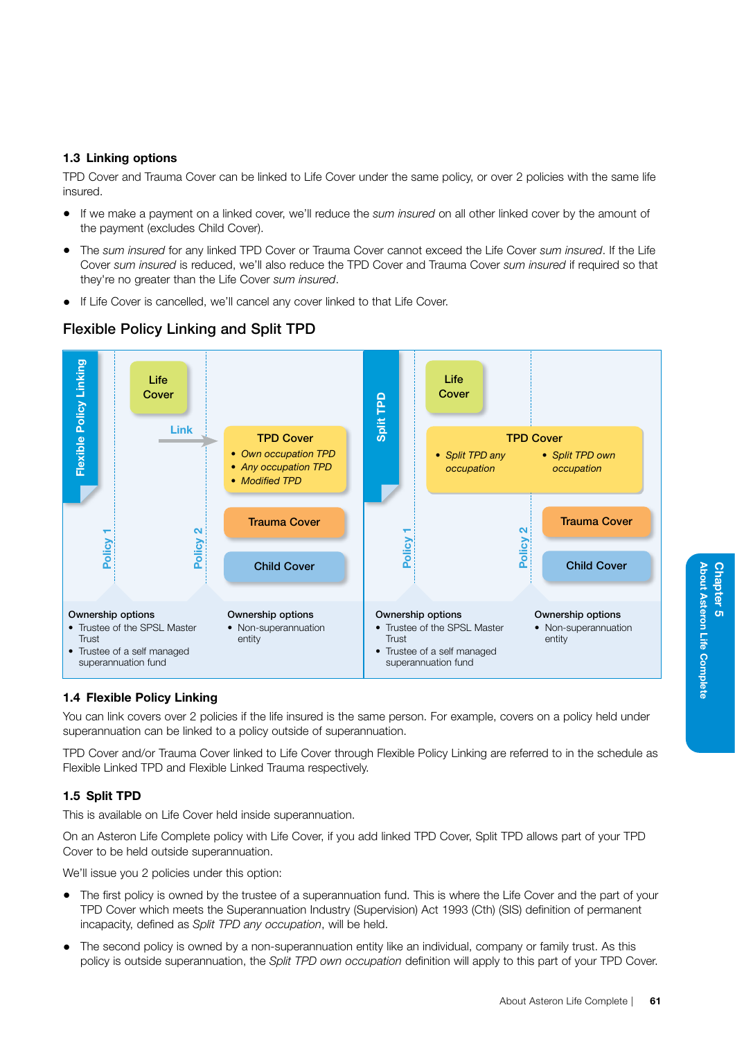### 1.3 Linking options

TPD Cover and Trauma Cover can be linked to Life Cover under the same policy, or over 2 policies with the same life insured.

- If we make a payment on a linked cover, we'll reduce the *sum insured* on all other linked cover by the amount of the payment (excludes Child Cover).
- The *sum insured* for any linked TPD Cover or Trauma Cover cannot exceed the Life Cover *sum insured*. If the Life Cover *sum insured* is reduced, we'll also reduce the TPD Cover and Trauma Cover *sum insured* if required so that they're no greater than the Life Cover *sum insured*.
- If Life Cover is cancelled, we'll cancel any cover linked to that Life Cover.

## Flexible Policy Linking and Split TPD

**Flexible Policy Linking**

Policy 1: Life Cover

Link →

Policy 2:

- TPD Cover
  - *Own occupation TPD*
  - *Any occupation TPD*
  - *Modified TPD*
- Trauma Cover
- Child Cover

Policy 1 – Ownership options

- Trustee of the SPSL Master Trust
- Trustee of a self managed superannuation fund

Policy 2 – Ownership options

- Non-superannuation entity

**Split TPD**

Policy 1: Life Cover

TPD Cover (across Policy 1 and Policy 2)

- *Split TPD any occupation* (Policy 1)
- *Split TPD own occupation* (Policy 2)

Policy 2:

- Trauma Cover
- Child Cover

Policy 1 – Ownership options

- Trustee of the SPSL Master Trust
- Trustee of a self managed superannuation fund

Policy 2 – Ownership options

- Non-superannuation entity

### 1.4 Flexible Policy Linking

You can link covers over 2 policies if the life insured is the same person. For example, covers on a policy held under superannuation can be linked to a policy outside of superannuation.

TPD Cover and/or Trauma Cover linked to Life Cover through Flexible Policy Linking are referred to in the schedule as Flexible Linked TPD and Flexible Linked Trauma respectively.

### 1.5 Split TPD

This is available on Life Cover held inside superannuation.

On an Asteron Life Complete policy with Life Cover, if you add linked TPD Cover, Split TPD allows part of your TPD Cover to be held outside superannuation.

We'll issue you 2 policies under this option:

- The first policy is owned by the trustee of a superannuation fund. This is where the Life Cover and the part of your TPD Cover which meets the Superannuation Industry (Supervision) Act 1993 (Cth) (SIS) definition of permanent incapacity, defined as *Split TPD any occupation*, will be held.
- The second policy is owned by a non-superannuation entity like an individual, company or family trust. As this policy is outside superannuation, the *Split TPD own occupation* definition will apply to this part of your TPD Cover.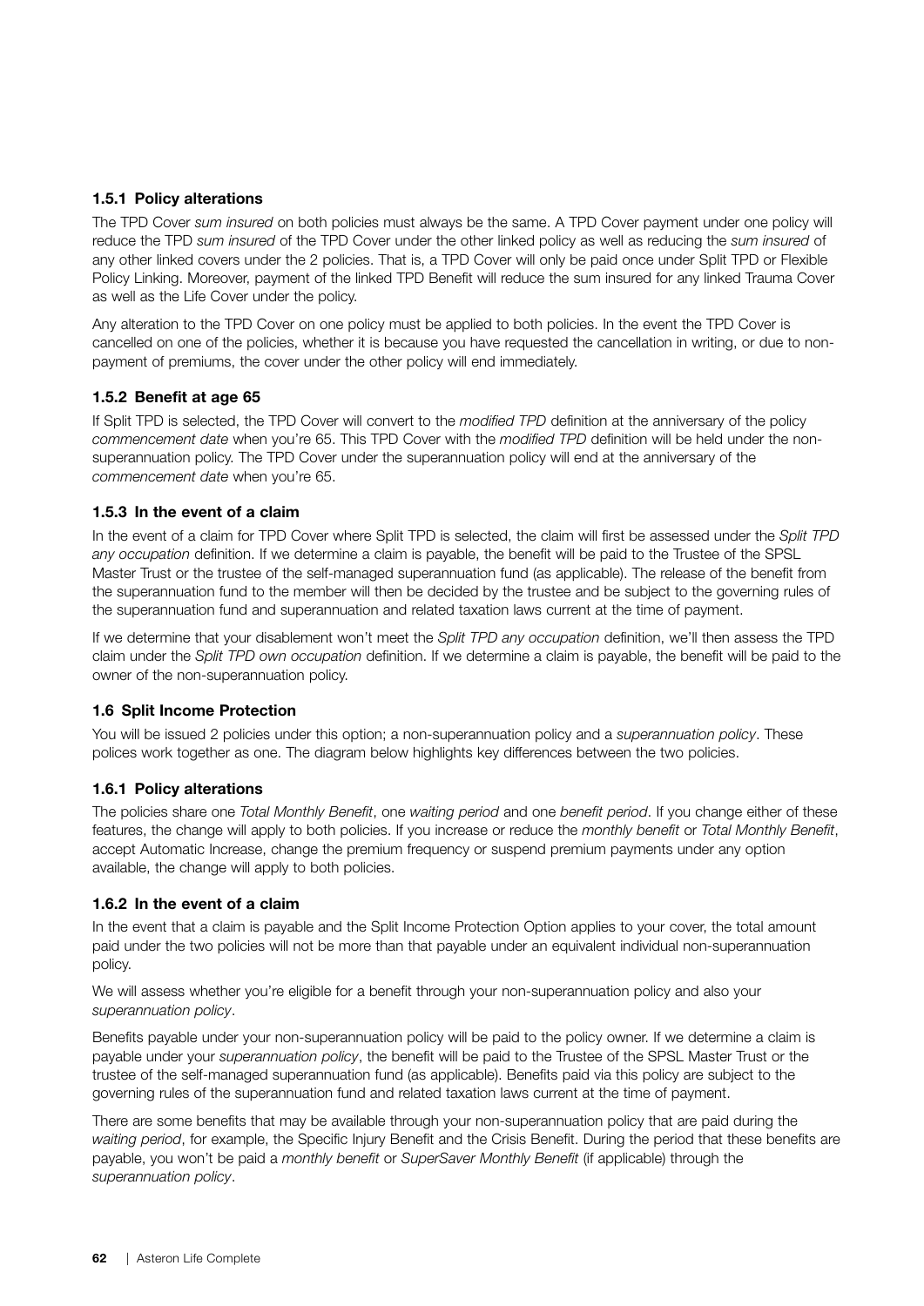### 1.5.1 Policy alterations

The TPD Cover *sum insured* on both policies must always be the same. A TPD Cover payment under one policy will reduce the TPD *sum insured* of the TPD Cover under the other linked policy as well as reducing the *sum insured* of any other linked covers under the 2 policies. That is, a TPD Cover will only be paid once under Split TPD or Flexible Policy Linking. Moreover, payment of the linked TPD Benefit will reduce the sum insured for any linked Trauma Cover as well as the Life Cover under the policy.

Any alteration to the TPD Cover on one policy must be applied to both policies. In the event the TPD Cover is cancelled on one of the policies, whether it is because you have requested the cancellation in writing, or due to non-payment of premiums, the cover under the other policy will end immediately.

### 1.5.2 Benefit at age 65

If Split TPD is selected, the TPD Cover will convert to the *modified TPD* definition at the anniversary of the policy *commencement date* when you're 65. This TPD Cover with the *modified TPD* definition will be held under the non-superannuation policy. The TPD Cover under the superannuation policy will end at the anniversary of the *commencement date* when you're 65.

### 1.5.3 In the event of a claim

In the event of a claim for TPD Cover where Split TPD is selected, the claim will first be assessed under the *Split TPD any occupation* definition. If we determine a claim is payable, the benefit will be paid to the Trustee of the SPSL Master Trust or the trustee of the self-managed superannuation fund (as applicable). The release of the benefit from the superannuation fund to the member will then be decided by the trustee and be subject to the governing rules of the superannuation fund and superannuation and related taxation laws current at the time of payment.

If we determine that your disablement won't meet the *Split TPD any occupation* definition, we'll then assess the TPD claim under the *Split TPD own occupation* definition. If we determine a claim is payable, the benefit will be paid to the owner of the non-superannuation policy.

### 1.6 Split Income Protection

You will be issued 2 policies under this option; a non-superannuation policy and a *superannuation policy*. These polices work together as one. The diagram below highlights key differences between the two policies.

### 1.6.1 Policy alterations

The policies share one *Total Monthly Benefit*, one *waiting period* and one *benefit period*. If you change either of these features, the change will apply to both policies. If you increase or reduce the *monthly benefit* or *Total Monthly Benefit*, accept Automatic Increase, change the premium frequency or suspend premium payments under any option available, the change will apply to both policies.

### 1.6.2 In the event of a claim

In the event that a claim is payable and the Split Income Protection Option applies to your cover, the total amount paid under the two policies will not be more than that payable under an equivalent individual non-superannuation policy.

We will assess whether you're eligible for a benefit through your non-superannuation policy and also your *superannuation policy*.

Benefits payable under your non-superannuation policy will be paid to the policy owner. If we determine a claim is payable under your *superannuation policy*, the benefit will be paid to the Trustee of the SPSL Master Trust or the trustee of the self-managed superannuation fund (as applicable). Benefits paid via this policy are subject to the governing rules of the superannuation fund and related taxation laws current at the time of payment.

There are some benefits that may be available through your non-superannuation policy that are paid during the *waiting period*, for example, the Specific Injury Benefit and the Crisis Benefit. During the period that these benefits are payable, you won't be paid a *monthly benefit* or *SuperSaver Monthly Benefit* (if applicable) through the *superannuation policy*.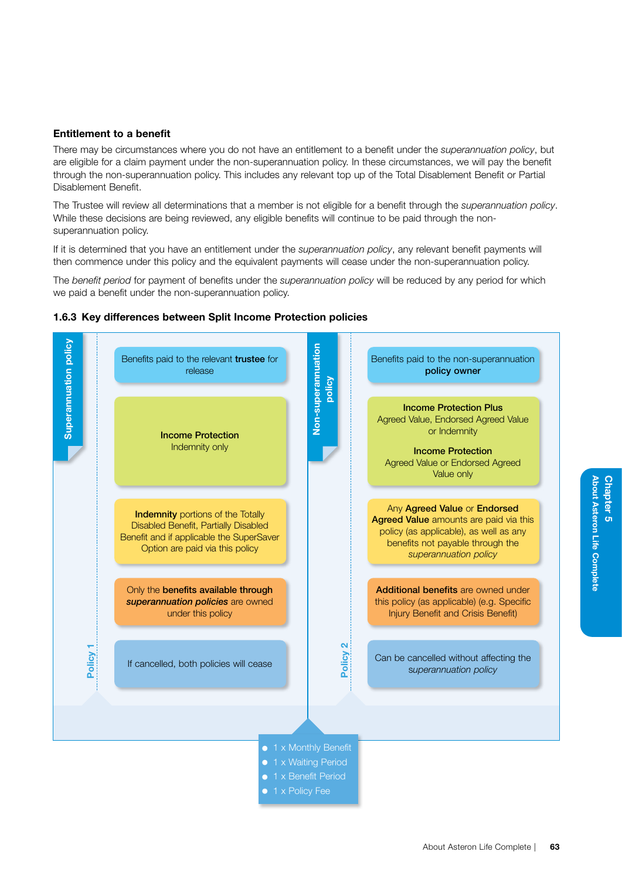### Entitlement to a benefit

There may be circumstances where you do not have an entitlement to a benefit under the *superannuation policy*, but are eligible for a claim payment under the non-superannuation policy. In these circumstances, we will pay the benefit through the non-superannuation policy. This includes any relevant top up of the Total Disablement Benefit or Partial Disablement Benefit.

The Trustee will review all determinations that a member is not eligible for a benefit through the *superannuation policy*. While these decisions are being reviewed, any eligible benefits will continue to be paid through the non-superannuation policy.

If it is determined that you have an entitlement under the *superannuation policy*, any relevant benefit payments will then commence under this policy and the equivalent payments will cease under the non-superannuation policy.

The *benefit period* for payment of benefits under the *superannuation policy* will be reduced by any period for which we paid a benefit under the non-superannuation policy.

### 1.6.3 Key differences between Split Income Protection policies

| Policy 1 – Superannuation policy | Policy 2 – Non-superannuation policy |
| --- | --- |
| Benefits paid to the relevant **trustee** for release | Benefits paid to the non-superannuation **policy owner** |
| **Income Protection** Indemnity only | **Income Protection Plus** Agreed Value, Endorsed Agreed Value or Indemnity<br>**Income Protection** Agreed Value or Endorsed Agreed Value only |
| **Indemnity** portions of the Totally Disabled Benefit, Partially Disabled Benefit and if applicable the SuperSaver Option are paid via this policy | Any **Agreed Value** or **Endorsed Agreed Value** amounts are paid via this policy (as applicable), as well as any benefits not payable through the *superannuation policy* |
| Only the **benefits available through *superannuation policies*** are owned under this policy | **Additional benefits** are owned under this policy (as applicable) (e.g. Specific Injury Benefit and Crisis Benefit) |
| If cancelled, both policies will cease | Can be cancelled without affecting the *superannuation policy* |

- 1 x Monthly Benefit
- 1 x Waiting Period
- 1 x Benefit Period
- 1 x Policy Fee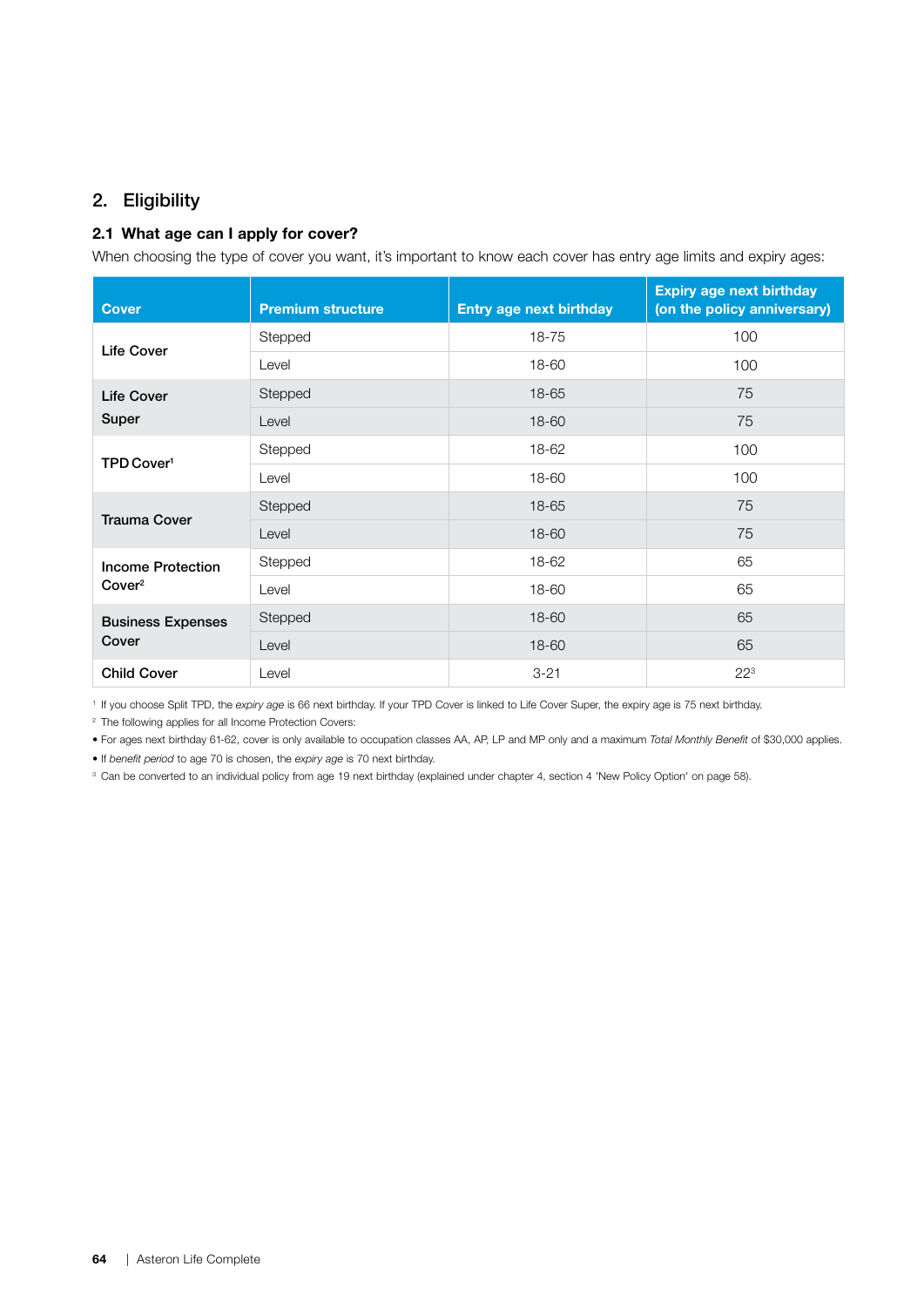## 2. Eligibility

### 2.1 What age can I apply for cover?

When choosing the type of cover you want, it's important to know each cover has entry age limits and expiry ages:

| Cover | Premium structure | Entry age next birthday | Expiry age next birthday (on the policy anniversary) |
|---|---|---|---|
| Life Cover | Stepped | 18-75 | 100 |
| | Level | 18-60 | 100 |
| Life Cover Super | Stepped | 18-65 | 75 |
| | Level | 18-60 | 75 |
| TPD Cover[1] | Stepped | 18-62 | 100 |
| | Level | 18-60 | 100 |
| Trauma Cover | Stepped | 18-65 | 75 |
| | Level | 18-60 | 75 |
| Income Protection Cover[2] | Stepped | 18-62 | 65 |
| | Level | 18-60 | 65 |
| Business Expenses Cover | Stepped | 18-60 | 65 |
| | Level | 18-60 | 65 |
| Child Cover | Level | 3-21 | 22[3] |

[1] If you choose Split TPD, the *expiry age* is 66 next birthday. If your TPD Cover is linked to Life Cover Super, the expiry age is 75 next birthday.

[2] The following applies for all Income Protection Covers:

- For ages next birthday 61-62, cover is only available to occupation classes AA, AP, LP and MP only and a maximum *Total Monthly Benefit* of $30,000 applies.
- If *benefit period* to age 70 is chosen, the *expiry age* is 70 next birthday.

[3] Can be converted to an individual policy from age 19 next birthday (explained under chapter 4, section 4 'New Policy Option' on page 58).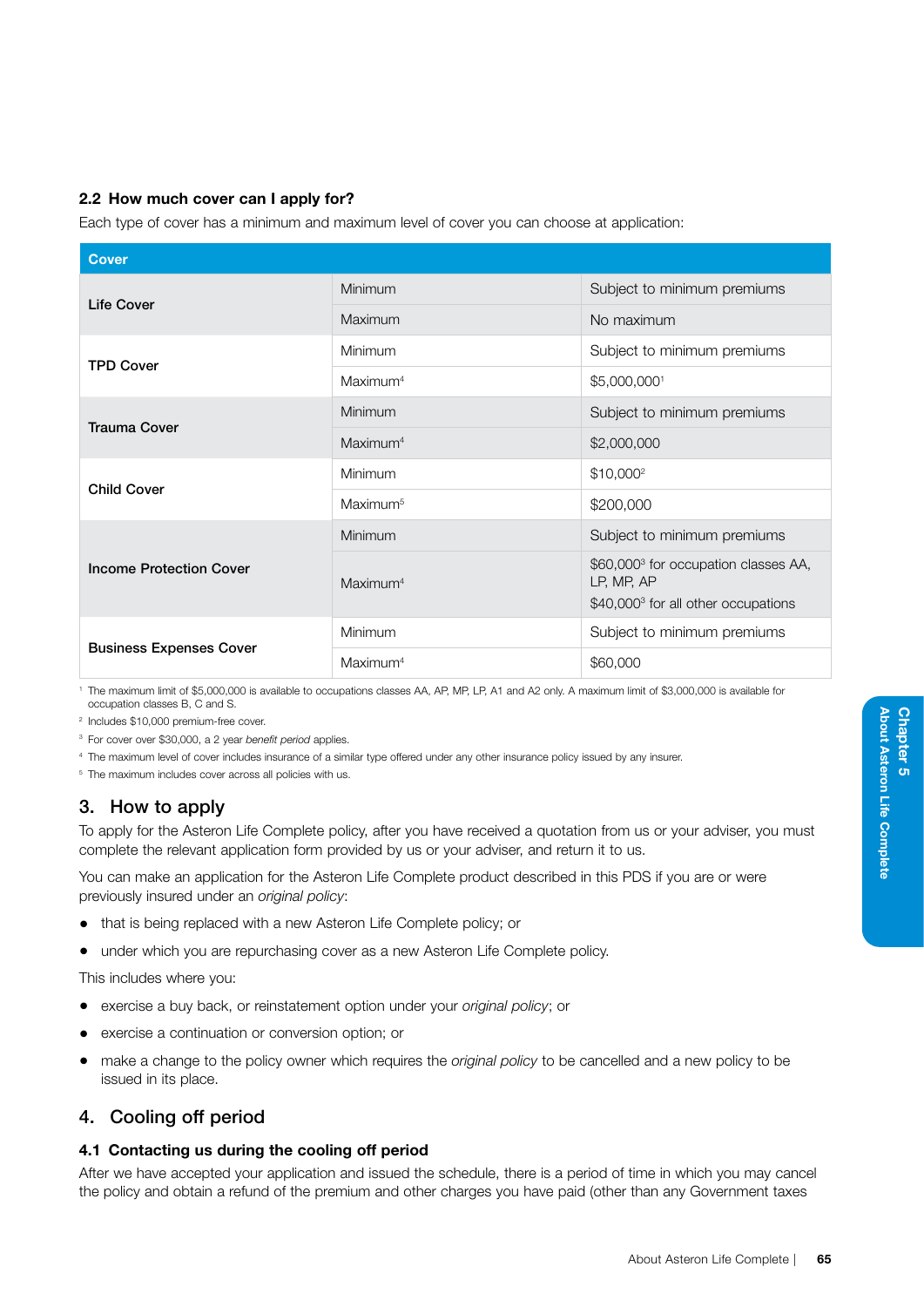### 2.2 How much cover can I apply for?

Each type of cover has a minimum and maximum level of cover you can choose at application:

| Cover | | |
|---|---|---|
| **Life Cover** | Minimum | Subject to minimum premiums |
| | Maximum | No maximum |
| **TPD Cover** | Minimum | Subject to minimum premiums |
| | Maximum[4] | $5,000,000[1] |
| **Trauma Cover** | Minimum | Subject to minimum premiums |
| | Maximum[4] | $2,000,000 |
| **Child Cover** | Minimum | $10,000[2] |
| | Maximum[5] | $200,000 |
| **Income Protection Cover** | Minimum | Subject to minimum premiums |
| | Maximum[4] | $60,000[3] for occupation classes AA, LP, MP, AP<br>$40,000[3] for all other occupations |
| **Business Expenses Cover** | Minimum | Subject to minimum premiums |
| | Maximum[4] | $60,000 |

[1] The maximum limit of $5,000,000 is available to occupations classes AA, AP, MP, LP, A1 and A2 only. A maximum limit of $3,000,000 is available for occupation classes B, C and S.

[2] Includes $10,000 premium-free cover.

[3] For cover over $30,000, a 2 year *benefit period* applies.

[4] The maximum level of cover includes insurance of a similar type offered under any other insurance policy issued by any insurer.

[5] The maximum includes cover across all policies with us.

## 3. How to apply

To apply for the Asteron Life Complete policy, after you have received a quotation from us or your adviser, you must complete the relevant application form provided by us or your adviser, and return it to us.

You can make an application for the Asteron Life Complete product described in this PDS if you are or were previously insured under an *original policy*:

- that is being replaced with a new Asteron Life Complete policy; or
- under which you are repurchasing cover as a new Asteron Life Complete policy.

This includes where you:

- exercise a buy back, or reinstatement option under your *original policy*; or
- exercise a continuation or conversion option; or
- make a change to the policy owner which requires the *original policy* to be cancelled and a new policy to be issued in its place.

## 4. Cooling off period

### 4.1 Contacting us during the cooling off period

After we have accepted your application and issued the schedule, there is a period of time in which you may cancel the policy and obtain a refund of the premium and other charges you have paid (other than any Government taxes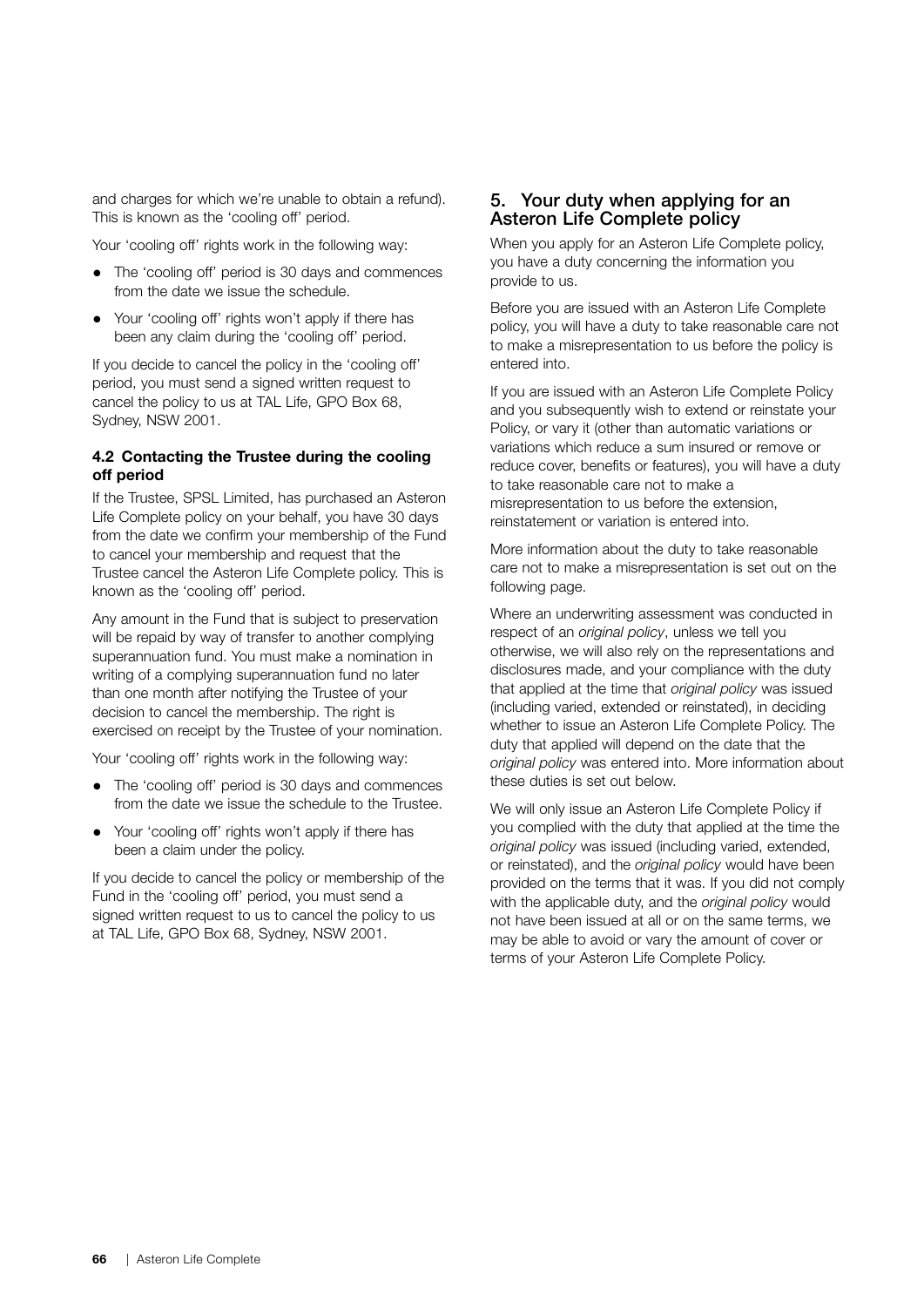and charges for which we're unable to obtain a refund). This is known as the 'cooling off' period.

Your 'cooling off' rights work in the following way:

- The 'cooling off' period is 30 days and commences from the date we issue the schedule.
- Your 'cooling off' rights won't apply if there has been any claim during the 'cooling off' period.

If you decide to cancel the policy in the 'cooling off' period, you must send a signed written request to cancel the policy to us at TAL Life, GPO Box 68, Sydney, NSW 2001.

### 4.2 Contacting the Trustee during the cooling off period

If the Trustee, SPSL Limited, has purchased an Asteron Life Complete policy on your behalf, you have 30 days from the date we confirm your membership of the Fund to cancel your membership and request that the Trustee cancel the Asteron Life Complete policy. This is known as the 'cooling off' period.

Any amount in the Fund that is subject to preservation will be repaid by way of transfer to another complying superannuation fund. You must make a nomination in writing of a complying superannuation fund no later than one month after notifying the Trustee of your decision to cancel the membership. The right is exercised on receipt by the Trustee of your nomination.

Your 'cooling off' rights work in the following way:

- The 'cooling off' period is 30 days and commences from the date we issue the schedule to the Trustee.
- Your 'cooling off' rights won't apply if there has been a claim under the policy.

If you decide to cancel the policy or membership of the Fund in the 'cooling off' period, you must send a signed written request to us to cancel the policy to us at TAL Life, GPO Box 68, Sydney, NSW 2001.

## 5. Your duty when applying for an Asteron Life Complete policy

When you apply for an Asteron Life Complete policy, you have a duty concerning the information you provide to us.

Before you are issued with an Asteron Life Complete policy, you will have a duty to take reasonable care not to make a misrepresentation to us before the policy is entered into.

If you are issued with an Asteron Life Complete Policy and you subsequently wish to extend or reinstate your Policy, or vary it (other than automatic variations or variations which reduce a sum insured or remove or reduce cover, benefits or features), you will have a duty to take reasonable care not to make a misrepresentation to us before the extension, reinstatement or variation is entered into.

More information about the duty to take reasonable care not to make a misrepresentation is set out on the following page.

Where an underwriting assessment was conducted in respect of an *original policy*, unless we tell you otherwise, we will also rely on the representations and disclosures made, and your compliance with the duty that applied at the time that *original policy* was issued (including varied, extended or reinstated), in deciding whether to issue an Asteron Life Complete Policy. The duty that applied will depend on the date that the *original policy* was entered into. More information about these duties is set out below.

We will only issue an Asteron Life Complete Policy if you complied with the duty that applied at the time the *original policy* was issued (including varied, extended, or reinstated), and the *original policy* would have been provided on the terms that it was. If you did not comply with the applicable duty, and the *original policy* would not have been issued at all or on the same terms, we may be able to avoid or vary the amount of cover or terms of your Asteron Life Complete Policy.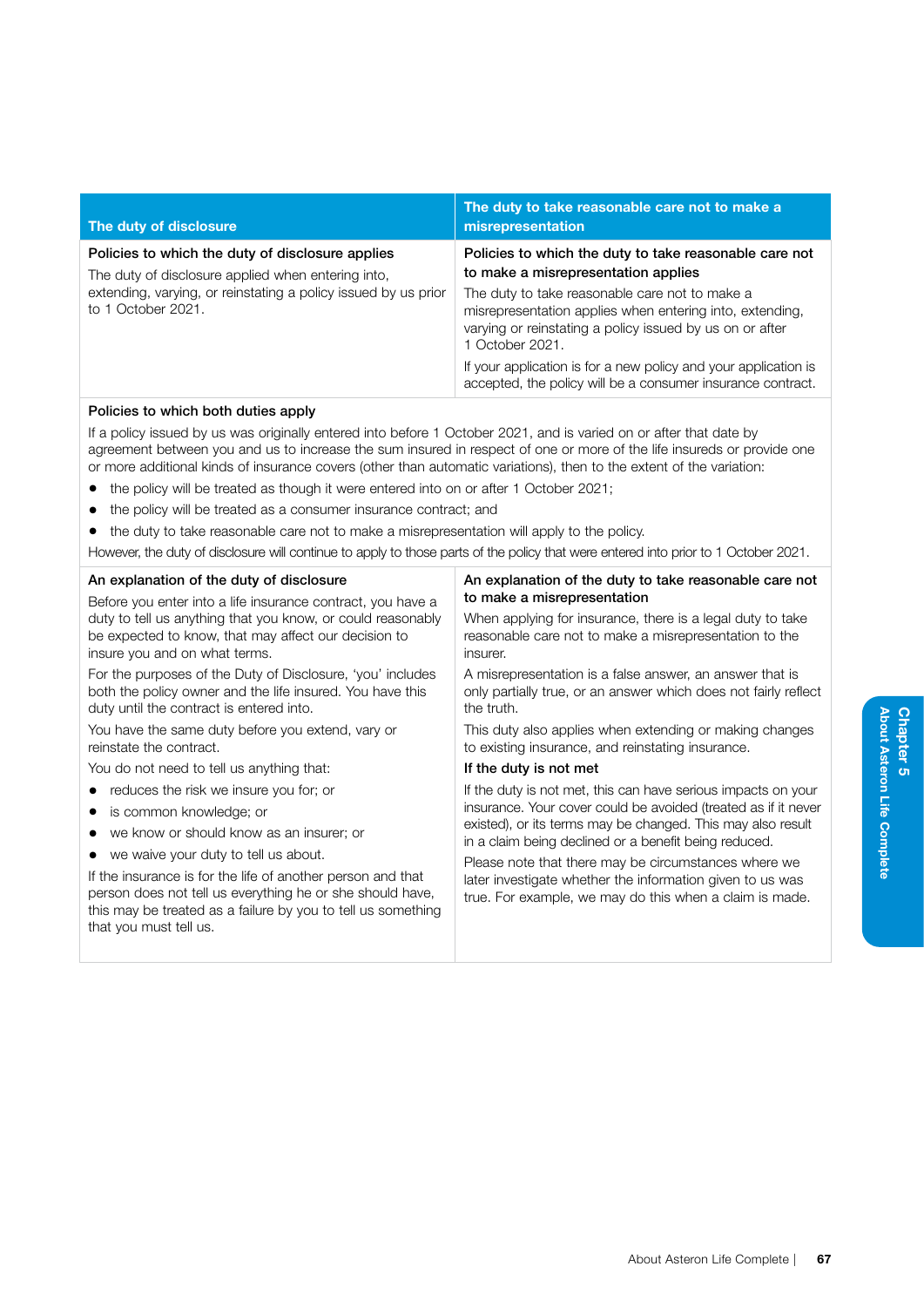| The duty of disclosure | The duty to take reasonable care not to make a misrepresentation |
|---|---|
| **Policies to which the duty of disclosure applies**<br>The duty of disclosure applied when entering into, extending, varying, or reinstating a policy issued by us prior to 1 October 2021. | **Policies to which the duty to take reasonable care not to make a misrepresentation applies**<br>The duty to take reasonable care not to make a misrepresentation applies when entering into, extending, varying or reinstating a policy issued by us on or after 1 October 2021.<br>If your application is for a new policy and your application is accepted, the policy will be a consumer insurance contract. |

**Policies to which both duties apply**

If a policy issued by us was originally entered into before 1 October 2021, and is varied on or after that date by agreement between you and us to increase the sum insured in respect of one or more of the life insureds or provide one or more additional kinds of insurance covers (other than automatic variations), then to the extent of the variation:

- the policy will be treated as though it were entered into on or after 1 October 2021;
- the policy will be treated as a consumer insurance contract; and
- the duty to take reasonable care not to make a misrepresentation will apply to the policy.

However, the duty of disclosure will continue to apply to those parts of the policy that were entered into prior to 1 October 2021.

**An explanation of the duty of disclosure**

Before you enter into a life insurance contract, you have a duty to tell us anything that you know, or could reasonably be expected to know, that may affect our decision to insure you and on what terms.

For the purposes of the Duty of Disclosure, 'you' includes both the policy owner and the life insured. You have this duty until the contract is entered into.

You have the same duty before you extend, vary or reinstate the contract.

You do not need to tell us anything that:

- reduces the risk we insure you for; or
- is common knowledge; or
- we know or should know as an insurer; or
- we waive your duty to tell us about.

If the insurance is for the life of another person and that person does not tell us everything he or she should have, this may be treated as a failure by you to tell us something that you must tell us.

**An explanation of the duty to take reasonable care not to make a misrepresentation**

When applying for insurance, there is a legal duty to take reasonable care not to make a misrepresentation to the insurer.

A misrepresentation is a false answer, an answer that is only partially true, or an answer which does not fairly reflect the truth.

This duty also applies when extending or making changes to existing insurance, and reinstating insurance.

**If the duty is not met**

If the duty is not met, this can have serious impacts on your insurance. Your cover could be avoided (treated as if it never existed), or its terms may be changed. This may also result in a claim being declined or a benefit being reduced.

Please note that there may be circumstances where we later investigate whether the information given to us was true. For example, we may do this when a claim is made.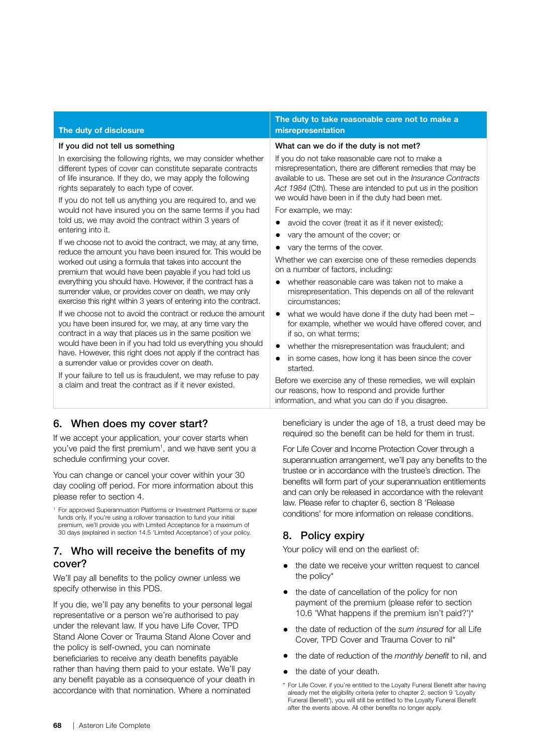| The duty of disclosure | The duty to take reasonable care not to make a misrepresentation |
|---|---|
| **If you did not tell us something**<br><br>In exercising the following rights, we may consider whether different types of cover can constitute separate contracts of life insurance. If they do, we may apply the following rights separately to each type of cover.<br><br>If you do not tell us anything you are required to, and we would not have insured you on the same terms if you had told us, we may avoid the contract within 3 years of entering into it.<br><br>If we choose not to avoid the contract, we may, at any time, reduce the amount you have been insured for. This would be worked out using a formula that takes into account the premium that would have been payable if you had told us everything you should have. However, if the contract has a surrender value, or provides cover on death, we may only exercise this right within 3 years of entering into the contract.<br><br>If we choose not to avoid the contract or reduce the amount you have been insured for, we may, at any time vary the contract in a way that places us in the same position we would have been in if you had told us everything you should have. However, this right does not apply if the contract has a surrender value or provides cover on death.<br><br>If your failure to tell us is fraudulent, we may refuse to pay a claim and treat the contract as if it never existed. | **What can we do if the duty is not met?**<br><br>If you do not take reasonable care not to make a misrepresentation, there are different remedies that may be available to us. These are set out in the *Insurance Contracts Act 1984* (Cth). These are intended to put us in the position we would have been in if the duty had been met.<br><br>For example, we may:<br>• avoid the cover (treat it as if it never existed);<br>• vary the amount of the cover; or<br>• vary the terms of the cover.<br><br>Whether we can exercise one of these remedies depends on a number of factors, including:<br>• whether reasonable care was taken not to make a misrepresentation. This depends on all of the relevant circumstances;<br>• what we would have done if the duty had been met – for example, whether we would have offered cover, and if so, on what terms;<br>• whether the misrepresentation was fraudulent; and<br>• in some cases, how long it has been since the cover started.<br><br>Before we exercise any of these remedies, we will explain our reasons, how to respond and provide further information, and what you can do if you disagree. |

## 6. When does my cover start?

If we accept your application, your cover starts when you've paid the first premium[1], and we have sent you a schedule confirming your cover.

You can change or cancel your cover within your 30 day cooling off period. For more information about this please refer to section 4.

[1] For approved Superannuation Platforms or Investment Platforms or super funds only, if you're using a rollover transaction to fund your initial premium, we'll provide you with Limited Acceptance for a maximum of 30 days (explained in section 14.5 'Limited Acceptance') of your policy.

## 7. Who will receive the benefits of my cover?

We'll pay all benefits to the policy owner unless we specify otherwise in this PDS.

If you die, we'll pay any benefits to your personal legal representative or a person we're authorised to pay under the relevant law. If you have Life Cover, TPD Stand Alone Cover or Trauma Stand Alone Cover and the policy is self-owned, you can nominate beneficiaries to receive any death benefits payable rather than having them paid to your estate. We'll pay any benefit payable as a consequence of your death in accordance with that nomination. Where a nominated beneficiary is under the age of 18, a trust deed may be required so the benefit can be held for them in trust.

For Life Cover and Income Protection Cover through a superannuation arrangement, we'll pay any benefits to the trustee or in accordance with the trustee's direction. The benefits will form part of your superannuation entitlements and can only be released in accordance with the relevant law. Please refer to chapter 6, section 8 'Release conditions' for more information on release conditions.

## 8. Policy expiry

Your policy will end on the earliest of:

- the date we receive your written request to cancel the policy*
- the date of cancellation of the policy for non payment of the premium (please refer to section 10.6 'What happens if the premium isn't paid?')*
- the date of reduction of the *sum insured* for all Life Cover, TPD Cover and Trauma Cover to nil*
- the date of reduction of the *monthly benefit* to nil, and
- the date of your death.

\* For Life Cover, if you're entitled to the Loyalty Funeral Benefit after having already met the eligibility criteria (refer to chapter 2, section 9 'Loyalty Funeral Benefit'), you will still be entitled to the Loyalty Funeral Benefit after the events above. All other benefits no longer apply.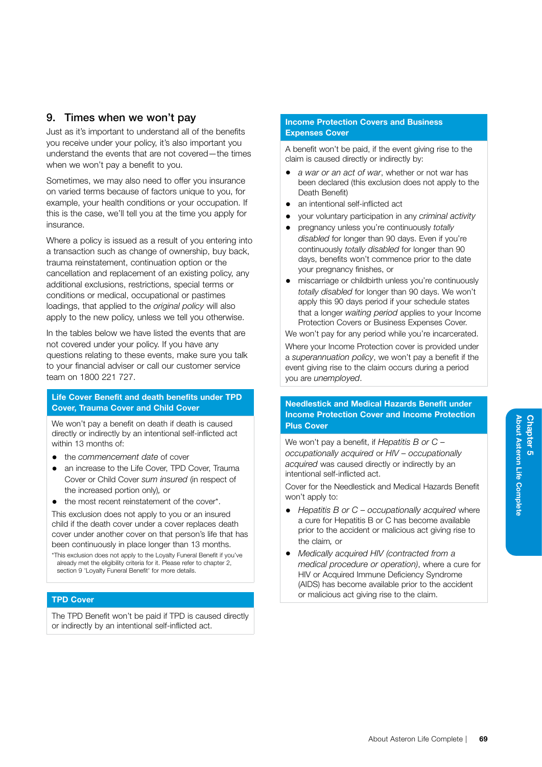## 9. Times when we won't pay

Just as it's important to understand all of the benefits you receive under your policy, it's also important you understand the events that are not covered—the times when we won't pay a benefit to you.

Sometimes, we may also need to offer you insurance on varied terms because of factors unique to you, for example, your health conditions or your occupation. If this is the case, we'll tell you at the time you apply for insurance.

Where a policy is issued as a result of you entering into a transaction such as change of ownership, buy back, trauma reinstatement, continuation option or the cancellation and replacement of an existing policy, any additional exclusions, restrictions, special terms or conditions or medical, occupational or pastimes loadings, that applied to the *original policy* will also apply to the new policy, unless we tell you otherwise.

In the tables below we have listed the events that are not covered under your policy. If you have any questions relating to these events, make sure you talk to your financial adviser or call our customer service team on 1800 221 727.

### Life Cover Benefit and death benefits under TPD Cover, Trauma Cover and Child Cover

We won't pay a benefit on death if death is caused directly or indirectly by an intentional self-inflicted act within 13 months of:

- the *commencement date* of cover
- an increase to the Life Cover, TPD Cover, Trauma Cover or Child Cover *sum insured* (in respect of the increased portion only), or
- the most recent reinstatement of the cover*.

This exclusion does not apply to you or an insured child if the death cover under a cover replaces death cover under another cover on that person's life that has been continuously in place longer than 13 months.

*This exclusion does not apply to the Loyalty Funeral Benefit if you've already met the eligibility criteria for it. Please refer to chapter 2, section 9 'Loyalty Funeral Benefit' for more details.

### TPD Cover

The TPD Benefit won't be paid if TPD is caused directly or indirectly by an intentional self-inflicted act.

### Income Protection Covers and Business Expenses Cover

A benefit won't be paid, if the event giving rise to the claim is caused directly or indirectly by:

- *a war or an act of war*, whether or not war has been declared (this exclusion does not apply to the Death Benefit)
- an intentional self-inflicted act
- your voluntary participation in any *criminal activity*
- pregnancy unless you're continuously *totally disabled* for longer than 90 days. Even if you're continuously *totally disabled* for longer than 90 days, benefits won't commence prior to the date your pregnancy finishes, or
- miscarriage or childbirth unless you're continuously *totally disabled* for longer than 90 days. We won't apply this 90 days period if your schedule states that a longer *waiting period* applies to your Income Protection Covers or Business Expenses Cover.

We won't pay for any period while you're incarcerated.

Where your Income Protection cover is provided under a *superannuation policy*, we won't pay a benefit if the event giving rise to the claim occurs during a period you are *unemployed*.

### Needlestick and Medical Hazards Benefit under Income Protection Cover and Income Protection Plus Cover

We won't pay a benefit, if *Hepatitis B or C – occupationally acquired* or *HIV – occupationally acquired* was caused directly or indirectly by an intentional self-inflicted act.

Cover for the Needlestick and Medical Hazards Benefit won't apply to:

- *Hepatitis B or C – occupationally acquired* where a cure for Hepatitis B or C has become available prior to the accident or malicious act giving rise to the claim, or
- *Medically acquired HIV (contracted from a medical procedure or operation)*, where a cure for HIV or Acquired Immune Deficiency Syndrome (AIDS) has become available prior to the accident or malicious act giving rise to the claim.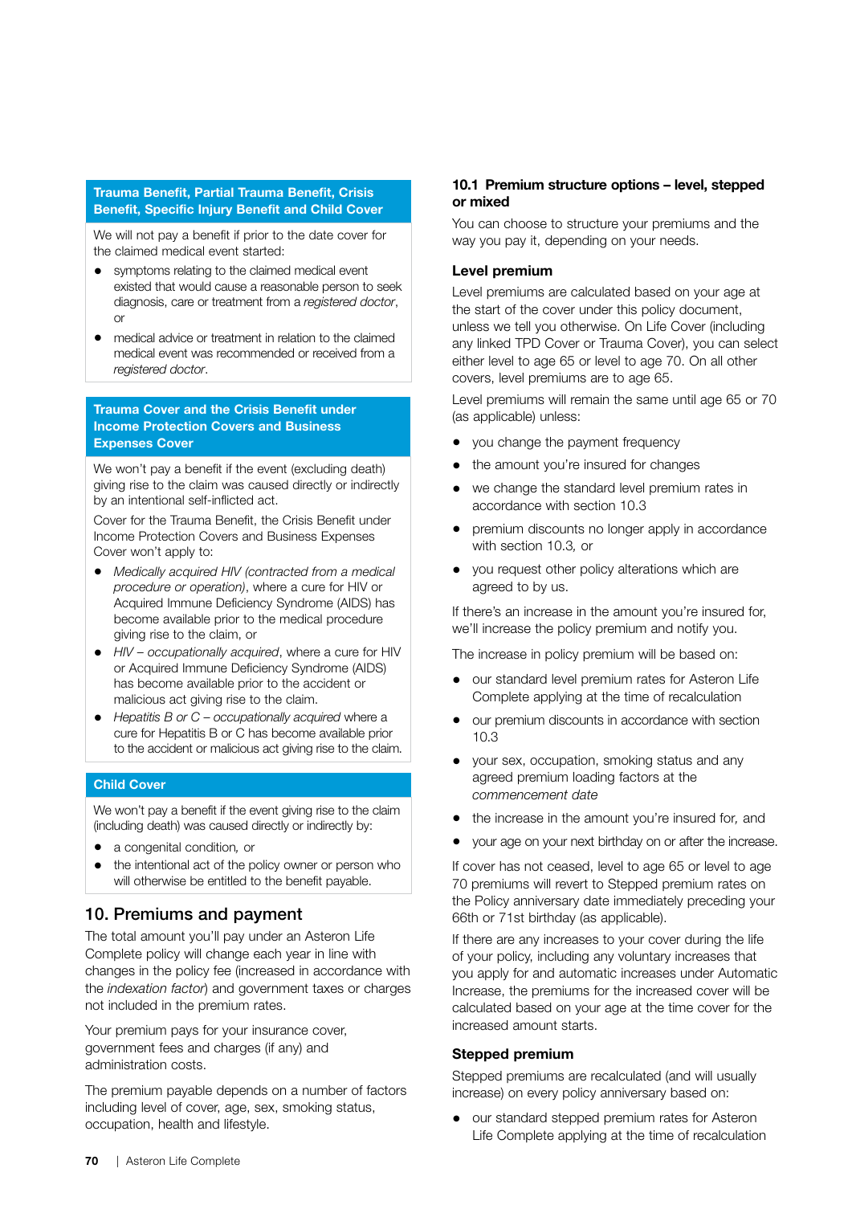**Trauma Benefit, Partial Trauma Benefit, Crisis Benefit, Specific Injury Benefit and Child Cover**

We will not pay a benefit if prior to the date cover for the claimed medical event started:

- symptoms relating to the claimed medical event existed that would cause a reasonable person to seek diagnosis, care or treatment from a *registered doctor*, or
- medical advice or treatment in relation to the claimed medical event was recommended or received from a *registered doctor*.

**Trauma Cover and the Crisis Benefit under Income Protection Covers and Business Expenses Cover**

We won't pay a benefit if the event (excluding death) giving rise to the claim was caused directly or indirectly by an intentional self-inflicted act.

Cover for the Trauma Benefit, the Crisis Benefit under Income Protection Covers and Business Expenses Cover won't apply to:

- *Medically acquired HIV (contracted from a medical procedure or operation)*, where a cure for HIV or Acquired Immune Deficiency Syndrome (AIDS) has become available prior to the medical procedure giving rise to the claim, or
- *HIV – occupationally acquired*, where a cure for HIV or Acquired Immune Deficiency Syndrome (AIDS) has become available prior to the accident or malicious act giving rise to the claim.
- *Hepatitis B or C – occupationally acquired* where a cure for Hepatitis B or C has become available prior to the accident or malicious act giving rise to the claim.

**Child Cover**

We won't pay a benefit if the event giving rise to the claim (including death) was caused directly or indirectly by:

- a congenital condition, or
- the intentional act of the policy owner or person who will otherwise be entitled to the benefit payable.

## 10. Premiums and payment

The total amount you'll pay under an Asteron Life Complete policy will change each year in line with changes in the policy fee (increased in accordance with the *indexation factor*) and government taxes or charges not included in the premium rates.

Your premium pays for your insurance cover, government fees and charges (if any) and administration costs.

The premium payable depends on a number of factors including level of cover, age, sex, smoking status, occupation, health and lifestyle.

### 10.1 Premium structure options – level, stepped or mixed

You can choose to structure your premiums and the way you pay it, depending on your needs.

#### Level premium

Level premiums are calculated based on your age at the start of the cover under this policy document, unless we tell you otherwise. On Life Cover (including any linked TPD Cover or Trauma Cover), you can select either level to age 65 or level to age 70. On all other covers, level premiums are to age 65.

Level premiums will remain the same until age 65 or 70 (as applicable) unless:

- you change the payment frequency
- the amount you're insured for changes
- we change the standard level premium rates in accordance with section 10.3
- premium discounts no longer apply in accordance with section 10.3, or
- you request other policy alterations which are agreed to by us.

If there's an increase in the amount you're insured for, we'll increase the policy premium and notify you.

The increase in policy premium will be based on:

- our standard level premium rates for Asteron Life Complete applying at the time of recalculation
- our premium discounts in accordance with section 10.3
- your sex, occupation, smoking status and any agreed premium loading factors at the *commencement date*
- the increase in the amount you're insured for, and
- your age on your next birthday on or after the increase.

If cover has not ceased, level to age 65 or level to age 70 premiums will revert to Stepped premium rates on the Policy anniversary date immediately preceding your 66th or 71st birthday (as applicable).

If there are any increases to your cover during the life of your policy, including any voluntary increases that you apply for and automatic increases under Automatic Increase, the premiums for the increased cover will be calculated based on your age at the time cover for the increased amount starts.

#### Stepped premium

Stepped premiums are recalculated (and will usually increase) on every policy anniversary based on:

- our standard stepped premium rates for Asteron Life Complete applying at the time of recalculation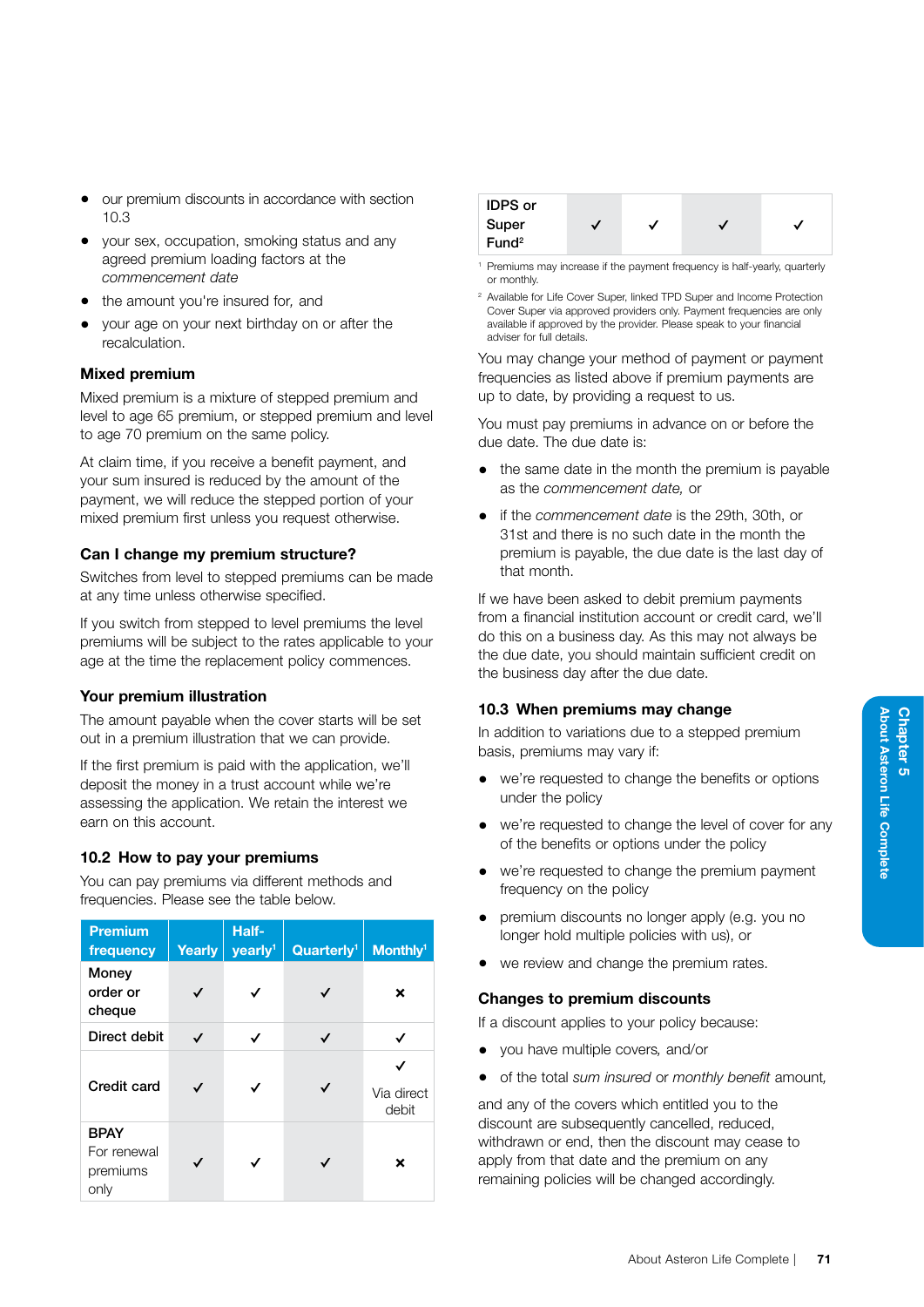- our premium discounts in accordance with section 10.3
- your sex, occupation, smoking status and any agreed premium loading factors at the *commencement date*
- the amount you're insured for, and
- your age on your next birthday on or after the recalculation.

### Mixed premium

Mixed premium is a mixture of stepped premium and level to age 65 premium, or stepped premium and level to age 70 premium on the same policy.

At claim time, if you receive a benefit payment, and your sum insured is reduced by the amount of the payment, we will reduce the stepped portion of your mixed premium first unless you request otherwise.

### Can I change my premium structure?

Switches from level to stepped premiums can be made at any time unless otherwise specified.

If you switch from stepped to level premiums the level premiums will be subject to the rates applicable to your age at the time the replacement policy commences.

### Your premium illustration

The amount payable when the cover starts will be set out in a premium illustration that we can provide.

If the first premium is paid with the application, we'll deposit the money in a trust account while we're assessing the application. We retain the interest we earn on this account.

## 10.2 How to pay your premiums

You can pay premiums via different methods and frequencies. Please see the table below.

| Premium frequency | Yearly | Half-yearly[1] | Quarterly[1] | Monthly[1] |
|---|---|---|---|---|
| Money order or cheque | ✓ | ✓ | ✓ | × |
| Direct debit | ✓ | ✓ | ✓ | ✓ |
| Credit card | ✓ | ✓ | ✓ | ✓ Via direct debit |
| BPAY For renewal premiums only | ✓ | ✓ | ✓ | × |
| IDPS or Super Fund[2] | ✓ | ✓ | ✓ | ✓ |

[1] Premiums may increase if the payment frequency is half-yearly, quarterly or monthly.

[2] Available for Life Cover Super, linked TPD Super and Income Protection Cover Super via approved providers only. Payment frequencies are only available if approved by the provider. Please speak to your financial adviser for full details.

You may change your method of payment or payment frequencies as listed above if premium payments are up to date, by providing a request to us.

You must pay premiums in advance on or before the due date. The due date is:

- the same date in the month the premium is payable as the *commencement date,* or
- if the *commencement date* is the 29th, 30th, or 31st and there is no such date in the month the premium is payable, the due date is the last day of that month.

If we have been asked to debit premium payments from a financial institution account or credit card, we'll do this on a business day. As this may not always be the due date, you should maintain sufficient credit on the business day after the due date.

## 10.3 When premiums may change

In addition to variations due to a stepped premium basis, premiums may vary if:

- we're requested to change the benefits or options under the policy
- we're requested to change the level of cover for any of the benefits or options under the policy
- we're requested to change the premium payment frequency on the policy
- premium discounts no longer apply (e.g. you no longer hold multiple policies with us), or
- we review and change the premium rates.

### Changes to premium discounts

If a discount applies to your policy because:

- you have multiple covers, and/or
- of the total *sum insured* or *monthly benefit* amount,

and any of the covers which entitled you to the discount are subsequently cancelled, reduced, withdrawn or end, then the discount may cease to apply from that date and the premium on any remaining policies will be changed accordingly.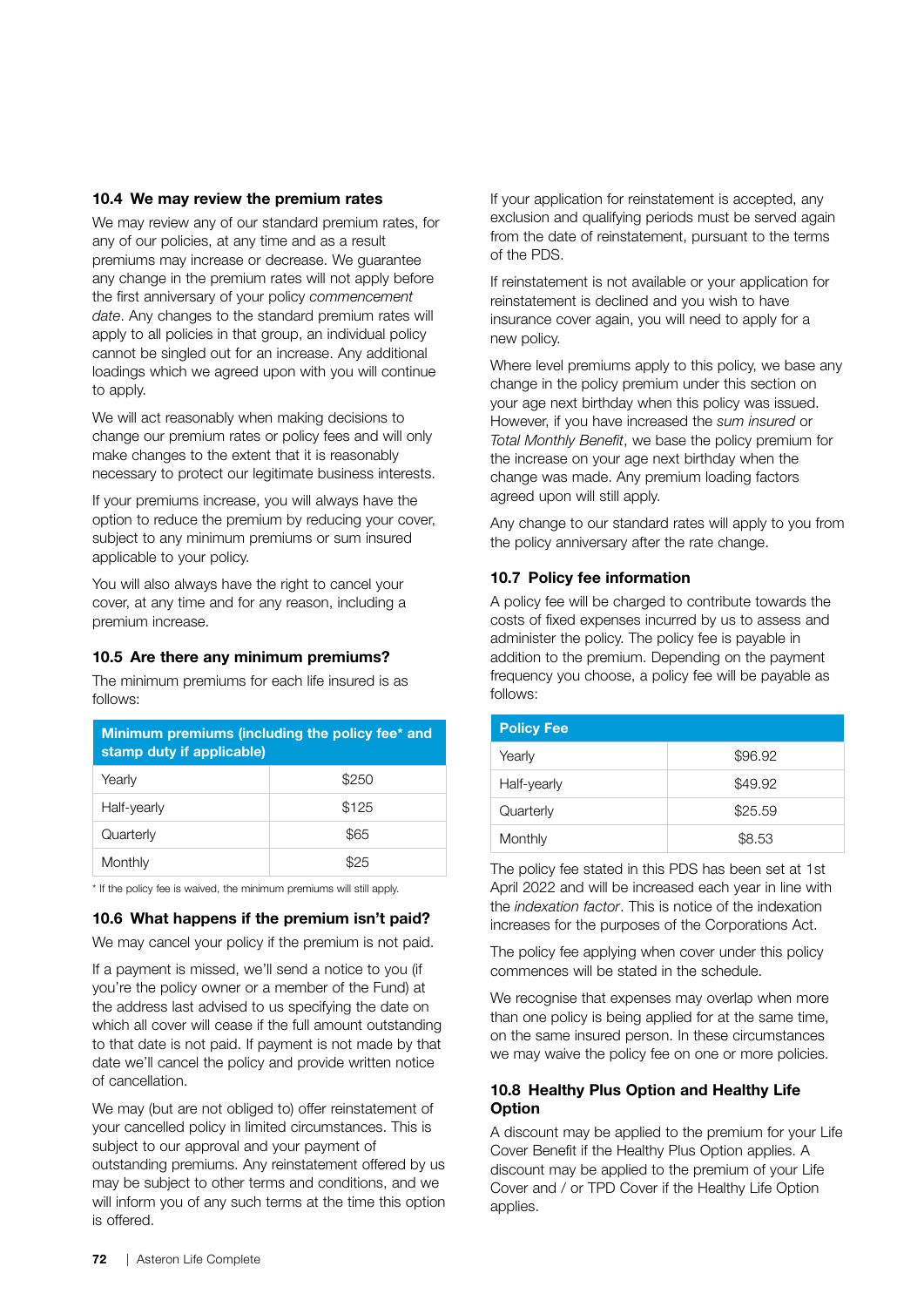### 10.4 We may review the premium rates

We may review any of our standard premium rates, for any of our policies, at any time and as a result premiums may increase or decrease. We guarantee any change in the premium rates will not apply before the first anniversary of your policy *commencement date*. Any changes to the standard premium rates will apply to all policies in that group, an individual policy cannot be singled out for an increase. Any additional loadings which we agreed upon with you will continue to apply.

We will act reasonably when making decisions to change our premium rates or policy fees and will only make changes to the extent that it is reasonably necessary to protect our legitimate business interests.

If your premiums increase, you will always have the option to reduce the premium by reducing your cover, subject to any minimum premiums or sum insured applicable to your policy.

You will also always have the right to cancel your cover, at any time and for any reason, including a premium increase.

### 10.5 Are there any minimum premiums?

The minimum premiums for each life insured is as follows:

| Minimum premiums (including the policy fee* and stamp duty if applicable) | |
|---|---|
| Yearly | $250 |
| Half-yearly | $125 |
| Quarterly | $65 |
| Monthly | $25 |

\* If the policy fee is waived, the minimum premiums will still apply.

### 10.6 What happens if the premium isn't paid?

We may cancel your policy if the premium is not paid.

If a payment is missed, we'll send a notice to you (if you're the policy owner or a member of the Fund) at the address last advised to us specifying the date on which all cover will cease if the full amount outstanding to that date is not paid. If payment is not made by that date we'll cancel the policy and provide written notice of cancellation.

We may (but are not obliged to) offer reinstatement of your cancelled policy in limited circumstances. This is subject to our approval and your payment of outstanding premiums. Any reinstatement offered by us may be subject to other terms and conditions, and we will inform you of any such terms at the time this option is offered.

If your application for reinstatement is accepted, any exclusion and qualifying periods must be served again from the date of reinstatement, pursuant to the terms of the PDS.

If reinstatement is not available or your application for reinstatement is declined and you wish to have insurance cover again, you will need to apply for a new policy.

Where level premiums apply to this policy, we base any change in the policy premium under this section on your age next birthday when this policy was issued. However, if you have increased the *sum insured* or *Total Monthly Benefit*, we base the policy premium for the increase on your age next birthday when the change was made. Any premium loading factors agreed upon will still apply.

Any change to our standard rates will apply to you from the policy anniversary after the rate change.

### 10.7 Policy fee information

A policy fee will be charged to contribute towards the costs of fixed expenses incurred by us to assess and administer the policy. The policy fee is payable in addition to the premium. Depending on the payment frequency you choose, a policy fee will be payable as follows:

| Policy Fee | |
|---|---|
| Yearly | $96.92 |
| Half-yearly | $49.92 |
| Quarterly | $25.59 |
| Monthly | $8.53 |

The policy fee stated in this PDS has been set at 1st April 2022 and will be increased each year in line with the *indexation factor*. This is notice of the indexation increases for the purposes of the Corporations Act.

The policy fee applying when cover under this policy commences will be stated in the schedule.

We recognise that expenses may overlap when more than one policy is being applied for at the same time, on the same insured person. In these circumstances we may waive the policy fee on one or more policies.

### 10.8 Healthy Plus Option and Healthy Life Option

A discount may be applied to the premium for your Life Cover Benefit if the Healthy Plus Option applies. A discount may be applied to the premium of your Life Cover and / or TPD Cover if the Healthy Life Option applies.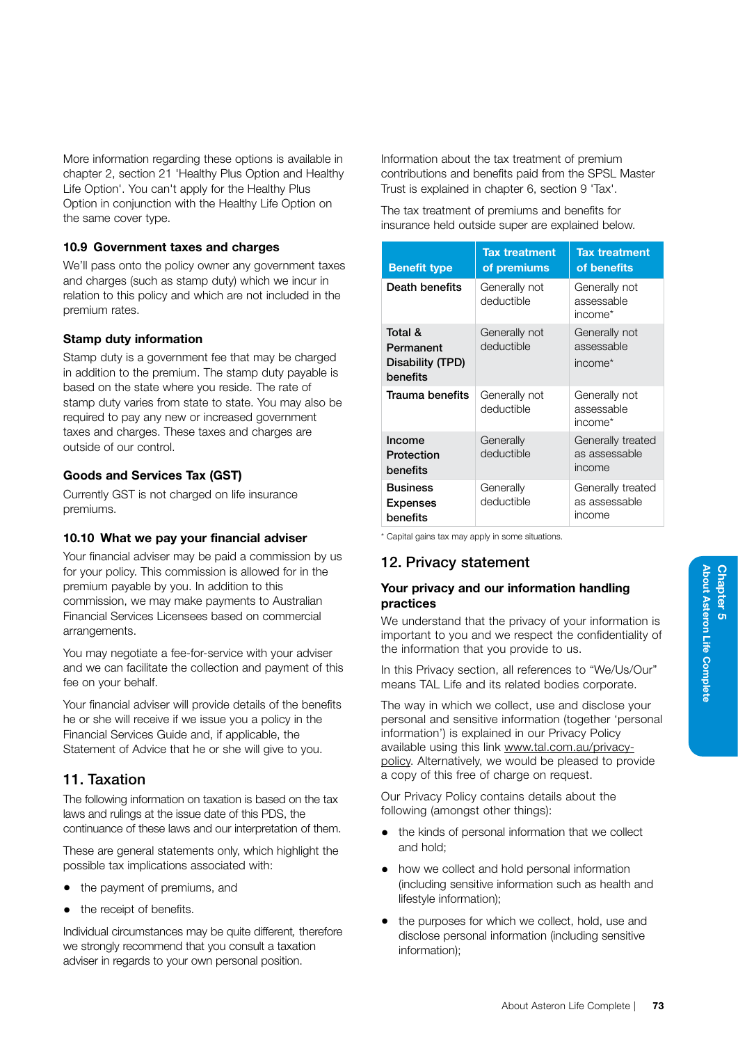More information regarding these options is available in chapter 2, section 21 'Healthy Plus Option and Healthy Life Option'. You can't apply for the Healthy Plus Option in conjunction with the Healthy Life Option on the same cover type.

### 10.9 Government taxes and charges

We'll pass onto the policy owner any government taxes and charges (such as stamp duty) which we incur in relation to this policy and which are not included in the premium rates.

#### Stamp duty information

Stamp duty is a government fee that may be charged in addition to the premium. The stamp duty payable is based on the state where you reside. The rate of stamp duty varies from state to state. You may also be required to pay any new or increased government taxes and charges. These taxes and charges are outside of our control.

#### Goods and Services Tax (GST)

Currently GST is not charged on life insurance premiums.

### 10.10 What we pay your financial adviser

Your financial adviser may be paid a commission by us for your policy. This commission is allowed for in the premium payable by you. In addition to this commission, we may make payments to Australian Financial Services Licensees based on commercial arrangements.

You may negotiate a fee-for-service with your adviser and we can facilitate the collection and payment of this fee on your behalf.

Your financial adviser will provide details of the benefits he or she will receive if we issue you a policy in the Financial Services Guide and, if applicable, the Statement of Advice that he or she will give to you.

## 11. Taxation

The following information on taxation is based on the tax laws and rulings at the issue date of this PDS, the continuance of these laws and our interpretation of them.

These are general statements only, which highlight the possible tax implications associated with:

- the payment of premiums, and
- the receipt of benefits.

Individual circumstances may be quite different, therefore we strongly recommend that you consult a taxation adviser in regards to your own personal position.

Information about the tax treatment of premium contributions and benefits paid from the SPSL Master Trust is explained in chapter 6, section 9 'Tax'.

The tax treatment of premiums and benefits for insurance held outside super are explained below.

| Benefit type | Tax treatment of premiums | Tax treatment of benefits |
|---|---|---|
| Death benefits | Generally not deductible | Generally not assessable income* |
| Total & Permanent Disability (TPD) benefits | Generally not deductible | Generally not assessable income* |
| Trauma benefits | Generally not deductible | Generally not assessable income* |
| Income Protection benefits | Generally deductible | Generally treated as assessable income |
| Business Expenses benefits | Generally deductible | Generally treated as assessable income |

\* Capital gains tax may apply in some situations.

## 12. Privacy statement

### Your privacy and our information handling practices

We understand that the privacy of your information is important to you and we respect the confidentiality of the information that you provide to us.

In this Privacy section, all references to "We/Us/Our" means TAL Life and its related bodies corporate.

The way in which we collect, use and disclose your personal and sensitive information (together 'personal information') is explained in our Privacy Policy available using this link www.tal.com.au/privacy-policy. Alternatively, we would be pleased to provide a copy of this free of charge on request.

Our Privacy Policy contains details about the following (amongst other things):

- the kinds of personal information that we collect and hold;
- how we collect and hold personal information (including sensitive information such as health and lifestyle information);
- the purposes for which we collect, hold, use and disclose personal information (including sensitive information);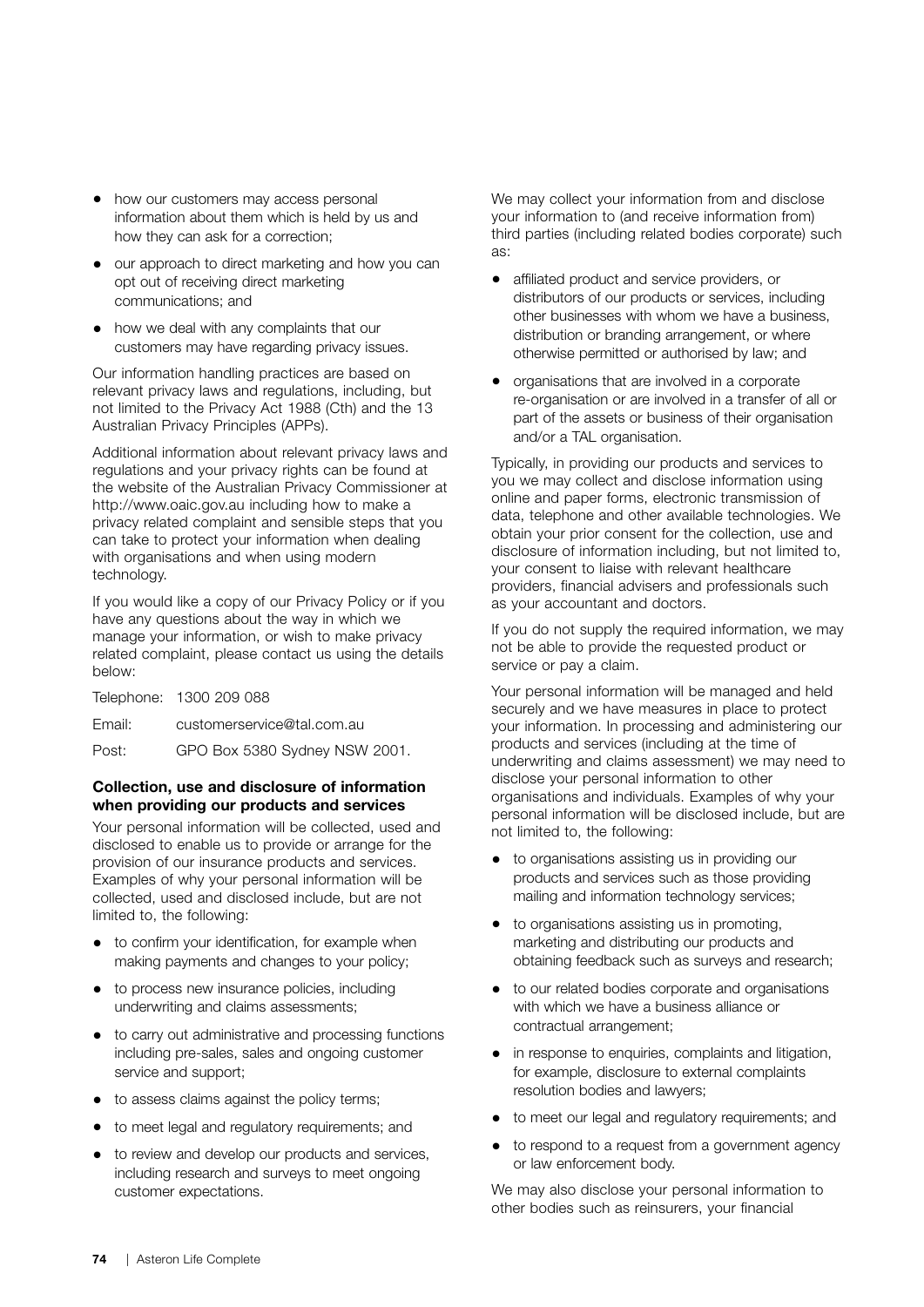- how our customers may access personal information about them which is held by us and how they can ask for a correction;
- our approach to direct marketing and how you can opt out of receiving direct marketing communications; and
- how we deal with any complaints that our customers may have regarding privacy issues.

Our information handling practices are based on relevant privacy laws and regulations, including, but not limited to the Privacy Act 1988 (Cth) and the 13 Australian Privacy Principles (APPs).

Additional information about relevant privacy laws and regulations and your privacy rights can be found at the website of the Australian Privacy Commissioner at http://www.oaic.gov.au including how to make a privacy related complaint and sensible steps that you can take to protect your information when dealing with organisations and when using modern technology.

If you would like a copy of our Privacy Policy or if you have any questions about the way in which we manage your information, or wish to make privacy related complaint, please contact us using the details below:

Telephone: 1300 209 088

Email: customerservice@tal.com.au

Post: GPO Box 5380 Sydney NSW 2001.

**Collection, use and disclosure of information when providing our products and services**

Your personal information will be collected, used and disclosed to enable us to provide or arrange for the provision of our insurance products and services. Examples of why your personal information will be collected, used and disclosed include, but are not limited to, the following:

- to confirm your identification, for example when making payments and changes to your policy;
- to process new insurance policies, including underwriting and claims assessments;
- to carry out administrative and processing functions including pre-sales, sales and ongoing customer service and support;
- to assess claims against the policy terms;
- to meet legal and regulatory requirements; and
- to review and develop our products and services, including research and surveys to meet ongoing customer expectations.

We may collect your information from and disclose your information to (and receive information from) third parties (including related bodies corporate) such as:

- affiliated product and service providers, or distributors of our products or services, including other businesses with whom we have a business, distribution or branding arrangement, or where otherwise permitted or authorised by law; and
- organisations that are involved in a corporate re-organisation or are involved in a transfer of all or part of the assets or business of their organisation and/or a TAL organisation.

Typically, in providing our products and services to you we may collect and disclose information using online and paper forms, electronic transmission of data, telephone and other available technologies. We obtain your prior consent for the collection, use and disclosure of information including, but not limited to, your consent to liaise with relevant healthcare providers, financial advisers and professionals such as your accountant and doctors.

If you do not supply the required information, we may not be able to provide the requested product or service or pay a claim.

Your personal information will be managed and held securely and we have measures in place to protect your information. In processing and administering our products and services (including at the time of underwriting and claims assessment) we may need to disclose your personal information to other organisations and individuals. Examples of why your personal information will be disclosed include, but are not limited to, the following:

- to organisations assisting us in providing our products and services such as those providing mailing and information technology services;
- to organisations assisting us in promoting, marketing and distributing our products and obtaining feedback such as surveys and research;
- to our related bodies corporate and organisations with which we have a business alliance or contractual arrangement;
- in response to enquiries, complaints and litigation, for example, disclosure to external complaints resolution bodies and lawyers;
- to meet our legal and regulatory requirements; and
- to respond to a request from a government agency or law enforcement body.

We may also disclose your personal information to other bodies such as reinsurers, your financial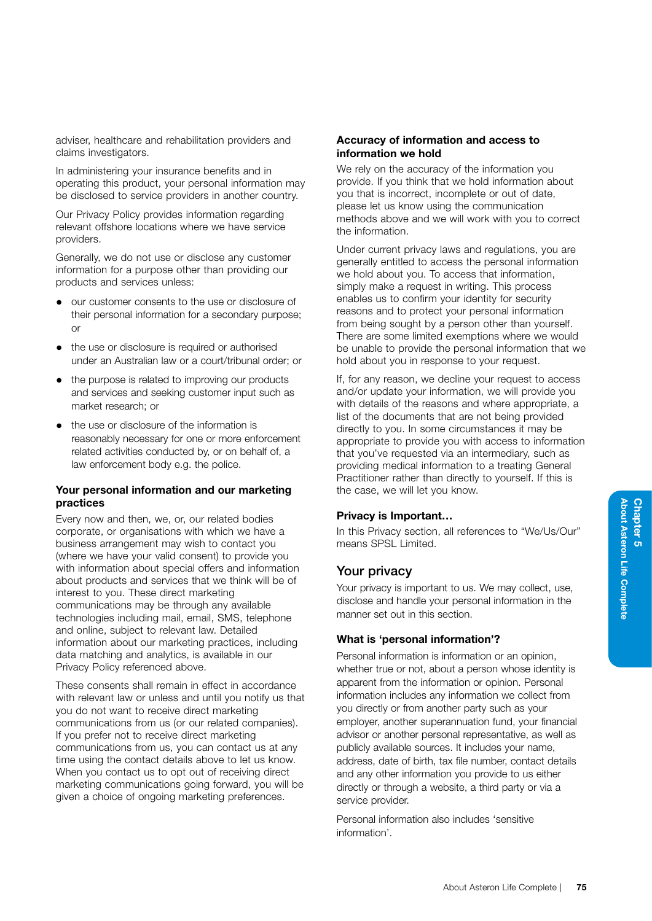adviser, healthcare and rehabilitation providers and claims investigators.

In administering your insurance benefits and in operating this product, your personal information may be disclosed to service providers in another country.

Our Privacy Policy provides information regarding relevant offshore locations where we have service providers.

Generally, we do not use or disclose any customer information for a purpose other than providing our products and services unless:

- our customer consents to the use or disclosure of their personal information for a secondary purpose; or
- the use or disclosure is required or authorised under an Australian law or a court/tribunal order; or
- the purpose is related to improving our products and services and seeking customer input such as market research; or
- the use or disclosure of the information is reasonably necessary for one or more enforcement related activities conducted by, or on behalf of, a law enforcement body e.g. the police.

### Your personal information and our marketing practices

Every now and then, we, or, our related bodies corporate, or organisations with which we have a business arrangement may wish to contact you (where we have your valid consent) to provide you with information about special offers and information about products and services that we think will be of interest to you. These direct marketing communications may be through any available technologies including mail, email, SMS, telephone and online, subject to relevant law. Detailed information about our marketing practices, including data matching and analytics, is available in our Privacy Policy referenced above.

These consents shall remain in effect in accordance with relevant law or unless and until you notify us that you do not want to receive direct marketing communications from us (or our related companies). If you prefer not to receive direct marketing communications from us, you can contact us at any time using the contact details above to let us know. When you contact us to opt out of receiving direct marketing communications going forward, you will be given a choice of ongoing marketing preferences.

### Accuracy of information and access to information we hold

We rely on the accuracy of the information you provide. If you think that we hold information about you that is incorrect, incomplete or out of date, please let us know using the communication methods above and we will work with you to correct the information.

Under current privacy laws and regulations, you are generally entitled to access the personal information we hold about you. To access that information, simply make a request in writing. This process enables us to confirm your identity for security reasons and to protect your personal information from being sought by a person other than yourself. There are some limited exemptions where we would be unable to provide the personal information that we hold about you in response to your request.

If, for any reason, we decline your request to access and/or update your information, we will provide you with details of the reasons and where appropriate, a list of the documents that are not being provided directly to you. In some circumstances it may be appropriate to provide you with access to information that you've requested via an intermediary, such as providing medical information to a treating General Practitioner rather than directly to yourself. If this is the case, we will let you know.

### Privacy is Important…

In this Privacy section, all references to "We/Us/Our" means SPSL Limited.

## Your privacy

Your privacy is important to us. We may collect, use, disclose and handle your personal information in the manner set out in this section.

### What is 'personal information'?

Personal information is information or an opinion, whether true or not, about a person whose identity is apparent from the information or opinion. Personal information includes any information we collect from you directly or from another party such as your employer, another superannuation fund, your financial advisor or another personal representative, as well as publicly available sources. It includes your name, address, date of birth, tax file number, contact details and any other information you provide to us either directly or through a website, a third party or via a service provider.

Personal information also includes 'sensitive information'.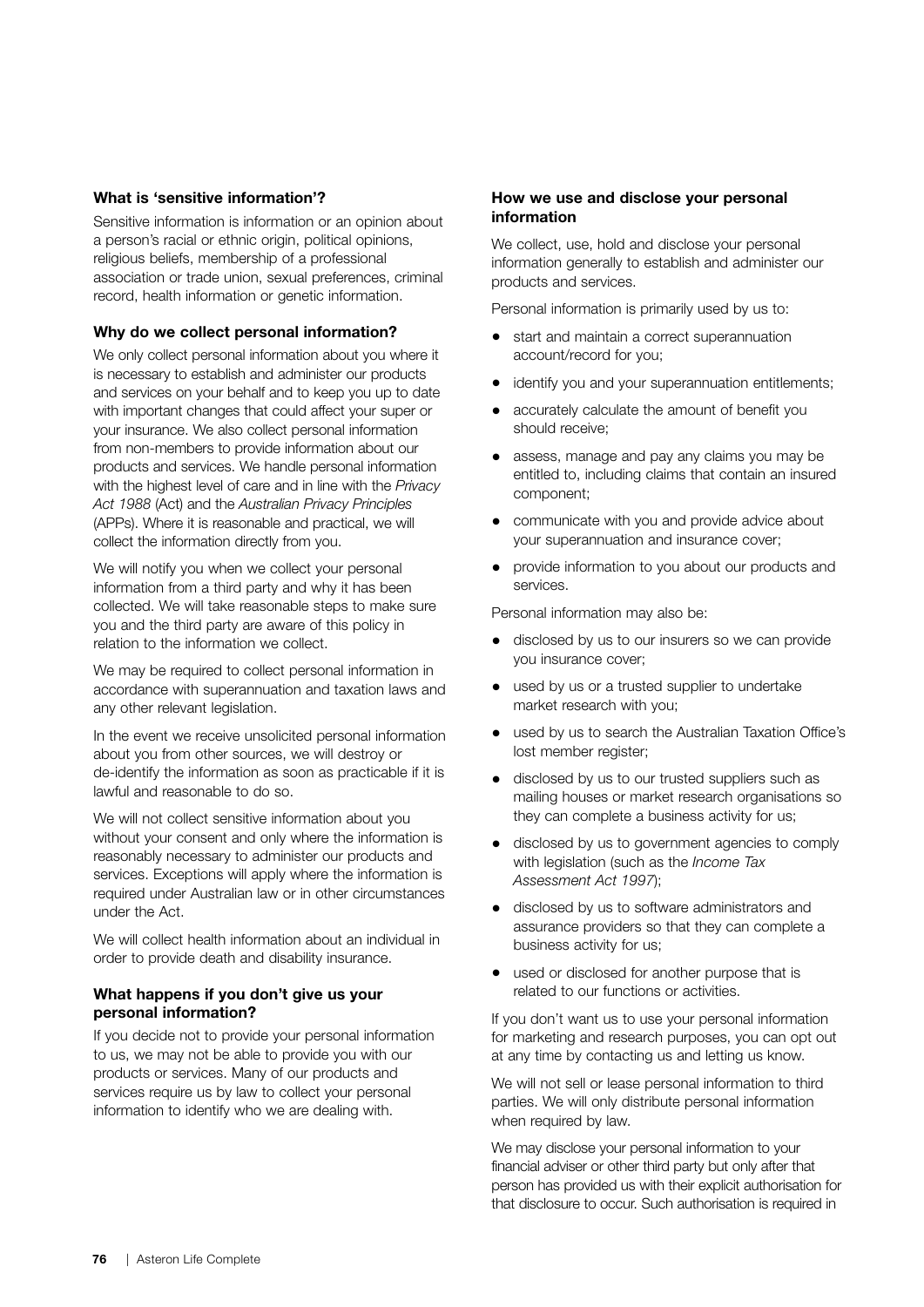### What is 'sensitive information'?

Sensitive information is information or an opinion about a person's racial or ethnic origin, political opinions, religious beliefs, membership of a professional association or trade union, sexual preferences, criminal record, health information or genetic information.

### Why do we collect personal information?

We only collect personal information about you where it is necessary to establish and administer our products and services on your behalf and to keep you up to date with important changes that could affect your super or your insurance. We also collect personal information from non-members to provide information about our products and services. We handle personal information with the highest level of care and in line with the *Privacy Act 1988* (Act) and the *Australian Privacy Principles* (APPs). Where it is reasonable and practical, we will collect the information directly from you.

We will notify you when we collect your personal information from a third party and why it has been collected. We will take reasonable steps to make sure you and the third party are aware of this policy in relation to the information we collect.

We may be required to collect personal information in accordance with superannuation and taxation laws and any other relevant legislation.

In the event we receive unsolicited personal information about you from other sources, we will destroy or de-identify the information as soon as practicable if it is lawful and reasonable to do so.

We will not collect sensitive information about you without your consent and only where the information is reasonably necessary to administer our products and services. Exceptions will apply where the information is required under Australian law or in other circumstances under the Act.

We will collect health information about an individual in order to provide death and disability insurance.

### What happens if you don't give us your personal information?

If you decide not to provide your personal information to us, we may not be able to provide you with our products or services. Many of our products and services require us by law to collect your personal information to identify who we are dealing with.

### How we use and disclose your personal information

We collect, use, hold and disclose your personal information generally to establish and administer our products and services.

Personal information is primarily used by us to:

- start and maintain a correct superannuation account/record for you;
- identify you and your superannuation entitlements;
- accurately calculate the amount of benefit you should receive;
- assess, manage and pay any claims you may be entitled to, including claims that contain an insured component;
- communicate with you and provide advice about your superannuation and insurance cover;
- provide information to you about our products and services.

Personal information may also be:

- disclosed by us to our insurers so we can provide you insurance cover;
- used by us or a trusted supplier to undertake market research with you;
- used by us to search the Australian Taxation Office's lost member register;
- disclosed by us to our trusted suppliers such as mailing houses or market research organisations so they can complete a business activity for us;
- disclosed by us to government agencies to comply with legislation (such as the *Income Tax Assessment Act 1997*);
- disclosed by us to software administrators and assurance providers so that they can complete a business activity for us;
- used or disclosed for another purpose that is related to our functions or activities.

If you don't want us to use your personal information for marketing and research purposes, you can opt out at any time by contacting us and letting us know.

We will not sell or lease personal information to third parties. We will only distribute personal information when required by law.

We may disclose your personal information to your financial adviser or other third party but only after that person has provided us with their explicit authorisation for that disclosure to occur. Such authorisation is required in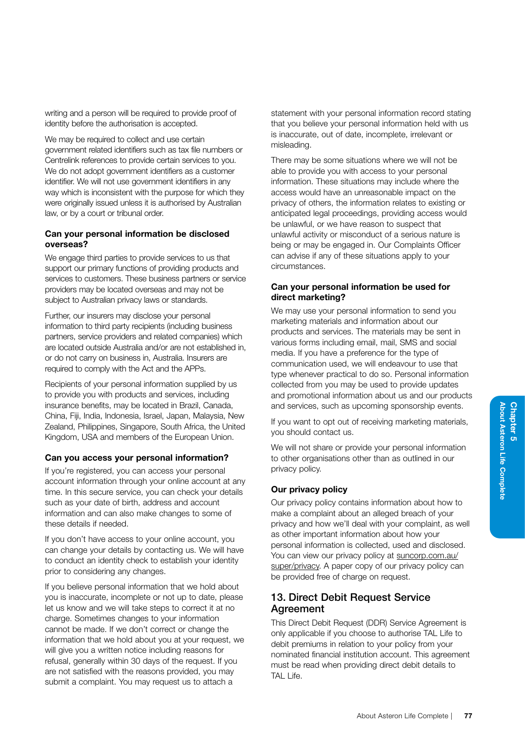writing and a person will be required to provide proof of identity before the authorisation is accepted.

We may be required to collect and use certain government related identifiers such as tax file numbers or Centrelink references to provide certain services to you. We do not adopt government identifiers as a customer identifier. We will not use government identifiers in any way which is inconsistent with the purpose for which they were originally issued unless it is authorised by Australian law, or by a court or tribunal order.

### Can your personal information be disclosed overseas?

We engage third parties to provide services to us that support our primary functions of providing products and services to customers. These business partners or service providers may be located overseas and may not be subject to Australian privacy laws or standards.

Further, our insurers may disclose your personal information to third party recipients (including business partners, service providers and related companies) which are located outside Australia and/or are not established in, or do not carry on business in, Australia. Insurers are required to comply with the Act and the APPs.

Recipients of your personal information supplied by us to provide you with products and services, including insurance benefits, may be located in Brazil, Canada, China, Fiji, India, Indonesia, Israel, Japan, Malaysia, New Zealand, Philippines, Singapore, South Africa, the United Kingdom, USA and members of the European Union.

### Can you access your personal information?

If you're registered, you can access your personal account information through your online account at any time. In this secure service, you can check your details such as your date of birth, address and account information and can also make changes to some of these details if needed.

If you don't have access to your online account, you can change your details by contacting us. We will have to conduct an identity check to establish your identity prior to considering any changes.

If you believe personal information that we hold about you is inaccurate, incomplete or not up to date, please let us know and we will take steps to correct it at no charge. Sometimes changes to your information cannot be made. If we don't correct or change the information that we hold about you at your request, we will give you a written notice including reasons for refusal, generally within 30 days of the request. If you are not satisfied with the reasons provided, you may submit a complaint. You may request us to attach a statement with your personal information record stating that you believe your personal information held with us is inaccurate, out of date, incomplete, irrelevant or misleading.

There may be some situations where we will not be able to provide you with access to your personal information. These situations may include where the access would have an unreasonable impact on the privacy of others, the information relates to existing or anticipated legal proceedings, providing access would be unlawful, or we have reason to suspect that unlawful activity or misconduct of a serious nature is being or may be engaged in. Our Complaints Officer can advise if any of these situations apply to your circumstances.

### Can your personal information be used for direct marketing?

We may use your personal information to send you marketing materials and information about our products and services. The materials may be sent in various forms including email, mail, SMS and social media. If you have a preference for the type of communication used, we will endeavour to use that type whenever practical to do so. Personal information collected from you may be used to provide updates and promotional information about us and our products and services, such as upcoming sponsorship events.

If you want to opt out of receiving marketing materials, you should contact us.

We will not share or provide your personal information to other organisations other than as outlined in our privacy policy.

### Our privacy policy

Our privacy policy contains information about how to make a complaint about an alleged breach of your privacy and how we'll deal with your complaint, as well as other important information about how your personal information is collected, used and disclosed. You can view our privacy policy at suncorp.com.au/super/privacy. A paper copy of our privacy policy can be provided free of charge on request.

## 13. Direct Debit Request Service Agreement

This Direct Debit Request (DDR) Service Agreement is only applicable if you choose to authorise TAL Life to debit premiums in relation to your policy from your nominated financial institution account. This agreement must be read when providing direct debit details to TAL Life.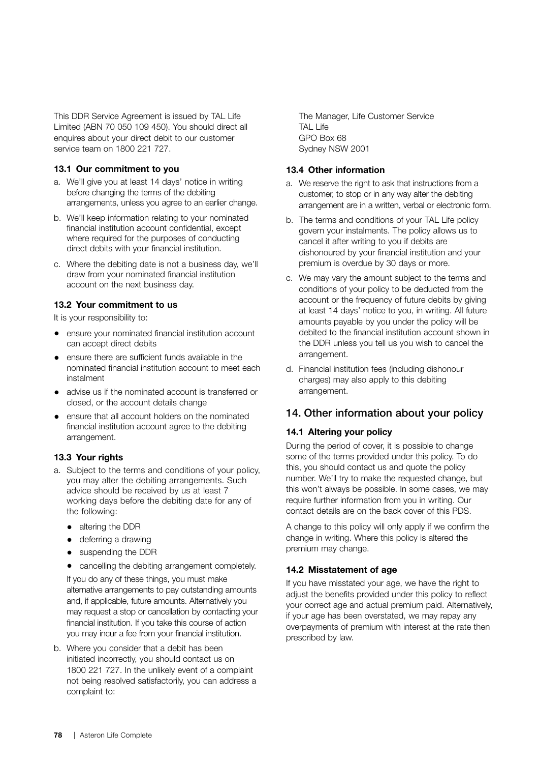This DDR Service Agreement is issued by TAL Life Limited (ABN 70 050 109 450). You should direct all enquires about your direct debit to our customer service team on 1800 221 727.

### 13.1 Our commitment to you

a. We'll give you at least 14 days' notice in writing before changing the terms of the debiting arrangements, unless you agree to an earlier change.

b. We'll keep information relating to your nominated financial institution account confidential, except where required for the purposes of conducting direct debits with your financial institution.

c. Where the debiting date is not a business day, we'll draw from your nominated financial institution account on the next business day.

### 13.2 Your commitment to us

It is your responsibility to:

- ensure your nominated financial institution account can accept direct debits
- ensure there are sufficient funds available in the nominated financial institution account to meet each instalment
- advise us if the nominated account is transferred or closed, or the account details change
- ensure that all account holders on the nominated financial institution account agree to the debiting arrangement.

### 13.3 Your rights

a. Subject to the terms and conditions of your policy, you may alter the debiting arrangements. Such advice should be received by us at least 7 working days before the debiting date for any of the following:

   - altering the DDR
   - deferring a drawing
   - suspending the DDR
   - cancelling the debiting arrangement completely.

   If you do any of these things, you must make alternative arrangements to pay outstanding amounts and, if applicable, future amounts. Alternatively you may request a stop or cancellation by contacting your financial institution. If you take this course of action you may incur a fee from your financial institution.

b. Where you consider that a debit has been initiated incorrectly, you should contact us on 1800 221 727. In the unlikely event of a complaint not being resolved satisfactorily, you can address a complaint to:

   The Manager, Life Customer Service
   TAL Life
   GPO Box 68
   Sydney NSW 2001

### 13.4 Other information

a. We reserve the right to ask that instructions from a customer, to stop or in any way alter the debiting arrangement are in a written, verbal or electronic form.

b. The terms and conditions of your TAL Life policy govern your instalments. The policy allows us to cancel it after writing to you if debits are dishonoured by your financial institution and your premium is overdue by 30 days or more.

c. We may vary the amount subject to the terms and conditions of your policy to be deducted from the account or the frequency of future debits by giving at least 14 days' notice to you, in writing. All future amounts payable by you under the policy will be debited to the financial institution account shown in the DDR unless you tell us you wish to cancel the arrangement.

d. Financial institution fees (including dishonour charges) may also apply to this debiting arrangement.

## 14. Other information about your policy

### 14.1 Altering your policy

During the period of cover, it is possible to change some of the terms provided under this policy. To do this, you should contact us and quote the policy number. We'll try to make the requested change, but this won't always be possible. In some cases, we may require further information from you in writing. Our contact details are on the back cover of this PDS.

A change to this policy will only apply if we confirm the change in writing. Where this policy is altered the premium may change.

### 14.2 Misstatement of age

If you have misstated your age, we have the right to adjust the benefits provided under this policy to reflect your correct age and actual premium paid. Alternatively, if your age has been overstated, we may repay any overpayments of premium with interest at the rate then prescribed by law.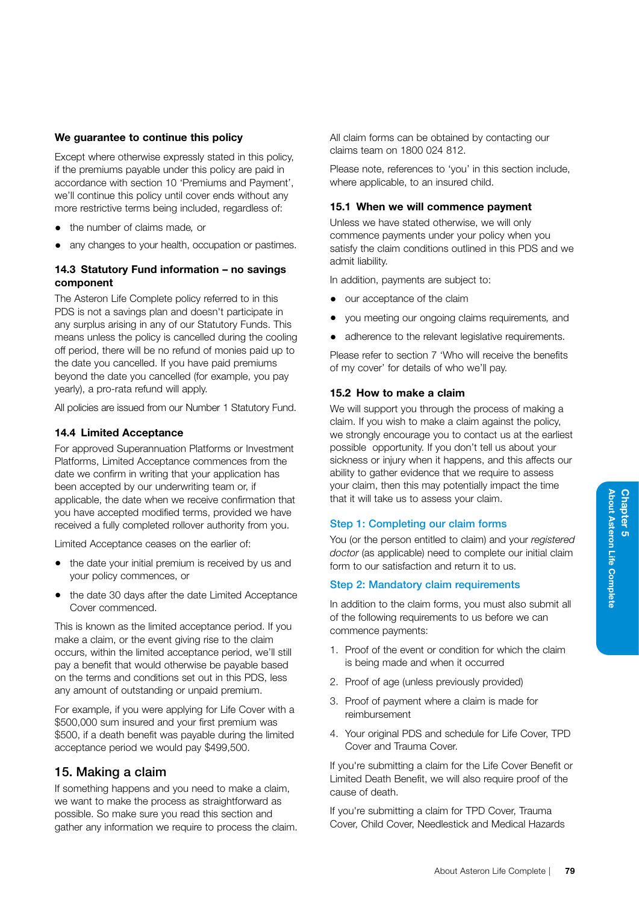### We guarantee to continue this policy

Except where otherwise expressly stated in this policy, if the premiums payable under this policy are paid in accordance with section 10 'Premiums and Payment', we'll continue this policy until cover ends without any more restrictive terms being included, regardless of:

- the number of claims made, or
- any changes to your health, occupation or pastimes.

### 14.3 Statutory Fund information – no savings component

The Asteron Life Complete policy referred to in this PDS is not a savings plan and doesn't participate in any surplus arising in any of our Statutory Funds. This means unless the policy is cancelled during the cooling off period, there will be no refund of monies paid up to the date you cancelled. If you have paid premiums beyond the date you cancelled (for example, you pay yearly), a pro-rata refund will apply.

All policies are issued from our Number 1 Statutory Fund.

### 14.4 Limited Acceptance

For approved Superannuation Platforms or Investment Platforms, Limited Acceptance commences from the date we confirm in writing that your application has been accepted by our underwriting team or, if applicable, the date when we receive confirmation that you have accepted modified terms, provided we have received a fully completed rollover authority from you.

Limited Acceptance ceases on the earlier of:

- the date your initial premium is received by us and your policy commences, or
- the date 30 days after the date Limited Acceptance Cover commenced.

This is known as the limited acceptance period. If you make a claim, or the event giving rise to the claim occurs, within the limited acceptance period, we'll still pay a benefit that would otherwise be payable based on the terms and conditions set out in this PDS, less any amount of outstanding or unpaid premium.

For example, if you were applying for Life Cover with a $500,000 sum insured and your first premium was $500, if a death benefit was payable during the limited acceptance period we would pay $499,500.

## 15. Making a claim

If something happens and you need to make a claim, we want to make the process as straightforward as possible. So make sure you read this section and gather any information we require to process the claim.

All claim forms can be obtained by contacting our claims team on 1800 024 812.

Please note, references to 'you' in this section include, where applicable, to an insured child.

### 15.1 When we will commence payment

Unless we have stated otherwise, we will only commence payments under your policy when you satisfy the claim conditions outlined in this PDS and we admit liability.

In addition, payments are subject to:

- our acceptance of the claim
- you meeting our ongoing claims requirements, and
- adherence to the relevant legislative requirements.

Please refer to section 7 'Who will receive the benefits of my cover' for details of who we'll pay.

### 15.2 How to make a claim

We will support you through the process of making a claim. If you wish to make a claim against the policy, we strongly encourage you to contact us at the earliest possible opportunity. If you don't tell us about your sickness or injury when it happens, and this affects our ability to gather evidence that we require to assess your claim, then this may potentially impact the time that it will take us to assess your claim.

#### Step 1: Completing our claim forms

You (or the person entitled to claim) and your *registered doctor* (as applicable) need to complete our initial claim form to our satisfaction and return it to us.

#### Step 2: Mandatory claim requirements

In addition to the claim forms, you must also submit all of the following requirements to us before we can commence payments:

1. Proof of the event or condition for which the claim is being made and when it occurred
2. Proof of age (unless previously provided)
3. Proof of payment where a claim is made for reimbursement
4. Your original PDS and schedule for Life Cover, TPD Cover and Trauma Cover.

If you're submitting a claim for the Life Cover Benefit or Limited Death Benefit, we will also require proof of the cause of death.

If you're submitting a claim for TPD Cover, Trauma Cover, Child Cover, Needlestick and Medical Hazards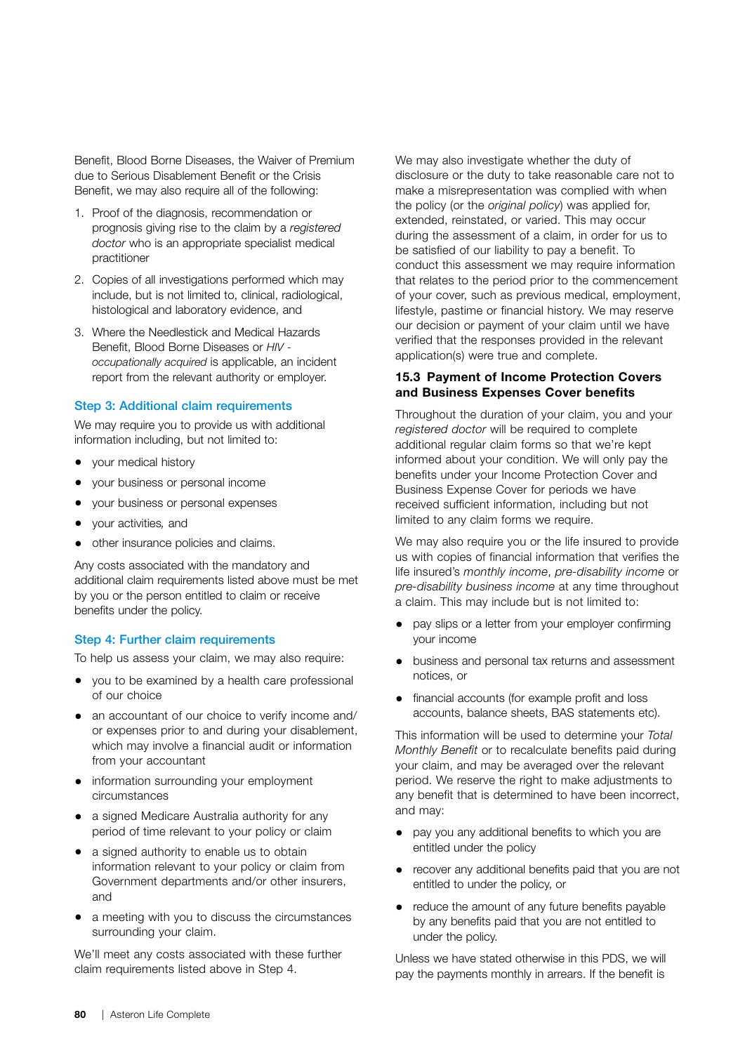Benefit, Blood Borne Diseases, the Waiver of Premium due to Serious Disablement Benefit or the Crisis Benefit, we may also require all of the following:

1. Proof of the diagnosis, recommendation or prognosis giving rise to the claim by a *registered doctor* who is an appropriate specialist medical practitioner
2. Copies of all investigations performed which may include, but is not limited to, clinical, radiological, histological and laboratory evidence, and
3. Where the Needlestick and Medical Hazards Benefit, Blood Borne Diseases or *HIV - occupationally acquired* is applicable, an incident report from the relevant authority or employer.

### Step 3: Additional claim requirements

We may require you to provide us with additional information including, but not limited to:

- your medical history
- your business or personal income
- your business or personal expenses
- your activities, and
- other insurance policies and claims.

Any costs associated with the mandatory and additional claim requirements listed above must be met by you or the person entitled to claim or receive benefits under the policy.

### Step 4: Further claim requirements

To help us assess your claim, we may also require:

- you to be examined by a health care professional of our choice
- an accountant of our choice to verify income and/or expenses prior to and during your disablement, which may involve a financial audit or information from your accountant
- information surrounding your employment circumstances
- a signed Medicare Australia authority for any period of time relevant to your policy or claim
- a signed authority to enable us to obtain information relevant to your policy or claim from Government departments and/or other insurers, and
- a meeting with you to discuss the circumstances surrounding your claim.

We'll meet any costs associated with these further claim requirements listed above in Step 4.

We may also investigate whether the duty of disclosure or the duty to take reasonable care not to make a misrepresentation was complied with when the policy (or the *original policy*) was applied for, extended, reinstated, or varied. This may occur during the assessment of a claim, in order for us to be satisfied of our liability to pay a benefit. To conduct this assessment we may require information that relates to the period prior to the commencement of your cover, such as previous medical, employment, lifestyle, pastime or financial history. We may reserve our decision or payment of your claim until we have verified that the responses provided in the relevant application(s) were true and complete.

## 15.3 Payment of Income Protection Covers and Business Expenses Cover benefits

Throughout the duration of your claim, you and your *registered doctor* will be required to complete additional regular claim forms so that we're kept informed about your condition. We will only pay the benefits under your Income Protection Cover and Business Expense Cover for periods we have received sufficient information, including but not limited to any claim forms we require.

We may also require you or the life insured to provide us with copies of financial information that verifies the life insured's *monthly income*, *pre-disability income* or *pre-disability business income* at any time throughout a claim. This may include but is not limited to:

- pay slips or a letter from your employer confirming your income
- business and personal tax returns and assessment notices, or
- financial accounts (for example profit and loss accounts, balance sheets, BAS statements etc).

This information will be used to determine your *Total Monthly Benefit* or to recalculate benefits paid during your claim, and may be averaged over the relevant period. We reserve the right to make adjustments to any benefit that is determined to have been incorrect, and may:

- pay you any additional benefits to which you are entitled under the policy
- recover any additional benefits paid that you are not entitled to under the policy, or
- reduce the amount of any future benefits payable by any benefits paid that you are not entitled to under the policy.

Unless we have stated otherwise in this PDS, we will pay the payments monthly in arrears. If the benefit is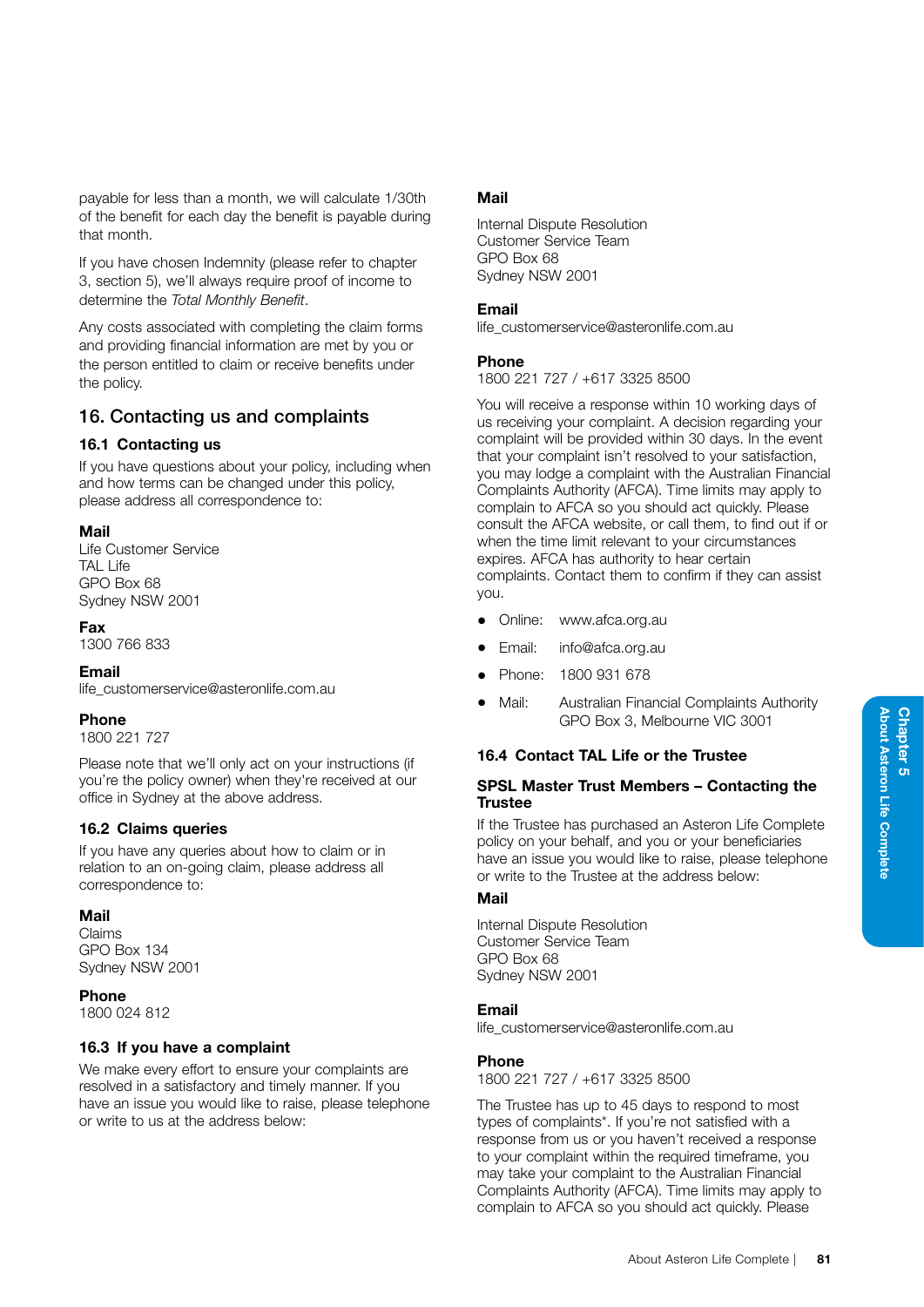payable for less than a month, we will calculate 1/30th of the benefit for each day the benefit is payable during that month.

If you have chosen Indemnity (please refer to chapter 3, section 5), we'll always require proof of income to determine the *Total Monthly Benefit*.

Any costs associated with completing the claim forms and providing financial information are met by you or the person entitled to claim or receive benefits under the policy.

## 16. Contacting us and complaints

### 16.1 Contacting us

If you have questions about your policy, including when and how terms can be changed under this policy, please address all correspondence to:

**Mail**
Life Customer Service
TAL Life
GPO Box 68
Sydney NSW 2001

**Fax**
1300 766 833

**Email**
life_customerservice@asteronlife.com.au

**Phone**
1800 221 727

Please note that we'll only act on your instructions (if you're the policy owner) when they're received at our office in Sydney at the above address.

### 16.2 Claims queries

If you have any queries about how to claim or in relation to an on-going claim, please address all correspondence to:

**Mail**
Claims
GPO Box 134
Sydney NSW 2001

**Phone**
1800 024 812

### 16.3 If you have a complaint

We make every effort to ensure your complaints are resolved in a satisfactory and timely manner. If you have an issue you would like to raise, please telephone or write to us at the address below:

**Mail**

Internal Dispute Resolution
Customer Service Team
GPO Box 68
Sydney NSW 2001

**Email**
life_customerservice@asteronlife.com.au

**Phone**
1800 221 727 / +617 3325 8500

You will receive a response within 10 working days of us receiving your complaint. A decision regarding your complaint will be provided within 30 days. In the event that your complaint isn't resolved to your satisfaction, you may lodge a complaint with the Australian Financial Complaints Authority (AFCA). Time limits may apply to complain to AFCA so you should act quickly. Please consult the AFCA website, or call them, to find out if or when the time limit relevant to your circumstances expires. AFCA has authority to hear certain complaints. Contact them to confirm if they can assist you.

- Online: www.afca.org.au
- Email: info@afca.org.au
- Phone: 1800 931 678
- Mail: Australian Financial Complaints Authority
  GPO Box 3, Melbourne VIC 3001

### 16.4 Contact TAL Life or the Trustee

**SPSL Master Trust Members – Contacting the Trustee**

If the Trustee has purchased an Asteron Life Complete policy on your behalf, and you or your beneficiaries have an issue you would like to raise, please telephone or write to the Trustee at the address below:

**Mail**

Internal Dispute Resolution
Customer Service Team
GPO Box 68
Sydney NSW 2001

**Email**
life_customerservice@asteronlife.com.au

**Phone**
1800 221 727 / +617 3325 8500

The Trustee has up to 45 days to respond to most types of complaints*. If you're not satisfied with a response from us or you haven't received a response to your complaint within the required timeframe, you may take your complaint to the Australian Financial Complaints Authority (AFCA). Time limits may apply to complain to AFCA so you should act quickly. Please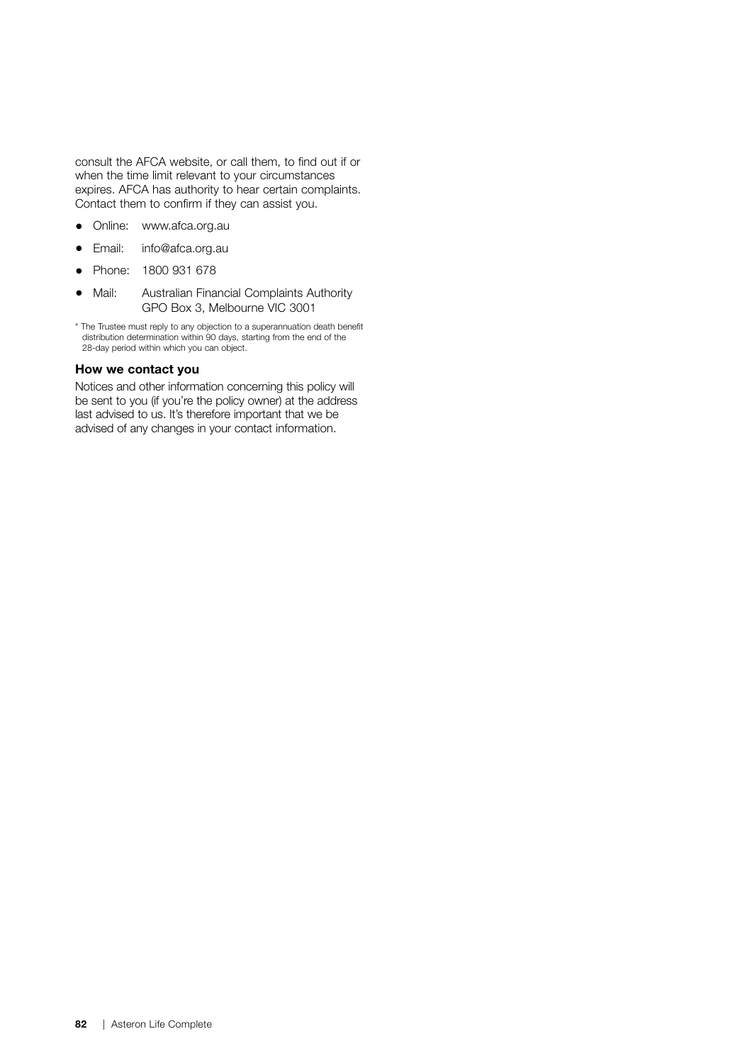consult the AFCA website, or call them, to find out if or when the time limit relevant to your circumstances expires. AFCA has authority to hear certain complaints. Contact them to confirm if they can assist you.

- Online: www.afca.org.au
- Email: info@afca.org.au
- Phone: 1800 931 678
- Mail: Australian Financial Complaints Authority GPO Box 3, Melbourne VIC 3001

* The Trustee must reply to any objection to a superannuation death benefit distribution determination within 90 days, starting from the end of the 28-day period within which you can object.

### How we contact you

Notices and other information concerning this policy will be sent to you (if you're the policy owner) at the address last advised to us. It's therefore important that we be advised of any changes in your contact information.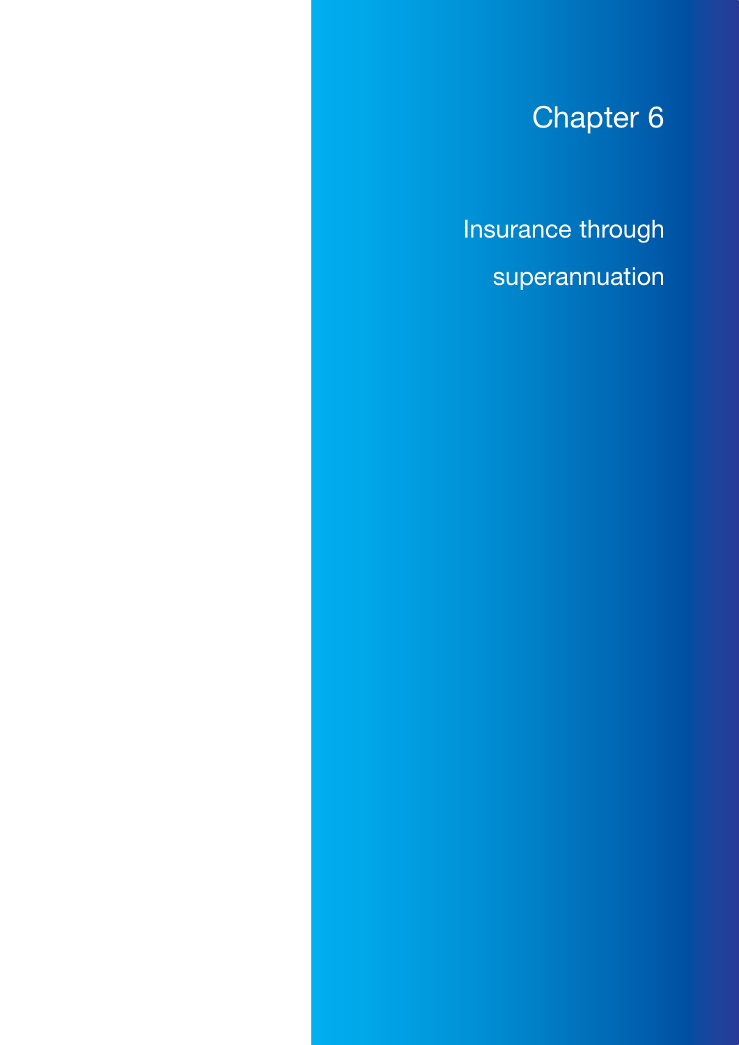# Chapter 6

## Insurance through superannuation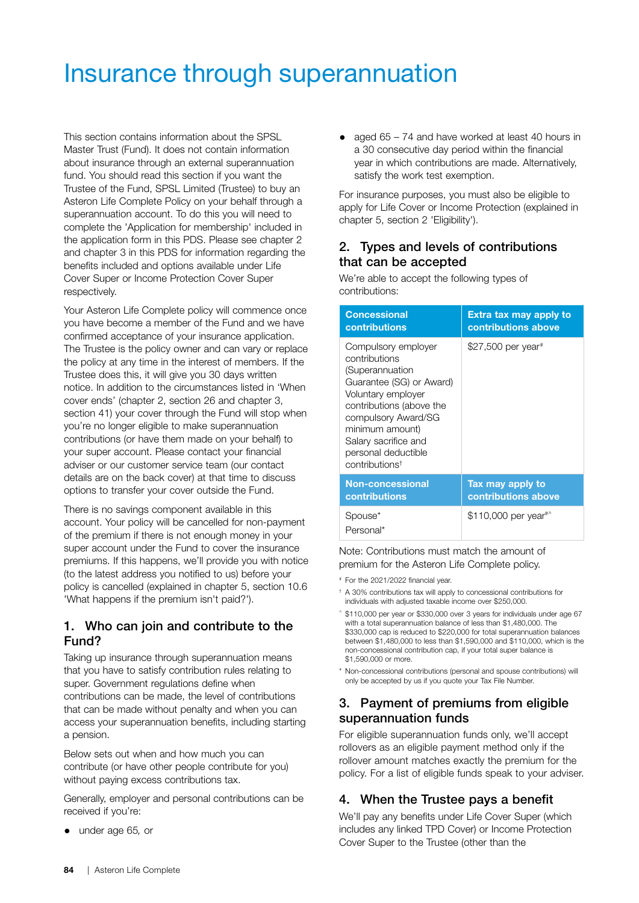# Insurance through superannuation

This section contains information about the SPSL Master Trust (Fund). It does not contain information about insurance through an external superannuation fund. You should read this section if you want the Trustee of the Fund, SPSL Limited (Trustee) to buy an Asteron Life Complete Policy on your behalf through a superannuation account. To do this you will need to complete the 'Application for membership' included in the application form in this PDS. Please see chapter 2 and chapter 3 in this PDS for information regarding the benefits included and options available under Life Cover Super or Income Protection Cover Super respectively.

Your Asteron Life Complete policy will commence once you have become a member of the Fund and we have confirmed acceptance of your insurance application. The Trustee is the policy owner and can vary or replace the policy at any time in the interest of members. If the Trustee does this, it will give you 30 days written notice. In addition to the circumstances listed in 'When cover ends' (chapter 2, section 26 and chapter 3, section 41) your cover through the Fund will stop when you're no longer eligible to make superannuation contributions (or have them made on your behalf) to your super account. Please contact your financial adviser or our customer service team (our contact details are on the back cover) at that time to discuss options to transfer your cover outside the Fund.

There is no savings component available in this account. Your policy will be cancelled for non-payment of the premium if there is not enough money in your super account under the Fund to cover the insurance premiums. If this happens, we'll provide you with notice (to the latest address you notified to us) before your policy is cancelled (explained in chapter 5, section 10.6 'What happens if the premium isn't paid?').

## 1. Who can join and contribute to the Fund?

Taking up insurance through superannuation means that you have to satisfy contribution rules relating to super. Government regulations define when contributions can be made, the level of contributions that can be made without penalty and when you can access your superannuation benefits, including starting a pension.

Below sets out when and how much you can contribute (or have other people contribute for you) without paying excess contributions tax.

Generally, employer and personal contributions can be received if you're:

- under age 65, or
- aged 65 – 74 and have worked at least 40 hours in a 30 consecutive day period within the financial year in which contributions are made. Alternatively, satisfy the work test exemption.

For insurance purposes, you must also be eligible to apply for Life Cover or Income Protection (explained in chapter 5, section 2 'Eligibility').

## 2. Types and levels of contributions that can be accepted

We're able to accept the following types of contributions:

| Concessional contributions | Extra tax may apply to contributions above |
|---|---|
| Compulsory employer contributions (Superannuation Guarantee (SG) or Award) Voluntary employer contributions (above the compulsory Award/SG minimum amount) Salary sacrifice and personal deductible contributions† | $27,500 per year# |
| **Non-concessional contributions** | **Tax may apply to contributions above** |
| Spouse* Personal* | $110,000 per year#^ |

Note: Contributions must match the amount of premium for the Asteron Life Complete policy.

# For the 2021/2022 financial year.

† A 30% contributions tax will apply to concessional contributions for individuals with adjusted taxable income over $250,000.

^ $110,000 per year or $330,000 over 3 years for individuals under age 67 with a total superannuation balance of less than $1,480,000. The $330,000 cap is reduced to $220,000 for total superannuation balances between $1,480,000 to less than $1,590,000 and $110,000, which is the non-concessional contribution cap, if your total super balance is $1,590,000 or more.

* Non-concessional contributions (personal and spouse contributions) will only be accepted by us if you quote your Tax File Number.

## 3. Payment of premiums from eligible superannuation funds

For eligible superannuation funds only, we'll accept rollovers as an eligible payment method only if the rollover amount matches exactly the premium for the policy. For a list of eligible funds speak to your adviser.

## 4. When the Trustee pays a benefit

We'll pay any benefits under Life Cover Super (which includes any linked TPD Cover) or Income Protection Cover Super to the Trustee (other than the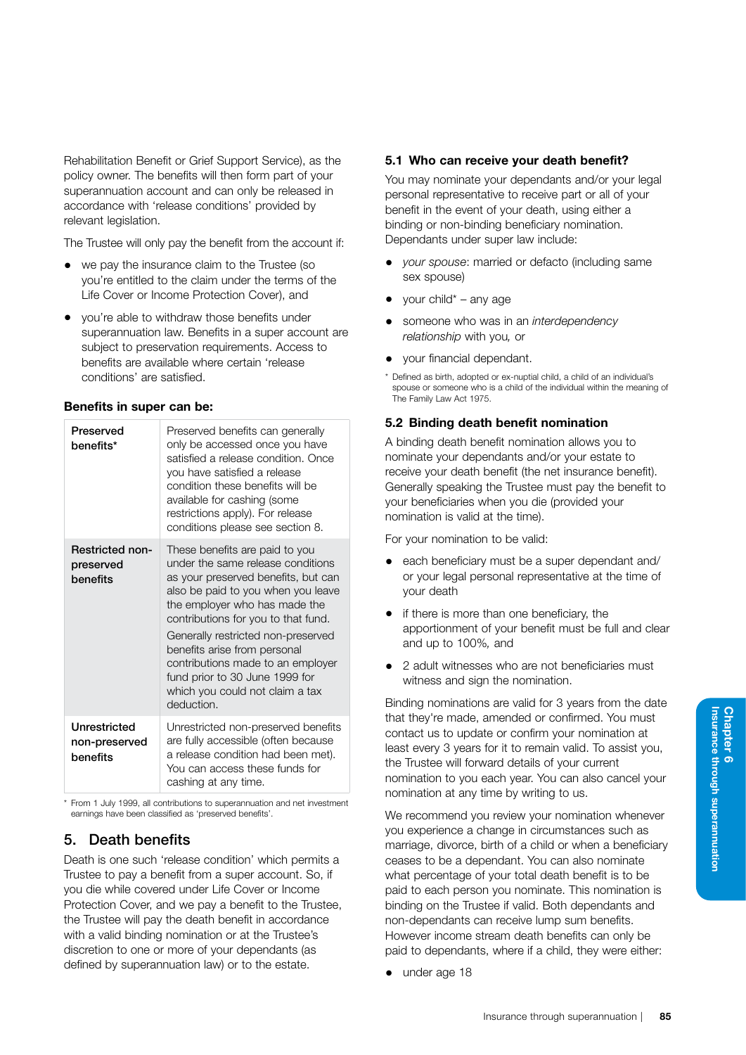Rehabilitation Benefit or Grief Support Service), as the policy owner. The benefits will then form part of your superannuation account and can only be released in accordance with 'release conditions' provided by relevant legislation.

The Trustee will only pay the benefit from the account if:

- we pay the insurance claim to the Trustee (so you're entitled to the claim under the terms of the Life Cover or Income Protection Cover), and
- you're able to withdraw those benefits under superannuation law. Benefits in a super account are subject to preservation requirements. Access to benefits are available where certain 'release conditions' are satisfied.

### Benefits in super can be:

| | |
|---|---|
| Preserved benefits* | Preserved benefits can generally only be accessed once you have satisfied a release condition. Once you have satisfied a release condition these benefits will be available for cashing (some restrictions apply). For release conditions please see section 8. |
| Restricted non-preserved benefits | These benefits are paid to you under the same release conditions as your preserved benefits, but can also be paid to you when you leave the employer who has made the contributions for you to that fund. Generally restricted non-preserved benefits arise from personal contributions made to an employer fund prior to 30 June 1999 for which you could not claim a tax deduction. |
| Unrestricted non-preserved benefits | Unrestricted non-preserved benefits are fully accessible (often because a release condition had been met). You can access these funds for cashing at any time. |

\* From 1 July 1999, all contributions to superannuation and net investment earnings have been classified as 'preserved benefits'.

## 5. Death benefits

Death is one such 'release condition' which permits a Trustee to pay a benefit from a super account. So, if you die while covered under Life Cover or Income Protection Cover, and we pay a benefit to the Trustee, the Trustee will pay the death benefit in accordance with a valid binding nomination or at the Trustee's discretion to one or more of your dependants (as defined by superannuation law) or to the estate.

### 5.1 Who can receive your death benefit?

You may nominate your dependants and/or your legal personal representative to receive part or all of your benefit in the event of your death, using either a binding or non-binding beneficiary nomination. Dependants under super law include:

- *your spouse*: married or defacto (including same sex spouse)
- your child* – any age
- someone who was in an *interdependency relationship* with you, or
- your financial dependant.

\* Defined as birth, adopted or ex-nuptial child, a child of an individual's spouse or someone who is a child of the individual within the meaning of The Family Law Act 1975.

### 5.2 Binding death benefit nomination

A binding death benefit nomination allows you to nominate your dependants and/or your estate to receive your death benefit (the net insurance benefit). Generally speaking the Trustee must pay the benefit to your beneficiaries when you die (provided your nomination is valid at the time).

For your nomination to be valid:

- each beneficiary must be a super dependant and/or your legal personal representative at the time of your death
- if there is more than one beneficiary, the apportionment of your benefit must be full and clear and up to 100%, and
- 2 adult witnesses who are not beneficiaries must witness and sign the nomination.

Binding nominations are valid for 3 years from the date that they're made, amended or confirmed. You must contact us to update or confirm your nomination at least every 3 years for it to remain valid. To assist you, the Trustee will forward details of your current nomination to you each year. You can also cancel your nomination at any time by writing to us.

We recommend you review your nomination whenever you experience a change in circumstances such as marriage, divorce, birth of a child or when a beneficiary ceases to be a dependant. You can also nominate what percentage of your total death benefit is to be paid to each person you nominate. This nomination is binding on the Trustee if valid. Both dependants and non-dependants can receive lump sum benefits. However income stream death benefits can only be paid to dependants, where if a child, they were either:

- under age 18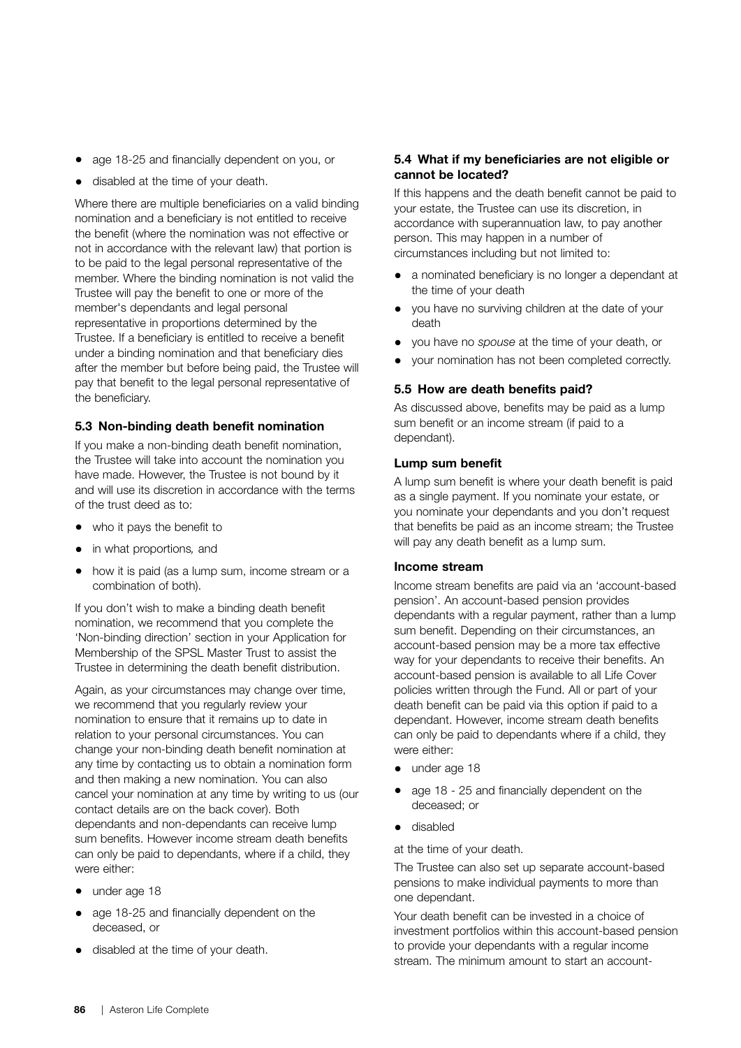- age 18-25 and financially dependent on you, or
- disabled at the time of your death.

Where there are multiple beneficiaries on a valid binding nomination and a beneficiary is not entitled to receive the benefit (where the nomination was not effective or not in accordance with the relevant law) that portion is to be paid to the legal personal representative of the member. Where the binding nomination is not valid the Trustee will pay the benefit to one or more of the member's dependants and legal personal representative in proportions determined by the Trustee. If a beneficiary is entitled to receive a benefit under a binding nomination and that beneficiary dies after the member but before being paid, the Trustee will pay that benefit to the legal personal representative of the beneficiary.

### 5.3 Non-binding death benefit nomination

If you make a non-binding death benefit nomination, the Trustee will take into account the nomination you have made. However, the Trustee is not bound by it and will use its discretion in accordance with the terms of the trust deed as to:

- who it pays the benefit to
- in what proportions, and
- how it is paid (as a lump sum, income stream or a combination of both).

If you don't wish to make a binding death benefit nomination, we recommend that you complete the 'Non-binding direction' section in your Application for Membership of the SPSL Master Trust to assist the Trustee in determining the death benefit distribution.

Again, as your circumstances may change over time, we recommend that you regularly review your nomination to ensure that it remains up to date in relation to your personal circumstances. You can change your non-binding death benefit nomination at any time by contacting us to obtain a nomination form and then making a new nomination. You can also cancel your nomination at any time by writing to us (our contact details are on the back cover). Both dependants and non-dependants can receive lump sum benefits. However income stream death benefits can only be paid to dependants, where if a child, they were either:

- under age 18
- age 18-25 and financially dependent on the deceased, or
- disabled at the time of your death.

### 5.4 What if my beneficiaries are not eligible or cannot be located?

If this happens and the death benefit cannot be paid to your estate, the Trustee can use its discretion, in accordance with superannuation law, to pay another person. This may happen in a number of circumstances including but not limited to:

- a nominated beneficiary is no longer a dependant at the time of your death
- you have no surviving children at the date of your death
- you have no *spouse* at the time of your death, or
- your nomination has not been completed correctly.

### 5.5 How are death benefits paid?

As discussed above, benefits may be paid as a lump sum benefit or an income stream (if paid to a dependant).

#### Lump sum benefit

A lump sum benefit is where your death benefit is paid as a single payment. If you nominate your estate, or you nominate your dependants and you don't request that benefits be paid as an income stream; the Trustee will pay any death benefit as a lump sum.

#### Income stream

Income stream benefits are paid via an 'account-based pension'. An account-based pension provides dependants with a regular payment, rather than a lump sum benefit. Depending on their circumstances, an account-based pension may be a more tax effective way for your dependants to receive their benefits. An account-based pension is available to all Life Cover policies written through the Fund. All or part of your death benefit can be paid via this option if paid to a dependant. However, income stream death benefits can only be paid to dependants where if a child, they were either:

- under age 18
- age 18 - 25 and financially dependent on the deceased; or
- disabled

at the time of your death.

The Trustee can also set up separate account-based pensions to make individual payments to more than one dependant.

Your death benefit can be invested in a choice of investment portfolios within this account-based pension to provide your dependants with a regular income stream. The minimum amount to start an account-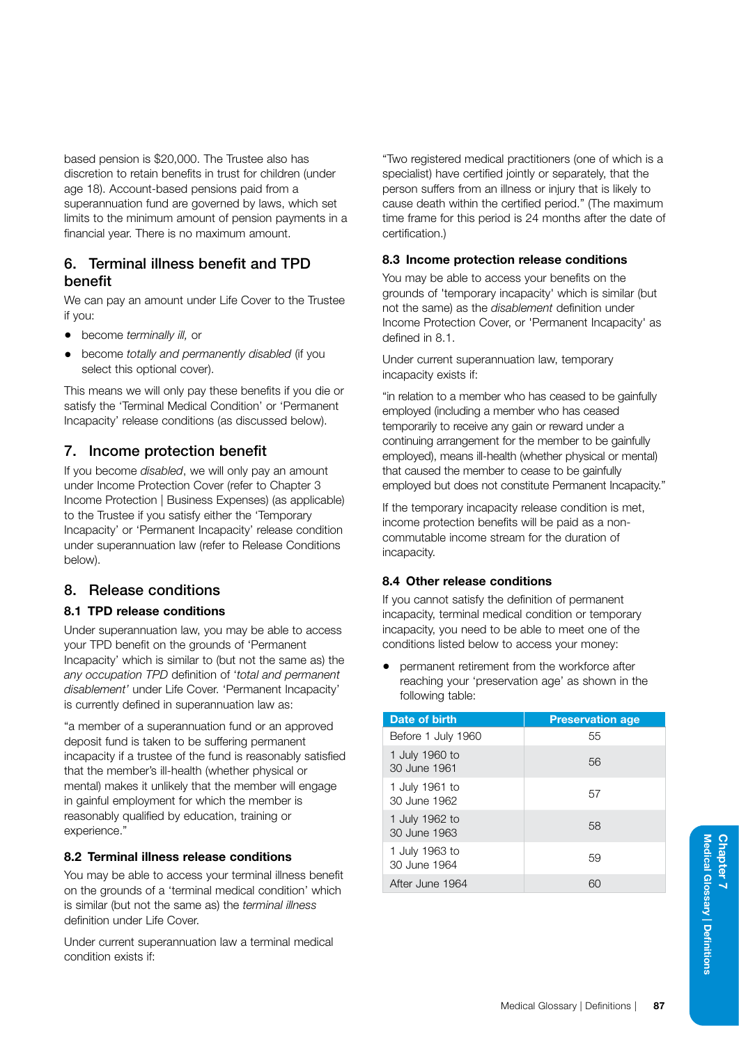based pension is $20,000. The Trustee also has discretion to retain benefits in trust for children (under age 18). Account-based pensions paid from a superannuation fund are governed by laws, which set limits to the minimum amount of pension payments in a financial year. There is no maximum amount.

## 6. Terminal illness benefit and TPD benefit

We can pay an amount under Life Cover to the Trustee if you:

- become *terminally ill,* or
- become *totally and permanently disabled* (if you select this optional cover).

This means we will only pay these benefits if you die or satisfy the 'Terminal Medical Condition' or 'Permanent Incapacity' release conditions (as discussed below).

## 7. Income protection benefit

If you become *disabled*, we will only pay an amount under Income Protection Cover (refer to Chapter 3 Income Protection | Business Expenses) (as applicable) to the Trustee if you satisfy either the 'Temporary Incapacity' or 'Permanent Incapacity' release condition under superannuation law (refer to Release Conditions below).

## 8. Release conditions

### 8.1 TPD release conditions

Under superannuation law, you may be able to access your TPD benefit on the grounds of 'Permanent Incapacity' which is similar to (but not the same as) the *any occupation TPD* definition of '*total and permanent disablement'* under Life Cover. 'Permanent Incapacity' is currently defined in superannuation law as:

"a member of a superannuation fund or an approved deposit fund is taken to be suffering permanent incapacity if a trustee of the fund is reasonably satisfied that the member's ill-health (whether physical or mental) makes it unlikely that the member will engage in gainful employment for which the member is reasonably qualified by education, training or experience."

### 8.2 Terminal illness release conditions

You may be able to access your terminal illness benefit on the grounds of a 'terminal medical condition' which is similar (but not the same as) the *terminal illness* definition under Life Cover.

Under current superannuation law a terminal medical condition exists if:

"Two registered medical practitioners (one of which is a specialist) have certified jointly or separately, that the person suffers from an illness or injury that is likely to cause death within the certified period." (The maximum time frame for this period is 24 months after the date of certification.)

### 8.3 Income protection release conditions

You may be able to access your benefits on the grounds of 'temporary incapacity' which is similar (but not the same) as the *disablement* definition under Income Protection Cover, or 'Permanent Incapacity' as defined in 8.1.

Under current superannuation law, temporary incapacity exists if:

"in relation to a member who has ceased to be gainfully employed (including a member who has ceased temporarily to receive any gain or reward under a continuing arrangement for the member to be gainfully employed), means ill-health (whether physical or mental) that caused the member to cease to be gainfully employed but does not constitute Permanent Incapacity."

If the temporary incapacity release condition is met, income protection benefits will be paid as a non-commutable income stream for the duration of incapacity.

### 8.4 Other release conditions

If you cannot satisfy the definition of permanent incapacity, terminal medical condition or temporary incapacity, you need to be able to meet one of the conditions listed below to access your money:

- permanent retirement from the workforce after reaching your 'preservation age' as shown in the following table:

| Date of birth | Preservation age |
|---|---|
| Before 1 July 1960 | 55 |
| 1 July 1960 to 30 June 1961 | 56 |
| 1 July 1961 to 30 June 1962 | 57 |
| 1 July 1962 to 30 June 1963 | 58 |
| 1 July 1963 to 30 June 1964 | 59 |
| After June 1964 | 60 |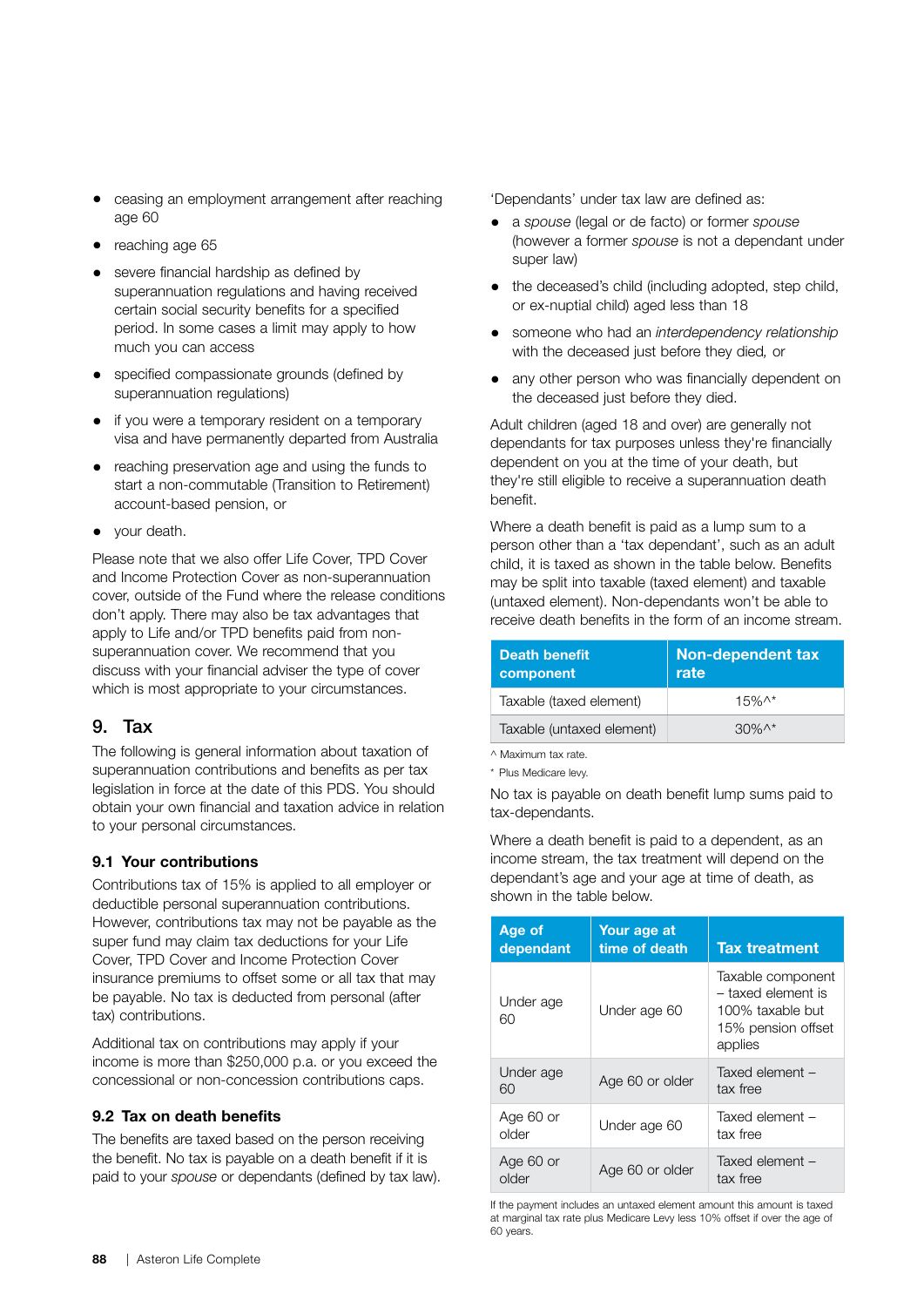- ceasing an employment arrangement after reaching age 60
- reaching age 65
- severe financial hardship as defined by superannuation regulations and having received certain social security benefits for a specified period. In some cases a limit may apply to how much you can access
- specified compassionate grounds (defined by superannuation regulations)
- if you were a temporary resident on a temporary visa and have permanently departed from Australia
- reaching preservation age and using the funds to start a non-commutable (Transition to Retirement) account-based pension, or
- your death.

Please note that we also offer Life Cover, TPD Cover and Income Protection Cover as non-superannuation cover, outside of the Fund where the release conditions don't apply. There may also be tax advantages that apply to Life and/or TPD benefits paid from non-superannuation cover. We recommend that you discuss with your financial adviser the type of cover which is most appropriate to your circumstances.

## 9. Tax

The following is general information about taxation of superannuation contributions and benefits as per tax legislation in force at the date of this PDS. You should obtain your own financial and taxation advice in relation to your personal circumstances.

### 9.1 Your contributions

Contributions tax of 15% is applied to all employer or deductible personal superannuation contributions. However, contributions tax may not be payable as the super fund may claim tax deductions for your Life Cover, TPD Cover and Income Protection Cover insurance premiums to offset some or all tax that may be payable. No tax is deducted from personal (after tax) contributions.

Additional tax on contributions may apply if your income is more than $250,000 p.a. or you exceed the concessional or non-concession contributions caps.

### 9.2 Tax on death benefits

The benefits are taxed based on the person receiving the benefit. No tax is payable on a death benefit if it is paid to your *spouse* or dependants (defined by tax law).

'Dependants' under tax law are defined as:

- a *spouse* (legal or de facto) or former *spouse* (however a former *spouse* is not a dependant under super law)
- the deceased's child (including adopted, step child, or ex-nuptial child) aged less than 18
- someone who had an *interdependency relationship* with the deceased just before they died, or
- any other person who was financially dependent on the deceased just before they died.

Adult children (aged 18 and over) are generally not dependants for tax purposes unless they're financially dependent on you at the time of your death, but they're still eligible to receive a superannuation death benefit.

Where a death benefit is paid as a lump sum to a person other than a 'tax dependant', such as an adult child, it is taxed as shown in the table below. Benefits may be split into taxable (taxed element) and taxable (untaxed element). Non-dependants won't be able to receive death benefits in the form of an income stream.

| Death benefit component | Non-dependent tax rate |
|---|---|
| Taxable (taxed element) | 15%^* |
| Taxable (untaxed element) | 30%^* |

^ Maximum tax rate.

* Plus Medicare levy.

No tax is payable on death benefit lump sums paid to tax-dependants.

Where a death benefit is paid to a dependent, as an income stream, the tax treatment will depend on the dependant's age and your age at time of death, as shown in the table below.

| Age of dependant | Your age at time of death | Tax treatment |
|---|---|---|
| Under age 60 | Under age 60 | Taxable component – taxed element is 100% taxable but 15% pension offset applies |
| Under age 60 | Age 60 or older | Taxed element – tax free |
| Age 60 or older | Under age 60 | Taxed element – tax free |
| Age 60 or older | Age 60 or older | Taxed element – tax free |

If the payment includes an untaxed element amount this amount is taxed at marginal tax rate plus Medicare Levy less 10% offset if over the age of 60 years.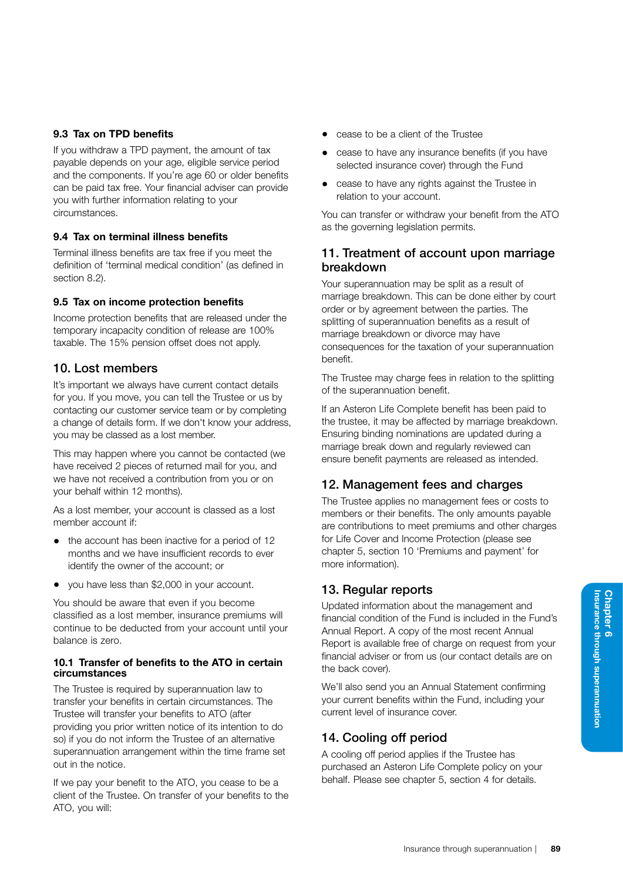### 9.3 Tax on TPD benefits

If you withdraw a TPD payment, the amount of tax payable depends on your age, eligible service period and the components. If you're age 60 or older benefits can be paid tax free. Your financial adviser can provide you with further information relating to your circumstances.

### 9.4 Tax on terminal illness benefits

Terminal illness benefits are tax free if you meet the definition of 'terminal medical condition' (as defined in section 8.2).

### 9.5 Tax on income protection benefits

Income protection benefits that are released under the temporary incapacity condition of release are 100% taxable. The 15% pension offset does not apply.

## 10. Lost members

It's important we always have current contact details for you. If you move, you can tell the Trustee or us by contacting our customer service team or by completing a change of details form. If we don't know your address, you may be classed as a lost member.

This may happen where you cannot be contacted (we have received 2 pieces of returned mail for you, and we have not received a contribution from you or on your behalf within 12 months).

As a lost member, your account is classed as a lost member account if:

- the account has been inactive for a period of 12 months and we have insufficient records to ever identify the owner of the account; or
- you have less than $2,000 in your account.

You should be aware that even if you become classified as a lost member, insurance premiums will continue to be deducted from your account until your balance is zero.

### 10.1 Transfer of benefits to the ATO in certain circumstances

The Trustee is required by superannuation law to transfer your benefits in certain circumstances. The Trustee will transfer your benefits to ATO (after providing you prior written notice of its intention to do so) if you do not inform the Trustee of an alternative superannuation arrangement within the time frame set out in the notice.

If we pay your benefit to the ATO, you cease to be a client of the Trustee. On transfer of your benefits to the ATO, you will:

- cease to be a client of the Trustee
- cease to have any insurance benefits (if you have selected insurance cover) through the Fund
- cease to have any rights against the Trustee in relation to your account.

You can transfer or withdraw your benefit from the ATO as the governing legislation permits.

## 11. Treatment of account upon marriage breakdown

Your superannuation may be split as a result of marriage breakdown. This can be done either by court order or by agreement between the parties. The splitting of superannuation benefits as a result of marriage breakdown or divorce may have consequences for the taxation of your superannuation benefit.

The Trustee may charge fees in relation to the splitting of the superannuation benefit.

If an Asteron Life Complete benefit has been paid to the trustee, it may be affected by marriage breakdown. Ensuring binding nominations are updated during a marriage break down and regularly reviewed can ensure benefit payments are released as intended.

## 12. Management fees and charges

The Trustee applies no management fees or costs to members or their benefits. The only amounts payable are contributions to meet premiums and other charges for Life Cover and Income Protection (please see chapter 5, section 10 'Premiums and payment' for more information).

## 13. Regular reports

Updated information about the management and financial condition of the Fund is included in the Fund's Annual Report. A copy of the most recent Annual Report is available free of charge on request from your financial adviser or from us (our contact details are on the back cover).

We'll also send you an Annual Statement confirming your current benefits within the Fund, including your current level of insurance cover.

## 14. Cooling off period

A cooling off period applies if the Trustee has purchased an Asteron Life Complete policy on your behalf. Please see chapter 5, section 4 for details.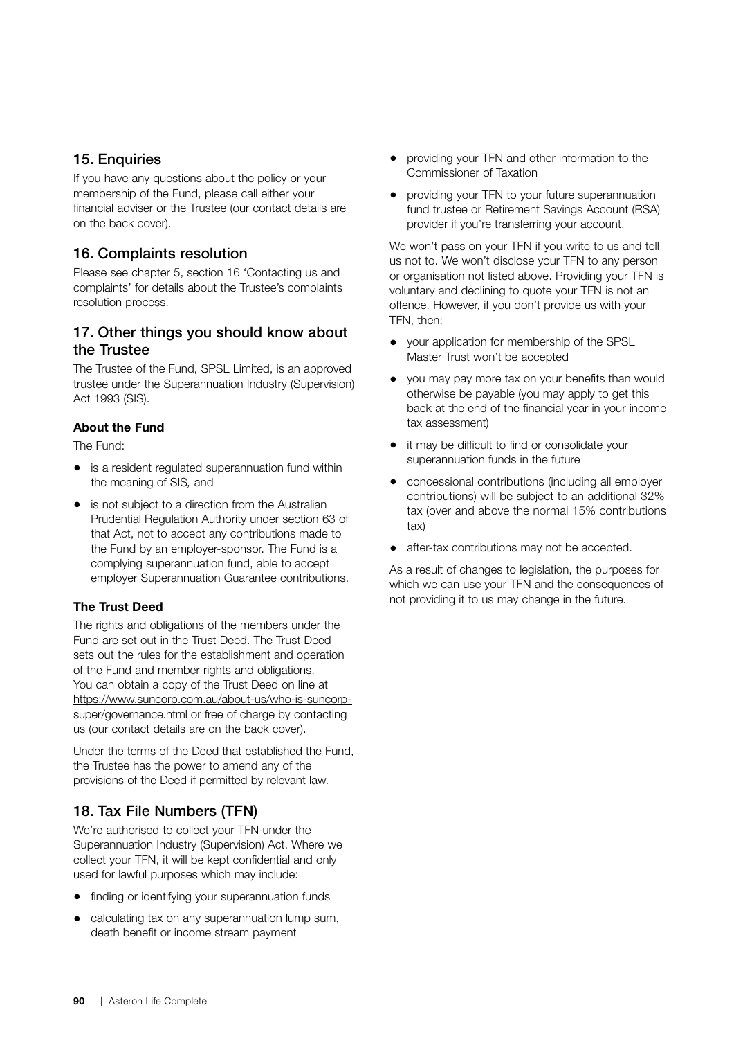## 15. Enquiries

If you have any questions about the policy or your membership of the Fund, please call either your financial adviser or the Trustee (our contact details are on the back cover).

## 16. Complaints resolution

Please see chapter 5, section 16 'Contacting us and complaints' for details about the Trustee's complaints resolution process.

## 17. Other things you should know about the Trustee

The Trustee of the Fund, SPSL Limited, is an approved trustee under the Superannuation Industry (Supervision) Act 1993 (SIS).

### About the Fund

The Fund:

- is a resident regulated superannuation fund within the meaning of SIS, and
- is not subject to a direction from the Australian Prudential Regulation Authority under section 63 of that Act, not to accept any contributions made to the Fund by an employer-sponsor. The Fund is a complying superannuation fund, able to accept employer Superannuation Guarantee contributions.

### The Trust Deed

The rights and obligations of the members under the Fund are set out in the Trust Deed. The Trust Deed sets out the rules for the establishment and operation of the Fund and member rights and obligations. You can obtain a copy of the Trust Deed on line at https://www.suncorp.com.au/about-us/who-is-suncorp-super/governance.html or free of charge by contacting us (our contact details are on the back cover).

Under the terms of the Deed that established the Fund, the Trustee has the power to amend any of the provisions of the Deed if permitted by relevant law.

## 18. Tax File Numbers (TFN)

We're authorised to collect your TFN under the Superannuation Industry (Supervision) Act. Where we collect your TFN, it will be kept confidential and only used for lawful purposes which may include:

- finding or identifying your superannuation funds
- calculating tax on any superannuation lump sum, death benefit or income stream payment
- providing your TFN and other information to the Commissioner of Taxation
- providing your TFN to your future superannuation fund trustee or Retirement Savings Account (RSA) provider if you're transferring your account.

We won't pass on your TFN if you write to us and tell us not to. We won't disclose your TFN to any person or organisation not listed above. Providing your TFN is voluntary and declining to quote your TFN is not an offence. However, if you don't provide us with your TFN, then:

- your application for membership of the SPSL Master Trust won't be accepted
- you may pay more tax on your benefits than would otherwise be payable (you may apply to get this back at the end of the financial year in your income tax assessment)
- it may be difficult to find or consolidate your superannuation funds in the future
- concessional contributions (including all employer contributions) will be subject to an additional 32% tax (over and above the normal 15% contributions tax)
- after-tax contributions may not be accepted.

As a result of changes to legislation, the purposes for which we can use your TFN and the consequences of not providing it to us may change in the future.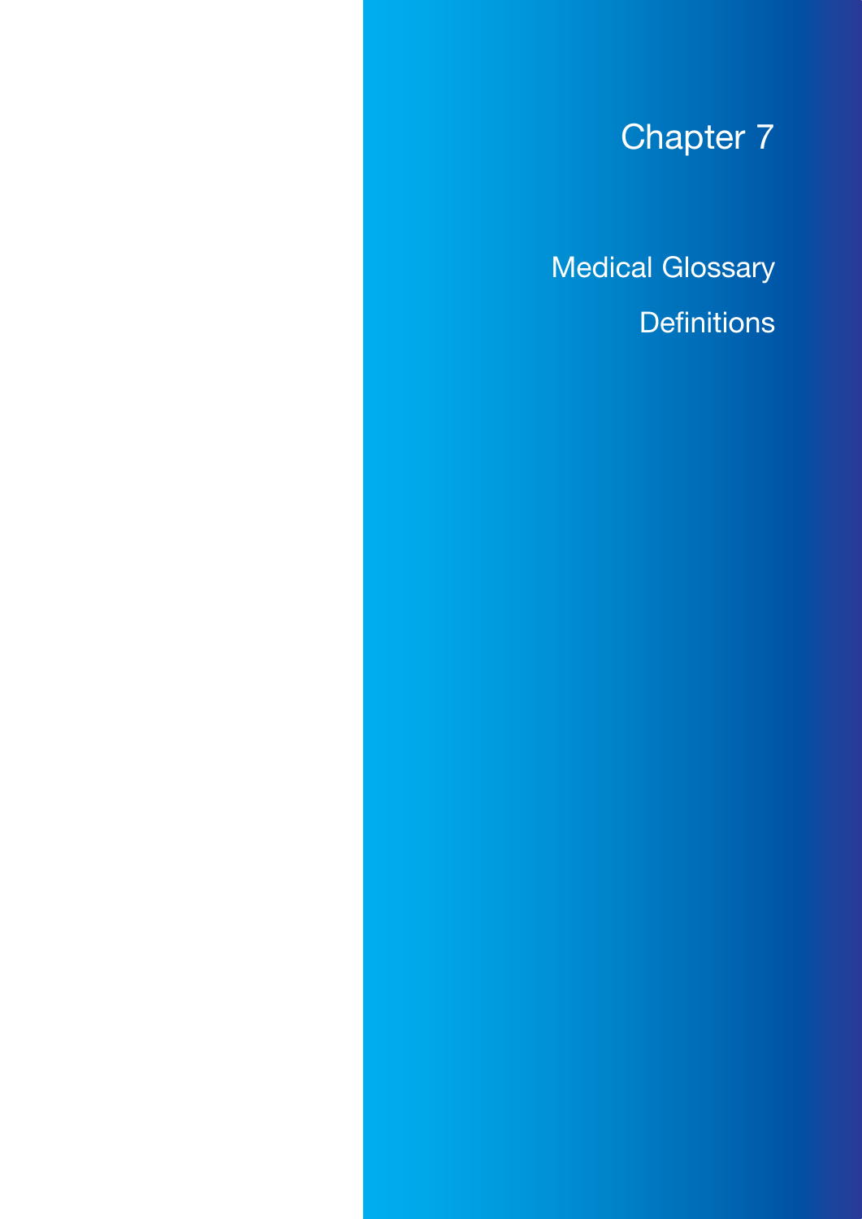# Chapter 7

Medical Glossary

Definitions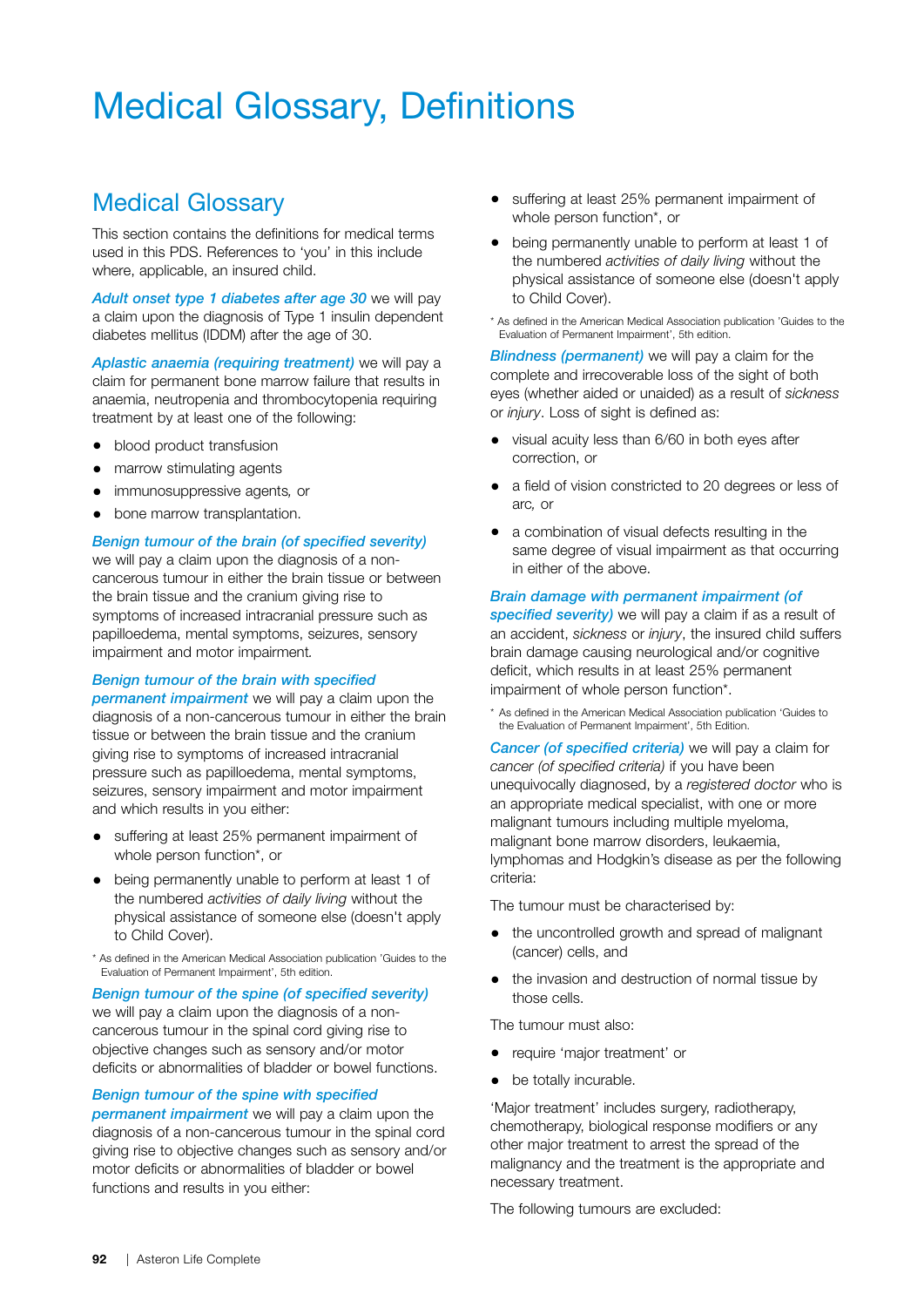# Medical Glossary, Definitions

## Medical Glossary

This section contains the definitions for medical terms used in this PDS. References to 'you' in this include where, applicable, an insured child.

***Adult onset type 1 diabetes after age 30*** we will pay a claim upon the diagnosis of Type 1 insulin dependent diabetes mellitus (IDDM) after the age of 30.

***Aplastic anaemia (requiring treatment)*** we will pay a claim for permanent bone marrow failure that results in anaemia, neutropenia and thrombocytopenia requiring treatment by at least one of the following:

- blood product transfusion
- marrow stimulating agents
- immunosuppressive agents, or
- bone marrow transplantation.

***Benign tumour of the brain (of specified severity)*** we will pay a claim upon the diagnosis of a non-cancerous tumour in either the brain tissue or between the brain tissue and the cranium giving rise to symptoms of increased intracranial pressure such as papilloedema, mental symptoms, seizures, sensory impairment and motor impairment.

***Benign tumour of the brain with specified permanent impairment*** we will pay a claim upon the diagnosis of a non-cancerous tumour in either the brain tissue or between the brain tissue and the cranium giving rise to symptoms of increased intracranial pressure such as papilloedema, mental symptoms, seizures, sensory impairment and motor impairment and which results in you either:

- suffering at least 25% permanent impairment of whole person function*, or
- being permanently unable to perform at least 1 of the numbered *activities of daily living* without the physical assistance of someone else (doesn't apply to Child Cover).

\* As defined in the American Medical Association publication 'Guides to the Evaluation of Permanent Impairment', 5th edition.

***Benign tumour of the spine (of specified severity)*** we will pay a claim upon the diagnosis of a non-cancerous tumour in the spinal cord giving rise to objective changes such as sensory and/or motor deficits or abnormalities of bladder or bowel functions.

***Benign tumour of the spine with specified permanent impairment*** we will pay a claim upon the diagnosis of a non-cancerous tumour in the spinal cord giving rise to objective changes such as sensory and/or motor deficits or abnormalities of bladder or bowel functions and results in you either:

- suffering at least 25% permanent impairment of whole person function*, or
- being permanently unable to perform at least 1 of the numbered *activities of daily living* without the physical assistance of someone else (doesn't apply to Child Cover).

\* As defined in the American Medical Association publication 'Guides to the Evaluation of Permanent Impairment', 5th edition.

***Blindness (permanent)*** we will pay a claim for the complete and irrecoverable loss of the sight of both eyes (whether aided or unaided) as a result of *sickness* or *injury*. Loss of sight is defined as:

- visual acuity less than 6/60 in both eyes after correction, or
- a field of vision constricted to 20 degrees or less of arc, or
- a combination of visual defects resulting in the same degree of visual impairment as that occurring in either of the above.

***Brain damage with permanent impairment (of specified severity)*** we will pay a claim if as a result of an accident, *sickness* or *injury*, the insured child suffers brain damage causing neurological and/or cognitive deficit, which results in at least 25% permanent impairment of whole person function*.

\* As defined in the American Medical Association publication 'Guides to the Evaluation of Permanent Impairment', 5th Edition.

***Cancer (of specified criteria)*** we will pay a claim for *cancer (of specified criteria)* if you have been unequivocally diagnosed, by a *registered doctor* who is an appropriate medical specialist, with one or more malignant tumours including multiple myeloma, malignant bone marrow disorders, leukaemia, lymphomas and Hodgkin's disease as per the following criteria:

The tumour must be characterised by:

- the uncontrolled growth and spread of malignant (cancer) cells, and
- the invasion and destruction of normal tissue by those cells.

The tumour must also:

- require 'major treatment' or
- be totally incurable.

'Major treatment' includes surgery, radiotherapy, chemotherapy, biological response modifiers or any other major treatment to arrest the spread of the malignancy and the treatment is the appropriate and necessary treatment.

The following tumours are excluded: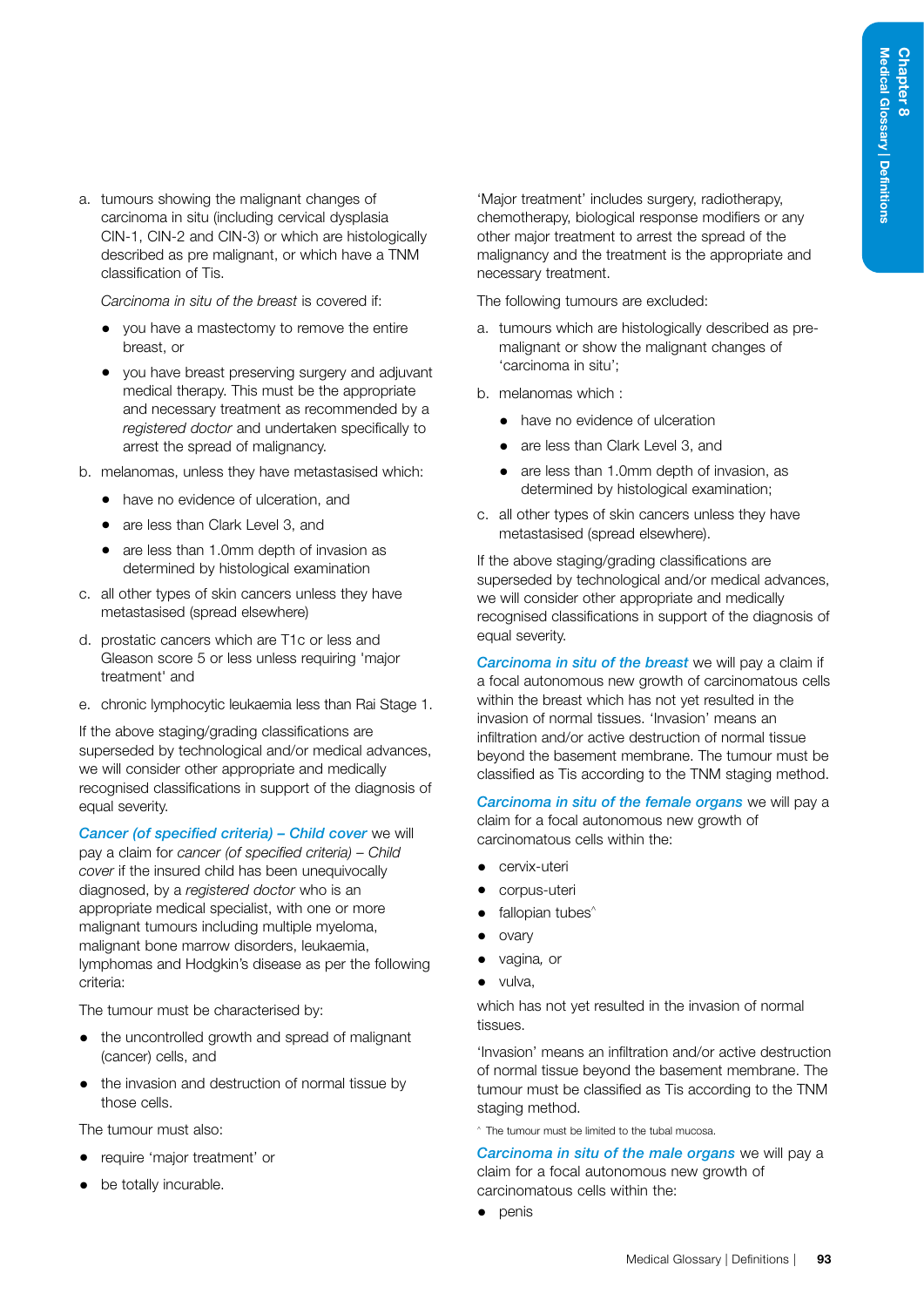a. tumours showing the malignant changes of carcinoma in situ (including cervical dysplasia CIN-1, CIN-2 and CIN-3) or which are histologically described as pre malignant, or which have a TNM classification of Tis.

   *Carcinoma in situ of the breast* is covered if:

   - you have a mastectomy to remove the entire breast, or
   - you have breast preserving surgery and adjuvant medical therapy. This must be the appropriate and necessary treatment as recommended by a *registered doctor* and undertaken specifically to arrest the spread of malignancy.

b. melanomas, unless they have metastasised which:

   - have no evidence of ulceration, and
   - are less than Clark Level 3, and
   - are less than 1.0mm depth of invasion as determined by histological examination

c. all other types of skin cancers unless they have metastasised (spread elsewhere)

d. prostatic cancers which are T1c or less and Gleason score 5 or less unless requiring 'major treatment' and

e. chronic lymphocytic leukaemia less than Rai Stage 1.

If the above staging/grading classifications are superseded by technological and/or medical advances, we will consider other appropriate and medically recognised classifications in support of the diagnosis of equal severity.

**Cancer (of specified criteria) – Child cover** we will pay a claim for *cancer (of specified criteria) – Child cover* if the insured child has been unequivocally diagnosed, by a *registered doctor* who is an appropriate medical specialist, with one or more malignant tumours including multiple myeloma, malignant bone marrow disorders, leukaemia, lymphomas and Hodgkin's disease as per the following criteria:

The tumour must be characterised by:

- the uncontrolled growth and spread of malignant (cancer) cells, and
- the invasion and destruction of normal tissue by those cells.

The tumour must also:

- require 'major treatment' or
- be totally incurable.

'Major treatment' includes surgery, radiotherapy, chemotherapy, biological response modifiers or any other major treatment to arrest the spread of the malignancy and the treatment is the appropriate and necessary treatment.

The following tumours are excluded:

a. tumours which are histologically described as pre-malignant or show the malignant changes of 'carcinoma in situ';

b. melanomas which :

   - have no evidence of ulceration
   - are less than Clark Level 3, and
   - are less than 1.0mm depth of invasion, as determined by histological examination;

c. all other types of skin cancers unless they have metastasised (spread elsewhere).

If the above staging/grading classifications are superseded by technological and/or medical advances, we will consider other appropriate and medically recognised classifications in support of the diagnosis of equal severity.

**Carcinoma in situ of the breast** we will pay a claim if a focal autonomous new growth of carcinomatous cells within the breast which has not yet resulted in the invasion of normal tissues. 'Invasion' means an infiltration and/or active destruction of normal tissue beyond the basement membrane. The tumour must be classified as Tis according to the TNM staging method.

**Carcinoma in situ of the female organs** we will pay a claim for a focal autonomous new growth of carcinomatous cells within the:

- cervix-uteri
- corpus-uteri
- fallopian tubes^
- ovary
- vagina, or
- vulva,

which has not yet resulted in the invasion of normal tissues.

'Invasion' means an infiltration and/or active destruction of normal tissue beyond the basement membrane. The tumour must be classified as Tis according to the TNM staging method.

^ The tumour must be limited to the tubal mucosa.

**Carcinoma in situ of the male organs** we will pay a claim for a focal autonomous new growth of carcinomatous cells within the:

- penis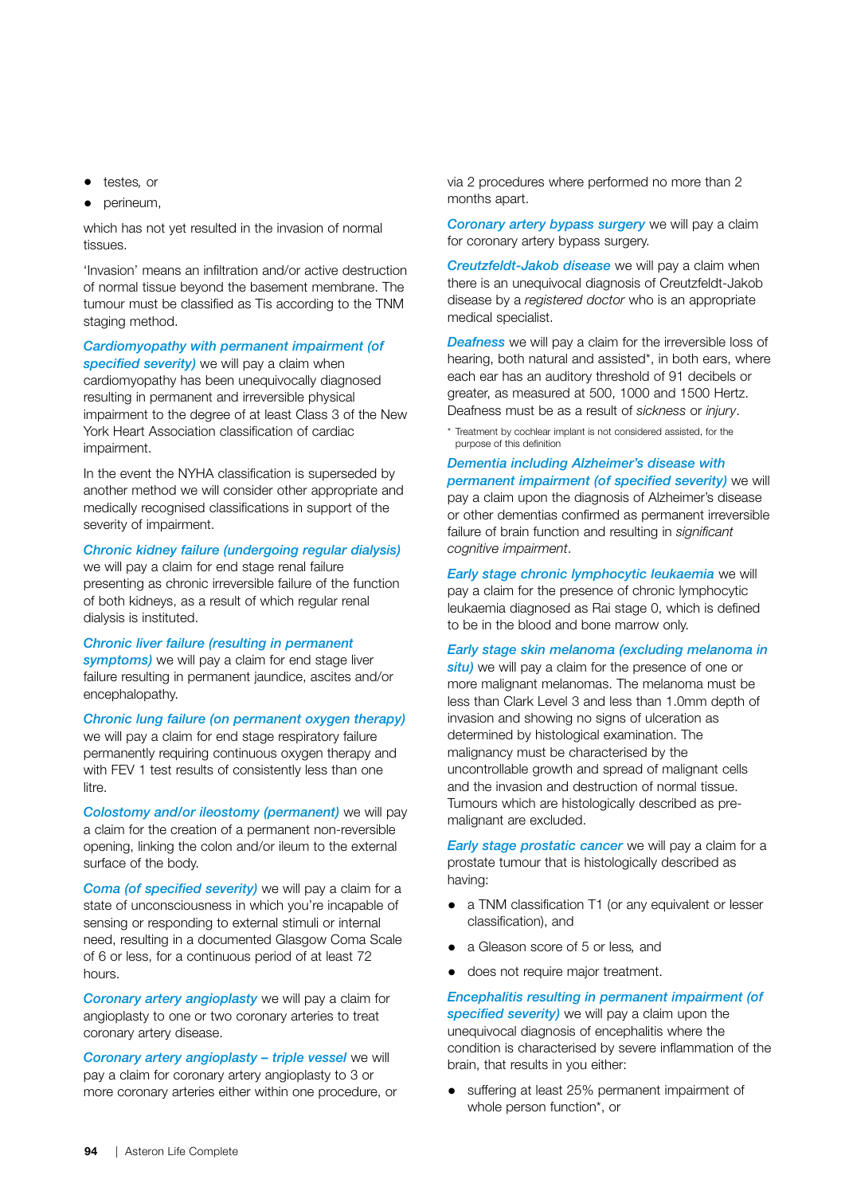- testes, or
- perineum,

which has not yet resulted in the invasion of normal tissues.

'Invasion' means an infiltration and/or active destruction of normal tissue beyond the basement membrane. The tumour must be classified as Tis according to the TNM staging method.

***Cardiomyopathy with permanent impairment (of specified severity)*** we will pay a claim when cardiomyopathy has been unequivocally diagnosed resulting in permanent and irreversible physical impairment to the degree of at least Class 3 of the New York Heart Association classification of cardiac impairment.

In the event the NYHA classification is superseded by another method we will consider other appropriate and medically recognised classifications in support of the severity of impairment.

***Chronic kidney failure (undergoing regular dialysis)*** we will pay a claim for end stage renal failure presenting as chronic irreversible failure of the function of both kidneys, as a result of which regular renal dialysis is instituted.

***Chronic liver failure (resulting in permanent symptoms)*** we will pay a claim for end stage liver failure resulting in permanent jaundice, ascites and/or encephalopathy.

***Chronic lung failure (on permanent oxygen therapy)*** we will pay a claim for end stage respiratory failure permanently requiring continuous oxygen therapy and with FEV 1 test results of consistently less than one litre.

***Colostomy and/or ileostomy (permanent)*** we will pay a claim for the creation of a permanent non-reversible opening, linking the colon and/or ileum to the external surface of the body.

***Coma (of specified severity)*** we will pay a claim for a state of unconsciousness in which you're incapable of sensing or responding to external stimuli or internal need, resulting in a documented Glasgow Coma Scale of 6 or less, for a continuous period of at least 72 hours.

***Coronary artery angioplasty*** we will pay a claim for angioplasty to one or two coronary arteries to treat coronary artery disease.

***Coronary artery angioplasty – triple vessel*** we will pay a claim for coronary artery angioplasty to 3 or more coronary arteries either within one procedure, or via 2 procedures where performed no more than 2 months apart.

***Coronary artery bypass surgery*** we will pay a claim for coronary artery bypass surgery.

***Creutzfeldt-Jakob disease*** we will pay a claim when there is an unequivocal diagnosis of Creutzfeldt-Jakob disease by a *registered doctor* who is an appropriate medical specialist.

***Deafness*** we will pay a claim for the irreversible loss of hearing, both natural and assisted*, in both ears, where each ear has an auditory threshold of 91 decibels or greater, as measured at 500, 1000 and 1500 Hertz. Deafness must be as a result of *sickness* or *injury*.

\* Treatment by cochlear implant is not considered assisted, for the purpose of this definition

***Dementia including Alzheimer's disease with permanent impairment (of specified severity)*** we will pay a claim upon the diagnosis of Alzheimer's disease or other dementias confirmed as permanent irreversible failure of brain function and resulting in *significant cognitive impairment*.

***Early stage chronic lymphocytic leukaemia*** we will pay a claim for the presence of chronic lymphocytic leukaemia diagnosed as Rai stage 0, which is defined to be in the blood and bone marrow only.

***Early stage skin melanoma (excluding melanoma in situ)*** we will pay a claim for the presence of one or more malignant melanomas. The melanoma must be less than Clark Level 3 and less than 1.0mm depth of invasion and showing no signs of ulceration as determined by histological examination. The malignancy must be characterised by the uncontrollable growth and spread of malignant cells and the invasion and destruction of normal tissue. Tumours which are histologically described as pre-malignant are excluded.

***Early stage prostatic cancer*** we will pay a claim for a prostate tumour that is histologically described as having:

- a TNM classification T1 (or any equivalent or lesser classification), and
- a Gleason score of 5 or less, and
- does not require major treatment.

***Encephalitis resulting in permanent impairment (of specified severity)*** we will pay a claim upon the unequivocal diagnosis of encephalitis where the condition is characterised by severe inflammation of the brain, that results in you either:

- suffering at least 25% permanent impairment of whole person function*, or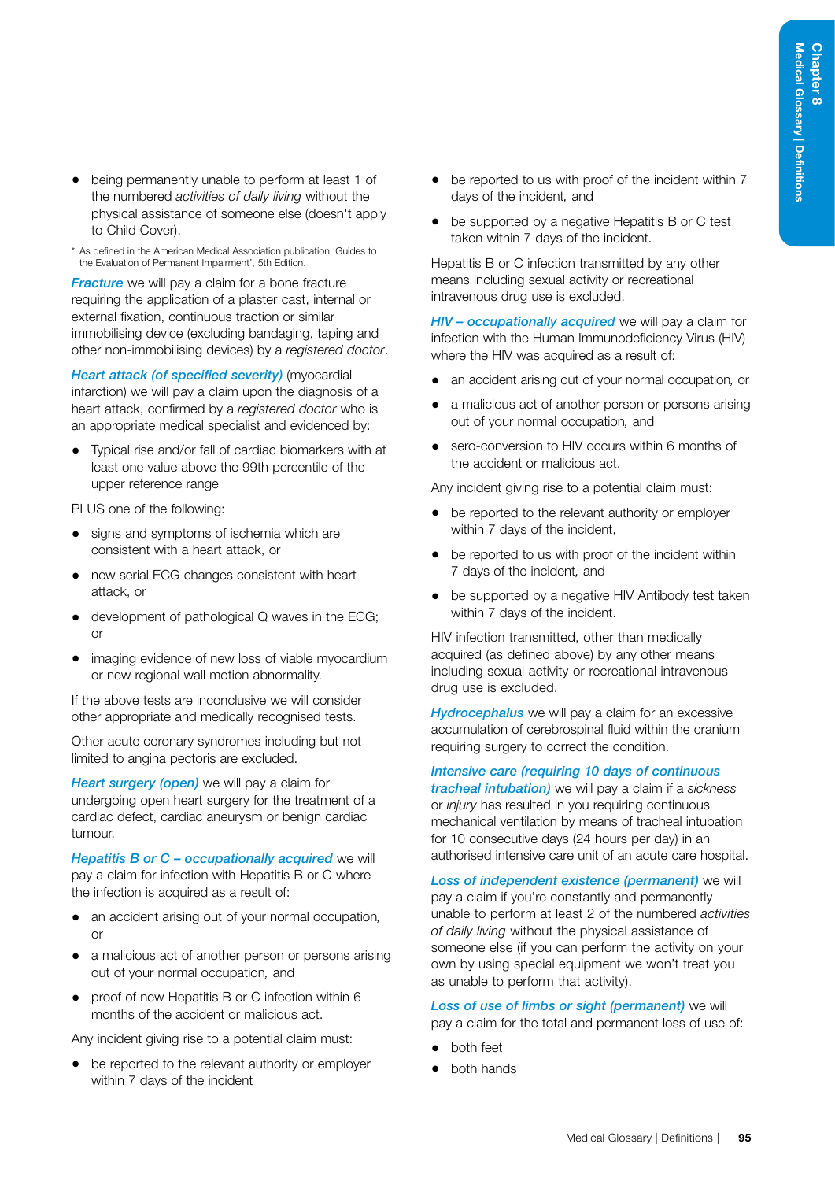- being permanently unable to perform at least 1 of the numbered *activities of daily living* without the physical assistance of someone else (doesn't apply to Child Cover).

\* As defined in the American Medical Association publication 'Guides to the Evaluation of Permanent Impairment', 5th Edition.

***Fracture*** we will pay a claim for a bone fracture requiring the application of a plaster cast, internal or external fixation, continuous traction or similar immobilising device (excluding bandaging, taping and other non-immobilising devices) by a *registered doctor*.

***Heart attack (of specified severity)*** (myocardial infarction) we will pay a claim upon the diagnosis of a heart attack, confirmed by a *registered doctor* who is an appropriate medical specialist and evidenced by:

- Typical rise and/or fall of cardiac biomarkers with at least one value above the 99th percentile of the upper reference range

PLUS one of the following:

- signs and symptoms of ischemia which are consistent with a heart attack, or
- new serial ECG changes consistent with heart attack, or
- development of pathological Q waves in the ECG; or
- imaging evidence of new loss of viable myocardium or new regional wall motion abnormality.

If the above tests are inconclusive we will consider other appropriate and medically recognised tests.

Other acute coronary syndromes including but not limited to angina pectoris are excluded.

***Heart surgery (open)*** we will pay a claim for undergoing open heart surgery for the treatment of a cardiac defect, cardiac aneurysm or benign cardiac tumour.

***Hepatitis B or C – occupationally acquired*** we will pay a claim for infection with Hepatitis B or C where the infection is acquired as a result of:

- an accident arising out of your normal occupation, or
- a malicious act of another person or persons arising out of your normal occupation, and
- proof of new Hepatitis B or C infection within 6 months of the accident or malicious act.

Any incident giving rise to a potential claim must:

- be reported to the relevant authority or employer within 7 days of the incident
- be reported to us with proof of the incident within 7 days of the incident, and
- be supported by a negative Hepatitis B or C test taken within 7 days of the incident.

Hepatitis B or C infection transmitted by any other means including sexual activity or recreational intravenous drug use is excluded.

***HIV – occupationally acquired*** we will pay a claim for infection with the Human Immunodeficiency Virus (HIV) where the HIV was acquired as a result of:

- an accident arising out of your normal occupation, or
- a malicious act of another person or persons arising out of your normal occupation, and
- sero-conversion to HIV occurs within 6 months of the accident or malicious act.

Any incident giving rise to a potential claim must:

- be reported to the relevant authority or employer within 7 days of the incident,
- be reported to us with proof of the incident within 7 days of the incident, and
- be supported by a negative HIV Antibody test taken within 7 days of the incident.

HIV infection transmitted, other than medically acquired (as defined above) by any other means including sexual activity or recreational intravenous drug use is excluded.

***Hydrocephalus*** we will pay a claim for an excessive accumulation of cerebrospinal fluid within the cranium requiring surgery to correct the condition.

***Intensive care (requiring 10 days of continuous tracheal intubation)*** we will pay a claim if a *sickness* or *injury* has resulted in you requiring continuous mechanical ventilation by means of tracheal intubation for 10 consecutive days (24 hours per day) in an authorised intensive care unit of an acute care hospital.

***Loss of independent existence (permanent)*** we will pay a claim if you're constantly and permanently unable to perform at least 2 of the numbered *activities of daily living* without the physical assistance of someone else (if you can perform the activity on your own by using special equipment we won't treat you as unable to perform that activity).

***Loss of use of limbs or sight (permanent)*** we will pay a claim for the total and permanent loss of use of:

- both feet
- both hands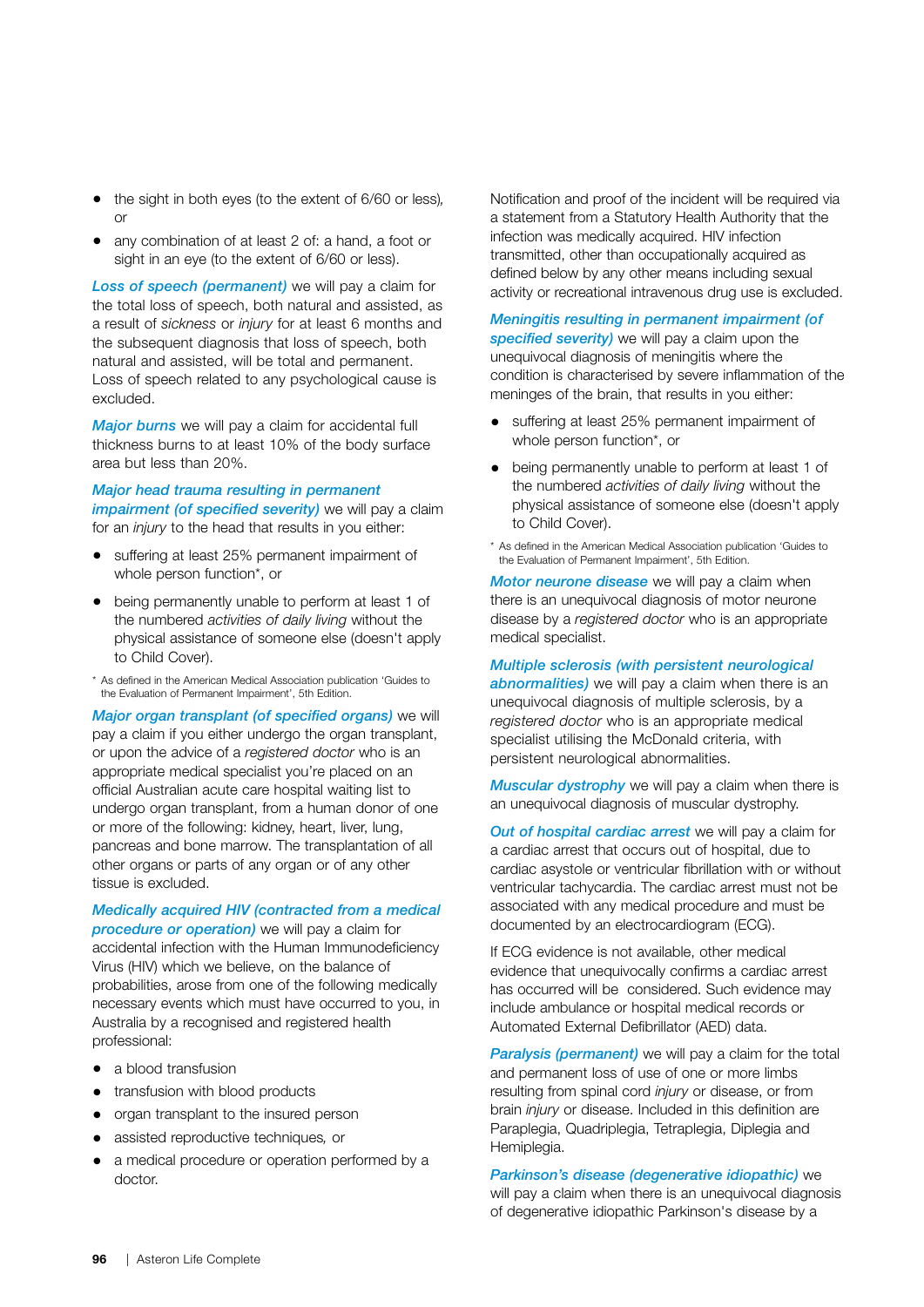- the sight in both eyes (to the extent of 6/60 or less), or
- any combination of at least 2 of: a hand, a foot or sight in an eye (to the extent of 6/60 or less).

***Loss of speech (permanent)*** we will pay a claim for the total loss of speech, both natural and assisted, as a result of *sickness* or *injury* for at least 6 months and the subsequent diagnosis that loss of speech, both natural and assisted, will be total and permanent. Loss of speech related to any psychological cause is excluded.

***Major burns*** we will pay a claim for accidental full thickness burns to at least 10% of the body surface area but less than 20%.

***Major head trauma resulting in permanent impairment (of specified severity)*** we will pay a claim for an *injury* to the head that results in you either:

- suffering at least 25% permanent impairment of whole person function*, or
- being permanently unable to perform at least 1 of the numbered *activities of daily living* without the physical assistance of someone else (doesn't apply to Child Cover).

\* As defined in the American Medical Association publication 'Guides to the Evaluation of Permanent Impairment', 5th Edition.

***Major organ transplant (of specified organs)*** we will pay a claim if you either undergo the organ transplant, or upon the advice of a *registered doctor* who is an appropriate medical specialist you're placed on an official Australian acute care hospital waiting list to undergo organ transplant, from a human donor of one or more of the following: kidney, heart, liver, lung, pancreas and bone marrow. The transplantation of all other organs or parts of any organ or of any other tissue is excluded.

***Medically acquired HIV (contracted from a medical procedure or operation)*** we will pay a claim for accidental infection with the Human Immunodeficiency Virus (HIV) which we believe, on the balance of probabilities, arose from one of the following medically necessary events which must have occurred to you, in Australia by a recognised and registered health professional:

- a blood transfusion
- transfusion with blood products
- organ transplant to the insured person
- assisted reproductive techniques, or
- a medical procedure or operation performed by a doctor.

Notification and proof of the incident will be required via a statement from a Statutory Health Authority that the infection was medically acquired. HIV infection transmitted, other than occupationally acquired as defined below by any other means including sexual activity or recreational intravenous drug use is excluded.

***Meningitis resulting in permanent impairment (of specified severity)*** we will pay a claim upon the unequivocal diagnosis of meningitis where the condition is characterised by severe inflammation of the meninges of the brain, that results in you either:

- suffering at least 25% permanent impairment of whole person function*, or
- being permanently unable to perform at least 1 of the numbered *activities of daily living* without the physical assistance of someone else (doesn't apply to Child Cover).

\* As defined in the American Medical Association publication 'Guides to the Evaluation of Permanent Impairment', 5th Edition.

***Motor neurone disease*** we will pay a claim when there is an unequivocal diagnosis of motor neurone disease by a *registered doctor* who is an appropriate medical specialist.

***Multiple sclerosis (with persistent neurological abnormalities)*** we will pay a claim when there is an unequivocal diagnosis of multiple sclerosis, by a *registered doctor* who is an appropriate medical specialist utilising the McDonald criteria, with persistent neurological abnormalities.

***Muscular dystrophy*** we will pay a claim when there is an unequivocal diagnosis of muscular dystrophy.

***Out of hospital cardiac arrest*** we will pay a claim for a cardiac arrest that occurs out of hospital, due to cardiac asystole or ventricular fibrillation with or without ventricular tachycardia. The cardiac arrest must not be associated with any medical procedure and must be documented by an electrocardiogram (ECG).

If ECG evidence is not available, other medical evidence that unequivocally confirms a cardiac arrest has occurred will be considered. Such evidence may include ambulance or hospital medical records or Automated External Defibrillator (AED) data.

***Paralysis (permanent)*** we will pay a claim for the total and permanent loss of use of one or more limbs resulting from spinal cord *injury* or disease, or from brain *injury* or disease. Included in this definition are Paraplegia, Quadriplegia, Tetraplegia, Diplegia and Hemiplegia.

***Parkinson's disease (degenerative idiopathic)*** we will pay a claim when there is an unequivocal diagnosis of degenerative idiopathic Parkinson's disease by a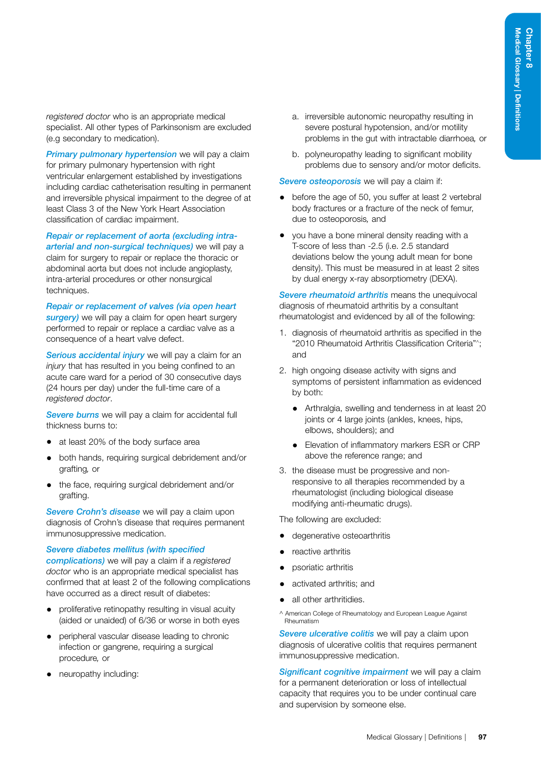*registered doctor* who is an appropriate medical specialist. All other types of Parkinsonism are excluded (e.g secondary to medication).

***Primary pulmonary hypertension*** we will pay a claim for primary pulmonary hypertension with right ventricular enlargement established by investigations including cardiac catheterisation resulting in permanent and irreversible physical impairment to the degree of at least Class 3 of the New York Heart Association classification of cardiac impairment.

***Repair or replacement of aorta (excluding intra-arterial and non-surgical techniques)*** we will pay a claim for surgery to repair or replace the thoracic or abdominal aorta but does not include angioplasty, intra-arterial procedures or other nonsurgical techniques.

***Repair or replacement of valves (via open heart surgery)*** we will pay a claim for open heart surgery performed to repair or replace a cardiac valve as a consequence of a heart valve defect.

***Serious accidental injury*** we will pay a claim for an *injury* that has resulted in you being confined to an acute care ward for a period of 30 consecutive days (24 hours per day) under the full-time care of a *registered doctor*.

***Severe burns*** we will pay a claim for accidental full thickness burns to:

- at least 20% of the body surface area
- both hands, requiring surgical debridement and/or grafting, or
- the face, requiring surgical debridement and/or grafting.

***Severe Crohn's disease*** we will pay a claim upon diagnosis of Crohn's disease that requires permanent immunosuppressive medication.

***Severe diabetes mellitus (with specified complications)*** we will pay a claim if a *registered doctor* who is an appropriate medical specialist has confirmed that at least 2 of the following complications have occurred as a direct result of diabetes:

- proliferative retinopathy resulting in visual acuity (aided or unaided) of 6/36 or worse in both eyes
- peripheral vascular disease leading to chronic infection or gangrene, requiring a surgical procedure, or
- neuropathy including:
  - a. irreversible autonomic neuropathy resulting in severe postural hypotension, and/or motility problems in the gut with intractable diarrhoea, or
  - b. polyneuropathy leading to significant mobility problems due to sensory and/or motor deficits.

***Severe osteoporosis*** we will pay a claim if:

- before the age of 50, you suffer at least 2 vertebral body fractures or a fracture of the neck of femur, due to osteoporosis, and
- you have a bone mineral density reading with a T-score of less than -2.5 (i.e. 2.5 standard deviations below the young adult mean for bone density). This must be measured in at least 2 sites by dual energy x-ray absorptiometry (DEXA).

***Severe rheumatoid arthritis*** means the unequivocal diagnosis of rheumatoid arthritis by a consultant rheumatologist and evidenced by all of the following:

1. diagnosis of rheumatoid arthritis as specified in the "2010 Rheumatoid Arthritis Classification Criteria"^; and
2. high ongoing disease activity with signs and symptoms of persistent inflammation as evidenced by both:
   - Arthralgia, swelling and tenderness in at least 20 joints or 4 large joints (ankles, knees, hips, elbows, shoulders); and
   - Elevation of inflammatory markers ESR or CRP above the reference range; and
3. the disease must be progressive and non-responsive to all therapies recommended by a rheumatologist (including biological disease modifying anti-rheumatic drugs).

The following are excluded:

- degenerative osteoarthritis
- reactive arthritis
- psoriatic arthritis
- activated arthritis; and
- all other arthritidies.

^ American College of Rheumatology and European League Against Rheumatism

***Severe ulcerative colitis*** we will pay a claim upon diagnosis of ulcerative colitis that requires permanent immunosuppressive medication.

***Significant cognitive impairment*** we will pay a claim for a permanent deterioration or loss of intellectual capacity that requires you to be under continual care and supervision by someone else.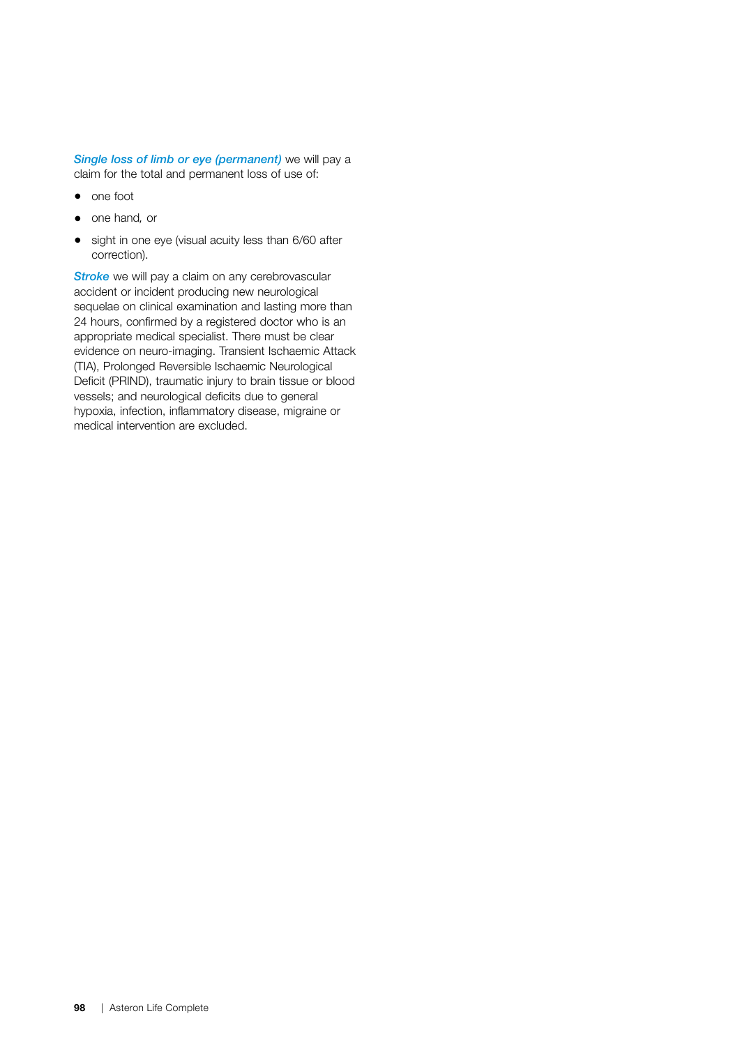***Single loss of limb or eye (permanent)*** we will pay a claim for the total and permanent loss of use of:

- one foot
- one hand, or
- sight in one eye (visual acuity less than 6/60 after correction).

***Stroke*** we will pay a claim on any cerebrovascular accident or incident producing new neurological sequelae on clinical examination and lasting more than 24 hours, confirmed by a registered doctor who is an appropriate medical specialist. There must be clear evidence on neuro-imaging. Transient Ischaemic Attack (TIA), Prolonged Reversible Ischaemic Neurological Deficit (PRIND), traumatic injury to brain tissue or blood vessels; and neurological deficits due to general hypoxia, infection, inflammatory disease, migraine or medical intervention are excluded.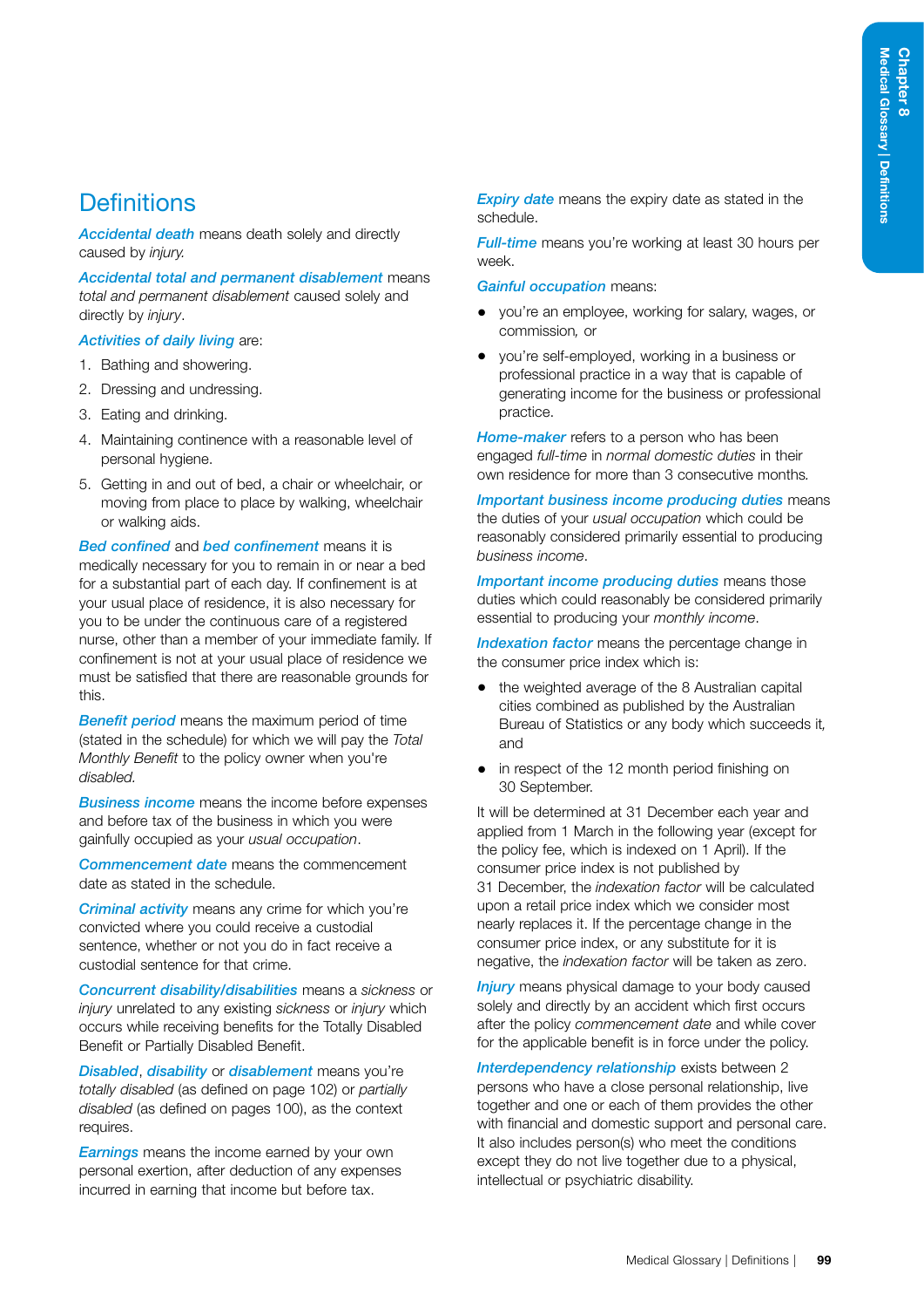# Definitions

***Accidental death*** means death solely and directly caused by *injury.*

***Accidental total and permanent disablement*** means *total and permanent disablement* caused solely and directly by *injury*.

***Activities of daily living*** are:

1. Bathing and showering.
2. Dressing and undressing.
3. Eating and drinking.
4. Maintaining continence with a reasonable level of personal hygiene.
5. Getting in and out of bed, a chair or wheelchair, or moving from place to place by walking, wheelchair or walking aids.

***Bed confined*** and ***bed confinement*** means it is medically necessary for you to remain in or near a bed for a substantial part of each day. If confinement is at your usual place of residence, it is also necessary for you to be under the continuous care of a registered nurse, other than a member of your immediate family. If confinement is not at your usual place of residence we must be satisfied that there are reasonable grounds for this.

***Benefit period*** means the maximum period of time (stated in the schedule) for which we will pay the *Total Monthly Benefit* to the policy owner when you're *disabled.*

***Business income*** means the income before expenses and before tax of the business in which you were gainfully occupied as your *usual occupation*.

***Commencement date*** means the commencement date as stated in the schedule.

***Criminal activity*** means any crime for which you're convicted where you could receive a custodial sentence, whether or not you do in fact receive a custodial sentence for that crime.

***Concurrent disability/disabilities*** means a *sickness* or *injury* unrelated to any existing *sickness* or *injury* which occurs while receiving benefits for the Totally Disabled Benefit or Partially Disabled Benefit.

***Disabled***, ***disability*** or ***disablement*** means you're *totally disabled* (as defined on page 102) or *partially disabled* (as defined on pages 100), as the context requires.

***Earnings*** means the income earned by your own personal exertion, after deduction of any expenses incurred in earning that income but before tax.

***Expiry date*** means the expiry date as stated in the schedule.

***Full-time*** means you're working at least 30 hours per week.

***Gainful occupation*** means:

- you're an employee, working for salary, wages, or commission, or
- you're self-employed, working in a business or professional practice in a way that is capable of generating income for the business or professional practice.

***Home-maker*** refers to a person who has been engaged *full-time* in *normal domestic duties* in their own residence for more than 3 consecutive months.

***Important business income producing duties*** means the duties of your *usual occupation* which could be reasonably considered primarily essential to producing *business income*.

***Important income producing duties*** means those duties which could reasonably be considered primarily essential to producing your *monthly income*.

***Indexation factor*** means the percentage change in the consumer price index which is:

- the weighted average of the 8 Australian capital cities combined as published by the Australian Bureau of Statistics or any body which succeeds it, and
- in respect of the 12 month period finishing on 30 September.

It will be determined at 31 December each year and applied from 1 March in the following year (except for the policy fee, which is indexed on 1 April). If the consumer price index is not published by 31 December, the *indexation factor* will be calculated upon a retail price index which we consider most nearly replaces it. If the percentage change in the consumer price index, or any substitute for it is negative, the *indexation factor* will be taken as zero.

***Injury*** means physical damage to your body caused solely and directly by an accident which first occurs after the policy *commencement date* and while cover for the applicable benefit is in force under the policy.

***Interdependency relationship*** exists between 2 persons who have a close personal relationship, live together and one or each of them provides the other with financial and domestic support and personal care. It also includes person(s) who meet the conditions except they do not live together due to a physical, intellectual or psychiatric disability.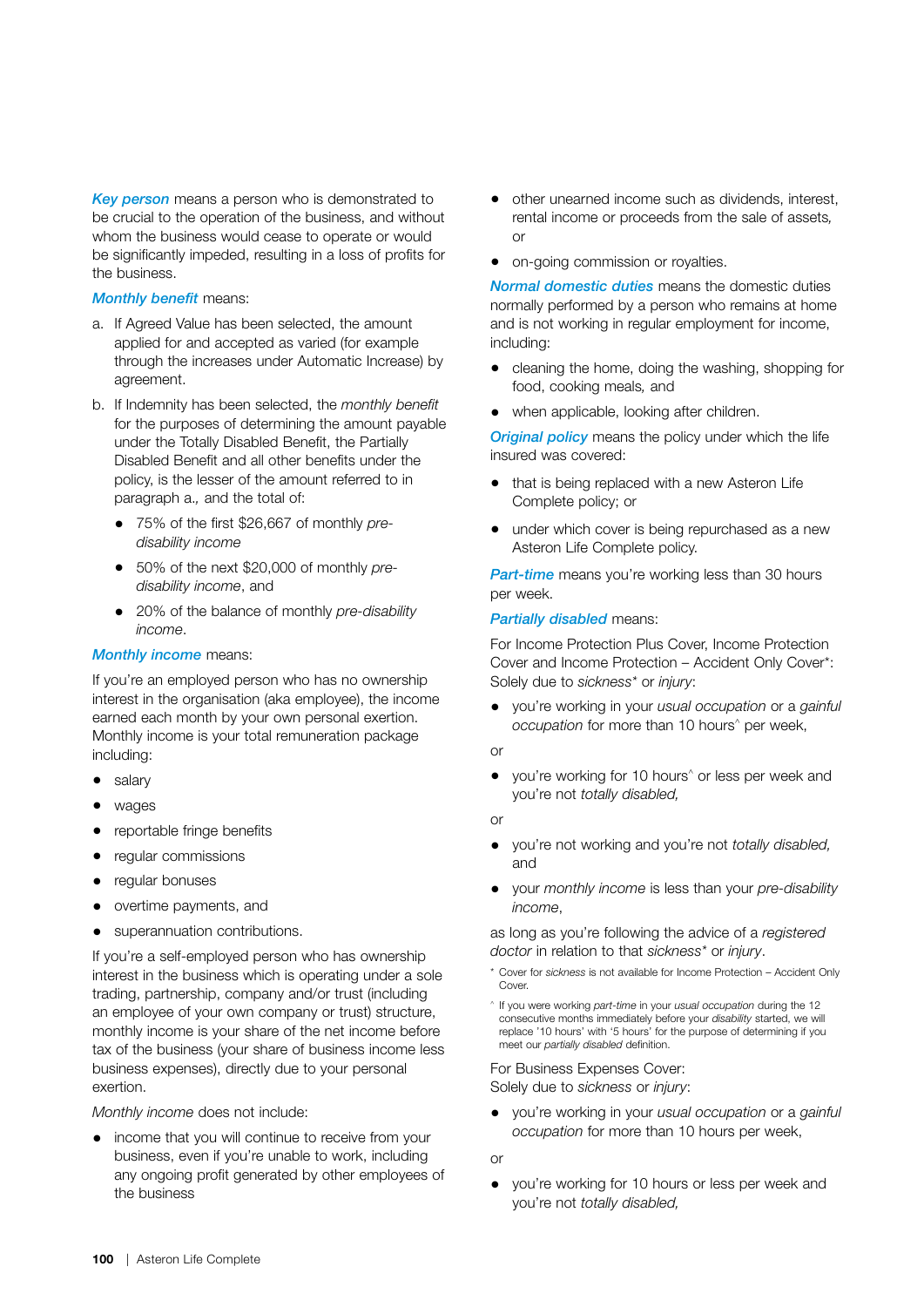***Key person*** means a person who is demonstrated to be crucial to the operation of the business, and without whom the business would cease to operate or would be significantly impeded, resulting in a loss of profits for the business.

***Monthly benefit*** means:

a. If Agreed Value has been selected, the amount applied for and accepted as varied (for example through the increases under Automatic Increase) by agreement.

b. If Indemnity has been selected, the *monthly benefit* for the purposes of determining the amount payable under the Totally Disabled Benefit, the Partially Disabled Benefit and all other benefits under the policy, is the lesser of the amount referred to in paragraph a., and the total of:

   - 75% of the first $26,667 of monthly *pre-disability income*
   - 50% of the next $20,000 of monthly *pre-disability income*, and
   - 20% of the balance of monthly *pre-disability income*.

***Monthly income*** means:

If you're an employed person who has no ownership interest in the organisation (aka employee), the income earned each month by your own personal exertion. Monthly income is your total remuneration package including:

- salary
- wages
- reportable fringe benefits
- regular commissions
- regular bonuses
- overtime payments, and
- superannuation contributions.

If you're a self-employed person who has ownership interest in the business which is operating under a sole trading, partnership, company and/or trust (including an employee of your own company or trust) structure, monthly income is your share of the net income before tax of the business (your share of business income less business expenses), directly due to your personal exertion.

*Monthly income* does not include:

- income that you will continue to receive from your business, even if you're unable to work, including any ongoing profit generated by other employees of the business
- other unearned income such as dividends, interest, rental income or proceeds from the sale of assets, or
- on-going commission or royalties.

***Normal domestic duties*** means the domestic duties normally performed by a person who remains at home and is not working in regular employment for income, including:

- cleaning the home, doing the washing, shopping for food, cooking meals, and
- when applicable, looking after children.

***Original policy*** means the policy under which the life insured was covered:

- that is being replaced with a new Asteron Life Complete policy; or
- under which cover is being repurchased as a new Asteron Life Complete policy.

***Part-time*** means you're working less than 30 hours per week.

***Partially disabled*** means:

For Income Protection Plus Cover, Income Protection Cover and Income Protection – Accident Only Cover*: Solely due to *sickness** or *injury*:

- you're working in your *usual occupation* or a *gainful occupation* for more than 10 hours^ per week,

or

- you're working for 10 hours^ or less per week and you're not *totally disabled,*

or

- you're not working and you're not *totally disabled,* and
- your *monthly income* is less than your *pre-disability income*,

as long as you're following the advice of a *registered doctor* in relation to that *sickness** or *injury*.

\* Cover for *sickness* is not available for Income Protection – Accident Only Cover.

^ If you were working *part-time* in your *usual occupation* during the 12 consecutive months immediately before your *disability* started, we will replace '10 hours' with '5 hours' for the purpose of determining if you meet our *partially disabled* definition.

For Business Expenses Cover:
Solely due to *sickness* or *injury*:

- you're working in your *usual occupation* or a *gainful occupation* for more than 10 hours per week,

or

- you're working for 10 hours or less per week and you're not *totally disabled,*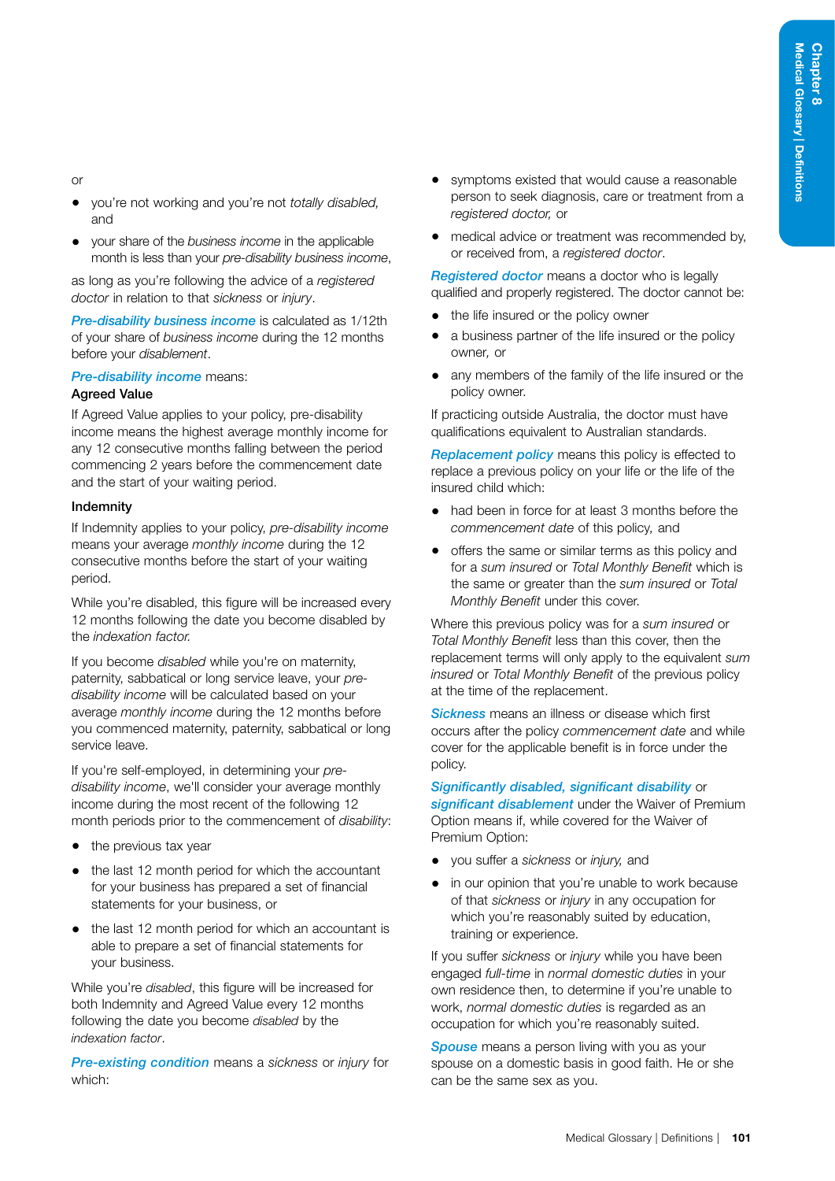or

- you're not working and you're not *totally disabled,* and
- your share of the *business income* in the applicable month is less than your *pre-disability business income*,

as long as you're following the advice of a *registered doctor* in relation to that *sickness* or *injury*.

***Pre-disability business income*** is calculated as 1/12th of your share of *business income* during the 12 months before your *disablement*.

***Pre-disability income*** means:

**Agreed Value**

If Agreed Value applies to your policy, pre-disability income means the highest average monthly income for any 12 consecutive months falling between the period commencing 2 years before the commencement date and the start of your waiting period.

**Indemnity**

If Indemnity applies to your policy, *pre-disability income* means your average *monthly income* during the 12 consecutive months before the start of your waiting period.

While you're disabled, this figure will be increased every 12 months following the date you become disabled by the *indexation factor.*

If you become *disabled* while you're on maternity, paternity, sabbatical or long service leave, your *pre-disability income* will be calculated based on your average *monthly income* during the 12 months before you commenced maternity, paternity, sabbatical or long service leave.

If you're self-employed, in determining your *pre-disability income*, we'll consider your average monthly income during the most recent of the following 12 month periods prior to the commencement of *disability*:

- the previous tax year
- the last 12 month period for which the accountant for your business has prepared a set of financial statements for your business, or
- the last 12 month period for which an accountant is able to prepare a set of financial statements for your business.

While you're *disabled*, this figure will be increased for both Indemnity and Agreed Value every 12 months following the date you become *disabled* by the *indexation factor*.

***Pre-existing condition*** means a *sickness* or *injury* for which:

- symptoms existed that would cause a reasonable person to seek diagnosis, care or treatment from a *registered doctor,* or
- medical advice or treatment was recommended by, or received from, a *registered doctor*.

***Registered doctor*** means a doctor who is legally qualified and properly registered. The doctor cannot be:

- the life insured or the policy owner
- a business partner of the life insured or the policy owner, or
- any members of the family of the life insured or the policy owner.

If practicing outside Australia, the doctor must have qualifications equivalent to Australian standards.

***Replacement policy*** means this policy is effected to replace a previous policy on your life or the life of the insured child which:

- had been in force for at least 3 months before the *commencement date* of this policy, and
- offers the same or similar terms as this policy and for a *sum insured* or *Total Monthly Benefit* which is the same or greater than the *sum insured* or *Total Monthly Benefit* under this cover.

Where this previous policy was for a *sum insured* or *Total Monthly Benefit* less than this cover, then the replacement terms will only apply to the equivalent *sum insured* or *Total Monthly Benefit* of the previous policy at the time of the replacement.

***Sickness*** means an illness or disease which first occurs after the policy *commencement date* and while cover for the applicable benefit is in force under the policy.

***Significantly disabled, significant disability*** or ***significant disablement*** under the Waiver of Premium Option means if, while covered for the Waiver of Premium Option:

- you suffer a *sickness* or *injury,* and
- in our opinion that you're unable to work because of that *sickness* or *injury* in any occupation for which you're reasonably suited by education, training or experience.

If you suffer *sickness* or *injury* while you have been engaged *full-time* in *normal domestic duties* in your own residence then, to determine if you're unable to work, *normal domestic duties* is regarded as an occupation for which you're reasonably suited.

***Spouse*** means a person living with you as your spouse on a domestic basis in good faith. He or she can be the same sex as you.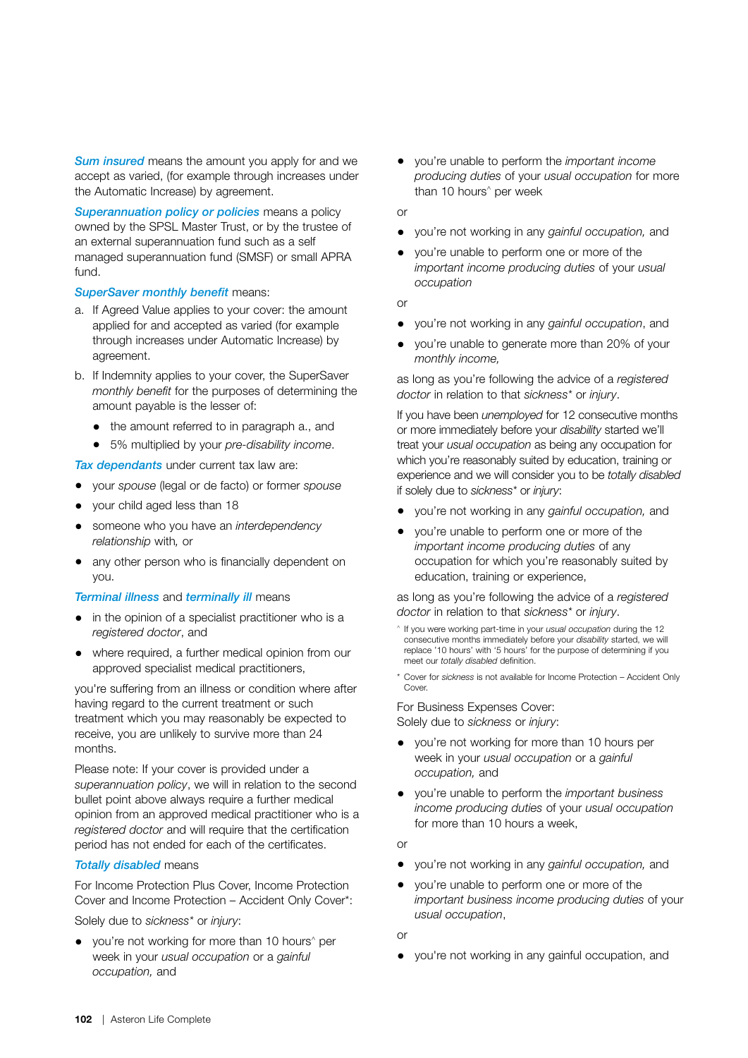***Sum insured*** means the amount you apply for and we accept as varied, (for example through increases under the Automatic Increase) by agreement.

***Superannuation policy or policies*** means a policy owned by the SPSL Master Trust, or by the trustee of an external superannuation fund such as a self managed superannuation fund (SMSF) or small APRA fund.

***SuperSaver monthly benefit*** means:

a. If Agreed Value applies to your cover: the amount applied for and accepted as varied (for example through increases under Automatic Increase) by agreement.
b. If Indemnity applies to your cover, the SuperSaver *monthly benefit* for the purposes of determining the amount payable is the lesser of:
   - the amount referred to in paragraph a., and
   - 5% multiplied by your *pre-disability income*.

***Tax dependants*** under current tax law are:

- your *spouse* (legal or de facto) or former *spouse*
- your child aged less than 18
- someone who you have an *interdependency relationship* with, or
- any other person who is financially dependent on you.

***Terminal illness*** and ***terminally ill*** means

- in the opinion of a specialist practitioner who is a *registered doctor*, and
- where required, a further medical opinion from our approved specialist medical practitioners,

you're suffering from an illness or condition where after having regard to the current treatment or such treatment which you may reasonably be expected to receive, you are unlikely to survive more than 24 months.

Please note: If your cover is provided under a *superannuation policy*, we will in relation to the second bullet point above always require a further medical opinion from an approved medical practitioner who is a *registered doctor* and will require that the certification period has not ended for each of the certificates.

***Totally disabled*** means

For Income Protection Plus Cover, Income Protection Cover and Income Protection – Accident Only Cover*:

Solely due to *sickness** or *injury*:

- you're not working for more than 10 hours^ per week in your *usual occupation* or a *gainful occupation,* and
- you're unable to perform the *important income producing duties* of your *usual occupation* for more than 10 hours^ per week

or

- you're not working in any *gainful occupation,* and
- you're unable to perform one or more of the *important income producing duties* of your *usual occupation*

or

- you're not working in any *gainful occupation*, and
- you're unable to generate more than 20% of your *monthly income,*

as long as you're following the advice of a *registered doctor* in relation to that *sickness** or *injury*.

If you have been *unemployed* for 12 consecutive months or more immediately before your *disability* started we'll treat your *usual occupation* as being any occupation for which you're reasonably suited by education, training or experience and we will consider you to be *totally disabled* if solely due to *sickness** or *injury*:

- you're not working in any *gainful occupation,* and
- you're unable to perform one or more of the *important income producing duties* of any occupation for which you're reasonably suited by education, training or experience,

as long as you're following the advice of a *registered doctor* in relation to that *sickness** or *injury*.

^ If you were working part-time in your *usual occupation* during the 12 consecutive months immediately before your *disability* started, we will replace '10 hours' with '5 hours' for the purpose of determining if you meet our *totally disabled* definition.

* Cover for *sickness* is not available for Income Protection – Accident Only Cover.

For Business Expenses Cover:
Solely due to *sickness* or *injury*:

- you're not working for more than 10 hours per week in your *usual occupation* or a *gainful occupation,* and
- you're unable to perform the *important business income producing duties* of your *usual occupation* for more than 10 hours a week,

or

- you're not working in any *gainful occupation,* and
- you're unable to perform one or more of the *important business income producing duties* of your *usual occupation*,

or

- you're not working in any gainful occupation, and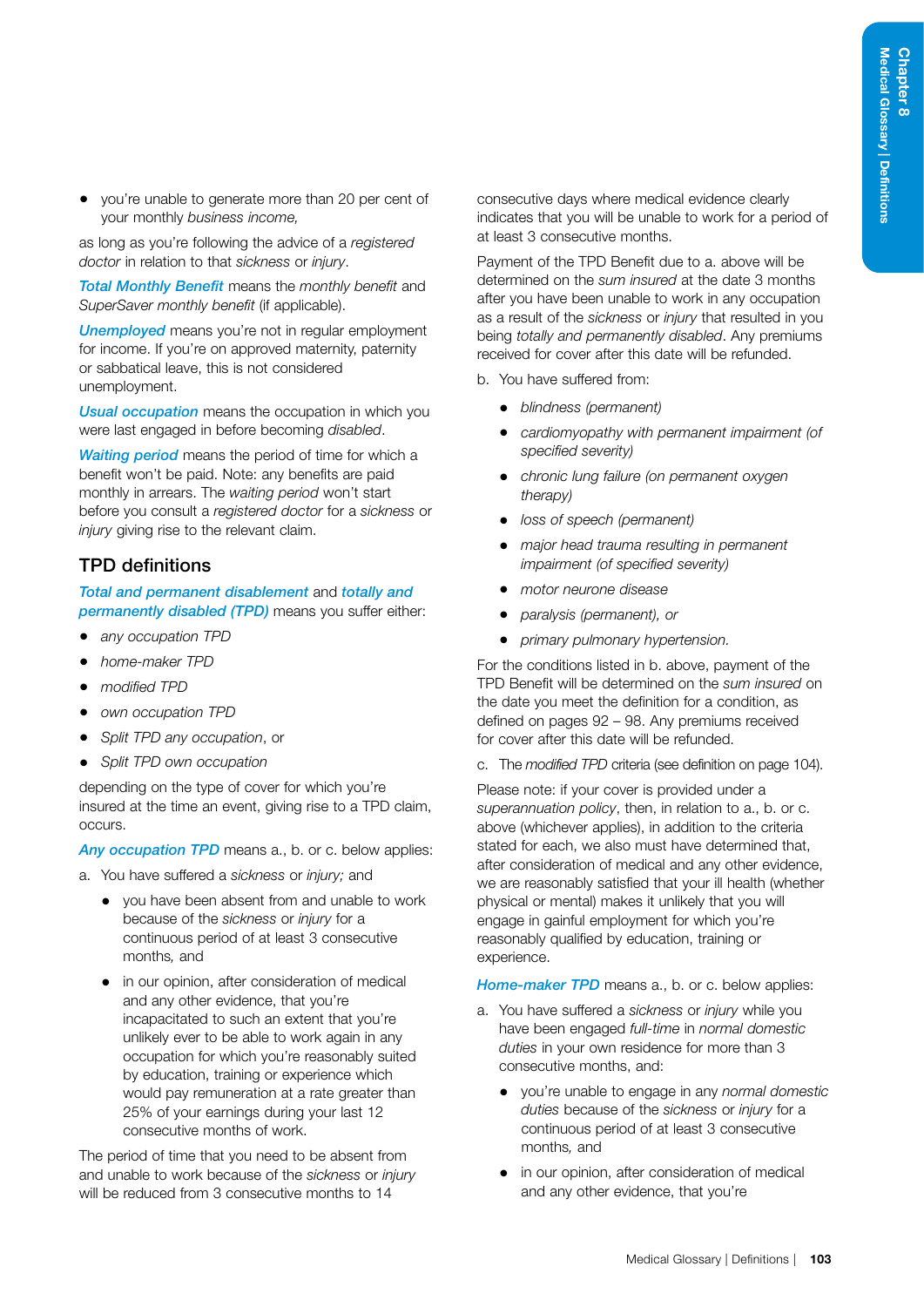- you're unable to generate more than 20 per cent of your monthly *business income,*

as long as you're following the advice of a *registered doctor* in relation to that *sickness* or *injury*.

***Total Monthly Benefit*** means the *monthly benefit* and *SuperSaver monthly benefit* (if applicable).

***Unemployed*** means you're not in regular employment for income. If you're on approved maternity, paternity or sabbatical leave, this is not considered unemployment.

***Usual occupation*** means the occupation in which you were last engaged in before becoming *disabled*.

***Waiting period*** means the period of time for which a benefit won't be paid. Note: any benefits are paid monthly in arrears. The *waiting period* won't start before you consult a *registered doctor* for a *sickness* or *injury* giving rise to the relevant claim.

## TPD definitions

***Total and permanent disablement*** and ***totally and permanently disabled (TPD)*** means you suffer either:

- *any occupation TPD*
- *home-maker TPD*
- *modified TPD*
- *own occupation TPD*
- *Split TPD any occupation*, or
- *Split TPD own occupation*

depending on the type of cover for which you're insured at the time an event, giving rise to a TPD claim, occurs.

***Any occupation TPD*** means a., b. or c. below applies:

a. You have suffered a *sickness* or *injury;* and
   - you have been absent from and unable to work because of the *sickness* or *injury* for a continuous period of at least 3 consecutive months, and
   - in our opinion, after consideration of medical and any other evidence, that you're incapacitated to such an extent that you're unlikely ever to be able to work again in any occupation for which you're reasonably suited by education, training or experience which would pay remuneration at a rate greater than 25% of your earnings during your last 12 consecutive months of work.

The period of time that you need to be absent from and unable to work because of the *sickness* or *injury* will be reduced from 3 consecutive months to 14 consecutive days where medical evidence clearly indicates that you will be unable to work for a period of at least 3 consecutive months.

Payment of the TPD Benefit due to a. above will be determined on the *sum insured* at the date 3 months after you have been unable to work in any occupation as a result of the *sickness* or *injury* that resulted in you being *totally and permanently disabled*. Any premiums received for cover after this date will be refunded.

b. You have suffered from:
   - *blindness (permanent)*
   - *cardiomyopathy with permanent impairment (of specified severity)*
   - *chronic lung failure (on permanent oxygen therapy)*
   - *loss of speech (permanent)*
   - *major head trauma resulting in permanent impairment (of specified severity)*
   - *motor neurone disease*
   - *paralysis (permanent), or*
   - *primary pulmonary hypertension.*

For the conditions listed in b. above, payment of the TPD Benefit will be determined on the *sum insured* on the date you meet the definition for a condition, as defined on pages 92 – 98. Any premiums received for cover after this date will be refunded.

c. The *modified TPD* criteria (see definition on page 104).

Please note: if your cover is provided under a *superannuation policy*, then, in relation to a., b. or c. above (whichever applies), in addition to the criteria stated for each, we also must have determined that, after consideration of medical and any other evidence, we are reasonably satisfied that your ill health (whether physical or mental) makes it unlikely that you will engage in gainful employment for which you're reasonably qualified by education, training or experience.

***Home-maker TPD*** means a., b. or c. below applies:

a. You have suffered a *sickness* or *injury* while you have been engaged *full-time* in *normal domestic duties* in your own residence for more than 3 consecutive months, and:
   - you're unable to engage in any *normal domestic duties* because of the *sickness* or *injury* for a continuous period of at least 3 consecutive months, and
   - in our opinion, after consideration of medical and any other evidence, that you're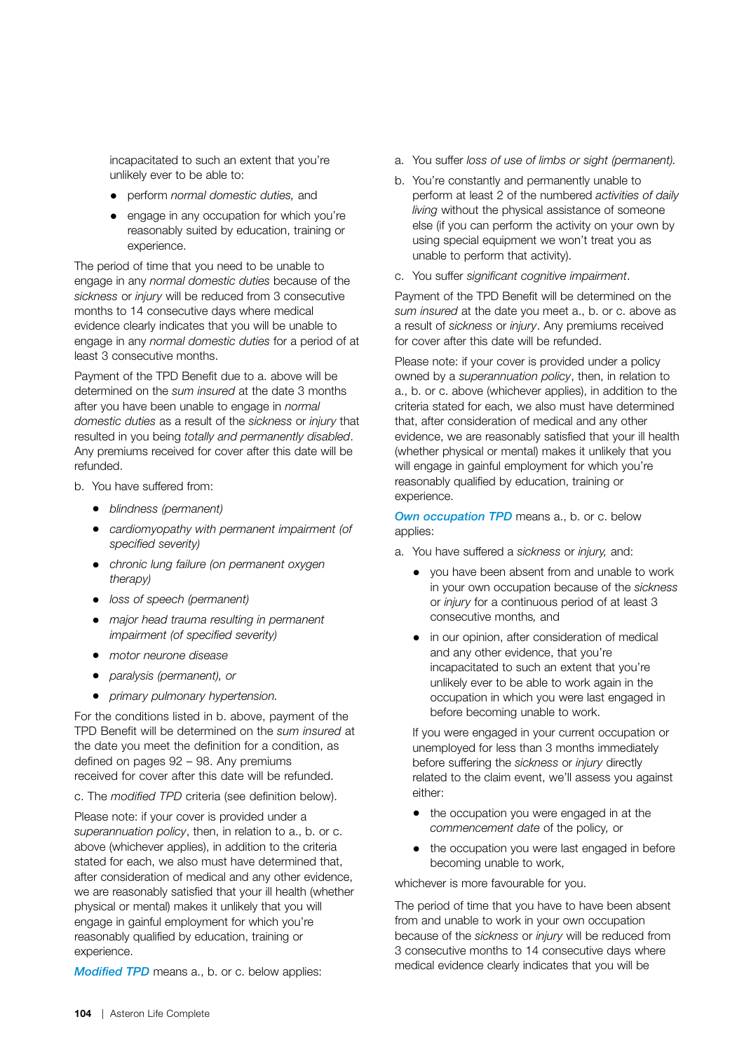incapacitated to such an extent that you're unlikely ever to be able to:

- perform *normal domestic duties,* and
- engage in any occupation for which you're reasonably suited by education, training or experience.

The period of time that you need to be unable to engage in any *normal domestic duties* because of the *sickness* or *injury* will be reduced from 3 consecutive months to 14 consecutive days where medical evidence clearly indicates that you will be unable to engage in any *normal domestic duties* for a period of at least 3 consecutive months.

Payment of the TPD Benefit due to a. above will be determined on the *sum insured* at the date 3 months after you have been unable to engage in *normal domestic duties* as a result of the *sickness* or *injury* that resulted in you being *totally and permanently disabled*. Any premiums received for cover after this date will be refunded.

b. You have suffered from:

- *blindness (permanent)*
- *cardiomyopathy with permanent impairment (of specified severity)*
- *chronic lung failure (on permanent oxygen therapy)*
- *loss of speech (permanent)*
- *major head trauma resulting in permanent impairment (of specified severity)*
- *motor neurone disease*
- *paralysis (permanent), or*
- *primary pulmonary hypertension.*

For the conditions listed in b. above, payment of the TPD Benefit will be determined on the *sum insured* at the date you meet the definition for a condition, as defined on pages 92 – 98. Any premiums received for cover after this date will be refunded.

c. The *modified TPD* criteria (see definition below).

Please note: if your cover is provided under a *superannuation policy*, then, in relation to a., b. or c. above (whichever applies), in addition to the criteria stated for each, we also must have determined that, after consideration of medical and any other evidence, we are reasonably satisfied that your ill health (whether physical or mental) makes it unlikely that you will engage in gainful employment for which you're reasonably qualified by education, training or experience.

***Modified TPD*** means a., b. or c. below applies:

a. You suffer *loss of use of limbs or sight (permanent).*

b. You're constantly and permanently unable to perform at least 2 of the numbered *activities of daily living* without the physical assistance of someone else (if you can perform the activity on your own by using special equipment we won't treat you as unable to perform that activity).

c. You suffer *significant cognitive impairment*.

Payment of the TPD Benefit will be determined on the *sum insured* at the date you meet a., b. or c. above as a result of *sickness* or *injury*. Any premiums received for cover after this date will be refunded.

Please note: if your cover is provided under a policy owned by a *superannuation policy*, then, in relation to a., b. or c. above (whichever applies), in addition to the criteria stated for each, we also must have determined that, after consideration of medical and any other evidence, we are reasonably satisfied that your ill health (whether physical or mental) makes it unlikely that you will engage in gainful employment for which you're reasonably qualified by education, training or experience.

***Own occupation TPD*** means a., b. or c. below applies:

a. You have suffered a *sickness* or *injury,* and:

- you have been absent from and unable to work in your own occupation because of the *sickness* or *injury* for a continuous period of at least 3 consecutive months*,* and
- in our opinion, after consideration of medical and any other evidence, that you're incapacitated to such an extent that you're unlikely ever to be able to work again in the occupation in which you were last engaged in before becoming unable to work.

If you were engaged in your current occupation or unemployed for less than 3 months immediately before suffering the *sickness* or *injury* directly related to the claim event, we'll assess you against either:

- the occupation you were engaged in at the *commencement date* of the policy, or
- the occupation you were last engaged in before becoming unable to work,

whichever is more favourable for you.

The period of time that you have to have been absent from and unable to work in your own occupation because of the *sickness* or *injury* will be reduced from 3 consecutive months to 14 consecutive days where medical evidence clearly indicates that you will be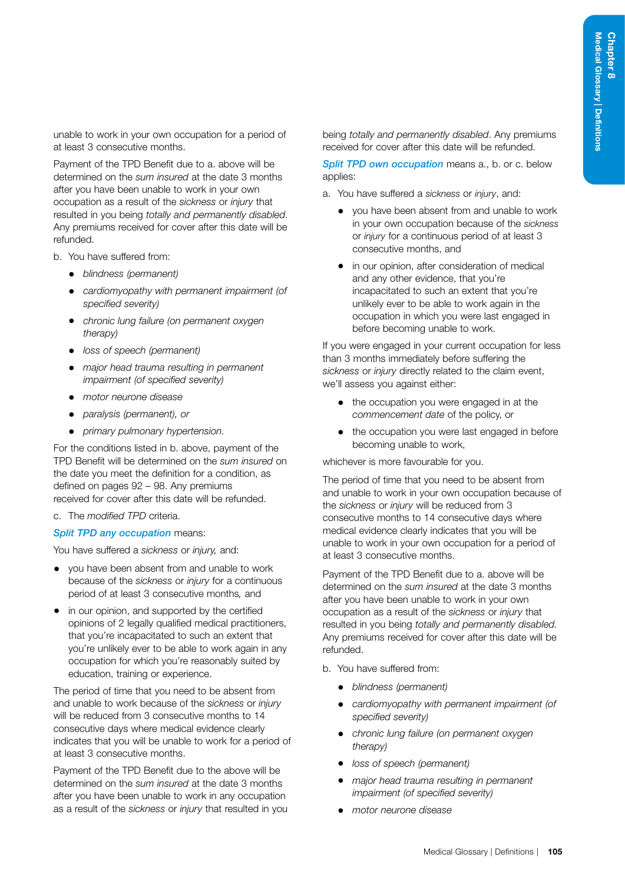unable to work in your own occupation for a period of at least 3 consecutive months.

Payment of the TPD Benefit due to a. above will be determined on the *sum insured* at the date 3 months after you have been unable to work in your own occupation as a result of the *sickness* or *injury* that resulted in you being *totally and permanently disabled*. Any premiums received for cover after this date will be refunded.

b. You have suffered from:

- *blindness (permanent)*
- *cardiomyopathy with permanent impairment (of specified severity)*
- *chronic lung failure (on permanent oxygen therapy)*
- *loss of speech (permanent)*
- *major head trauma resulting in permanent impairment (of specified severity)*
- *motor neurone disease*
- *paralysis (permanent), or*
- *primary pulmonary hypertension.*

For the conditions listed in b. above, payment of the TPD Benefit will be determined on the *sum insured* on the date you meet the definition for a condition, as defined on pages 92 – 98. Any premiums received for cover after this date will be refunded.

c. The *modified TPD* criteria.

**Split TPD any occupation** means:

You have suffered a *sickness* or *injury,* and:

- you have been absent from and unable to work because of the *sickness* or *injury* for a continuous period of at least 3 consecutive months, and
- in our opinion, and supported by the certified opinions of 2 legally qualified medical practitioners, that you're incapacitated to such an extent that you're unlikely ever to be able to work again in any occupation for which you're reasonably suited by education, training or experience.

The period of time that you need to be absent from and unable to work because of the *sickness* or *injury* will be reduced from 3 consecutive months to 14 consecutive days where medical evidence clearly indicates that you will be unable to work for a period of at least 3 consecutive months.

Payment of the TPD Benefit due to the above will be determined on the *sum insured* at the date 3 months after you have been unable to work in any occupation as a result of the *sickness* or *injury* that resulted in you being *totally and permanently disabled*. Any premiums received for cover after this date will be refunded.

**Split TPD own occupation** means a., b. or c. below applies:

a. You have suffered a *sickness* or *injury*, and:

- you have been absent from and unable to work in your own occupation because of the *sickness* or *injury* for a continuous period of at least 3 consecutive months, and
- in our opinion, after consideration of medical and any other evidence, that you're incapacitated to such an extent that you're unlikely ever to be able to work again in the occupation in which you were last engaged in before becoming unable to work.

If you were engaged in your current occupation for less than 3 months immediately before suffering the *sickness* or *injury* directly related to the claim event, we'll assess you against either:

- the occupation you were engaged in at the *commencement date* of the policy, or
- the occupation you were last engaged in before becoming unable to work,

whichever is more favourable for you.

The period of time that you need to be absent from and unable to work in your own occupation because of the *sickness* or *injury* will be reduced from 3 consecutive months to 14 consecutive days where medical evidence clearly indicates that you will be unable to work in your own occupation for a period of at least 3 consecutive months.

Payment of the TPD Benefit due to a. above will be determined on the *sum insured* at the date 3 months after you have been unable to work in your own occupation as a result of the *sickness* or *injury* that resulted in you being *totally and permanently disabled.* Any premiums received for cover after this date will be refunded.

b. You have suffered from:

- *blindness (permanent)*
- *cardiomyopathy with permanent impairment (of specified severity)*
- *chronic lung failure (on permanent oxygen therapy)*
- *loss of speech (permanent)*
- *major head trauma resulting in permanent impairment (of specified severity)*
- *motor neurone disease*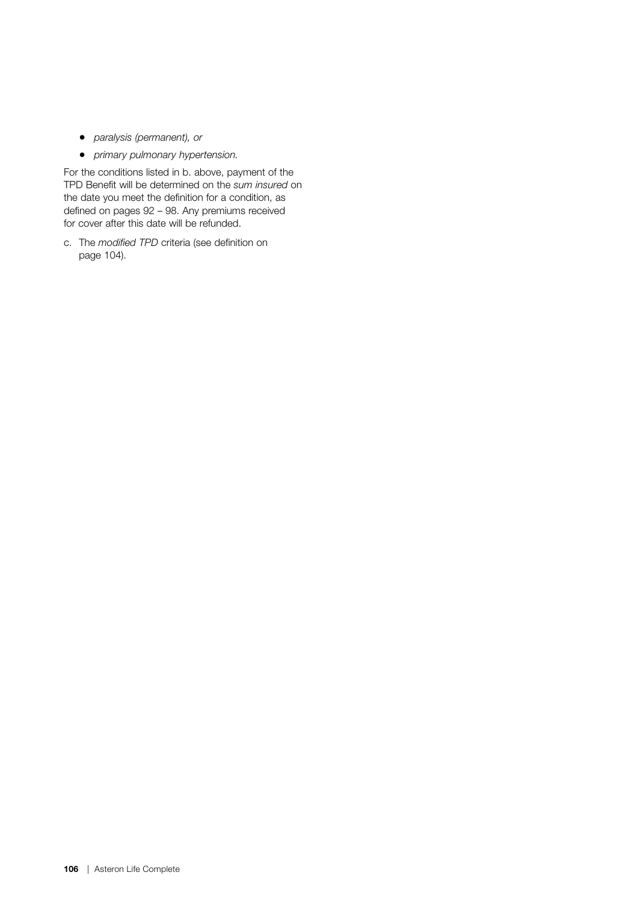- *paralysis (permanent), or*
- *primary pulmonary hypertension.*

For the conditions listed in b. above, payment of the TPD Benefit will be determined on the *sum insured* on the date you meet the definition for a condition, as defined on pages 92 – 98. Any premiums received for cover after this date will be refunded.

c. The *modified TPD* criteria (see definition on page 104).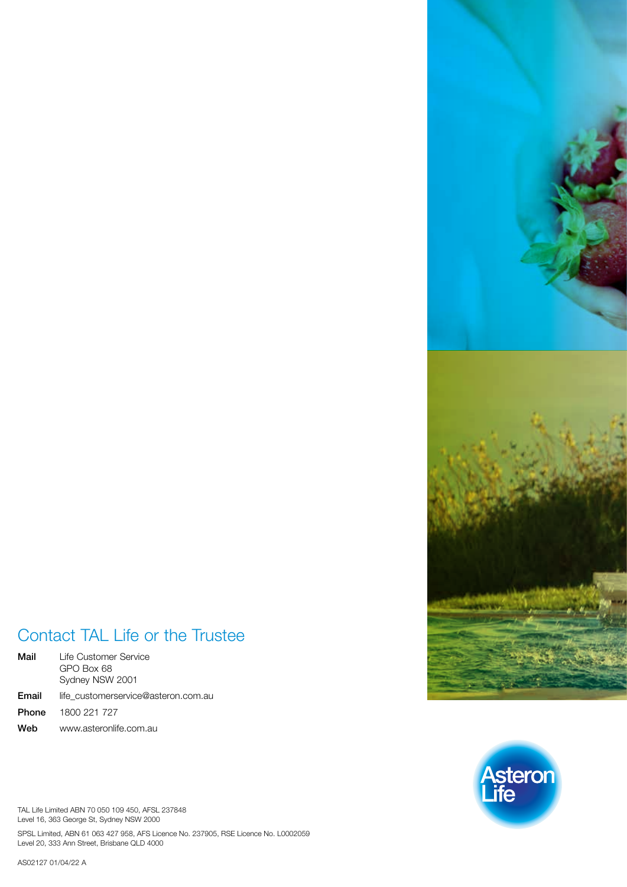## Contact TAL Life or the Trustee

**Mail** Life Customer Service
GPO Box 68
Sydney NSW 2001

**Email** life_customerservice@asteron.com.au

**Phone** 1800 221 727

**Web** www.asteronlife.com.au

TAL Life Limited ABN 70 050 109 450, AFSL 237848
Level 16, 363 George St, Sydney NSW 2000

SPSL Limited, ABN 61 063 427 958, AFS Licence No. 237905, RSE Licence No. L0002059
Level 20, 333 Ann Street, Brisbane QLD 4000

AS02127 01/04/22 A